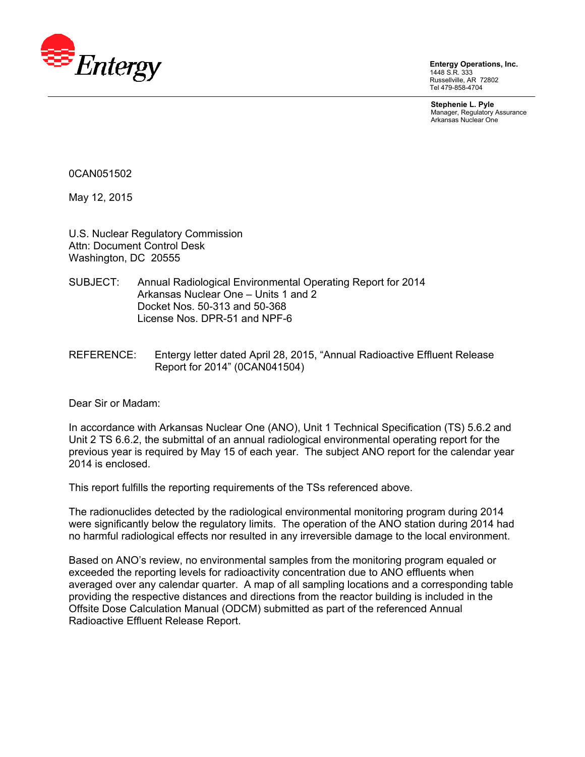**Entergy**

**Entergy Operations, Inc.**
1448 S.R. 333
Russellville, AR 72802
Tel 479-858-4704

**Stephenie L. Pyle**
Manager, Regulatory Assurance
Arkansas Nuclear One

0CAN051502

May 12, 2015

U.S. Nuclear Regulatory Commission
Attn: Document Control Desk
Washington, DC 20555

SUBJECT: Annual Radiological Environmental Operating Report for 2014
Arkansas Nuclear One – Units 1 and 2
Docket Nos. 50-313 and 50-368
License Nos. DPR-51 and NPF-6

REFERENCE: Entergy letter dated April 28, 2015, "Annual Radioactive Effluent Release Report for 2014" (0CAN041504)

Dear Sir or Madam:

In accordance with Arkansas Nuclear One (ANO), Unit 1 Technical Specification (TS) 5.6.2 and Unit 2 TS 6.6.2, the submittal of an annual radiological environmental operating report for the previous year is required by May 15 of each year. The subject ANO report for the calendar year 2014 is enclosed.

This report fulfills the reporting requirements of the TSs referenced above.

The radionuclides detected by the radiological environmental monitoring program during 2014 were significantly below the regulatory limits. The operation of the ANO station during 2014 had no harmful radiological effects nor resulted in any irreversible damage to the local environment.

Based on ANO's review, no environmental samples from the monitoring program equaled or exceeded the reporting levels for radioactivity concentration due to ANO effluents when averaged over any calendar quarter. A map of all sampling locations and a corresponding table providing the respective distances and directions from the reactor building is included in the Offsite Dose Calculation Manual (ODCM) submitted as part of the referenced Annual Radioactive Effluent Release Report.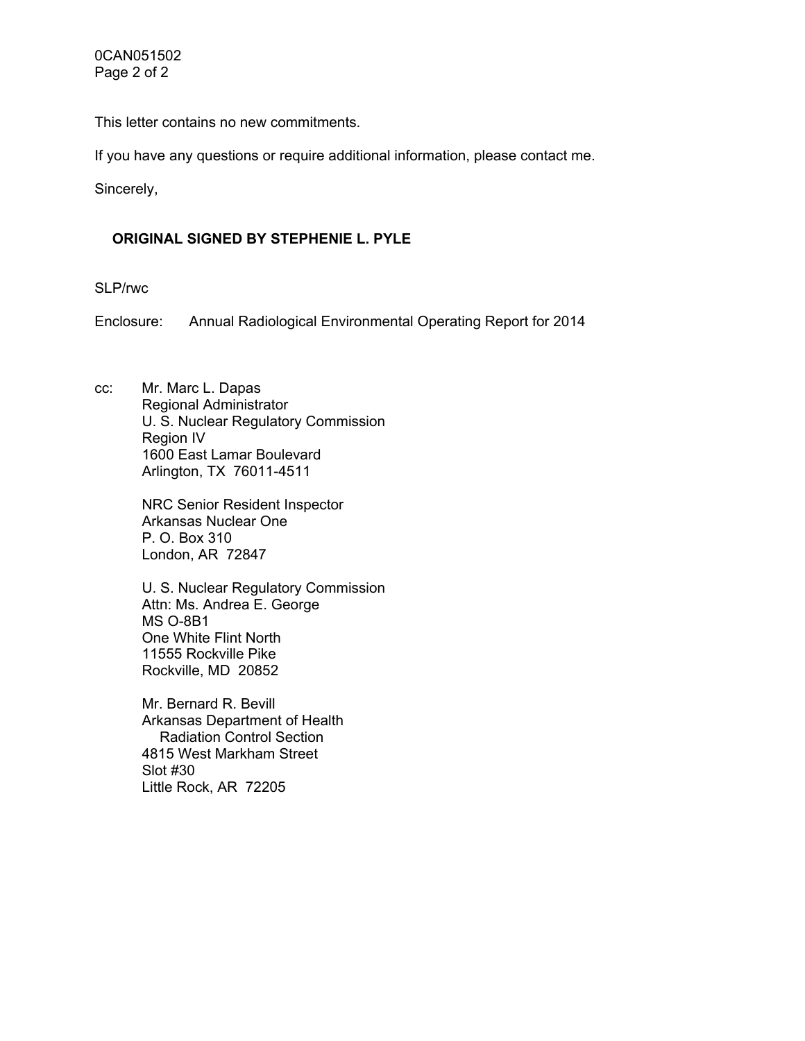This letter contains no new commitments.

If you have any questions or require additional information, please contact me.

Sincerely,

**ORIGINAL SIGNED BY STEPHENIE L. PYLE**

SLP/rwc

Enclosure: Annual Radiological Environmental Operating Report for 2014

cc: Mr. Marc L. Dapas
Regional Administrator
U. S. Nuclear Regulatory Commission
Region IV
1600 East Lamar Boulevard
Arlington, TX 76011-4511

NRC Senior Resident Inspector
Arkansas Nuclear One
P. O. Box 310
London, AR 72847

U. S. Nuclear Regulatory Commission
Attn: Ms. Andrea E. George
MS O-8B1
One White Flint North
11555 Rockville Pike
Rockville, MD 20852

Mr. Bernard R. Bevill
Arkansas Department of Health
Radiation Control Section
4815 West Markham Street
Slot #30
Little Rock, AR 72205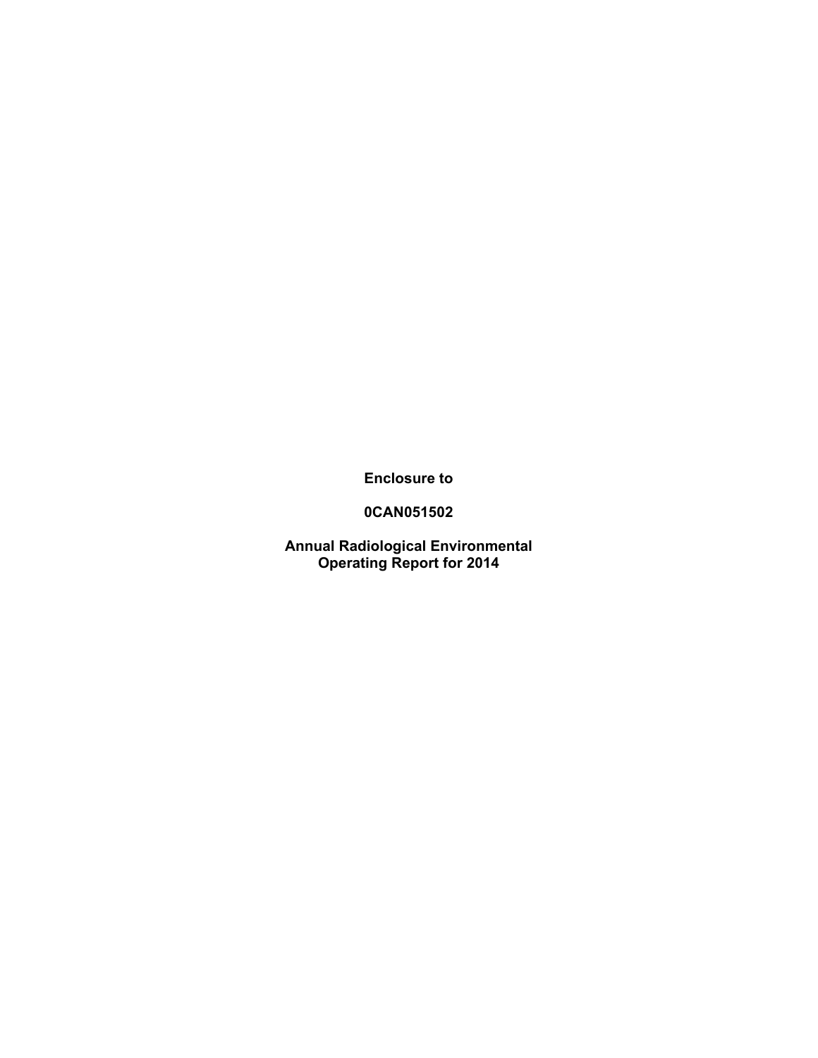**Enclosure to**

**0CAN051502**

**Annual Radiological Environmental Operating Report for 2014**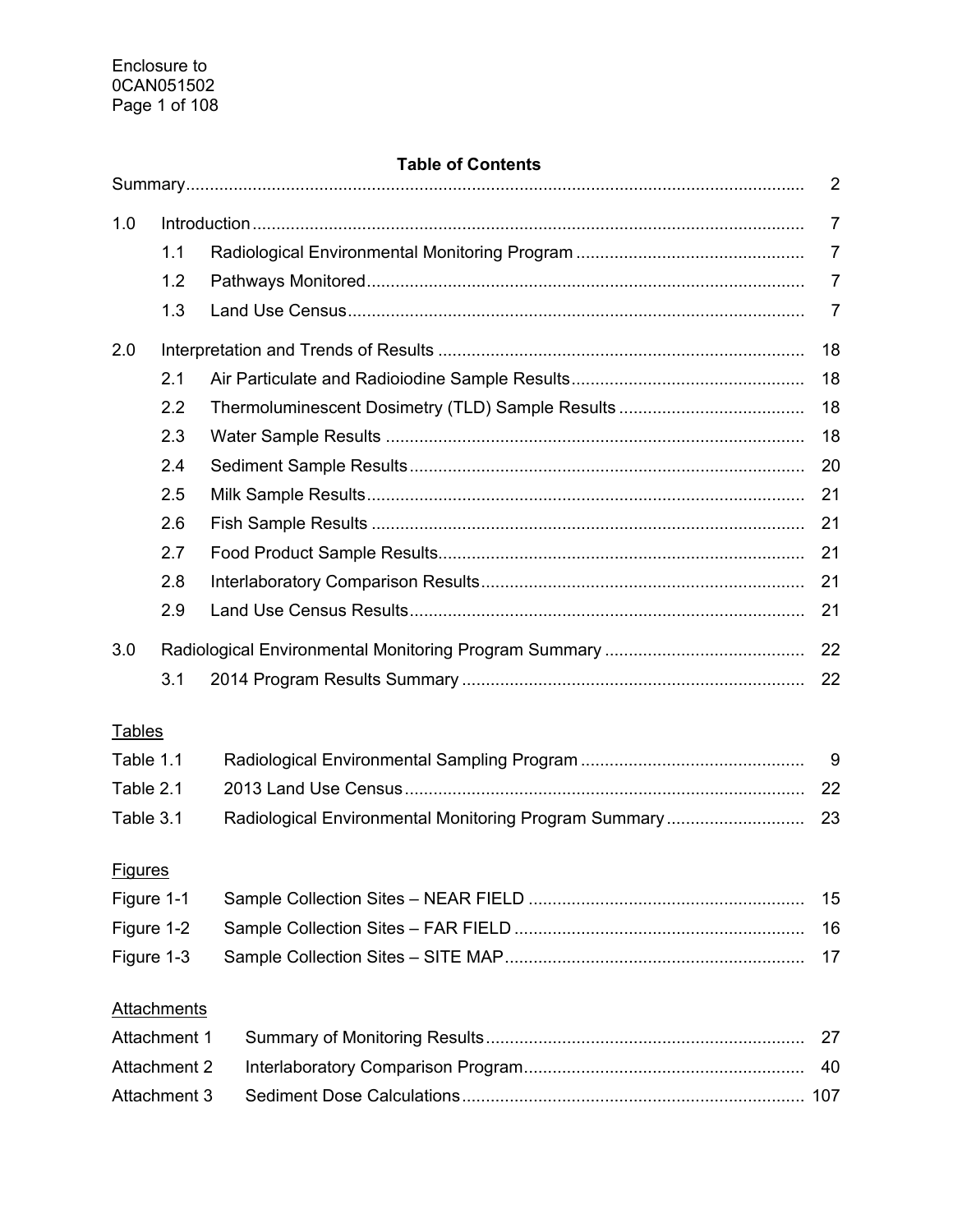## Table of Contents

| | | Page |
|---|---|---|
| Summary | | 2 |
| 1.0 | Introduction | 7 |
| | 1.1 Radiological Environmental Monitoring Program | 7 |
| | 1.2 Pathways Monitored | 7 |
| | 1.3 Land Use Census | 7 |
| 2.0 | Interpretation and Trends of Results | 18 |
| | 2.1 Air Particulate and Radioiodine Sample Results | 18 |
| | 2.2 Thermoluminescent Dosimetry (TLD) Sample Results | 18 |
| | 2.3 Water Sample Results | 18 |
| | 2.4 Sediment Sample Results | 20 |
| | 2.5 Milk Sample Results | 21 |
| | 2.6 Fish Sample Results | 21 |
| | 2.7 Food Product Sample Results | 21 |
| | 2.8 Interlaboratory Comparison Results | 21 |
| | 2.9 Land Use Census Results | 21 |
| 3.0 | Radiological Environmental Monitoring Program Summary | 22 |
| | 3.1 2014 Program Results Summary | 22 |

<u>Tables</u>

| | | |
|---|---|---|
| Table 1.1 | Radiological Environmental Sampling Program | 9 |
| Table 2.1 | 2013 Land Use Census | 22 |
| Table 3.1 | Radiological Environmental Monitoring Program Summary | 23 |

<u>Figures</u>

| | | |
|---|---|---|
| Figure 1-1 | Sample Collection Sites – NEAR FIELD | 15 |
| Figure 1-2 | Sample Collection Sites – FAR FIELD | 16 |
| Figure 1-3 | Sample Collection Sites – SITE MAP | 17 |

<u>Attachments</u>

| | | |
|---|---|---|
| Attachment 1 | Summary of Monitoring Results | 27 |
| Attachment 2 | Interlaboratory Comparison Program | 40 |
| Attachment 3 | Sediment Dose Calculations | 107 |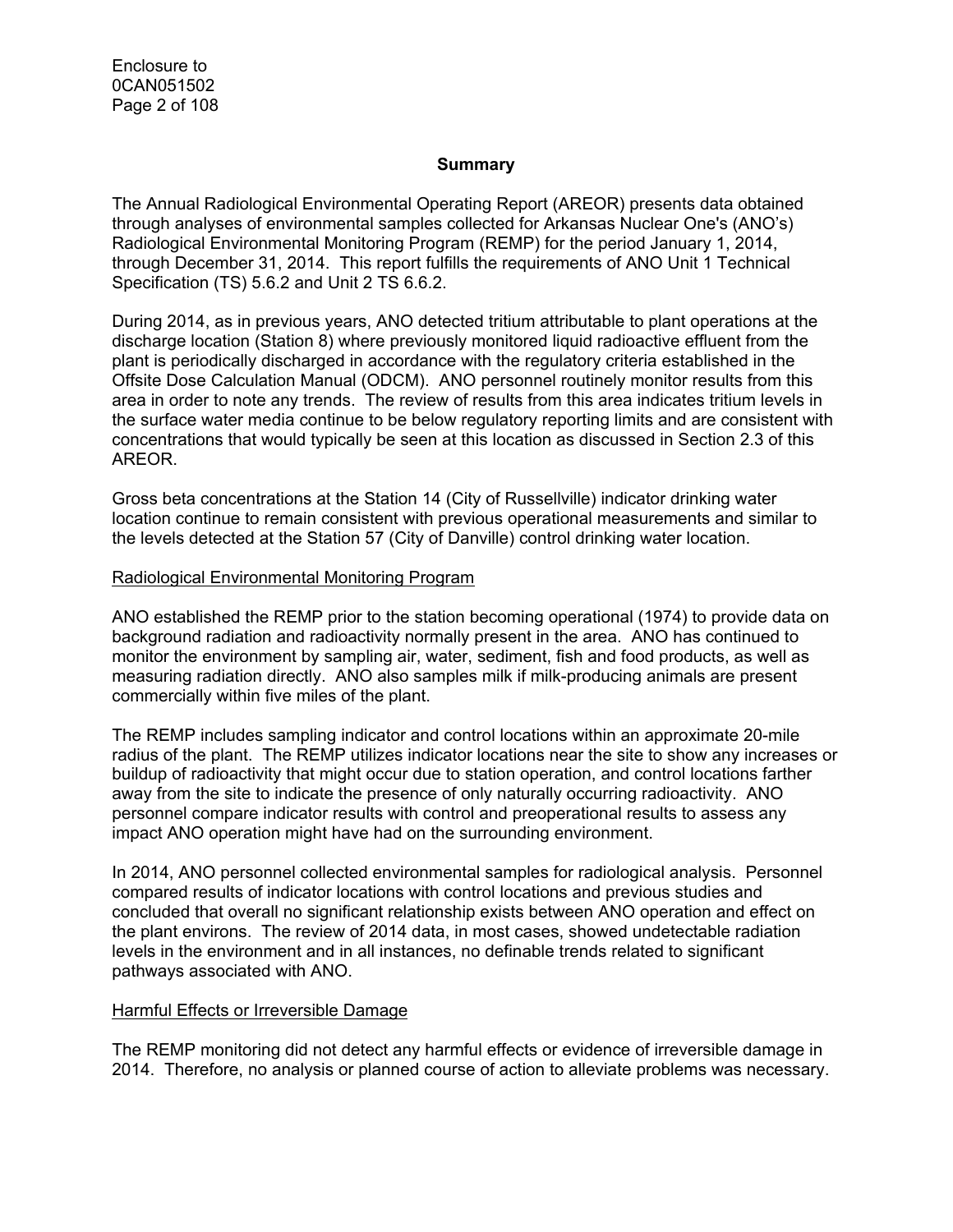## Summary

The Annual Radiological Environmental Operating Report (AREOR) presents data obtained through analyses of environmental samples collected for Arkansas Nuclear One's (ANO's) Radiological Environmental Monitoring Program (REMP) for the period January 1, 2014, through December 31, 2014. This report fulfills the requirements of ANO Unit 1 Technical Specification (TS) 5.6.2 and Unit 2 TS 6.6.2.

During 2014, as in previous years, ANO detected tritium attributable to plant operations at the discharge location (Station 8) where previously monitored liquid radioactive effluent from the plant is periodically discharged in accordance with the regulatory criteria established in the Offsite Dose Calculation Manual (ODCM). ANO personnel routinely monitor results from this area in order to note any trends. The review of results from this area indicates tritium levels in the surface water media continue to be below regulatory reporting limits and are consistent with concentrations that would typically be seen at this location as discussed in Section 2.3 of this AREOR.

Gross beta concentrations at the Station 14 (City of Russellville) indicator drinking water location continue to remain consistent with previous operational measurements and similar to the levels detected at the Station 57 (City of Danville) control drinking water location.

### Radiological Environmental Monitoring Program

ANO established the REMP prior to the station becoming operational (1974) to provide data on background radiation and radioactivity normally present in the area. ANO has continued to monitor the environment by sampling air, water, sediment, fish and food products, as well as measuring radiation directly. ANO also samples milk if milk-producing animals are present commercially within five miles of the plant.

The REMP includes sampling indicator and control locations within an approximate 20-mile radius of the plant. The REMP utilizes indicator locations near the site to show any increases or buildup of radioactivity that might occur due to station operation, and control locations farther away from the site to indicate the presence of only naturally occurring radioactivity. ANO personnel compare indicator results with control and preoperational results to assess any impact ANO operation might have had on the surrounding environment.

In 2014, ANO personnel collected environmental samples for radiological analysis. Personnel compared results of indicator locations with control locations and previous studies and concluded that overall no significant relationship exists between ANO operation and effect on the plant environs. The review of 2014 data, in most cases, showed undetectable radiation levels in the environment and in all instances, no definable trends related to significant pathways associated with ANO.

### Harmful Effects or Irreversible Damage

The REMP monitoring did not detect any harmful effects or evidence of irreversible damage in 2014. Therefore, no analysis or planned course of action to alleviate problems was necessary.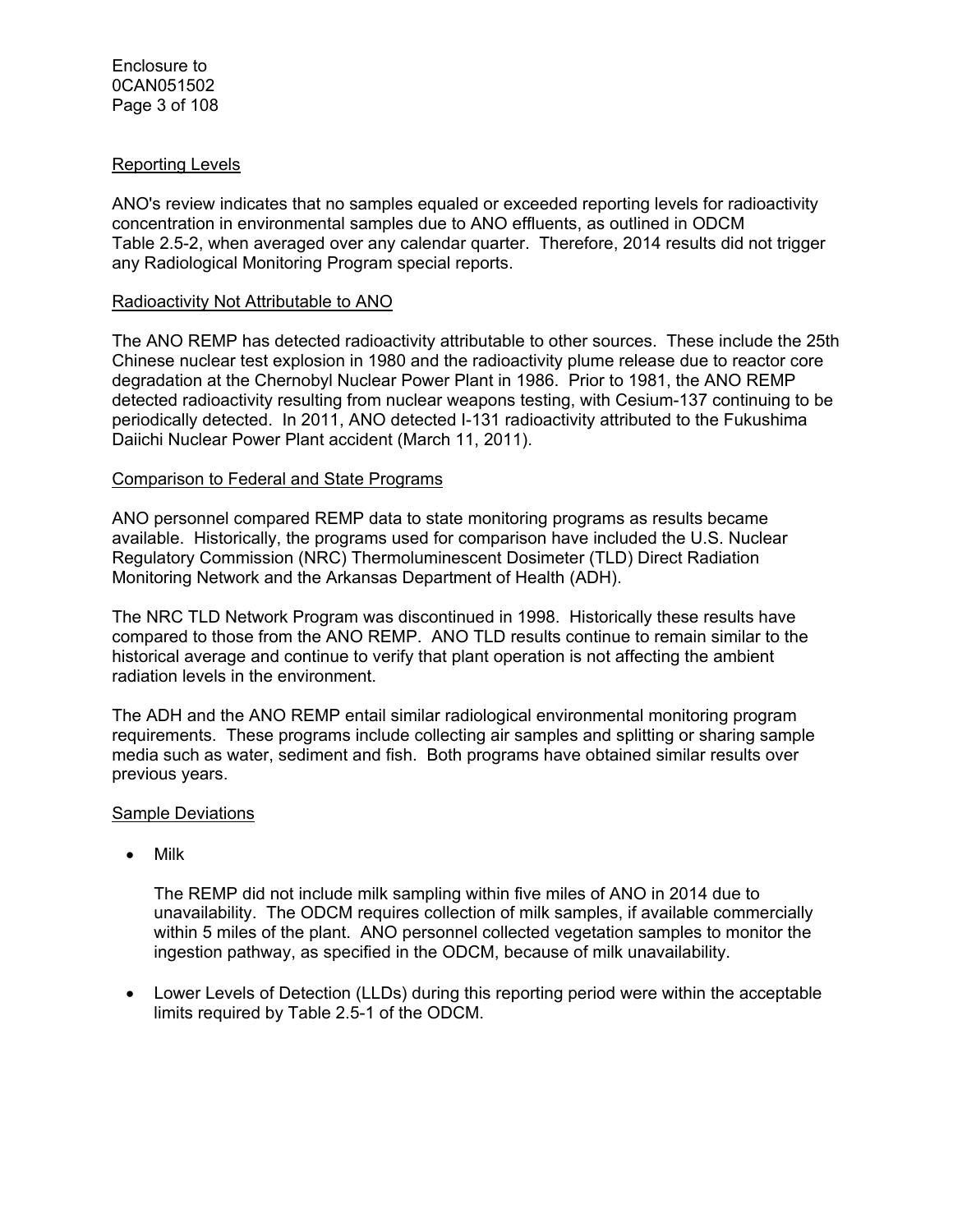## Reporting Levels

ANO's review indicates that no samples equaled or exceeded reporting levels for radioactivity concentration in environmental samples due to ANO effluents, as outlined in ODCM Table 2.5-2, when averaged over any calendar quarter. Therefore, 2014 results did not trigger any Radiological Monitoring Program special reports.

## Radioactivity Not Attributable to ANO

The ANO REMP has detected radioactivity attributable to other sources. These include the 25th Chinese nuclear test explosion in 1980 and the radioactivity plume release due to reactor core degradation at the Chernobyl Nuclear Power Plant in 1986. Prior to 1981, the ANO REMP detected radioactivity resulting from nuclear weapons testing, with Cesium-137 continuing to be periodically detected. In 2011, ANO detected I-131 radioactivity attributed to the Fukushima Daiichi Nuclear Power Plant accident (March 11, 2011).

## Comparison to Federal and State Programs

ANO personnel compared REMP data to state monitoring programs as results became available. Historically, the programs used for comparison have included the U.S. Nuclear Regulatory Commission (NRC) Thermoluminescent Dosimeter (TLD) Direct Radiation Monitoring Network and the Arkansas Department of Health (ADH).

The NRC TLD Network Program was discontinued in 1998. Historically these results have compared to those from the ANO REMP. ANO TLD results continue to remain similar to the historical average and continue to verify that plant operation is not affecting the ambient radiation levels in the environment.

The ADH and the ANO REMP entail similar radiological environmental monitoring program requirements. These programs include collecting air samples and splitting or sharing sample media such as water, sediment and fish. Both programs have obtained similar results over previous years.

## Sample Deviations

- Milk

  The REMP did not include milk sampling within five miles of ANO in 2014 due to unavailability. The ODCM requires collection of milk samples, if available commercially within 5 miles of the plant. ANO personnel collected vegetation samples to monitor the ingestion pathway, as specified in the ODCM, because of milk unavailability.

- Lower Levels of Detection (LLDs) during this reporting period were within the acceptable limits required by Table 2.5-1 of the ODCM.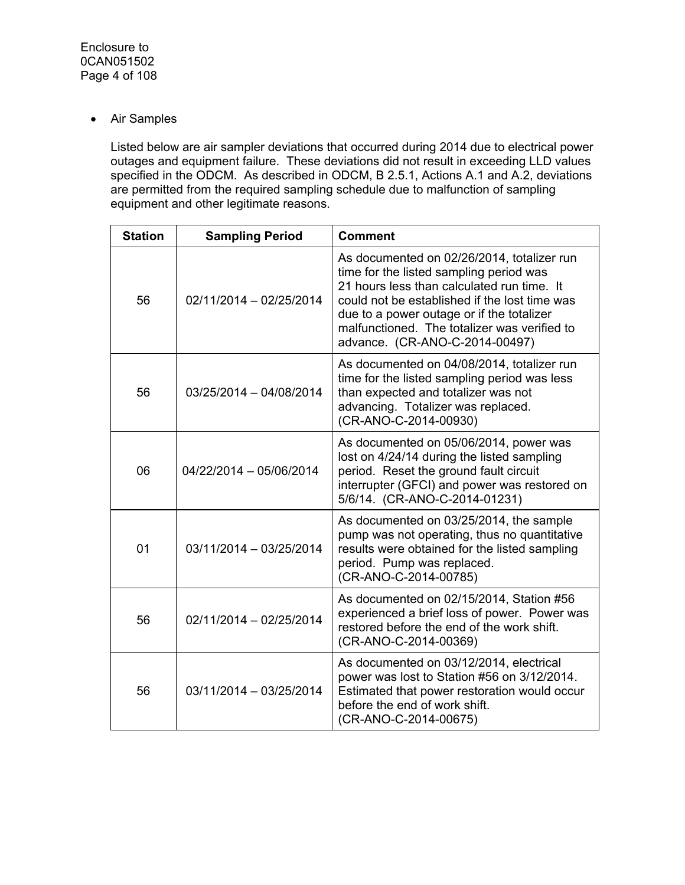- Air Samples

  Listed below are air sampler deviations that occurred during 2014 due to electrical power outages and equipment failure. These deviations did not result in exceeding LLD values specified in the ODCM. As described in ODCM, B 2.5.1, Actions A.1 and A.2, deviations are permitted from the required sampling schedule due to malfunction of sampling equipment and other legitimate reasons.

| Station | Sampling Period | Comment |
|---|---|---|
| 56 | 02/11/2014 – 02/25/2014 | As documented on 02/26/2014, totalizer run time for the listed sampling period was 21 hours less than calculated run time. It could not be established if the lost time was due to a power outage or if the totalizer malfunctioned. The totalizer was verified to advance. (CR-ANO-C-2014-00497) |
| 56 | 03/25/2014 – 04/08/2014 | As documented on 04/08/2014, totalizer run time for the listed sampling period was less than expected and totalizer was not advancing. Totalizer was replaced. (CR-ANO-C-2014-00930) |
| 06 | 04/22/2014 – 05/06/2014 | As documented on 05/06/2014, power was lost on 4/24/14 during the listed sampling period. Reset the ground fault circuit interrupter (GFCI) and power was restored on 5/6/14. (CR-ANO-C-2014-01231) |
| 01 | 03/11/2014 – 03/25/2014 | As documented on 03/25/2014, the sample pump was not operating, thus no quantitative results were obtained for the listed sampling period. Pump was replaced. (CR-ANO-C-2014-00785) |
| 56 | 02/11/2014 – 02/25/2014 | As documented on 02/15/2014, Station #56 experienced a brief loss of power. Power was restored before the end of the work shift. (CR-ANO-C-2014-00369) |
| 56 | 03/11/2014 – 03/25/2014 | As documented on 03/12/2014, electrical power was lost to Station #56 on 3/12/2014. Estimated that power restoration would occur before the end of work shift. (CR-ANO-C-2014-00675) |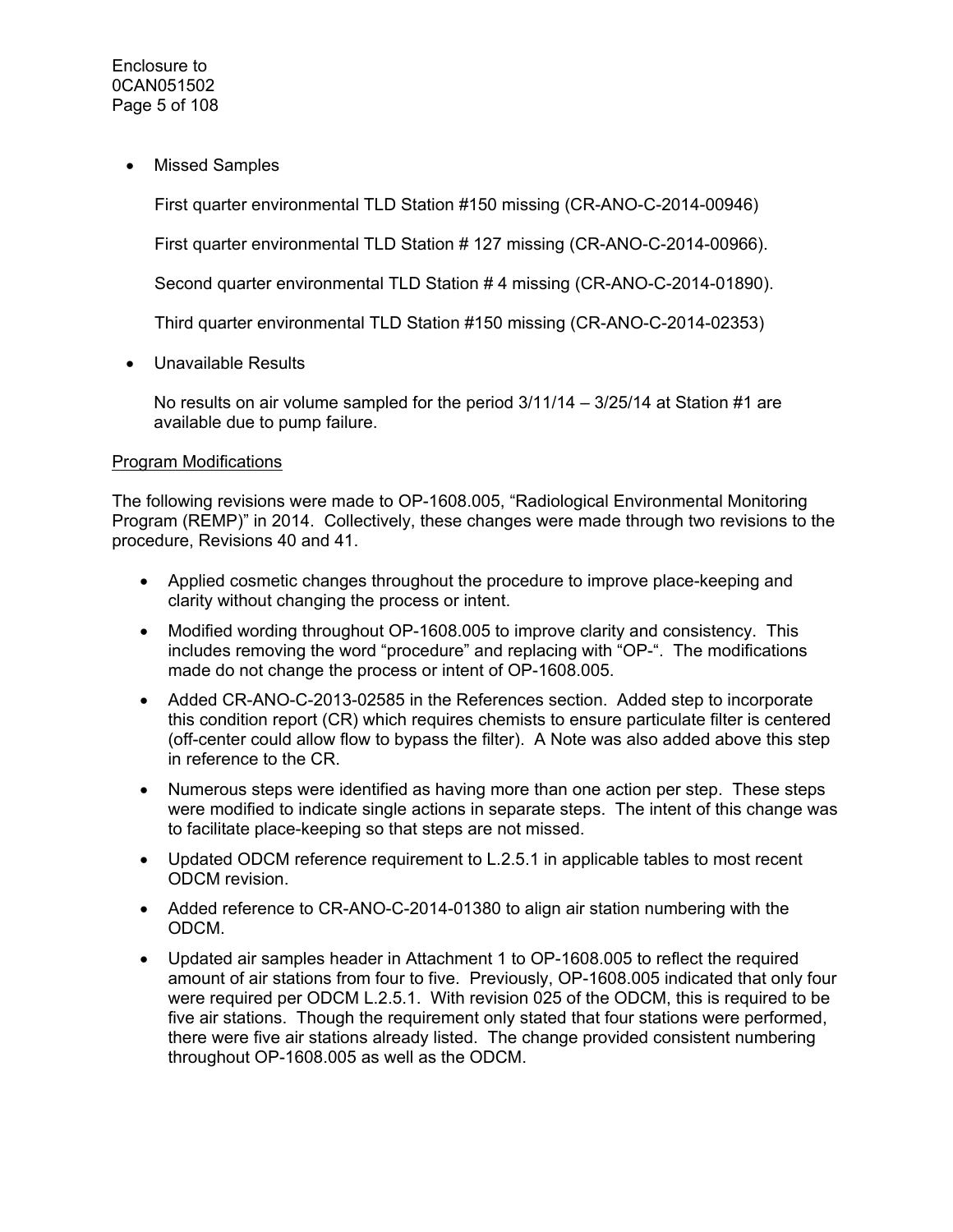- Missed Samples

  First quarter environmental TLD Station #150 missing (CR-ANO-C-2014-00946)

  First quarter environmental TLD Station # 127 missing (CR-ANO-C-2014-00966).

  Second quarter environmental TLD Station # 4 missing (CR-ANO-C-2014-01890).

  Third quarter environmental TLD Station #150 missing (CR-ANO-C-2014-02353)

- Unavailable Results

  No results on air volume sampled for the period 3/11/14 – 3/25/14 at Station #1 are available due to pump failure.

Program Modifications

The following revisions were made to OP-1608.005, "Radiological Environmental Monitoring Program (REMP)" in 2014. Collectively, these changes were made through two revisions to the procedure, Revisions 40 and 41.

- Applied cosmetic changes throughout the procedure to improve place-keeping and clarity without changing the process or intent.
- Modified wording throughout OP-1608.005 to improve clarity and consistency. This includes removing the word "procedure" and replacing with "OP-". The modifications made do not change the process or intent of OP-1608.005.
- Added CR-ANO-C-2013-02585 in the References section. Added step to incorporate this condition report (CR) which requires chemists to ensure particulate filter is centered (off-center could allow flow to bypass the filter). A Note was also added above this step in reference to the CR.
- Numerous steps were identified as having more than one action per step. These steps were modified to indicate single actions in separate steps. The intent of this change was to facilitate place-keeping so that steps are not missed.
- Updated ODCM reference requirement to L.2.5.1 in applicable tables to most recent ODCM revision.
- Added reference to CR-ANO-C-2014-01380 to align air station numbering with the ODCM.
- Updated air samples header in Attachment 1 to OP-1608.005 to reflect the required amount of air stations from four to five. Previously, OP-1608.005 indicated that only four were required per ODCM L.2.5.1. With revision 025 of the ODCM, this is required to be five air stations. Though the requirement only stated that four stations were performed, there were five air stations already listed. The change provided consistent numbering throughout OP-1608.005 as well as the ODCM.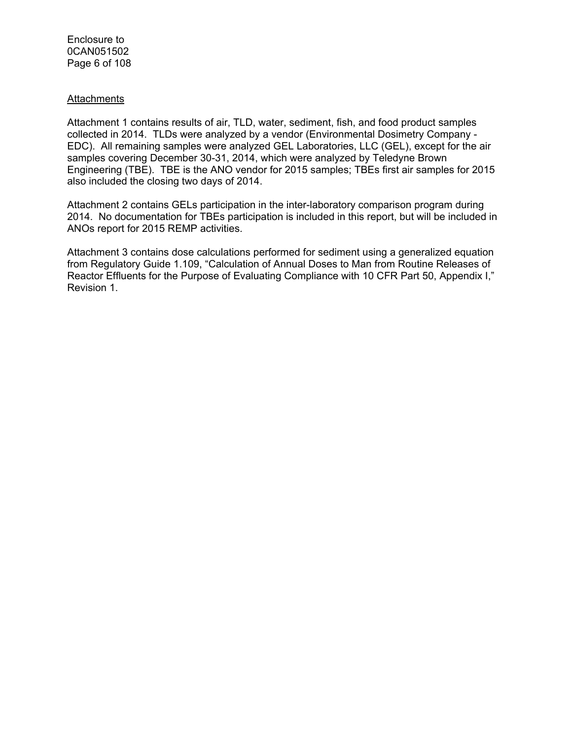Attachments

Attachment 1 contains results of air, TLD, water, sediment, fish, and food product samples collected in 2014. TLDs were analyzed by a vendor (Environmental Dosimetry Company - EDC). All remaining samples were analyzed GEL Laboratories, LLC (GEL), except for the air samples covering December 30-31, 2014, which were analyzed by Teledyne Brown Engineering (TBE). TBE is the ANO vendor for 2015 samples; TBEs first air samples for 2015 also included the closing two days of 2014.

Attachment 2 contains GELs participation in the inter-laboratory comparison program during 2014. No documentation for TBEs participation is included in this report, but will be included in ANOs report for 2015 REMP activities.

Attachment 3 contains dose calculations performed for sediment using a generalized equation from Regulatory Guide 1.109, "Calculation of Annual Doses to Man from Routine Releases of Reactor Effluents for the Purpose of Evaluating Compliance with 10 CFR Part 50, Appendix I," Revision 1.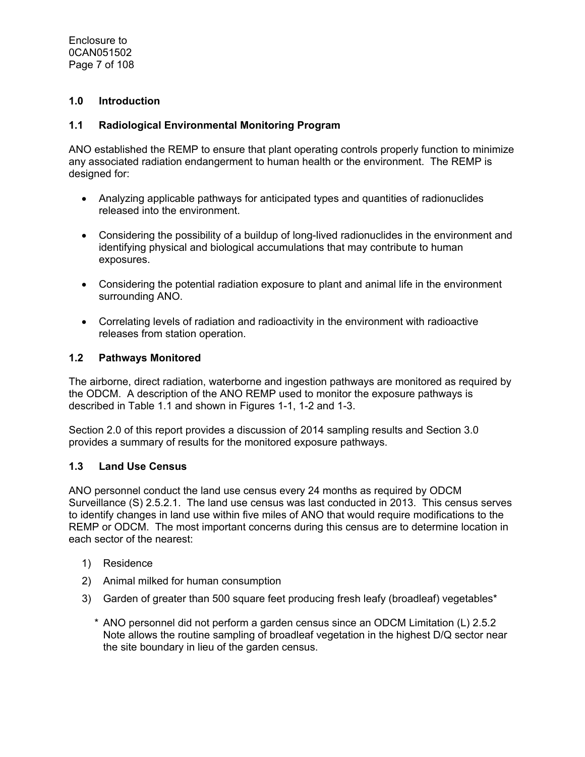## 1.0 Introduction

### 1.1 Radiological Environmental Monitoring Program

ANO established the REMP to ensure that plant operating controls properly function to minimize any associated radiation endangerment to human health or the environment. The REMP is designed for:

- Analyzing applicable pathways for anticipated types and quantities of radionuclides released into the environment.
- Considering the possibility of a buildup of long-lived radionuclides in the environment and identifying physical and biological accumulations that may contribute to human exposures.
- Considering the potential radiation exposure to plant and animal life in the environment surrounding ANO.
- Correlating levels of radiation and radioactivity in the environment with radioactive releases from station operation.

### 1.2 Pathways Monitored

The airborne, direct radiation, waterborne and ingestion pathways are monitored as required by the ODCM. A description of the ANO REMP used to monitor the exposure pathways is described in Table 1.1 and shown in Figures 1-1, 1-2 and 1-3.

Section 2.0 of this report provides a discussion of 2014 sampling results and Section 3.0 provides a summary of results for the monitored exposure pathways.

### 1.3 Land Use Census

ANO personnel conduct the land use census every 24 months as required by ODCM Surveillance (S) 2.5.2.1. The land use census was last conducted in 2013. This census serves to identify changes in land use within five miles of ANO that would require modifications to the REMP or ODCM. The most important concerns during this census are to determine location in each sector of the nearest:

1) Residence
2) Animal milked for human consumption
3) Garden of greater than 500 square feet producing fresh leafy (broadleaf) vegetables*

\* ANO personnel did not perform a garden census since an ODCM Limitation (L) 2.5.2 Note allows the routine sampling of broadleaf vegetation in the highest D/Q sector near the site boundary in lieu of the garden census.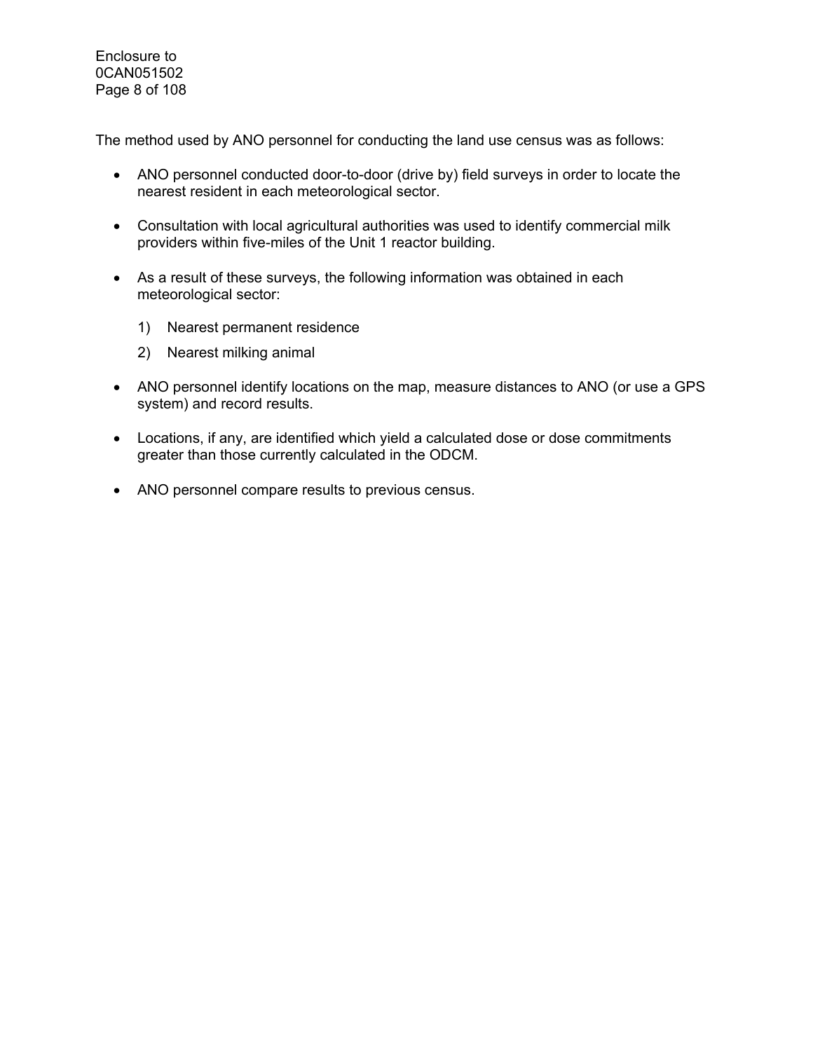The method used by ANO personnel for conducting the land use census was as follows:

- ANO personnel conducted door-to-door (drive by) field surveys in order to locate the nearest resident in each meteorological sector.
- Consultation with local agricultural authorities was used to identify commercial milk providers within five-miles of the Unit 1 reactor building.
- As a result of these surveys, the following information was obtained in each meteorological sector:
  1) Nearest permanent residence
  2) Nearest milking animal
- ANO personnel identify locations on the map, measure distances to ANO (or use a GPS system) and record results.
- Locations, if any, are identified which yield a calculated dose or dose commitments greater than those currently calculated in the ODCM.
- ANO personnel compare results to previous census.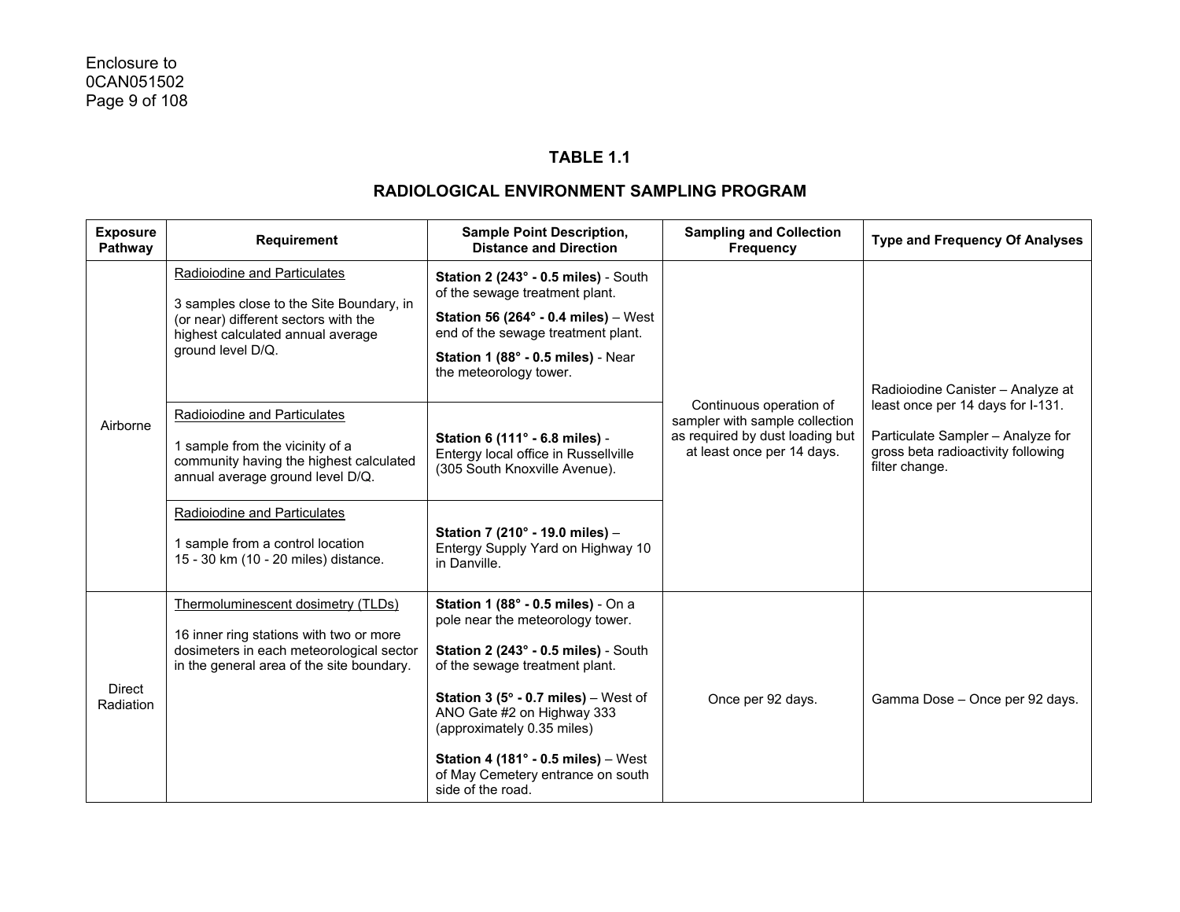## TABLE 1.1

## RADIOLOGICAL ENVIRONMENT SAMPLING PROGRAM

| Exposure Pathway | Requirement | Sample Point Description, Distance and Direction | Sampling and Collection Frequency | Type and Frequency Of Analyses |
|---|---|---|---|---|
| Airborne | Radioiodine and Particulates<br><br>3 samples close to the Site Boundary, in (or near) different sectors with the highest calculated annual average ground level D/Q. | **Station 2 (243° - 0.5 miles)** - South of the sewage treatment plant.<br><br>**Station 56 (264° - 0.4 miles)** – West end of the sewage treatment plant.<br><br>**Station 1 (88° - 0.5 miles)** - Near the meteorology tower. | Continuous operation of sampler with sample collection as required by dust loading but at least once per 14 days. | Radioiodine Canister – Analyze at least once per 14 days for I-131.<br><br>Particulate Sampler – Analyze for gross beta radioactivity following filter change. |
| | Radioiodine and Particulates<br><br>1 sample from the vicinity of a community having the highest calculated annual average ground level D/Q. | **Station 6 (111° - 6.8 miles)** - Entergy local office in Russellville (305 South Knoxville Avenue). | | |
| | Radioiodine and Particulates<br><br>1 sample from a control location 15 - 30 km (10 - 20 miles) distance. | **Station 7 (210° - 19.0 miles)** – Entergy Supply Yard on Highway 10 in Danville. | | |
| Direct Radiation | Thermoluminescent dosimetry (TLDs)<br><br>16 inner ring stations with two or more dosimeters in each meteorological sector in the general area of the site boundary. | **Station 1 (88° - 0.5 miles)** - On a pole near the meteorology tower.<br><br>**Station 2 (243° - 0.5 miles)** - South of the sewage treatment plant.<br><br>**Station 3 (5° - 0.7 miles)** – West of ANO Gate #2 on Highway 333 (approximately 0.35 miles)<br><br>**Station 4 (181° - 0.5 miles)** – West of May Cemetery entrance on south side of the road. | Once per 92 days. | Gamma Dose – Once per 92 days. |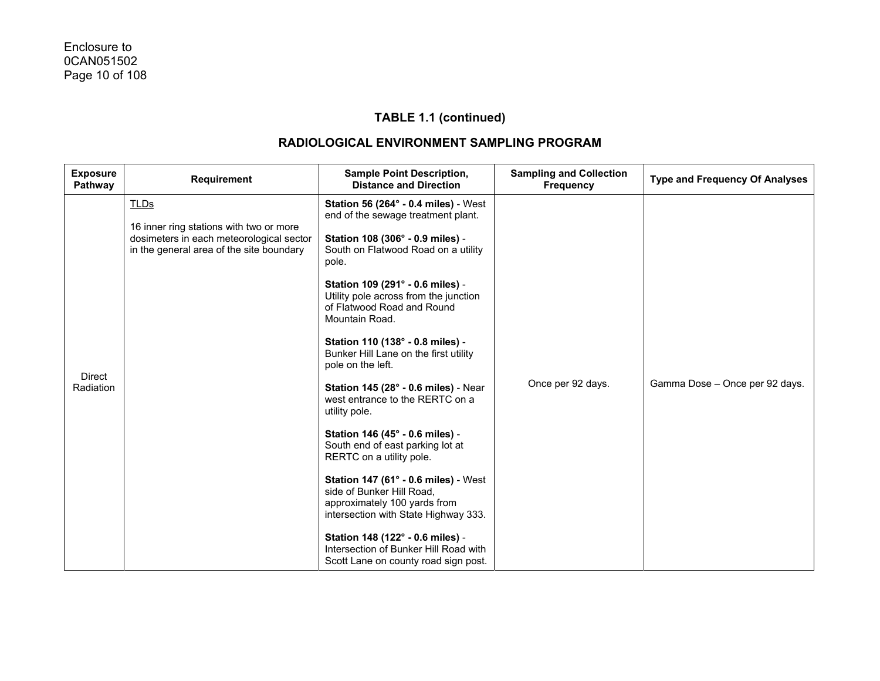## TABLE 1.1 (continued)

## RADIOLOGICAL ENVIRONMENT SAMPLING PROGRAM

| Exposure Pathway | Requirement | Sample Point Description, Distance and Direction | Sampling and Collection Frequency | Type and Frequency Of Analyses |
|---|---|---|---|---|
| Direct Radiation | TLDs<br><br>16 inner ring stations with two or more dosimeters in each meteorological sector in the general area of the site boundary | **Station 56 (264° - 0.4 miles)** - West end of the sewage treatment plant.<br><br>**Station 108 (306° - 0.9 miles)** - South on Flatwood Road on a utility pole.<br><br>**Station 109 (291° - 0.6 miles)** - Utility pole across from the junction of Flatwood Road and Round Mountain Road.<br><br>**Station 110 (138° - 0.8 miles)** - Bunker Hill Lane on the first utility pole on the left.<br><br>**Station 145 (28° - 0.6 miles)** - Near west entrance to the RERTC on a utility pole.<br><br>**Station 146 (45° - 0.6 miles)** - South end of east parking lot at RERTC on a utility pole.<br><br>**Station 147 (61° - 0.6 miles)** - West side of Bunker Hill Road, approximately 100 yards from intersection with State Highway 333.<br><br>**Station 148 (122° - 0.6 miles)** - Intersection of Bunker Hill Road with Scott Lane on county road sign post. | Once per 92 days. | Gamma Dose – Once per 92 days. |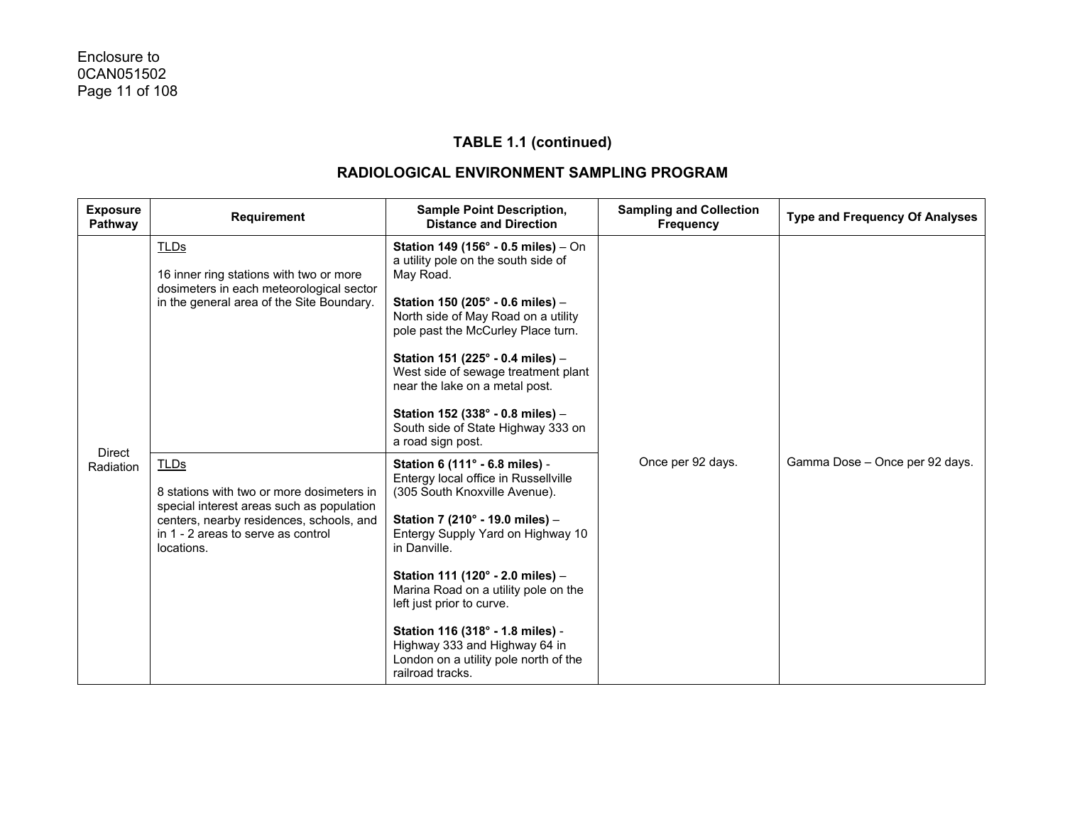**TABLE 1.1 (continued)**

**RADIOLOGICAL ENVIRONMENT SAMPLING PROGRAM**

| Exposure Pathway | Requirement | Sample Point Description, Distance and Direction | Sampling and Collection Frequency | Type and Frequency Of Analyses |
|---|---|---|---|---|
| Direct Radiation | TLDs<br><br>16 inner ring stations with two or more dosimeters in each meteorological sector in the general area of the Site Boundary. | **Station 149 (156° - 0.5 miles)** – On a utility pole on the south side of May Road.<br><br>**Station 150 (205° - 0.6 miles)** – North side of May Road on a utility pole past the McCurley Place turn.<br><br>**Station 151 (225° - 0.4 miles)** – West side of sewage treatment plant near the lake on a metal post.<br><br>**Station 152 (338° - 0.8 miles)** – South side of State Highway 333 on a road sign post. | Once per 92 days. | Gamma Dose – Once per 92 days. |
| | TLDs<br><br>8 stations with two or more dosimeters in special interest areas such as population centers, nearby residences, schools, and in 1 - 2 areas to serve as control locations. | **Station 6 (111° - 6.8 miles)** - Entergy local office in Russellville (305 South Knoxville Avenue).<br><br>**Station 7 (210° - 19.0 miles)** – Entergy Supply Yard on Highway 10 in Danville.<br><br>**Station 111 (120° - 2.0 miles)** – Marina Road on a utility pole on the left just prior to curve.<br><br>**Station 116 (318° - 1.8 miles)** - Highway 333 and Highway 64 in London on a utility pole north of the railroad tracks. | | |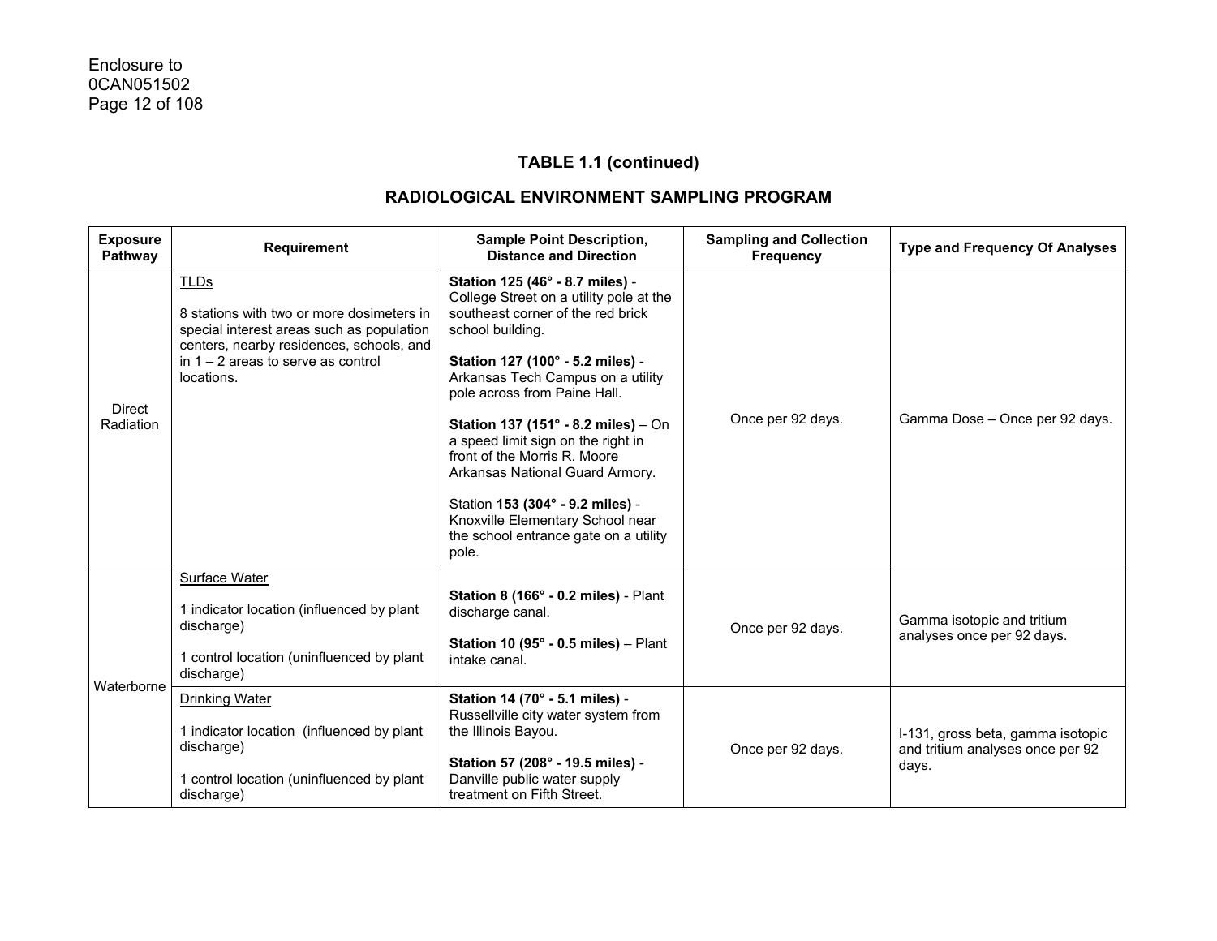Enclosure to
0CAN051502

### TABLE 1.1 (continued)

### RADIOLOGICAL ENVIRONMENT SAMPLING PROGRAM

| Exposure Pathway | Requirement | Sample Point Description, Distance and Direction | Sampling and Collection Frequency | Type and Frequency Of Analyses |
|---|---|---|---|---|
| Direct Radiation | TLDs<br><br>8 stations with two or more dosimeters in special interest areas such as population centers, nearby residences, schools, and in 1 – 2 areas to serve as control locations. | **Station 125 (46° - 8.7 miles)** - College Street on a utility pole at the southeast corner of the red brick school building.<br><br>**Station 127 (100° - 5.2 miles)** - Arkansas Tech Campus on a utility pole across from Paine Hall.<br><br>**Station 137 (151° - 8.2 miles)** – On a speed limit sign on the right in front of the Morris R. Moore Arkansas National Guard Armory.<br><br>Station **153 (304° - 9.2 miles)** - Knoxville Elementary School near the school entrance gate on a utility pole. | Once per 92 days. | Gamma Dose – Once per 92 days. |
| Waterborne | Surface Water<br><br>1 indicator location (influenced by plant discharge)<br><br>1 control location (uninfluenced by plant discharge) | **Station 8 (166° - 0.2 miles)** - Plant discharge canal.<br><br>**Station 10 (95° - 0.5 miles)** – Plant intake canal. | Once per 92 days. | Gamma isotopic and tritium analyses once per 92 days. |
| | Drinking Water<br><br>1 indicator location (influenced by plant discharge)<br><br>1 control location (uninfluenced by plant discharge) | **Station 14 (70° - 5.1 miles)** - Russellville city water system from the Illinois Bayou.<br><br>**Station 57 (208° - 19.5 miles)** - Danville public water supply treatment on Fifth Street. | Once per 92 days. | I-131, gross beta, gamma isotopic and tritium analyses once per 92 days. |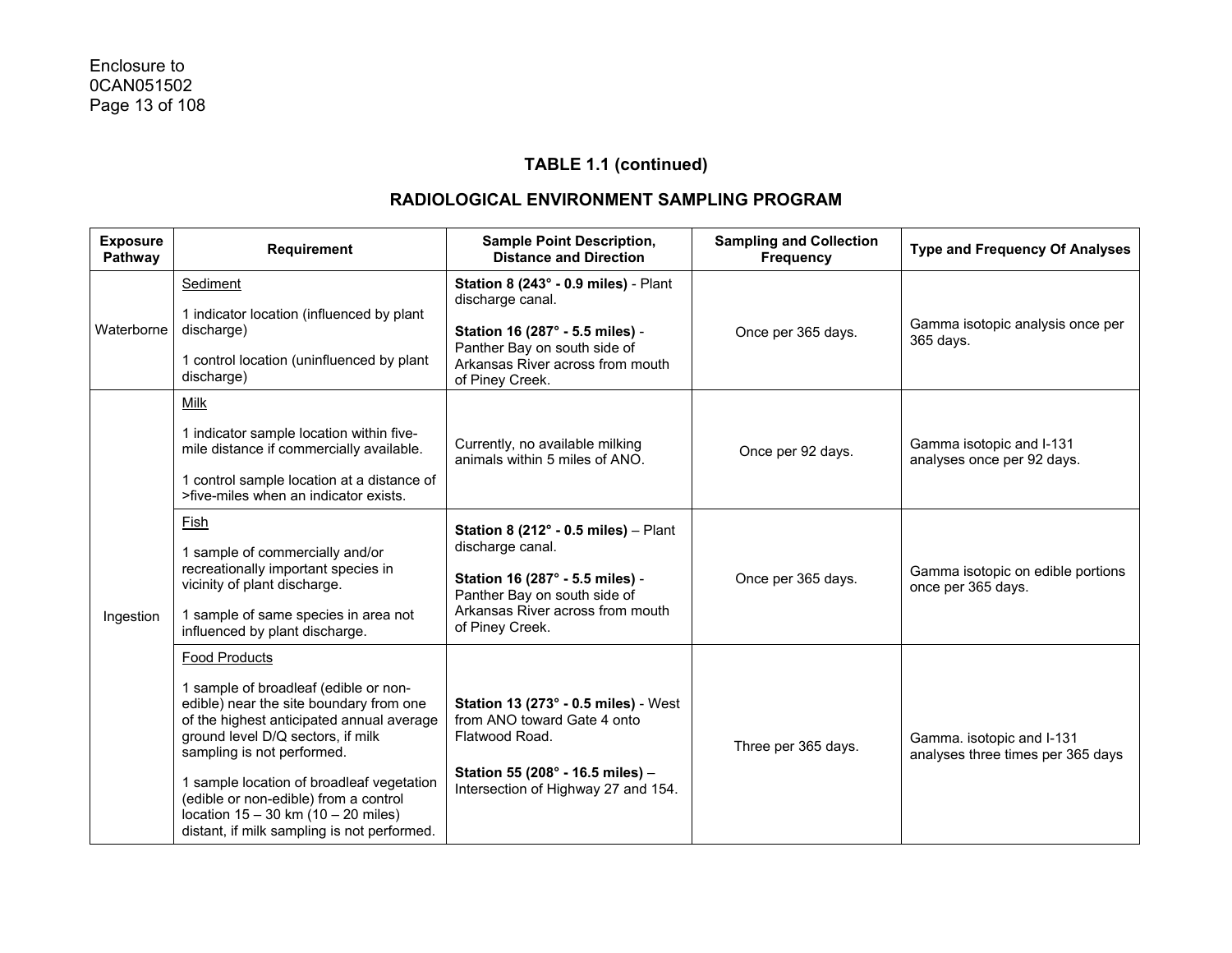**TABLE 1.1 (continued)**

**RADIOLOGICAL ENVIRONMENT SAMPLING PROGRAM**

| Exposure Pathway | Requirement | Sample Point Description, Distance and Direction | Sampling and Collection Frequency | Type and Frequency Of Analyses |
|---|---|---|---|---|
| Waterborne | Sediment<br><br>1 indicator location (influenced by plant discharge)<br><br>1 control location (uninfluenced by plant discharge) | **Station 8 (243° - 0.9 miles)** - Plant discharge canal.<br><br>**Station 16 (287° - 5.5 miles)** - Panther Bay on south side of Arkansas River across from mouth of Piney Creek. | Once per 365 days. | Gamma isotopic analysis once per 365 days. |
| Ingestion | Milk<br><br>1 indicator sample location within five-mile distance if commercially available.<br><br>1 control sample location at a distance of >five-miles when an indicator exists. | Currently, no available milking animals within 5 miles of ANO. | Once per 92 days. | Gamma isotopic and I-131 analyses once per 92 days. |
| | Fish<br><br>1 sample of commercially and/or recreationally important species in vicinity of plant discharge.<br><br>1 sample of same species in area not influenced by plant discharge. | **Station 8 (212° - 0.5 miles)** – Plant discharge canal.<br><br>**Station 16 (287° - 5.5 miles)** - Panther Bay on south side of Arkansas River across from mouth of Piney Creek. | Once per 365 days. | Gamma isotopic on edible portions once per 365 days. |
| | Food Products<br><br>1 sample of broadleaf (edible or non-edible) near the site boundary from one of the highest anticipated annual average ground level D/Q sectors, if milk sampling is not performed.<br><br>1 sample location of broadleaf vegetation (edible or non-edible) from a control location 15 – 30 km (10 – 20 miles) distant, if milk sampling is not performed. | **Station 13 (273° - 0.5 miles)** - West from ANO toward Gate 4 onto Flatwood Road.<br><br>**Station 55 (208° - 16.5 miles)** – Intersection of Highway 27 and 154. | Three per 365 days. | Gamma. isotopic and I-131 analyses three times per 365 days |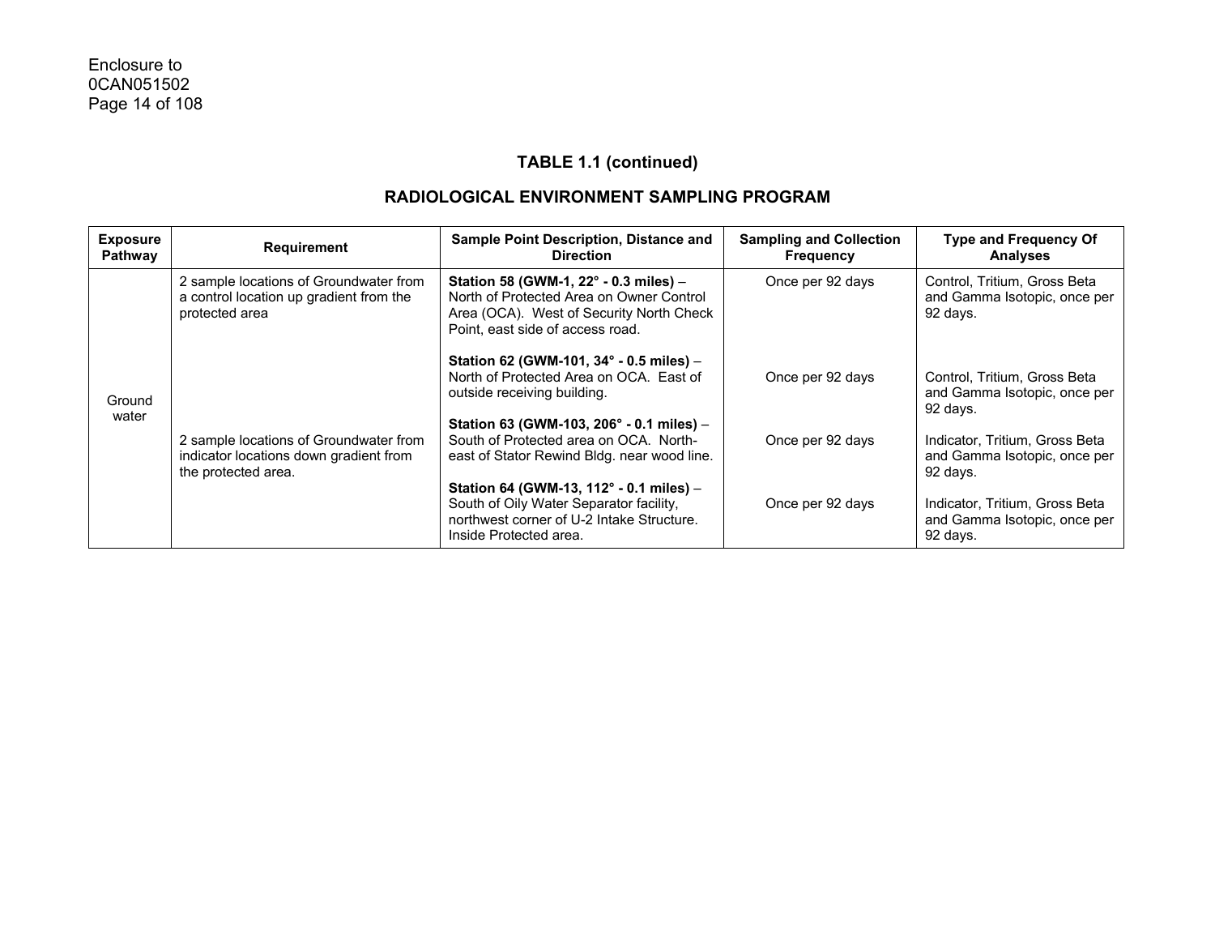## TABLE 1.1 (continued)

## RADIOLOGICAL ENVIRONMENT SAMPLING PROGRAM

| Exposure Pathway | Requirement | Sample Point Description, Distance and Direction | Sampling and Collection Frequency | Type and Frequency Of Analyses |
|---|---|---|---|---|
| Ground water | 2 sample locations of Groundwater from a control location up gradient from the protected area | **Station 58 (GWM-1, 22° - 0.3 miles)** – North of Protected Area on Owner Control Area (OCA). West of Security North Check Point, east side of access road. | Once per 92 days | Control, Tritium, Gross Beta and Gamma Isotopic, once per 92 days. |
| | | **Station 62 (GWM-101, 34° - 0.5 miles)** – North of Protected Area on OCA. East of outside receiving building. | Once per 92 days | Control, Tritium, Gross Beta and Gamma Isotopic, once per 92 days. |
| | 2 sample locations of Groundwater from indicator locations down gradient from the protected area. | **Station 63 (GWM-103, 206° - 0.1 miles)** – South of Protected area on OCA. North-east of Stator Rewind Bldg. near wood line. | Once per 92 days | Indicator, Tritium, Gross Beta and Gamma Isotopic, once per 92 days. |
| | | **Station 64 (GWM-13, 112° - 0.1 miles)** – South of Oily Water Separator facility, northwest corner of U-2 Intake Structure. Inside Protected area. | Once per 92 days | Indicator, Tritium, Gross Beta and Gamma Isotopic, once per 92 days. |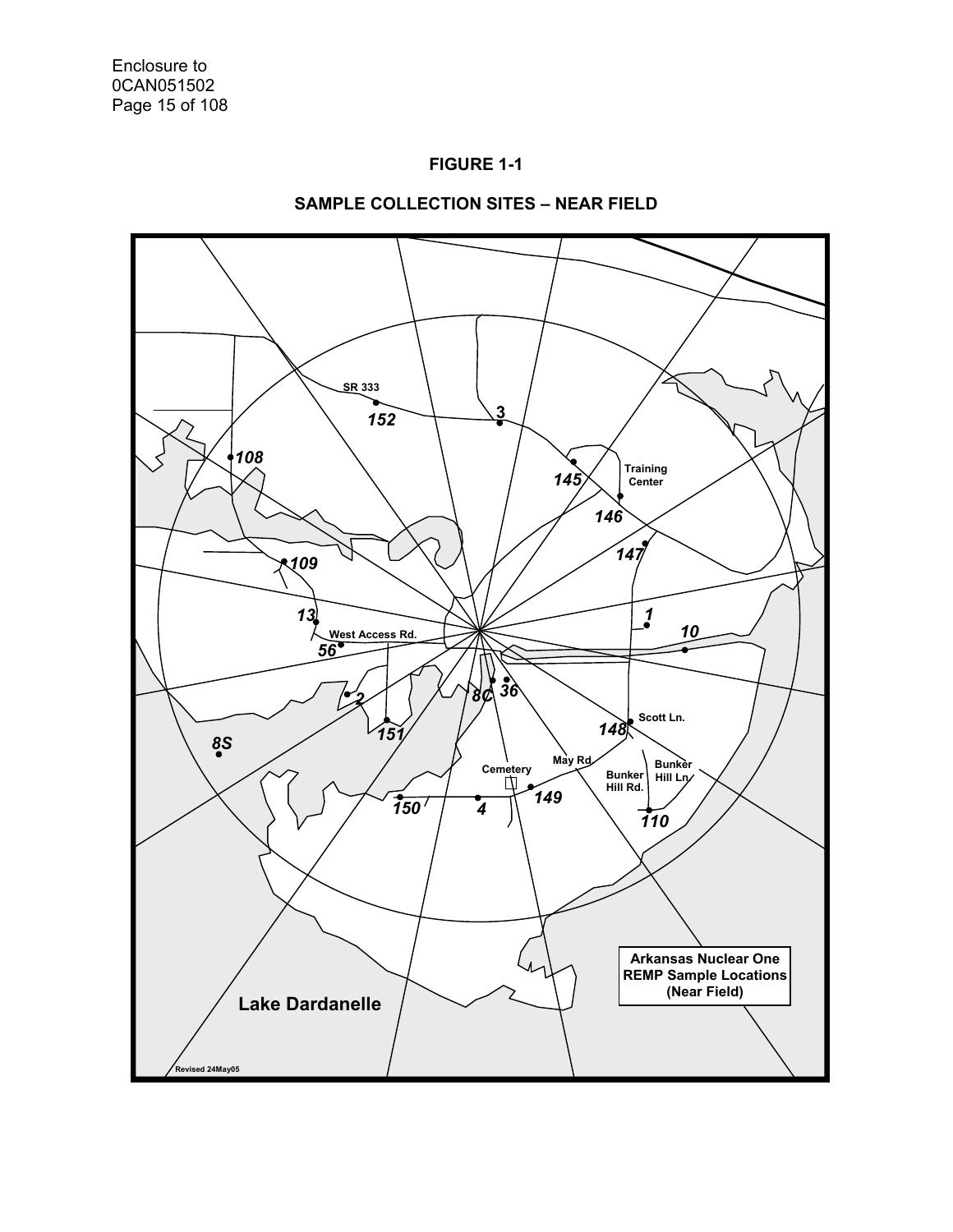**FIGURE 1-1**

**SAMPLE COLLECTION SITES – NEAR FIELD**

SR 333

152

3

108

145

Training Center

146

147

109

1

13

10

West Access Rd.

56

8C

36

2

151

148

Scott Ln.

8S

May Rd

Cemetery

Bunker Hill Rd.

Bunker Hill Ln.

150

4

149

110

**Arkansas Nuclear One REMP Sample Locations (Near Field)**

**Lake Dardanelle**

Revised 24May05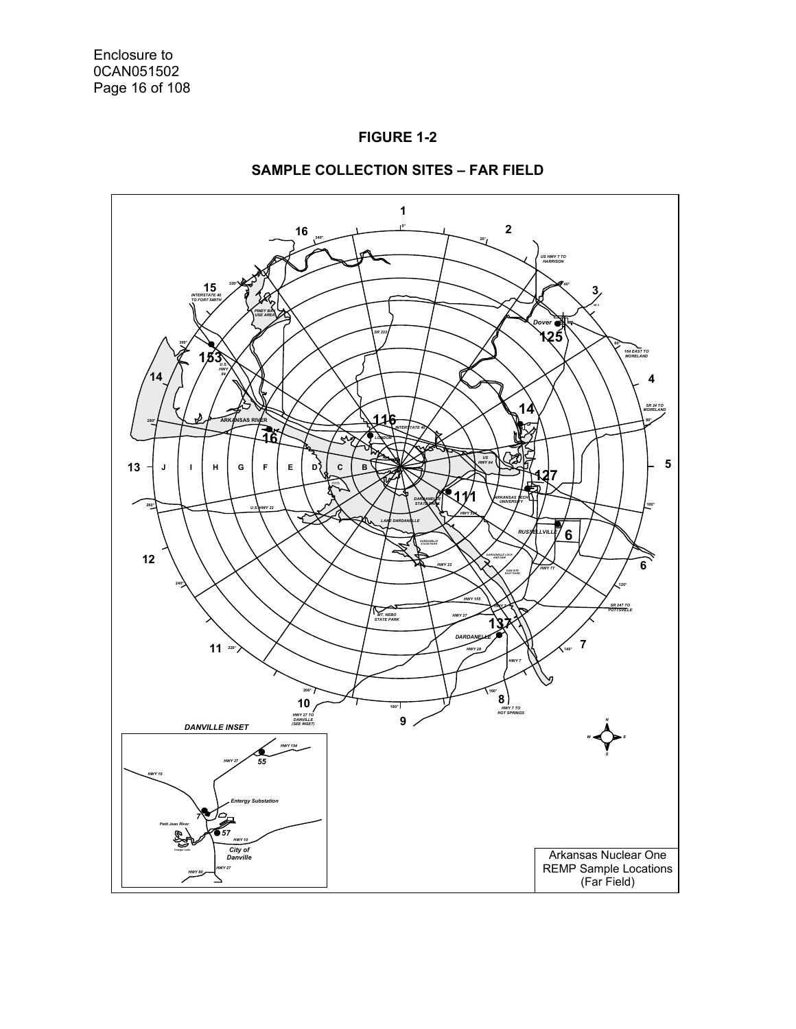**FIGURE 1-2**

**SAMPLE COLLECTION SITES – FAR FIELD**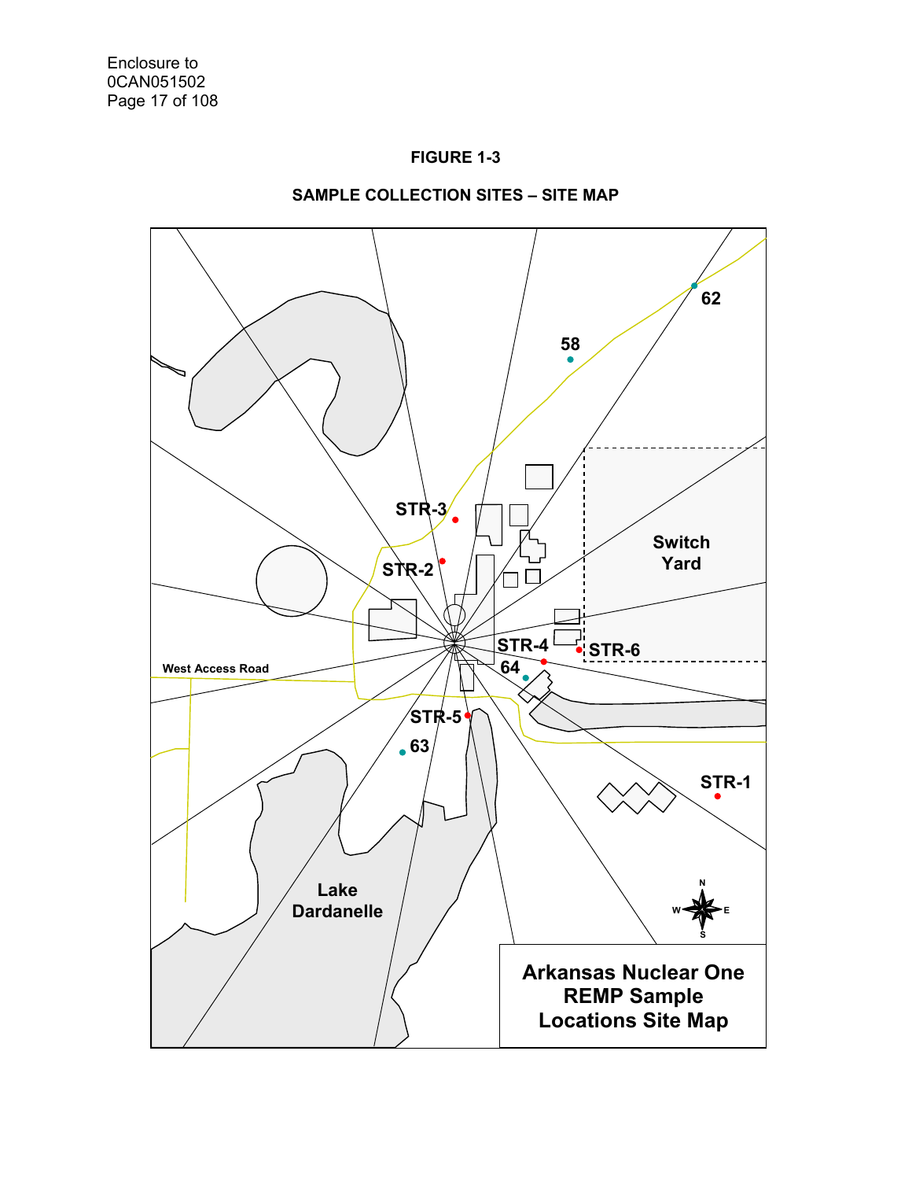## FIGURE 1-3

## SAMPLE COLLECTION SITES – SITE MAP

62

58

STR-3

STR-2

Switch Yard

West Access Road

STR-4

STR-6

64

STR-5

63

STR-1

Lake Dardanelle

N
W E
S

**Arkansas Nuclear One REMP Sample Locations Site Map**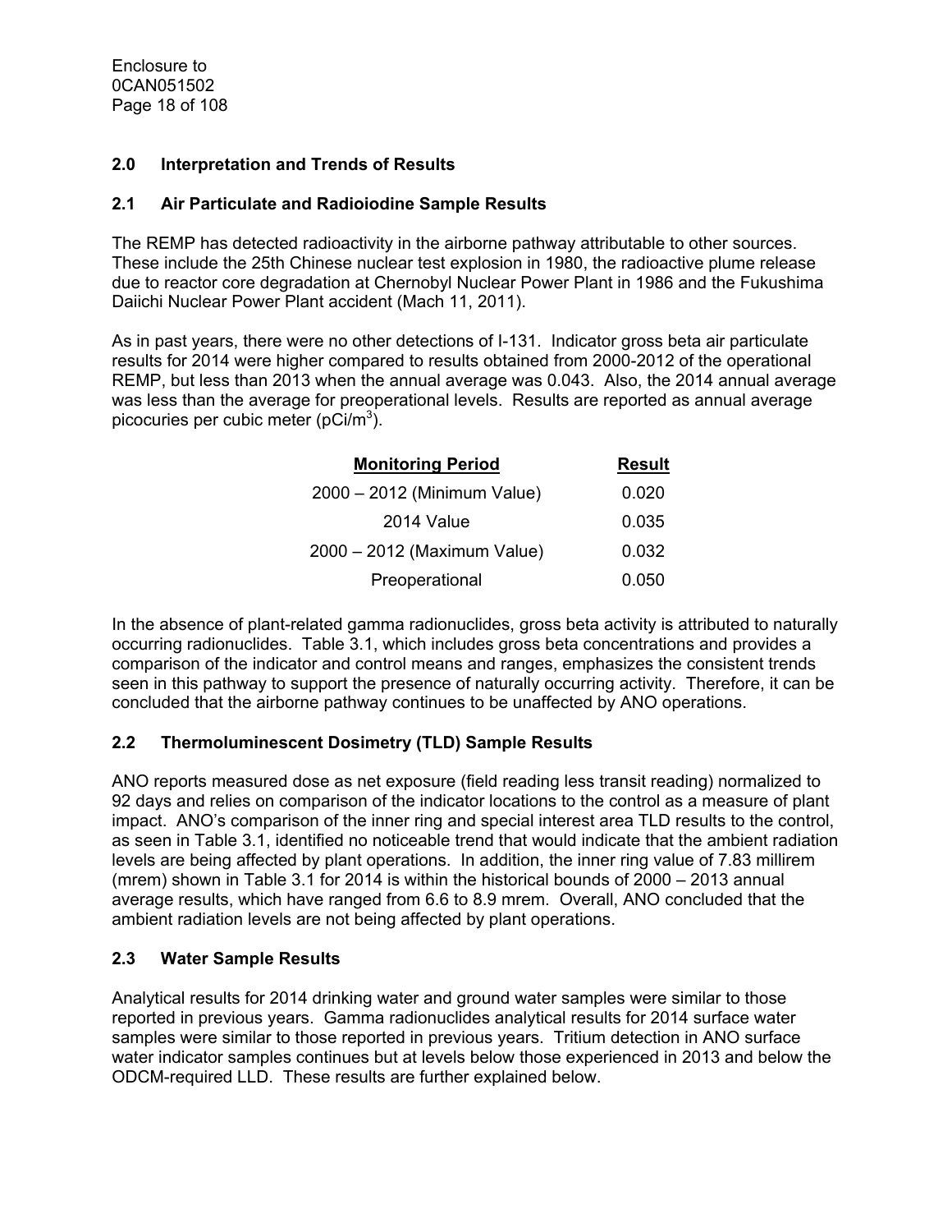## 2.0 Interpretation and Trends of Results

### 2.1 Air Particulate and Radioiodine Sample Results

The REMP has detected radioactivity in the airborne pathway attributable to other sources. These include the 25th Chinese nuclear test explosion in 1980, the radioactive plume release due to reactor core degradation at Chernobyl Nuclear Power Plant in 1986 and the Fukushima Daiichi Nuclear Power Plant accident (Mach 11, 2011).

As in past years, there were no other detections of I-131. Indicator gross beta air particulate results for 2014 were higher compared to results obtained from 2000-2012 of the operational REMP, but less than 2013 when the annual average was 0.043. Also, the 2014 annual average was less than the average for preoperational levels. Results are reported as annual average picocuries per cubic meter (pCi/$m^3$).

| Monitoring Period | Result |
|---|---|
| 2000 – 2012 (Minimum Value) | 0.020 |
| 2014 Value | 0.035 |
| 2000 – 2012 (Maximum Value) | 0.032 |
| Preoperational | 0.050 |

In the absence of plant-related gamma radionuclides, gross beta activity is attributed to naturally occurring radionuclides. Table 3.1, which includes gross beta concentrations and provides a comparison of the indicator and control means and ranges, emphasizes the consistent trends seen in this pathway to support the presence of naturally occurring activity. Therefore, it can be concluded that the airborne pathway continues to be unaffected by ANO operations.

### 2.2 Thermoluminescent Dosimetry (TLD) Sample Results

ANO reports measured dose as net exposure (field reading less transit reading) normalized to 92 days and relies on comparison of the indicator locations to the control as a measure of plant impact. ANO's comparison of the inner ring and special interest area TLD results to the control, as seen in Table 3.1, identified no noticeable trend that would indicate that the ambient radiation levels are being affected by plant operations. In addition, the inner ring value of 7.83 millirem (mrem) shown in Table 3.1 for 2014 is within the historical bounds of 2000 – 2013 annual average results, which have ranged from 6.6 to 8.9 mrem. Overall, ANO concluded that the ambient radiation levels are not being affected by plant operations.

### 2.3 Water Sample Results

Analytical results for 2014 drinking water and ground water samples were similar to those reported in previous years. Gamma radionuclides analytical results for 2014 surface water samples were similar to those reported in previous years. Tritium detection in ANO surface water indicator samples continues but at levels below those experienced in 2013 and below the ODCM-required LLD. These results are further explained below.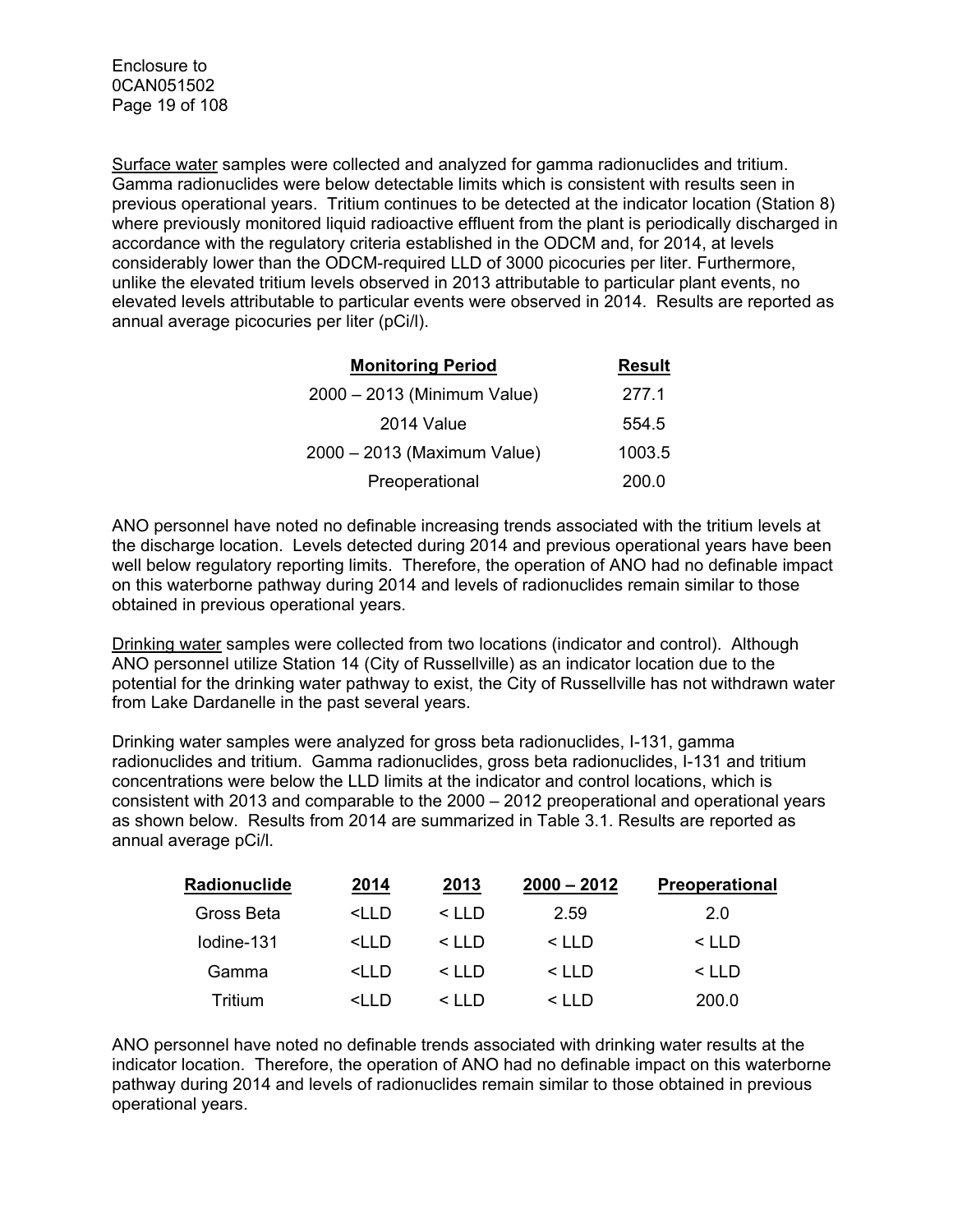Surface water samples were collected and analyzed for gamma radionuclides and tritium. Gamma radionuclides were below detectable limits which is consistent with results seen in previous operational years. Tritium continues to be detected at the indicator location (Station 8) where previously monitored liquid radioactive effluent from the plant is periodically discharged in accordance with the regulatory criteria established in the ODCM and, for 2014, at levels considerably lower than the ODCM-required LLD of 3000 picocuries per liter. Furthermore, unlike the elevated tritium levels observed in 2013 attributable to particular plant events, no elevated levels attributable to particular events were observed in 2014. Results are reported as annual average picocuries per liter (pCi/l).

| Monitoring Period | Result |
|---|---|
| 2000 – 2013 (Minimum Value) | 277.1 |
| 2014 Value | 554.5 |
| 2000 – 2013 (Maximum Value) | 1003.5 |
| Preoperational | 200.0 |

ANO personnel have noted no definable increasing trends associated with the tritium levels at the discharge location. Levels detected during 2014 and previous operational years have been well below regulatory reporting limits. Therefore, the operation of ANO had no definable impact on this waterborne pathway during 2014 and levels of radionuclides remain similar to those obtained in previous operational years.

Drinking water samples were collected from two locations (indicator and control). Although ANO personnel utilize Station 14 (City of Russellville) as an indicator location due to the potential for the drinking water pathway to exist, the City of Russellville has not withdrawn water from Lake Dardanelle in the past several years.

Drinking water samples were analyzed for gross beta radionuclides, I-131, gamma radionuclides and tritium. Gamma radionuclides, gross beta radionuclides, I-131 and tritium concentrations were below the LLD limits at the indicator and control locations, which is consistent with 2013 and comparable to the 2000 – 2012 preoperational and operational years as shown below. Results from 2014 are summarized in Table 3.1. Results are reported as annual average pCi/l.

| Radionuclide | 2014 | 2013 | 2000 – 2012 | Preoperational |
|---|---|---|---|---|
| Gross Beta | <LLD | < LLD | 2.59 | 2.0 |
| Iodine-131 | <LLD | < LLD | < LLD | < LLD |
| Gamma | <LLD | < LLD | < LLD | < LLD |
| Tritium | <LLD | < LLD | < LLD | 200.0 |

ANO personnel have noted no definable trends associated with drinking water results at the indicator location. Therefore, the operation of ANO had no definable impact on this waterborne pathway during 2014 and levels of radionuclides remain similar to those obtained in previous operational years.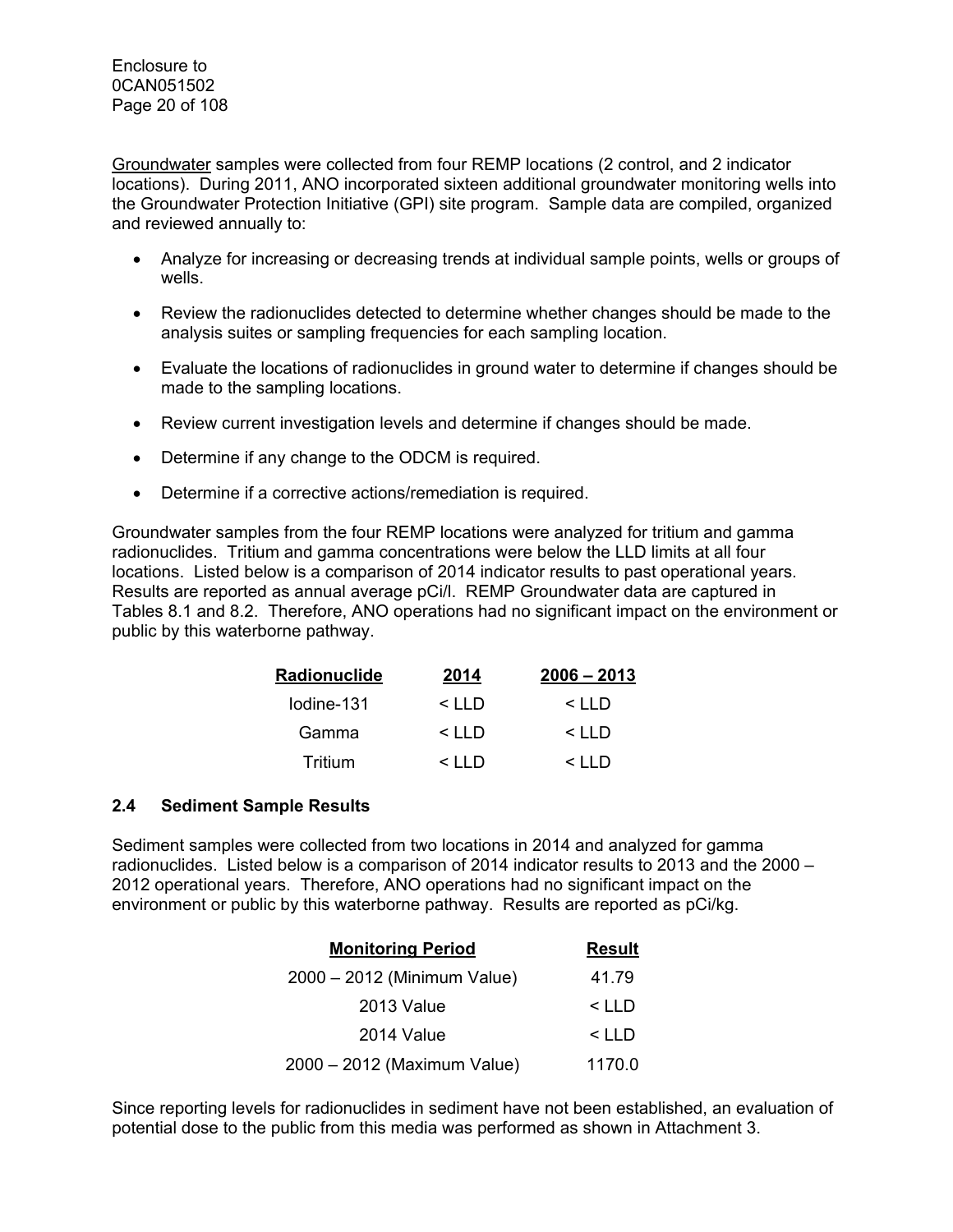Groundwater samples were collected from four REMP locations (2 control, and 2 indicator locations). During 2011, ANO incorporated sixteen additional groundwater monitoring wells into the Groundwater Protection Initiative (GPI) site program. Sample data are compiled, organized and reviewed annually to:

- Analyze for increasing or decreasing trends at individual sample points, wells or groups of wells.
- Review the radionuclides detected to determine whether changes should be made to the analysis suites or sampling frequencies for each sampling location.
- Evaluate the locations of radionuclides in ground water to determine if changes should be made to the sampling locations.
- Review current investigation levels and determine if changes should be made.
- Determine if any change to the ODCM is required.
- Determine if a corrective actions/remediation is required.

Groundwater samples from the four REMP locations were analyzed for tritium and gamma radionuclides. Tritium and gamma concentrations were below the LLD limits at all four locations. Listed below is a comparison of 2014 indicator results to past operational years. Results are reported as annual average pCi/l. REMP Groundwater data are captured in Tables 8.1 and 8.2. Therefore, ANO operations had no significant impact on the environment or public by this waterborne pathway.

| Radionuclide | 2014 | 2006 – 2013 |
|---|---|---|
| Iodine-131 | < LLD | < LLD |
| Gamma | < LLD | < LLD |
| Tritium | < LLD | < LLD |

## 2.4 Sediment Sample Results

Sediment samples were collected from two locations in 2014 and analyzed for gamma radionuclides. Listed below is a comparison of 2014 indicator results to 2013 and the 2000 – 2012 operational years. Therefore, ANO operations had no significant impact on the environment or public by this waterborne pathway. Results are reported as pCi/kg.

| Monitoring Period | Result |
|---|---|
| 2000 – 2012 (Minimum Value) | 41.79 |
| 2013 Value | < LLD |
| 2014 Value | < LLD |
| 2000 – 2012 (Maximum Value) | 1170.0 |

Since reporting levels for radionuclides in sediment have not been established, an evaluation of potential dose to the public from this media was performed as shown in Attachment 3.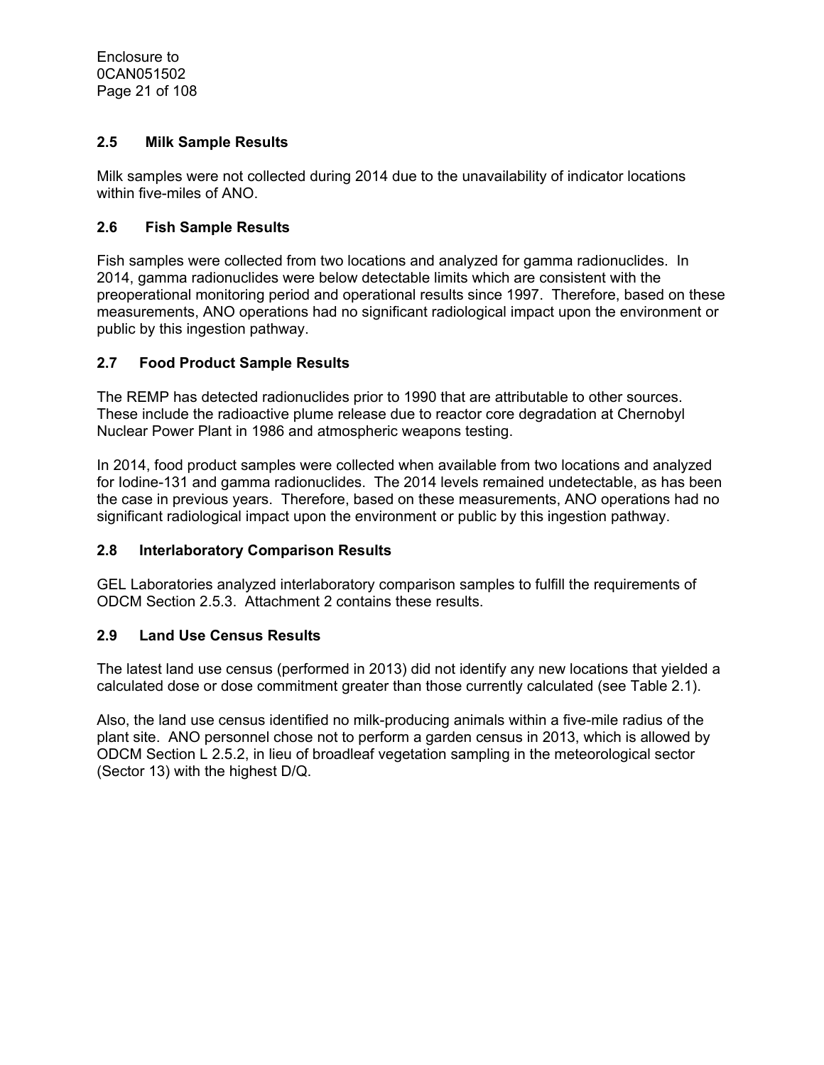## 2.5 Milk Sample Results

Milk samples were not collected during 2014 due to the unavailability of indicator locations within five-miles of ANO.

## 2.6 Fish Sample Results

Fish samples were collected from two locations and analyzed for gamma radionuclides. In 2014, gamma radionuclides were below detectable limits which are consistent with the preoperational monitoring period and operational results since 1997. Therefore, based on these measurements, ANO operations had no significant radiological impact upon the environment or public by this ingestion pathway.

## 2.7 Food Product Sample Results

The REMP has detected radionuclides prior to 1990 that are attributable to other sources. These include the radioactive plume release due to reactor core degradation at Chernobyl Nuclear Power Plant in 1986 and atmospheric weapons testing.

In 2014, food product samples were collected when available from two locations and analyzed for Iodine-131 and gamma radionuclides. The 2014 levels remained undetectable, as has been the case in previous years. Therefore, based on these measurements, ANO operations had no significant radiological impact upon the environment or public by this ingestion pathway.

## 2.8 Interlaboratory Comparison Results

GEL Laboratories analyzed interlaboratory comparison samples to fulfill the requirements of ODCM Section 2.5.3. Attachment 2 contains these results.

## 2.9 Land Use Census Results

The latest land use census (performed in 2013) did not identify any new locations that yielded a calculated dose or dose commitment greater than those currently calculated (see Table 2.1).

Also, the land use census identified no milk-producing animals within a five-mile radius of the plant site. ANO personnel chose not to perform a garden census in 2013, which is allowed by ODCM Section L 2.5.2, in lieu of broadleaf vegetation sampling in the meteorological sector (Sector 13) with the highest D/Q.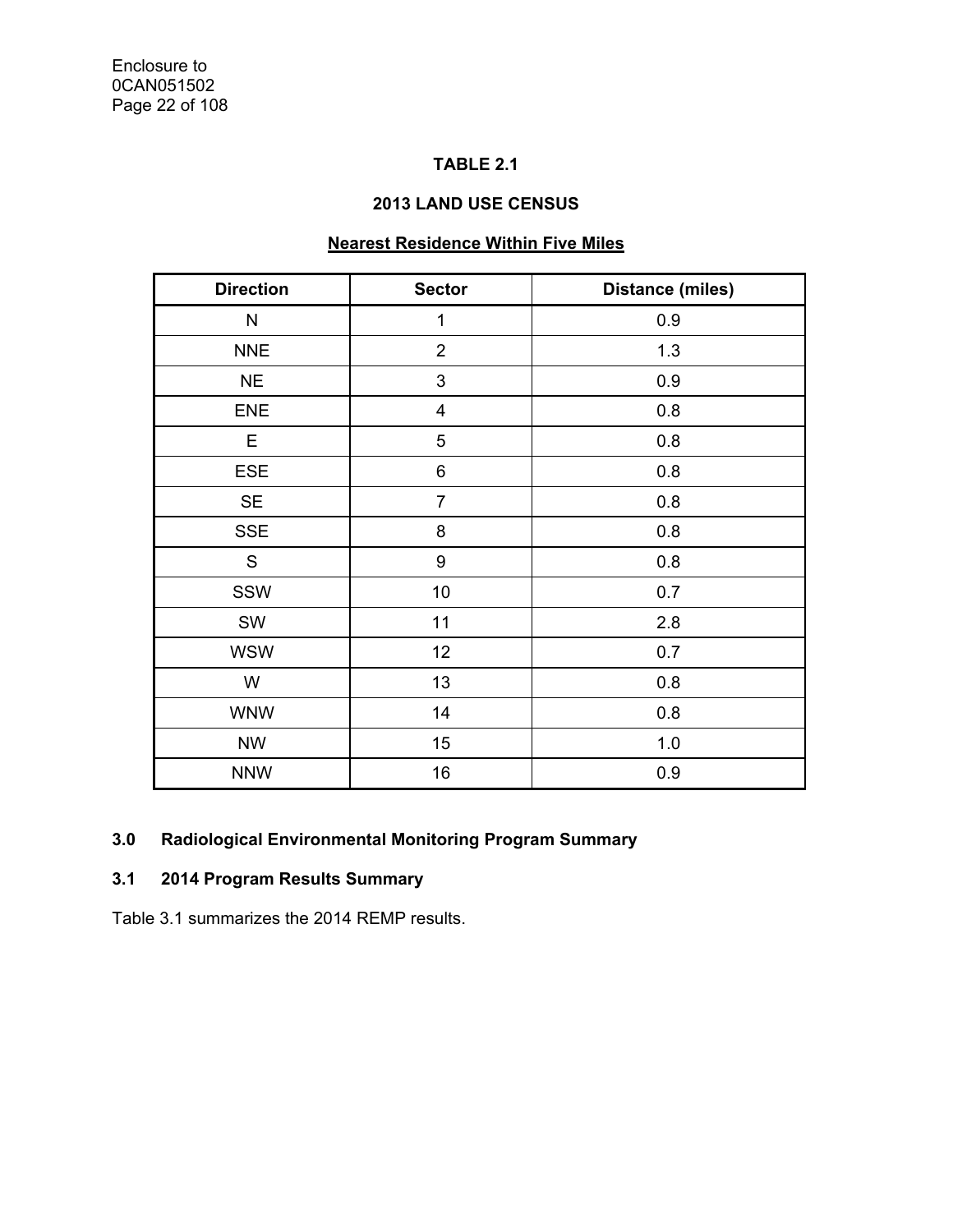**TABLE 2.1**

**2013 LAND USE CENSUS**

**Nearest Residence Within Five Miles**

| Direction | Sector | Distance (miles) |
|---|---|---|
| N | 1 | 0.9 |
| NNE | 2 | 1.3 |
| NE | 3 | 0.9 |
| ENE | 4 | 0.8 |
| E | 5 | 0.8 |
| ESE | 6 | 0.8 |
| SE | 7 | 0.8 |
| SSE | 8 | 0.8 |
| S | 9 | 0.8 |
| SSW | 10 | 0.7 |
| SW | 11 | 2.8 |
| WSW | 12 | 0.7 |
| W | 13 | 0.8 |
| WNW | 14 | 0.8 |
| NW | 15 | 1.0 |
| NNW | 16 | 0.9 |

## 3.0 Radiological Environmental Monitoring Program Summary

### 3.1 2014 Program Results Summary

Table 3.1 summarizes the 2014 REMP results.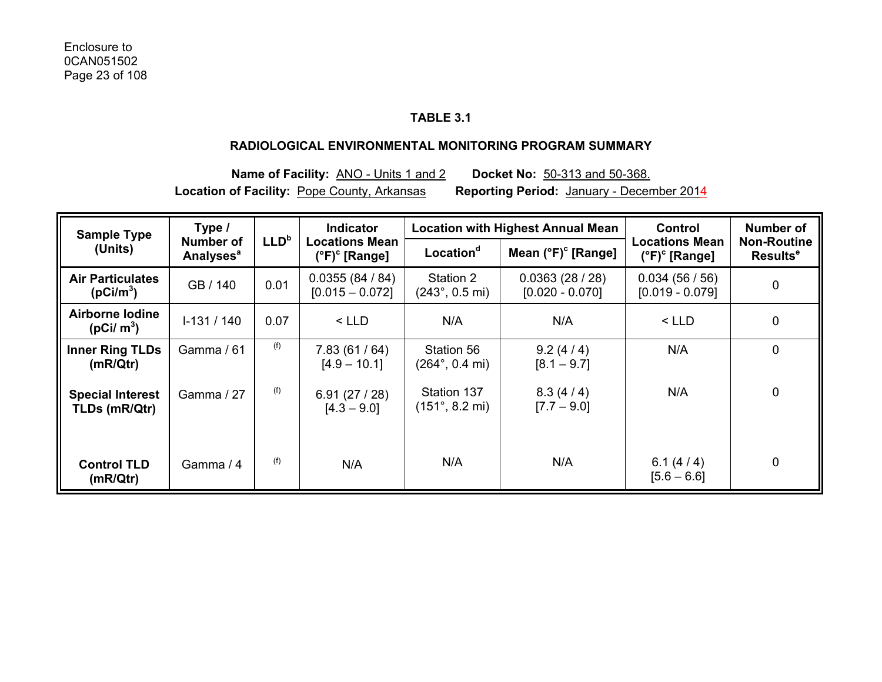Enclosure to
0CAN051502

**TABLE 3.1**

**RADIOLOGICAL ENVIRONMENTAL MONITORING PROGRAM SUMMARY**

**Name of Facility:** ANO - Units 1 and 2 **Docket No:** 50-313 and 50-368.
**Location of Facility:** Pope County, Arkansas **Reporting Period:** January - December 2014

| Sample Type (Units) | Type / Number of Analyses[a] | LLD[b] | Indicator Locations Mean (°F)[c] [Range] | Location with Highest Annual Mean | | Control Locations Mean (°F)[c] [Range] | Number of Non-Routine Results[e] |
|---|---|---|---|---|---|---|---|
| | | | | Location[d] | Mean (°F)[c] [Range] | | |
| **Air Particulates ($pCi/m^3$)** | GB / 140 | 0.01 | 0.0355 (84 / 84) [0.015 – 0.072] | Station 2 (243°, 0.5 mi) | 0.0363 (28 / 28) [0.020 - 0.070] | 0.034 (56 / 56) [0.019 - 0.079] | 0 |
| **Airborne Iodine ($pCi/ m^3$)** | I-131 / 140 | 0.07 | < LLD | N/A | N/A | < LLD | 0 |
| **Inner Ring TLDs (mR/Qtr)** | Gamma / 61 | (f) | 7.83 (61 / 64) [4.9 – 10.1] | Station 56 (264°, 0.4 mi) | 9.2 (4 / 4) [8.1 – 9.7] | N/A | 0 |
| **Special Interest TLDs (mR/Qtr)** | Gamma / 27 | (f) | 6.91 (27 / 28) [4.3 – 9.0] | Station 137 (151°, 8.2 mi) | 8.3 (4 / 4) [7.7 – 9.0] | N/A | 0 |
| **Control TLD (mR/Qtr)** | Gamma / 4 | (f) | N/A | N/A | N/A | 6.1 (4 / 4) [5.6 – 6.6] | 0 |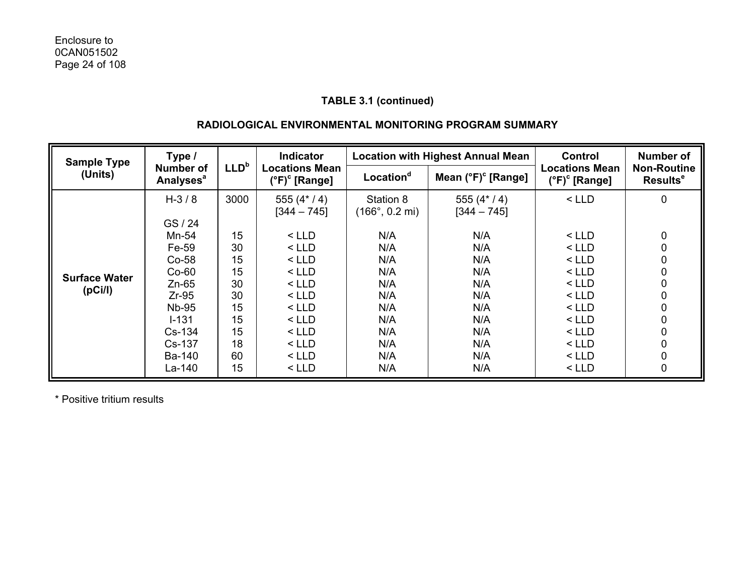**TABLE 3.1 (continued)**

**RADIOLOGICAL ENVIRONMENTAL MONITORING PROGRAM SUMMARY**

| Sample Type (Units) | Type / Number of Analyses[a] | LLD[b] | Indicator Locations Mean (°F)[c] [Range] | Location with Highest Annual Mean | | Control Locations Mean (°F)[c] [Range] | Number of Non-Routine Results[e] |
|---|---|---|---|---|---|---|---|
| | | | | Location[d] | Mean (°F)[c] [Range] | | |
| **Surface Water (pCi/l)** | H-3 / 8 | 3000 | 555 (4* / 4) [344 – 745] | Station 8 (166°, 0.2 mi) | 555 (4* / 4) [344 – 745] | < LLD | 0 |
| | GS / 24 | | | | | | |
| | Mn-54 | 15 | < LLD | N/A | N/A | < LLD | 0 |
| | Fe-59 | 30 | < LLD | N/A | N/A | < LLD | 0 |
| | Co-58 | 15 | < LLD | N/A | N/A | < LLD | 0 |
| | Co-60 | 15 | < LLD | N/A | N/A | < LLD | 0 |
| | Zn-65 | 30 | < LLD | N/A | N/A | < LLD | 0 |
| | Zr-95 | 30 | < LLD | N/A | N/A | < LLD | 0 |
| | Nb-95 | 15 | < LLD | N/A | N/A | < LLD | 0 |
| | I-131 | 15 | < LLD | N/A | N/A | < LLD | 0 |
| | Cs-134 | 15 | < LLD | N/A | N/A | < LLD | 0 |
| | Cs-137 | 18 | < LLD | N/A | N/A | < LLD | 0 |
| | Ba-140 | 60 | < LLD | N/A | N/A | < LLD | 0 |
| | La-140 | 15 | < LLD | N/A | N/A | < LLD | 0 |

* Positive tritium results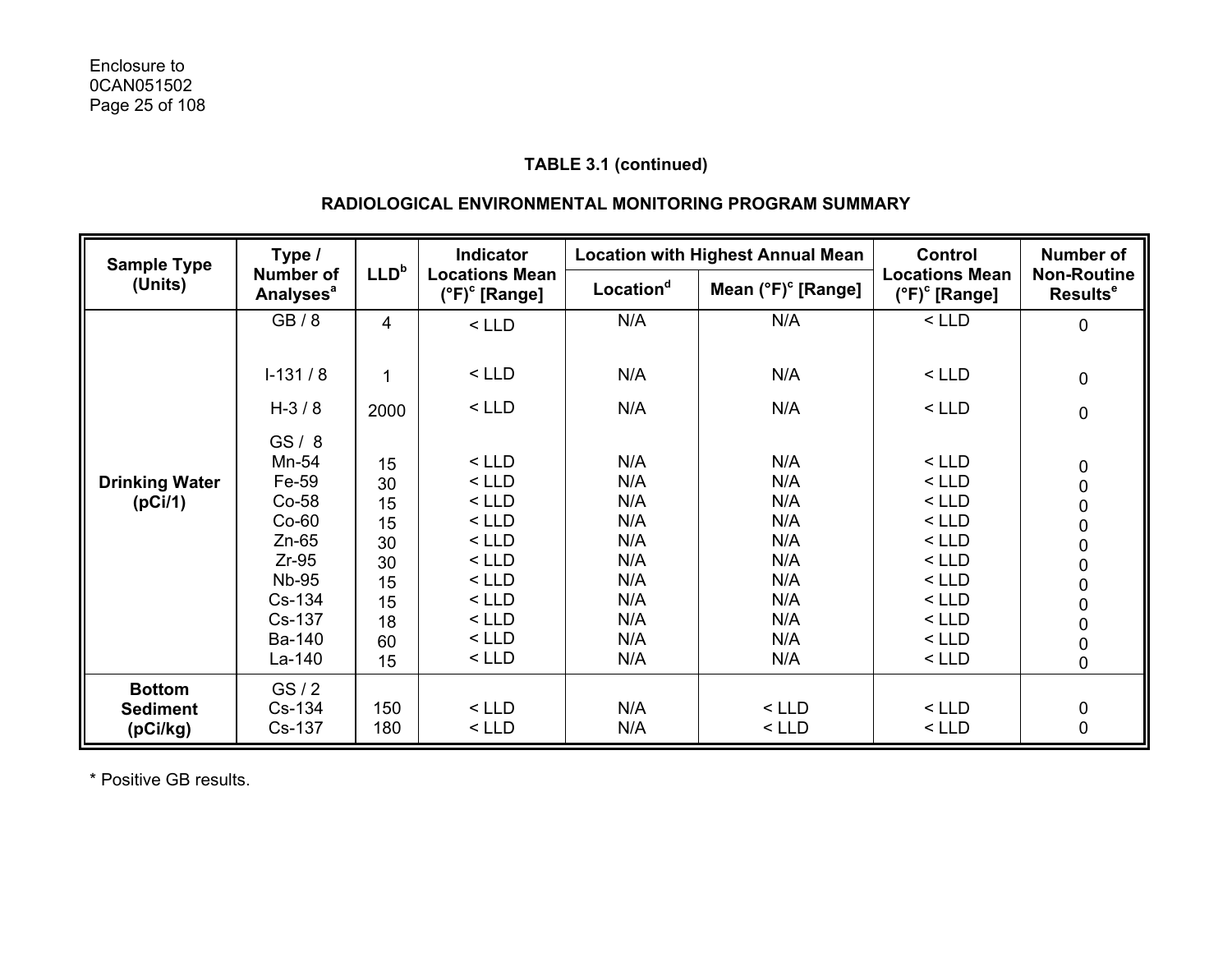**TABLE 3.1 (continued)**

**RADIOLOGICAL ENVIRONMENTAL MONITORING PROGRAM SUMMARY**

| Sample Type (Units) | Type / Number of Analyses[a] | LLD[b] | Indicator Locations Mean (°F)[c] [Range] | Location with Highest Annual Mean | | Control Locations Mean (°F)[c] [Range] | Number of Non-Routine Results[e] |
|---|---|---|---|---|---|---|---|
| | | | | Location[d] | Mean (°F)[c] [Range] | | |
| **Drinking Water (pCi/1)** | GB / 8 | 4 | < LLD | N/A | N/A | < LLD | 0 |
| | I-131 / 8 | 1 | < LLD | N/A | N/A | < LLD | 0 |
| | H-3 / 8 | 2000 | < LLD | N/A | N/A | < LLD | 0 |
| | GS / 8 | | | | | | |
| | Mn-54 | 15 | < LLD | N/A | N/A | < LLD | 0 |
| | Fe-59 | 30 | < LLD | N/A | N/A | < LLD | 0 |
| | Co-58 | 15 | < LLD | N/A | N/A | < LLD | 0 |
| | Co-60 | 15 | < LLD | N/A | N/A | < LLD | 0 |
| | Zn-65 | 30 | < LLD | N/A | N/A | < LLD | 0 |
| | Zr-95 | 30 | < LLD | N/A | N/A | < LLD | 0 |
| | Nb-95 | 15 | < LLD | N/A | N/A | < LLD | 0 |
| | Cs-134 | 15 | < LLD | N/A | N/A | < LLD | 0 |
| | Cs-137 | 18 | < LLD | N/A | N/A | < LLD | 0 |
| | Ba-140 | 60 | < LLD | N/A | N/A | < LLD | 0 |
| | La-140 | 15 | < LLD | N/A | N/A | < LLD | 0 |
| **Bottom Sediment (pCi/kg)** | GS / 2 | | | | | | |
| | Cs-134 | 150 | < LLD | N/A | < LLD | < LLD | 0 |
| | Cs-137 | 180 | < LLD | N/A | < LLD | < LLD | 0 |

* Positive GB results.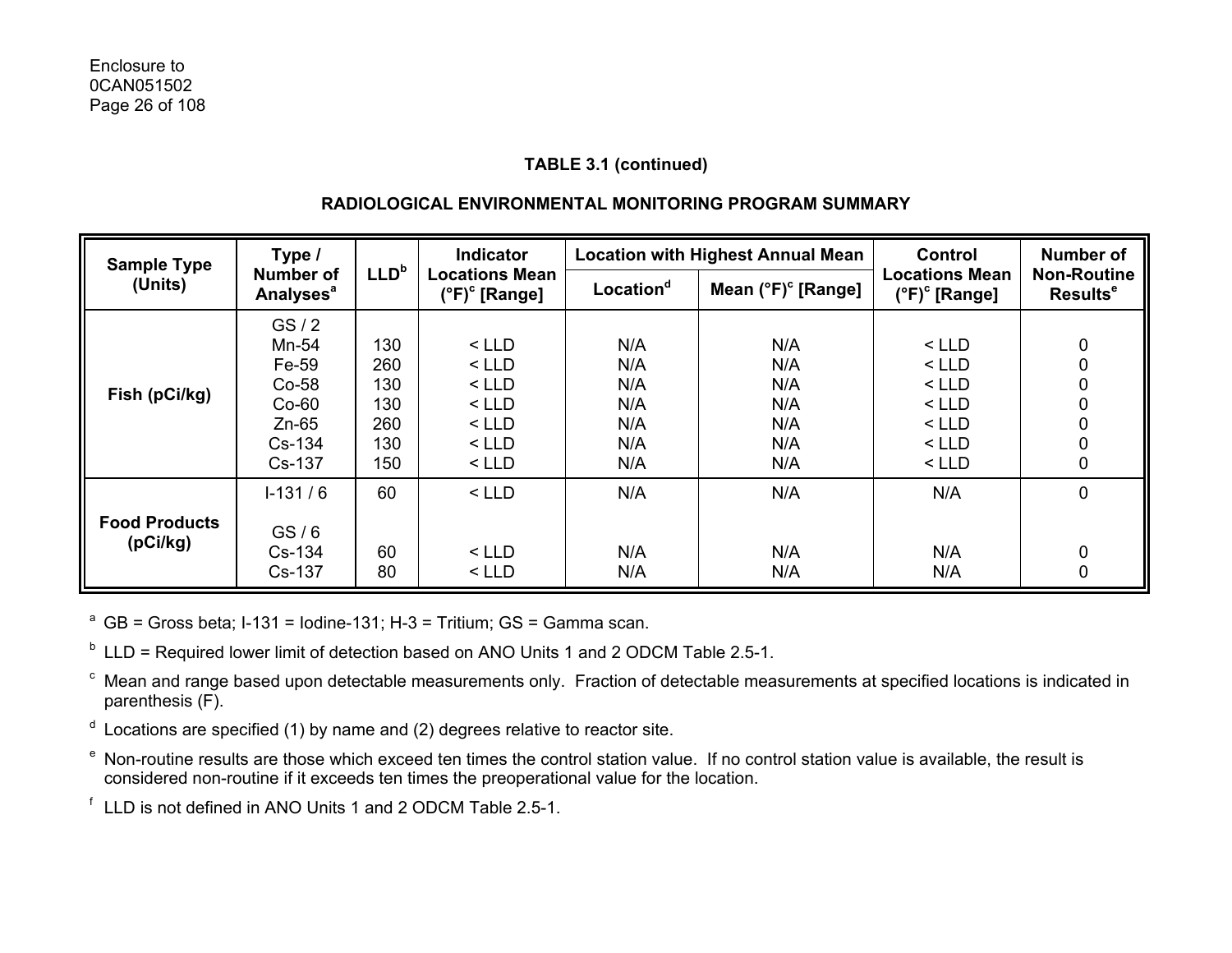**TABLE 3.1 (continued)**

**RADIOLOGICAL ENVIRONMENTAL MONITORING PROGRAM SUMMARY**

| Sample Type (Units) | Type / Number of Analyses[a] | LLD[b] | Indicator Locations Mean (F)[c] [Range] | Location with Highest Annual Mean | | Control Locations Mean (F)[c] [Range] | Number of Non-Routine Results[e] |
|---|---|---|---|---|---|---|---|
| | | | | Location[d] | Mean (F)[c] [Range] | | |
| Fish (pCi/kg) | GS / 2 | | | | | | |
| | Mn-54 | 130 | < LLD | N/A | N/A | < LLD | 0 |
| | Fe-59 | 260 | < LLD | N/A | N/A | < LLD | 0 |
| | Co-58 | 130 | < LLD | N/A | N/A | < LLD | 0 |
| | Co-60 | 130 | < LLD | N/A | N/A | < LLD | 0 |
| | Zn-65 | 260 | < LLD | N/A | N/A | < LLD | 0 |
| | Cs-134 | 130 | < LLD | N/A | N/A | < LLD | 0 |
| | Cs-137 | 150 | < LLD | N/A | N/A | < LLD | 0 |
| Food Products (pCi/kg) | I-131 / 6 | 60 | < LLD | N/A | N/A | N/A | 0 |
| | GS / 6 | | | | | | |
| | Cs-134 | 60 | < LLD | N/A | N/A | N/A | 0 |
| | Cs-137 | 80 | < LLD | N/A | N/A | N/A | 0 |

[a] GB = Gross beta; I-131 = Iodine-131; H-3 = Tritium; GS = Gamma scan.

[b] LLD = Required lower limit of detection based on ANO Units 1 and 2 ODCM Table 2.5-1.

[c] Mean and range based upon detectable measurements only. Fraction of detectable measurements at specified locations is indicated in parenthesis (F).

[d] Locations are specified (1) by name and (2) degrees relative to reactor site.

[e] Non-routine results are those which exceed ten times the control station value. If no control station value is available, the result is considered non-routine if it exceeds ten times the preoperational value for the location.

[f] LLD is not defined in ANO Units 1 and 2 ODCM Table 2.5-1.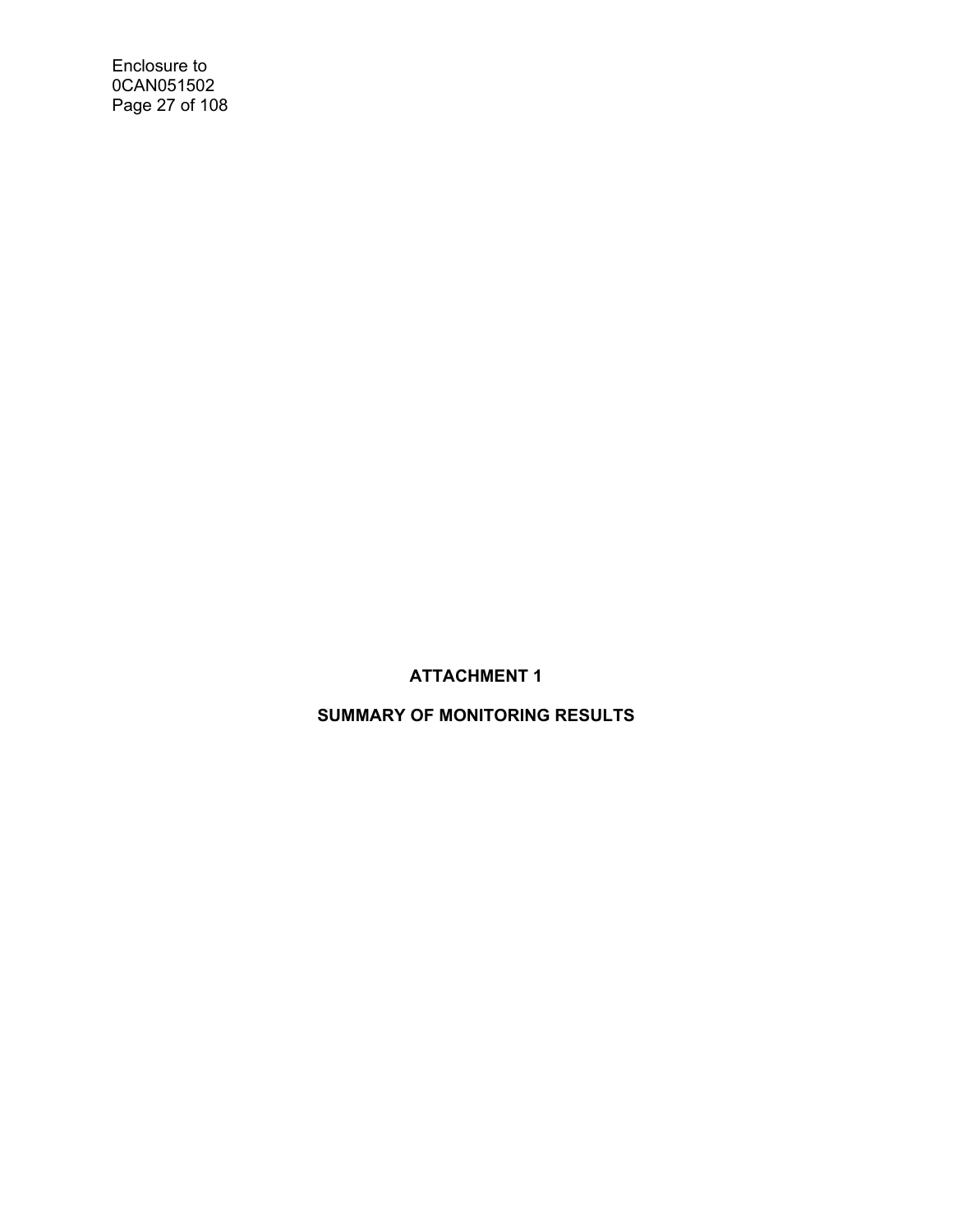# ATTACHMENT 1

## SUMMARY OF MONITORING RESULTS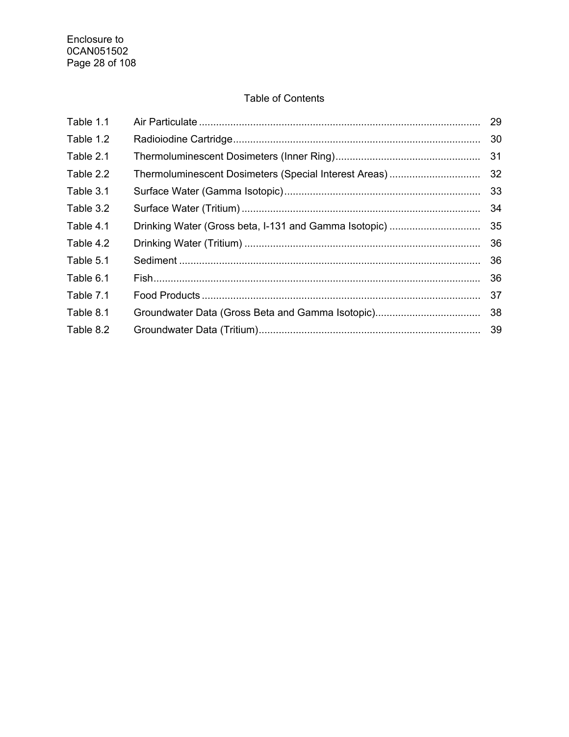## Table of Contents

| | | |
|---|---|---|
| Table 1.1 | Air Particulate | 29 |
| Table 1.2 | Radioiodine Cartridge | 30 |
| Table 2.1 | Thermoluminescent Dosimeters (Inner Ring) | 31 |
| Table 2.2 | Thermoluminescent Dosimeters (Special Interest Areas) | 32 |
| Table 3.1 | Surface Water (Gamma Isotopic) | 33 |
| Table 3.2 | Surface Water (Tritium) | 34 |
| Table 4.1 | Drinking Water (Gross beta, I-131 and Gamma Isotopic) | 35 |
| Table 4.2 | Drinking Water (Tritium) | 36 |
| Table 5.1 | Sediment | 36 |
| Table 6.1 | Fish | 36 |
| Table 7.1 | Food Products | 37 |
| Table 8.1 | Groundwater Data (Gross Beta and Gamma Isotopic) | 38 |
| Table 8.2 | Groundwater Data (Tritium) | 39 |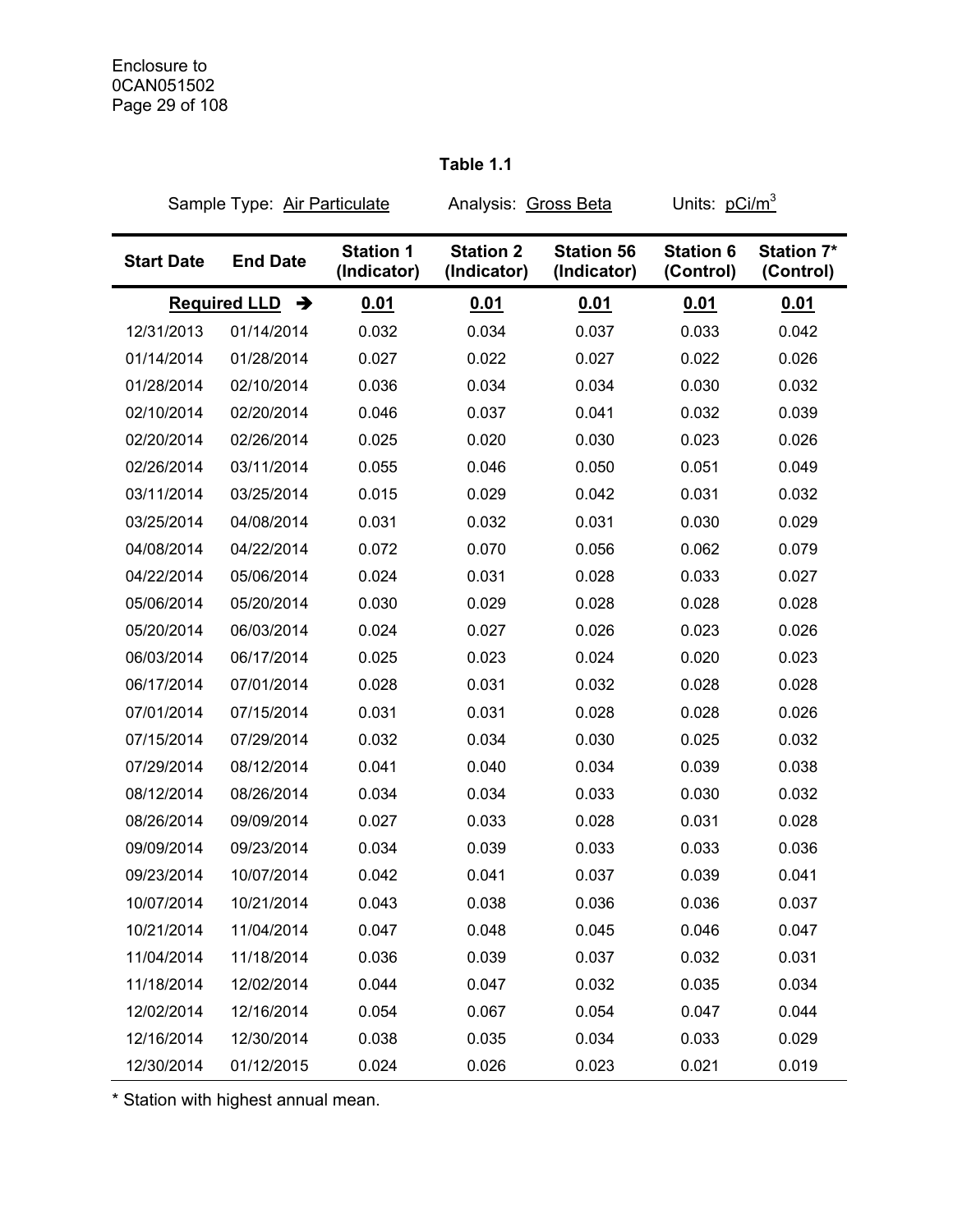**Table 1.1**

Sample Type: Air Particulate Analysis: Gross Beta Units: $pCi/m^3$

| Start Date | End Date | Station 1 (Indicator) | Station 2 (Indicator) | Station 56 (Indicator) | Station 6 (Control) | Station 7* (Control) |
|---|---|---|---|---|---|---|
| **Required LLD** ➔ | | **0.01** | **0.01** | **0.01** | **0.01** | **0.01** |
| 12/31/2013 | 01/14/2014 | 0.032 | 0.034 | 0.037 | 0.033 | 0.042 |
| 01/14/2014 | 01/28/2014 | 0.027 | 0.022 | 0.027 | 0.022 | 0.026 |
| 01/28/2014 | 02/10/2014 | 0.036 | 0.034 | 0.034 | 0.030 | 0.032 |
| 02/10/2014 | 02/20/2014 | 0.046 | 0.037 | 0.041 | 0.032 | 0.039 |
| 02/20/2014 | 02/26/2014 | 0.025 | 0.020 | 0.030 | 0.023 | 0.026 |
| 02/26/2014 | 03/11/2014 | 0.055 | 0.046 | 0.050 | 0.051 | 0.049 |
| 03/11/2014 | 03/25/2014 | 0.015 | 0.029 | 0.042 | 0.031 | 0.032 |
| 03/25/2014 | 04/08/2014 | 0.031 | 0.032 | 0.031 | 0.030 | 0.029 |
| 04/08/2014 | 04/22/2014 | 0.072 | 0.070 | 0.056 | 0.062 | 0.079 |
| 04/22/2014 | 05/06/2014 | 0.024 | 0.031 | 0.028 | 0.033 | 0.027 |
| 05/06/2014 | 05/20/2014 | 0.030 | 0.029 | 0.028 | 0.028 | 0.028 |
| 05/20/2014 | 06/03/2014 | 0.024 | 0.027 | 0.026 | 0.023 | 0.026 |
| 06/03/2014 | 06/17/2014 | 0.025 | 0.023 | 0.024 | 0.020 | 0.023 |
| 06/17/2014 | 07/01/2014 | 0.028 | 0.031 | 0.032 | 0.028 | 0.028 |
| 07/01/2014 | 07/15/2014 | 0.031 | 0.031 | 0.028 | 0.028 | 0.026 |
| 07/15/2014 | 07/29/2014 | 0.032 | 0.034 | 0.030 | 0.025 | 0.032 |
| 07/29/2014 | 08/12/2014 | 0.041 | 0.040 | 0.034 | 0.039 | 0.038 |
| 08/12/2014 | 08/26/2014 | 0.034 | 0.034 | 0.033 | 0.030 | 0.032 |
| 08/26/2014 | 09/09/2014 | 0.027 | 0.033 | 0.028 | 0.031 | 0.028 |
| 09/09/2014 | 09/23/2014 | 0.034 | 0.039 | 0.033 | 0.033 | 0.036 |
| 09/23/2014 | 10/07/2014 | 0.042 | 0.041 | 0.037 | 0.039 | 0.041 |
| 10/07/2014 | 10/21/2014 | 0.043 | 0.038 | 0.036 | 0.036 | 0.037 |
| 10/21/2014 | 11/04/2014 | 0.047 | 0.048 | 0.045 | 0.046 | 0.047 |
| 11/04/2014 | 11/18/2014 | 0.036 | 0.039 | 0.037 | 0.032 | 0.031 |
| 11/18/2014 | 12/02/2014 | 0.044 | 0.047 | 0.032 | 0.035 | 0.034 |
| 12/02/2014 | 12/16/2014 | 0.054 | 0.067 | 0.054 | 0.047 | 0.044 |
| 12/16/2014 | 12/30/2014 | 0.038 | 0.035 | 0.034 | 0.033 | 0.029 |
| 12/30/2014 | 01/12/2015 | 0.024 | 0.026 | 0.023 | 0.021 | 0.019 |

* Station with highest annual mean.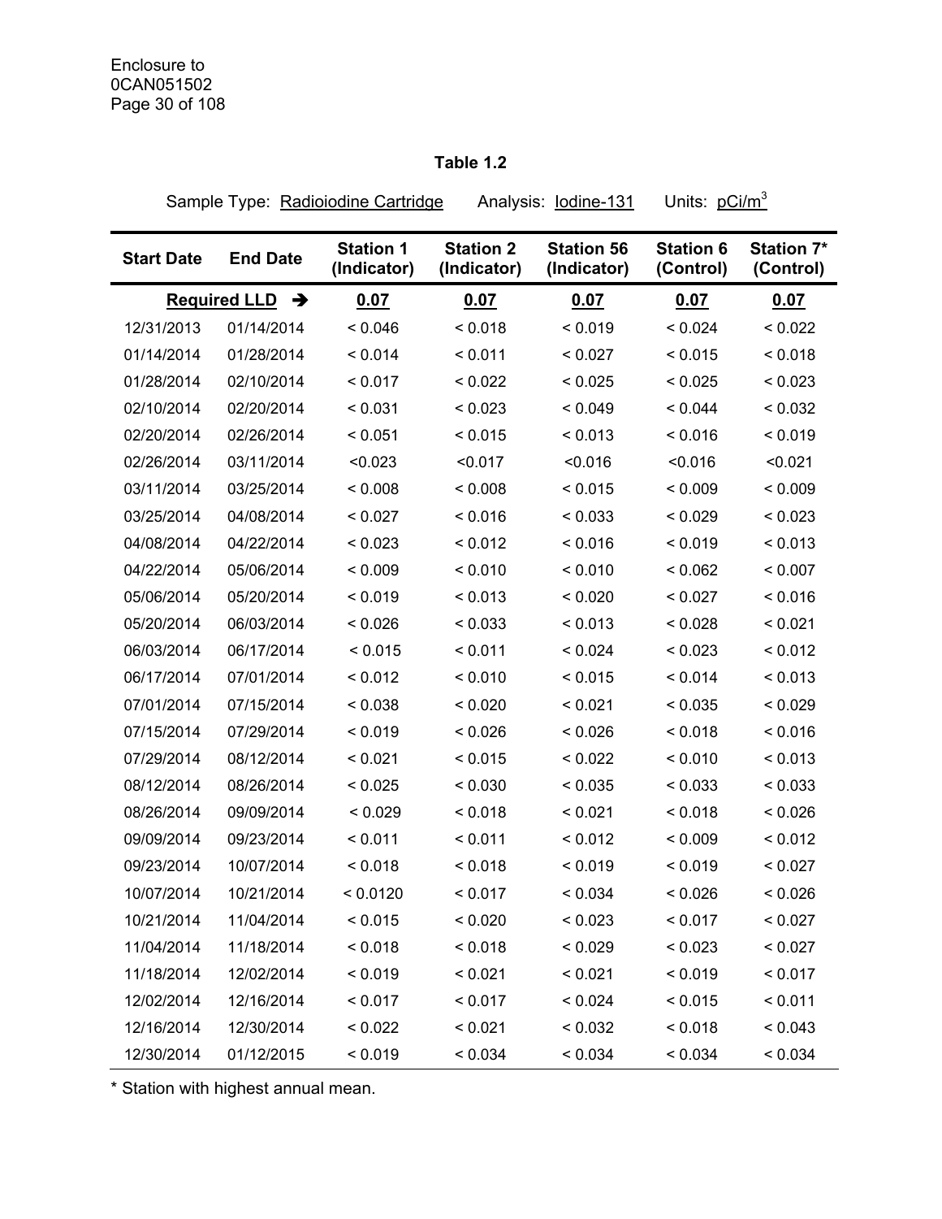**Table 1.2**

Sample Type: Radioiodine Cartridge Analysis: Iodine-131 Units: pCi/m$^3$

| Start Date | End Date | Station 1 (Indicator) | Station 2 (Indicator) | Station 56 (Indicator) | Station 6 (Control) | Station 7* (Control) |
|---|---|---|---|---|---|---|
| **Required LLD** ➔ | | **0.07** | **0.07** | **0.07** | **0.07** | **0.07** |
| 12/31/2013 | 01/14/2014 | < 0.046 | < 0.018 | < 0.019 | < 0.024 | < 0.022 |
| 01/14/2014 | 01/28/2014 | < 0.014 | < 0.011 | < 0.027 | < 0.015 | < 0.018 |
| 01/28/2014 | 02/10/2014 | < 0.017 | < 0.022 | < 0.025 | < 0.025 | < 0.023 |
| 02/10/2014 | 02/20/2014 | < 0.031 | < 0.023 | < 0.049 | < 0.044 | < 0.032 |
| 02/20/2014 | 02/26/2014 | < 0.051 | < 0.015 | < 0.013 | < 0.016 | < 0.019 |
| 02/26/2014 | 03/11/2014 | <0.023 | <0.017 | <0.016 | <0.016 | <0.021 |
| 03/11/2014 | 03/25/2014 | < 0.008 | < 0.008 | < 0.015 | < 0.009 | < 0.009 |
| 03/25/2014 | 04/08/2014 | < 0.027 | < 0.016 | < 0.033 | < 0.029 | < 0.023 |
| 04/08/2014 | 04/22/2014 | < 0.023 | < 0.012 | < 0.016 | < 0.019 | < 0.013 |
| 04/22/2014 | 05/06/2014 | < 0.009 | < 0.010 | < 0.010 | < 0.062 | < 0.007 |
| 05/06/2014 | 05/20/2014 | < 0.019 | < 0.013 | < 0.020 | < 0.027 | < 0.016 |
| 05/20/2014 | 06/03/2014 | < 0.026 | < 0.033 | < 0.013 | < 0.028 | < 0.021 |
| 06/03/2014 | 06/17/2014 | < 0.015 | < 0.011 | < 0.024 | < 0.023 | < 0.012 |
| 06/17/2014 | 07/01/2014 | < 0.012 | < 0.010 | < 0.015 | < 0.014 | < 0.013 |
| 07/01/2014 | 07/15/2014 | < 0.038 | < 0.020 | < 0.021 | < 0.035 | < 0.029 |
| 07/15/2014 | 07/29/2014 | < 0.019 | < 0.026 | < 0.026 | < 0.018 | < 0.016 |
| 07/29/2014 | 08/12/2014 | < 0.021 | < 0.015 | < 0.022 | < 0.010 | < 0.013 |
| 08/12/2014 | 08/26/2014 | < 0.025 | < 0.030 | < 0.035 | < 0.033 | < 0.033 |
| 08/26/2014 | 09/09/2014 | < 0.029 | < 0.018 | < 0.021 | < 0.018 | < 0.026 |
| 09/09/2014 | 09/23/2014 | < 0.011 | < 0.011 | < 0.012 | < 0.009 | < 0.012 |
| 09/23/2014 | 10/07/2014 | < 0.018 | < 0.018 | < 0.019 | < 0.019 | < 0.027 |
| 10/07/2014 | 10/21/2014 | < 0.0120 | < 0.017 | < 0.034 | < 0.026 | < 0.026 |
| 10/21/2014 | 11/04/2014 | < 0.015 | < 0.020 | < 0.023 | < 0.017 | < 0.027 |
| 11/04/2014 | 11/18/2014 | < 0.018 | < 0.018 | < 0.029 | < 0.023 | < 0.027 |
| 11/18/2014 | 12/02/2014 | < 0.019 | < 0.021 | < 0.021 | < 0.019 | < 0.017 |
| 12/02/2014 | 12/16/2014 | < 0.017 | < 0.017 | < 0.024 | < 0.015 | < 0.011 |
| 12/16/2014 | 12/30/2014 | < 0.022 | < 0.021 | < 0.032 | < 0.018 | < 0.043 |
| 12/30/2014 | 01/12/2015 | < 0.019 | < 0.034 | < 0.034 | < 0.034 | < 0.034 |

\* Station with highest annual mean.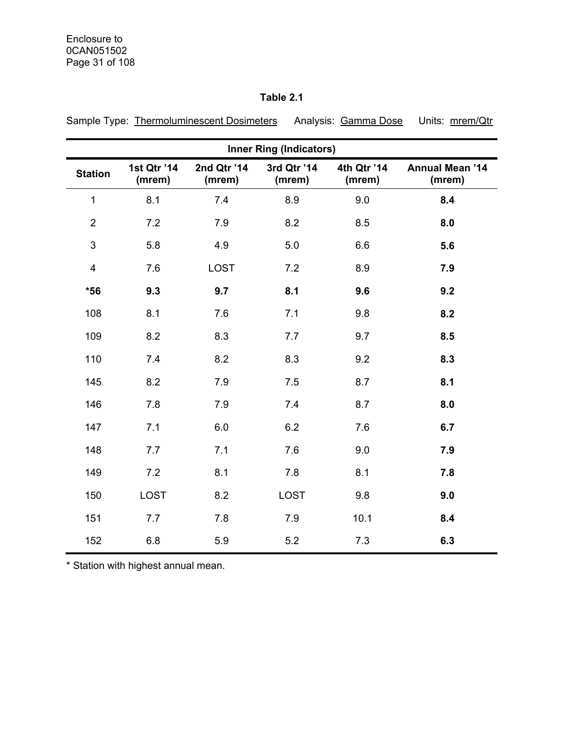**Table 2.1**

Sample Type: Thermoluminescent Dosimeters     Analysis: Gamma Dose     Units: mrem/Qtr

| Inner Ring (Indicators) | | | | | |
|---|---|---|---|---|---|
| **Station** | **1st Qtr '14 (mrem)** | **2nd Qtr '14 (mrem)** | **3rd Qtr '14 (mrem)** | **4th Qtr '14 (mrem)** | **Annual Mean '14 (mrem)** |
| 1 | 8.1 | 7.4 | 8.9 | 9.0 | **8.4** |
| 2 | 7.2 | 7.9 | 8.2 | 8.5 | **8.0** |
| 3 | 5.8 | 4.9 | 5.0 | 6.6 | **5.6** |
| 4 | 7.6 | LOST | 7.2 | 8.9 | **7.9** |
| **\*56** | **9.3** | **9.7** | **8.1** | **9.6** | **9.2** |
| 108 | 8.1 | 7.6 | 7.1 | 9.8 | **8.2** |
| 109 | 8.2 | 8.3 | 7.7 | 9.7 | **8.5** |
| 110 | 7.4 | 8.2 | 8.3 | 9.2 | **8.3** |
| 145 | 8.2 | 7.9 | 7.5 | 8.7 | **8.1** |
| 146 | 7.8 | 7.9 | 7.4 | 8.7 | **8.0** |
| 147 | 7.1 | 6.0 | 6.2 | 7.6 | **6.7** |
| 148 | 7.7 | 7.1 | 7.6 | 9.0 | **7.9** |
| 149 | 7.2 | 8.1 | 7.8 | 8.1 | **7.8** |
| 150 | LOST | 8.2 | LOST | 9.8 | **9.0** |
| 151 | 7.7 | 7.8 | 7.9 | 10.1 | **8.4** |
| 152 | 6.8 | 5.9 | 5.2 | 7.3 | **6.3** |

\* Station with highest annual mean.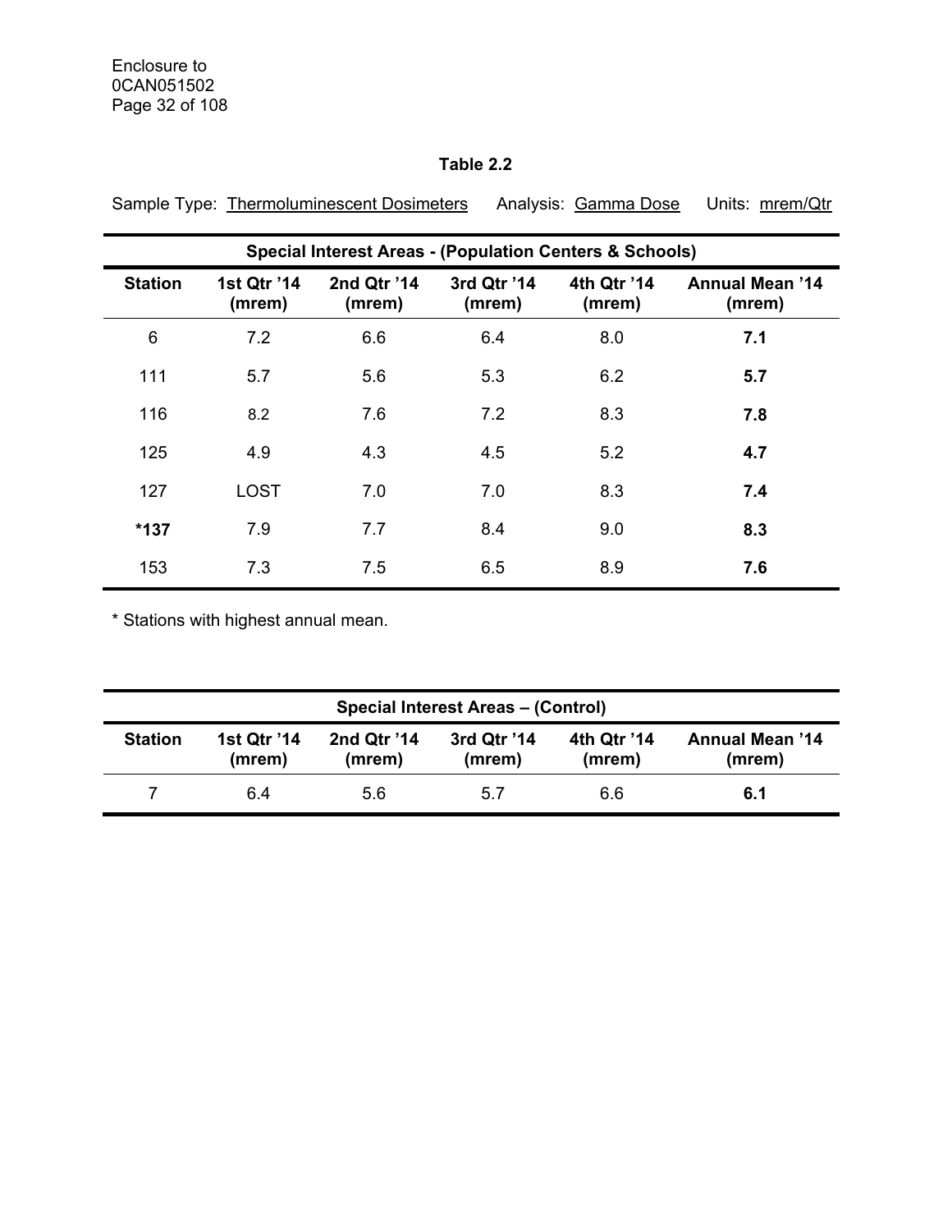**Table 2.2**

Sample Type: Thermoluminescent Dosimeters    Analysis: Gamma Dose    Units: mrem/Qtr

| Special Interest Areas - (Population Centers & Schools) | | | | | |
|---|---|---|---|---|---|
| **Station** | **1st Qtr '14 (mrem)** | **2nd Qtr '14 (mrem)** | **3rd Qtr '14 (mrem)** | **4th Qtr '14 (mrem)** | **Annual Mean '14 (mrem)** |
| 6 | 7.2 | 6.6 | 6.4 | 8.0 | **7.1** |
| 111 | 5.7 | 5.6 | 5.3 | 6.2 | **5.7** |
| 116 | 8.2 | 7.6 | 7.2 | 8.3 | **7.8** |
| 125 | 4.9 | 4.3 | 4.5 | 5.2 | **4.7** |
| 127 | LOST | 7.0 | 7.0 | 8.3 | **7.4** |
| ***137** | 7.9 | 7.7 | 8.4 | 9.0 | **8.3** |
| 153 | 7.3 | 7.5 | 6.5 | 8.9 | **7.6** |

* Stations with highest annual mean.

| Special Interest Areas – (Control) | | | | | |
|---|---|---|---|---|---|
| **Station** | **1st Qtr '14 (mrem)** | **2nd Qtr '14 (mrem)** | **3rd Qtr '14 (mrem)** | **4th Qtr '14 (mrem)** | **Annual Mean '14 (mrem)** |
| 7 | 6.4 | 5.6 | 5.7 | 6.6 | **6.1** |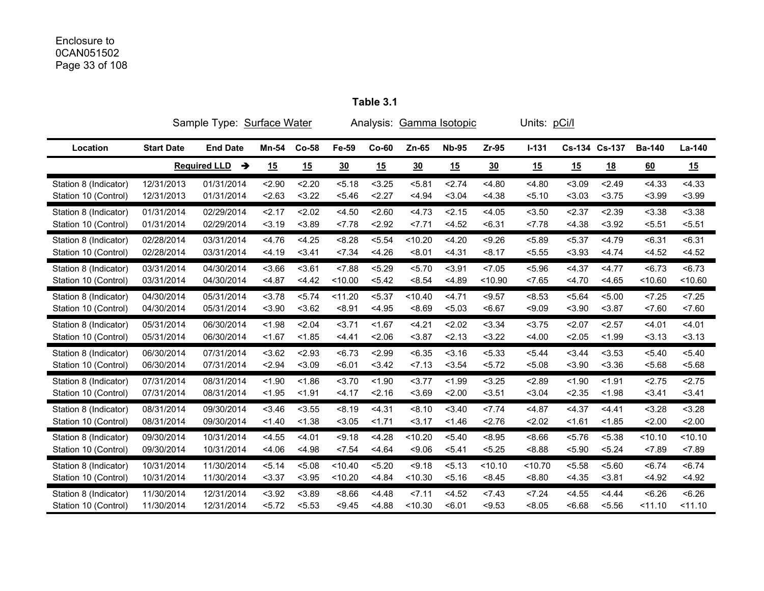**Table 3.1**

Sample Type: Surface Water     Analysis: Gamma Isotopic     Units: pCi/l

| Location | Start Date | End Date | Mn-54 | Co-58 | Fe-59 | Co-60 | Zn-65 | Nb-95 | Zr-95 | I-131 | Cs-134 | Cs-137 | Ba-140 | La-140 |
|---|---|---|---|---|---|---|---|---|---|---|---|---|---|---|
| | | **Required LLD** → | 15 | 15 | 30 | 15 | 30 | 15 | 30 | 15 | 15 | 18 | 60 | 15 |
| Station 8 (Indicator) | 12/31/2013 | 01/31/2014 | <2.90 | <2.20 | <5.18 | <3.25 | <5.81 | <2.74 | <4.80 | <4.80 | <3.09 | <2.49 | <4.33 | <4.33 |
| Station 10 (Control) | 12/31/2013 | 01/31/2014 | <2.63 | <3.22 | <5.46 | <2.27 | <4.94 | <3.04 | <4.38 | <5.10 | <3.03 | <3.75 | <3.99 | <3.99 |
| Station 8 (Indicator) | 01/31/2014 | 02/29/2014 | <2.17 | <2.02 | <4.50 | <2.60 | <4.73 | <2.15 | <4.05 | <3.50 | <2.37 | <2.39 | <3.38 | <3.38 |
| Station 10 (Control) | 01/31/2014 | 02/29/2014 | <3.19 | <3.89 | <7.78 | <2.92 | <7.71 | <4.52 | <6.31 | <7.78 | <4.38 | <3.92 | <5.51 | <5.51 |
| Station 8 (Indicator) | 02/28/2014 | 03/31/2014 | <4.76 | <4.25 | <8.28 | <5.54 | <10.20 | <4.20 | <9.26 | <5.89 | <5.37 | <4.79 | <6.31 | <6.31 |
| Station 10 (Control) | 02/28/2014 | 03/31/2014 | <4.19 | <3.41 | <7.34 | <4.26 | <8.01 | <4.31 | <8.17 | <5.55 | <3.93 | <4.74 | <4.52 | <4.52 |
| Station 8 (Indicator) | 03/31/2014 | 04/30/2014 | <3.66 | <3.61 | <7.88 | <5.29 | <5.70 | <3.91 | <7.05 | <5.96 | <4.37 | <4.77 | <6.73 | <6.73 |
| Station 10 (Control) | 03/31/2014 | 04/30/2014 | <4.87 | <4.42 | <10.00 | <5.42 | <8.54 | <4.89 | <10.90 | <7.65 | <4.70 | <4.65 | <10.60 | <10.60 |
| Station 8 (Indicator) | 04/30/2014 | 05/31/2014 | <3.78 | <5.74 | <11.20 | <5.37 | <10.40 | <4.71 | <9.57 | <8.53 | <5.64 | <5.00 | <7.25 | <7.25 |
| Station 10 (Control) | 04/30/2014 | 05/31/2014 | <3.90 | <3.62 | <8.91 | <4.95 | <8.69 | <5.03 | <6.67 | <9.09 | <3.90 | <3.87 | <7.60 | <7.60 |
| Station 8 (Indicator) | 05/31/2014 | 06/30/2014 | <1.98 | <2.04 | <3.71 | <1.67 | <4.21 | <2.02 | <3.34 | <3.75 | <2.07 | <2.57 | <4.01 | <4.01 |
| Station 10 (Control) | 05/31/2014 | 06/30/2014 | <1.67 | <1.85 | <4.41 | <2.06 | <3.87 | <2.13 | <3.22 | <4.00 | <2.05 | <1.99 | <3.13 | <3.13 |
| Station 8 (Indicator) | 06/30/2014 | 07/31/2014 | <3.62 | <2.93 | <6.73 | <2.99 | <6.35 | <3.16 | <5.33 | <5.44 | <3.44 | <3.53 | <5.40 | <5.40 |
| Station 10 (Control) | 06/30/2014 | 07/31/2014 | <2.94 | <3.09 | <6.01 | <3.42 | <7.13 | <3.54 | <5.72 | <5.08 | <3.90 | <3.36 | <5.68 | <5.68 |
| Station 8 (Indicator) | 07/31/2014 | 08/31/2014 | <1.90 | <1.86 | <3.70 | <1.90 | <3.77 | <1.99 | <3.25 | <2.89 | <1.90 | <1.91 | <2.75 | <2.75 |
| Station 10 (Control) | 07/31/2014 | 08/31/2014 | <1.95 | <1.91 | <4.17 | <2.16 | <3.69 | <2.00 | <3.51 | <3.04 | <2.35 | <1.98 | <3.41 | <3.41 |
| Station 8 (Indicator) | 08/31/2014 | 09/30/2014 | <3.46 | <3.55 | <8.19 | <4.31 | <8.10 | <3.40 | <7.74 | <4.87 | <4.37 | <4.41 | <3.28 | <3.28 |
| Station 10 (Control) | 08/31/2014 | 09/30/2014 | <1.40 | <1.38 | <3.05 | <1.71 | <3.17 | <1.46 | <2.76 | <2.02 | <1.61 | <1.85 | <2.00 | <2.00 |
| Station 8 (Indicator) | 09/30/2014 | 10/31/2014 | <4.55 | <4.01 | <9.18 | <4.28 | <10.20 | <5.40 | <8.95 | <8.66 | <5.76 | <5.38 | <10.10 | <10.10 |
| Station 10 (Control) | 09/30/2014 | 10/31/2014 | <4.06 | <4.98 | <7.54 | <4.64 | <9.06 | <5.41 | <5.25 | <8.88 | <5.90 | <5.24 | <7.89 | <7.89 |
| Station 8 (Indicator) | 10/31/2014 | 11/30/2014 | <5.14 | <5.08 | <10.40 | <5.20 | <9.18 | <5.13 | <10.10 | <10.70 | <5.58 | <5.60 | <6.74 | <6.74 |
| Station 10 (Control) | 10/31/2014 | 11/30/2014 | <3.37 | <3.95 | <10.20 | <4.84 | <10.30 | <5.16 | <8.45 | <8.80 | <4.35 | <3.81 | <4.92 | <4.92 |
| Station 8 (Indicator) | 11/30/2014 | 12/31/2014 | <3.92 | <3.89 | <8.66 | <4.48 | <7.11 | <4.52 | <7.43 | <7.24 | <4.55 | <4.44 | <6.26 | <6.26 |
| Station 10 (Control) | 11/30/2014 | 12/31/2014 | <5.72 | <5.53 | <9.45 | <4.88 | <10.30 | <6.01 | <9.53 | <8.05 | <6.68 | <5.56 | <11.10 | <11.10 |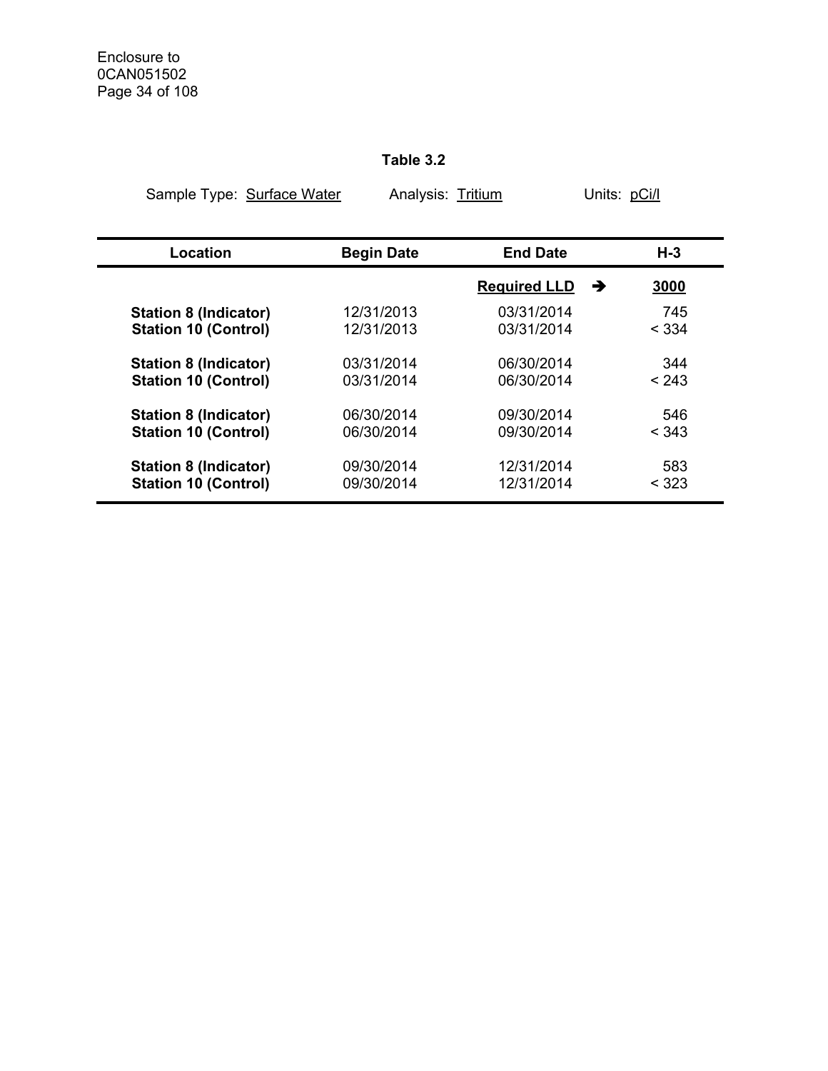**Table 3.2**

Sample Type: Surface Water    Analysis: Tritium    Units: pCi/l

| Location | Begin Date | End Date | H-3 |
|---|---|---|---|
| | | **Required LLD** → | **3000** |
| **Station 8 (Indicator)** | 12/31/2013 | 03/31/2014 | 745 |
| **Station 10 (Control)** | 12/31/2013 | 03/31/2014 | < 334 |
| **Station 8 (Indicator)** | 03/31/2014 | 06/30/2014 | 344 |
| **Station 10 (Control)** | 03/31/2014 | 06/30/2014 | < 243 |
| **Station 8 (Indicator)** | 06/30/2014 | 09/30/2014 | 546 |
| **Station 10 (Control)** | 06/30/2014 | 09/30/2014 | < 343 |
| **Station 8 (Indicator)** | 09/30/2014 | 12/31/2014 | 583 |
| **Station 10 (Control)** | 09/30/2014 | 12/31/2014 | < 323 |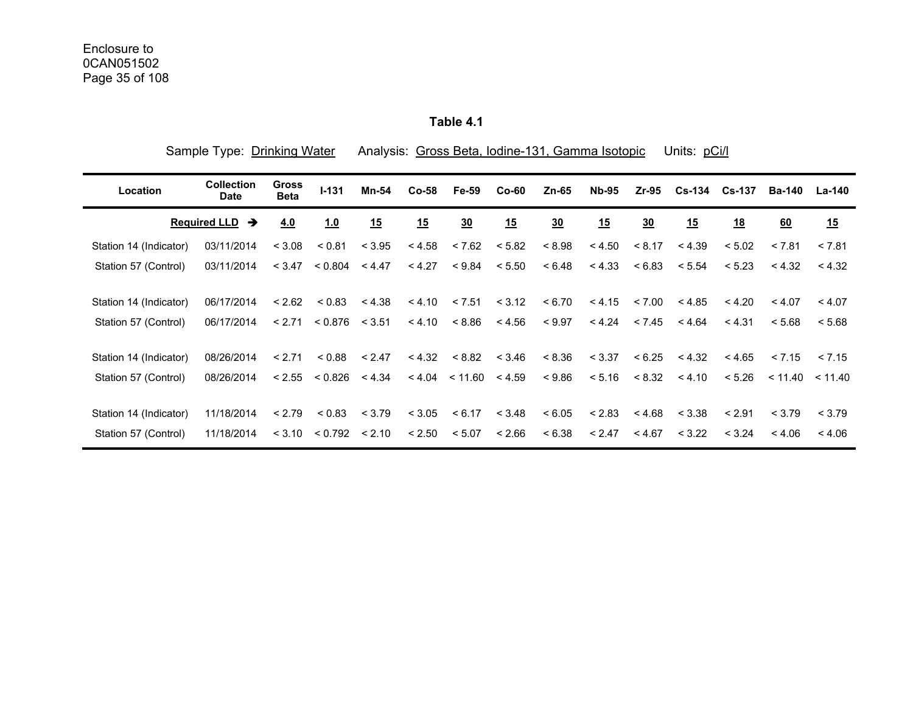Enclosure to
0CAN051502

**Table 4.1**

Sample Type: Drinking Water Analysis: Gross Beta, Iodine-131, Gamma Isotopic Units: pCi/l

| Location | Collection Date | Gross Beta | I-131 | Mn-54 | Co-58 | Fe-59 | Co-60 | Zn-65 | Nb-95 | Zr-95 | Cs-134 | Cs-137 | Ba-140 | La-140 |
|---|---|---|---|---|---|---|---|---|---|---|---|---|---|---|
| | **Required LLD →** | **4.0** | **1.0** | **15** | **15** | **30** | **15** | **30** | **15** | **30** | **15** | **18** | **60** | **15** |
| Station 14 (Indicator) | 03/11/2014 | < 3.08 | < 0.81 | < 3.95 | < 4.58 | < 7.62 | < 5.82 | < 8.98 | < 4.50 | < 8.17 | < 4.39 | < 5.02 | < 7.81 | < 7.81 |
| Station 57 (Control) | 03/11/2014 | < 3.47 | < 0.804 | < 4.47 | < 4.27 | < 9.84 | < 5.50 | < 6.48 | < 4.33 | < 6.83 | < 5.54 | < 5.23 | < 4.32 | < 4.32 |
| Station 14 (Indicator) | 06/17/2014 | < 2.62 | < 0.83 | < 4.38 | < 4.10 | < 7.51 | < 3.12 | < 6.70 | < 4.15 | < 7.00 | < 4.85 | < 4.20 | < 4.07 | < 4.07 |
| Station 57 (Control) | 06/17/2014 | < 2.71 | < 0.876 | < 3.51 | < 4.10 | < 8.86 | < 4.56 | < 9.97 | < 4.24 | < 7.45 | < 4.64 | < 4.31 | < 5.68 | < 5.68 |
| Station 14 (Indicator) | 08/26/2014 | < 2.71 | < 0.88 | < 2.47 | < 4.32 | < 8.82 | < 3.46 | < 8.36 | < 3.37 | < 6.25 | < 4.32 | < 4.65 | < 7.15 | < 7.15 |
| Station 57 (Control) | 08/26/2014 | < 2.55 | < 0.826 | < 4.34 | < 4.04 | < 11.60 | < 4.59 | < 9.86 | < 5.16 | < 8.32 | < 4.10 | < 5.26 | < 11.40 | < 11.40 |
| Station 14 (Indicator) | 11/18/2014 | < 2.79 | < 0.83 | < 3.79 | < 3.05 | < 6.17 | < 3.48 | < 6.05 | < 2.83 | < 4.68 | < 3.38 | < 2.91 | < 3.79 | < 3.79 |
| Station 57 (Control) | 11/18/2014 | < 3.10 | < 0.792 | < 2.10 | < 2.50 | < 5.07 | < 2.66 | < 6.38 | < 2.47 | < 4.67 | < 3.22 | < 3.24 | < 4.06 | < 4.06 |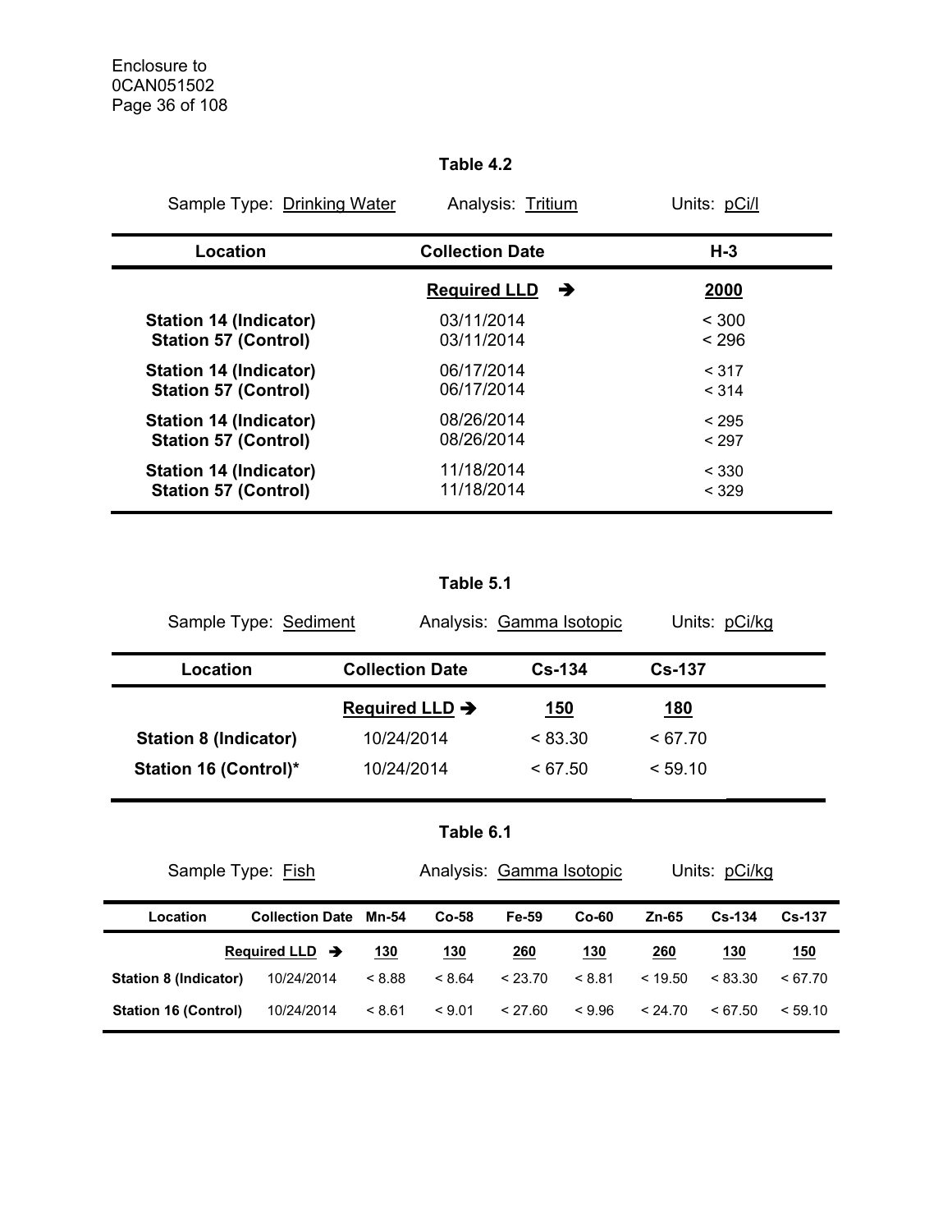Enclosure to
0CAN051502

**Table 4.2**

Sample Type: Drinking Water    Analysis: Tritium    Units: pCi/l

| Location | Collection Date | H-3 |
|---|---|---|
| | **Required LLD** ➔ | **2000** |
| **Station 14 (Indicator)** | 03/11/2014 | < 300 |
| **Station 57 (Control)** | 03/11/2014 | < 296 |
| **Station 14 (Indicator)** | 06/17/2014 | < 317 |
| **Station 57 (Control)** | 06/17/2014 | < 314 |
| **Station 14 (Indicator)** | 08/26/2014 | < 295 |
| **Station 57 (Control)** | 08/26/2014 | < 297 |
| **Station 14 (Indicator)** | 11/18/2014 | < 330 |
| **Station 57 (Control)** | 11/18/2014 | < 329 |

**Table 5.1**

Sample Type: Sediment    Analysis: Gamma Isotopic    Units: pCi/kg

| Location | Collection Date | Cs-134 | Cs-137 |
|---|---|---|---|
| | **Required LLD** ➔ | **150** | **180** |
| **Station 8 (Indicator)** | 10/24/2014 | < 83.30 | < 67.70 |
| **Station 16 (Control)*** | 10/24/2014 | < 67.50 | < 59.10 |

**Table 6.1**

Sample Type: Fish    Analysis: Gamma Isotopic    Units: pCi/kg

| Location | Collection Date | Mn-54 | Co-58 | Fe-59 | Co-60 | Zn-65 | Cs-134 | Cs-137 |
|---|---|---|---|---|---|---|---|---|
| | **Required LLD** ➔ | **130** | **130** | **260** | **130** | **260** | **130** | **150** |
| **Station 8 (Indicator)** | 10/24/2014 | < 8.88 | < 8.64 | < 23.70 | < 8.81 | < 19.50 | < 83.30 | < 67.70 |
| **Station 16 (Control)** | 10/24/2014 | < 8.61 | < 9.01 | < 27.60 | < 9.96 | < 24.70 | < 67.50 | < 59.10 |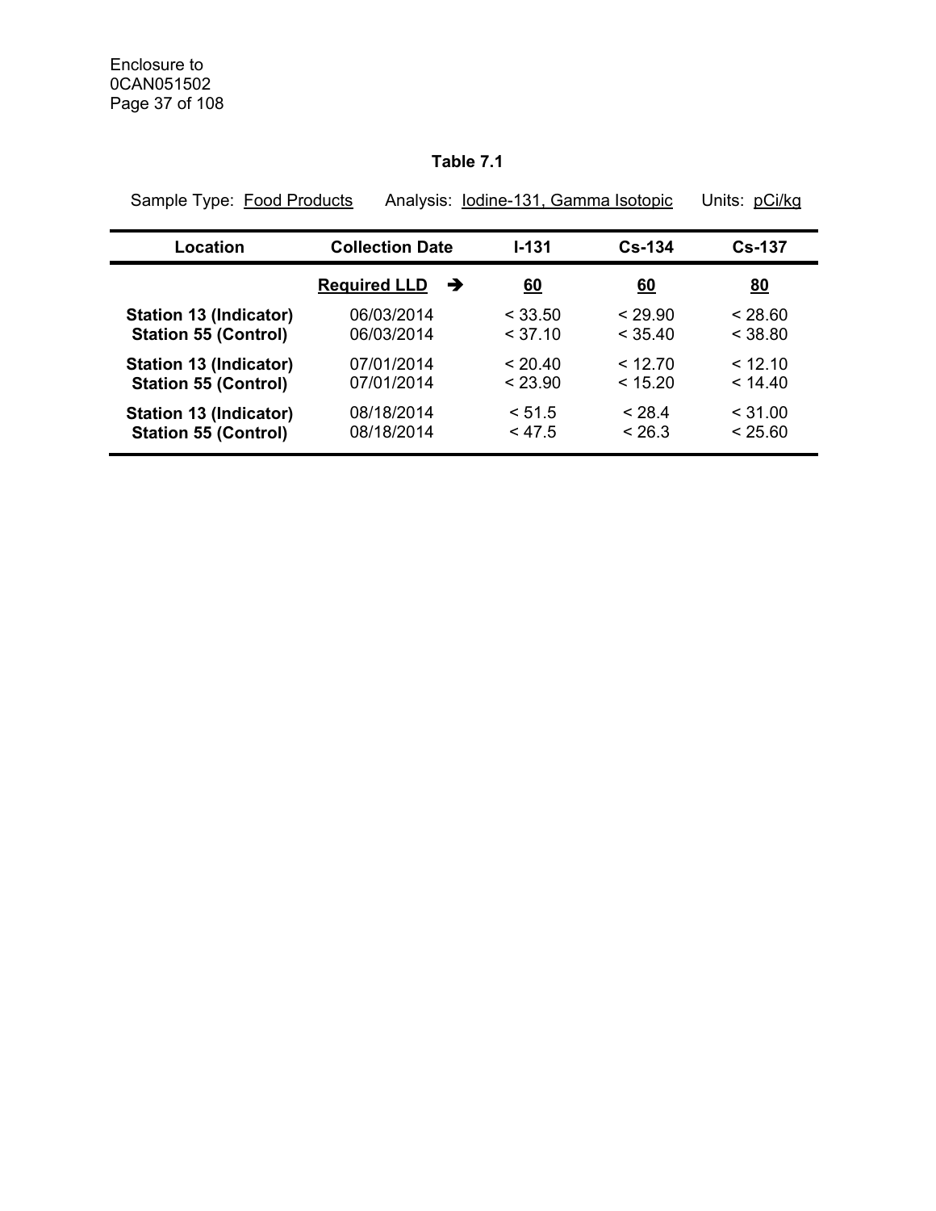**Table 7.1**

Sample Type: Food Products Analysis: Iodine-131, Gamma Isotopic Units: pCi/kg

| Location | Collection Date | I-131 | Cs-134 | Cs-137 |
|---|---|---|---|---|
| | **Required LLD** ➔ | **60** | **60** | **80** |
| **Station 13 (Indicator)** | 06/03/2014 | < 33.50 | < 29.90 | < 28.60 |
| **Station 55 (Control)** | 06/03/2014 | < 37.10 | < 35.40 | < 38.80 |
| **Station 13 (Indicator)** | 07/01/2014 | < 20.40 | < 12.70 | < 12.10 |
| **Station 55 (Control)** | 07/01/2014 | < 23.90 | < 15.20 | < 14.40 |
| **Station 13 (Indicator)** | 08/18/2014 | < 51.5 | < 28.4 | < 31.00 |
| **Station 55 (Control)** | 08/18/2014 | < 47.5 | < 26.3 | < 25.60 |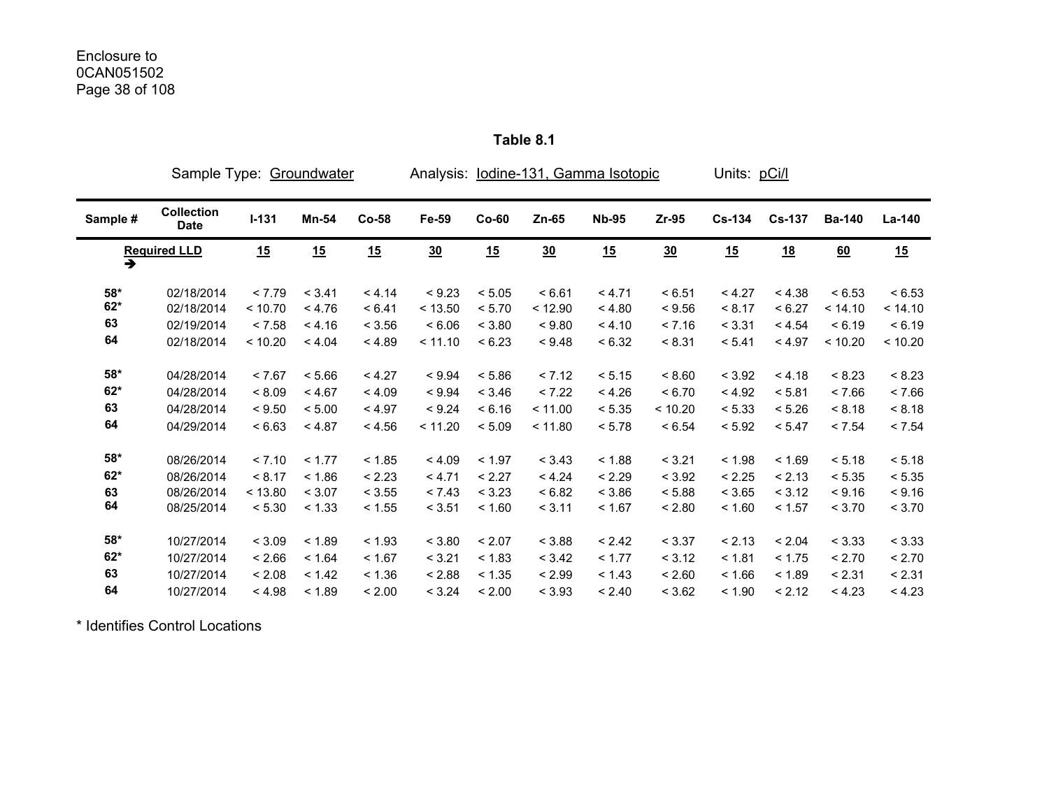Enclosure to
0CAN051502

## Table 8.1

Sample Type: Groundwater    Analysis: Iodine-131, Gamma Isotopic    Units: pCi/l

| Sample # | Collection Date | I-131 | Mn-54 | Co-58 | Fe-59 | Co-60 | Zn-65 | Nb-95 | Zr-95 | Cs-134 | Cs-137 | Ba-140 | La-140 |
|---|---|---|---|---|---|---|---|---|---|---|---|---|---|
| Required LLD ➔ | | 15 | 15 | 15 | 30 | 15 | 30 | 15 | 30 | 15 | 18 | 60 | 15 |
| 58* | 02/18/2014 | < 7.79 | < 3.41 | < 4.14 | < 9.23 | < 5.05 | < 6.61 | < 4.71 | < 6.51 | < 4.27 | < 4.38 | < 6.53 | < 6.53 |
| 62* | 02/18/2014 | < 10.70 | < 4.76 | < 6.41 | < 13.50 | < 5.70 | < 12.90 | < 4.80 | < 9.56 | < 8.17 | < 6.27 | < 14.10 | < 14.10 |
| 63 | 02/19/2014 | < 7.58 | < 4.16 | < 3.56 | < 6.06 | < 3.80 | < 9.80 | < 4.10 | < 7.16 | < 3.31 | < 4.54 | < 6.19 | < 6.19 |
| 64 | 02/18/2014 | < 10.20 | < 4.04 | < 4.89 | < 11.10 | < 6.23 | < 9.48 | < 6.32 | < 8.31 | < 5.41 | < 4.97 | < 10.20 | < 10.20 |
| 58* | 04/28/2014 | < 7.67 | < 5.66 | < 4.27 | < 9.94 | < 5.86 | < 7.12 | < 5.15 | < 8.60 | < 3.92 | < 4.18 | < 8.23 | < 8.23 |
| 62* | 04/28/2014 | < 8.09 | < 4.67 | < 4.09 | < 9.94 | < 3.46 | < 7.22 | < 4.26 | < 6.70 | < 4.92 | < 5.81 | < 7.66 | < 7.66 |
| 63 | 04/28/2014 | < 9.50 | < 5.00 | < 4.97 | < 9.24 | < 6.16 | < 11.00 | < 5.35 | < 10.20 | < 5.33 | < 5.26 | < 8.18 | < 8.18 |
| 64 | 04/29/2014 | < 6.63 | < 4.87 | < 4.56 | < 11.20 | < 5.09 | < 11.80 | < 5.78 | < 6.54 | < 5.92 | < 5.47 | < 7.54 | < 7.54 |
| 58* | 08/26/2014 | < 7.10 | < 1.77 | < 1.85 | < 4.09 | < 1.97 | < 3.43 | < 1.88 | < 3.21 | < 1.98 | < 1.69 | < 5.18 | < 5.18 |
| 62* | 08/26/2014 | < 8.17 | < 1.86 | < 2.23 | < 4.71 | < 2.27 | < 4.24 | < 2.29 | < 3.92 | < 2.25 | < 2.13 | < 5.35 | < 5.35 |
| 63 | 08/26/2014 | < 13.80 | < 3.07 | < 3.55 | < 7.43 | < 3.23 | < 6.82 | < 3.86 | < 5.88 | < 3.65 | < 3.12 | < 9.16 | < 9.16 |
| 64 | 08/25/2014 | < 5.30 | < 1.33 | < 1.55 | < 3.51 | < 1.60 | < 3.11 | < 1.67 | < 2.80 | < 1.60 | < 1.57 | < 3.70 | < 3.70 |
| 58* | 10/27/2014 | < 3.09 | < 1.89 | < 1.93 | < 3.80 | < 2.07 | < 3.88 | < 2.42 | < 3.37 | < 2.13 | < 2.04 | < 3.33 | < 3.33 |
| 62* | 10/27/2014 | < 2.66 | < 1.64 | < 1.67 | < 3.21 | < 1.83 | < 3.42 | < 1.77 | < 3.12 | < 1.81 | < 1.75 | < 2.70 | < 2.70 |
| 63 | 10/27/2014 | < 2.08 | < 1.42 | < 1.36 | < 2.88 | < 1.35 | < 2.99 | < 1.43 | < 2.60 | < 1.66 | < 1.89 | < 2.31 | < 2.31 |
| 64 | 10/27/2014 | < 4.98 | < 1.89 | < 2.00 | < 3.24 | < 2.00 | < 3.93 | < 2.40 | < 3.62 | < 1.90 | < 2.12 | < 4.23 | < 4.23 |

* Identifies Control Locations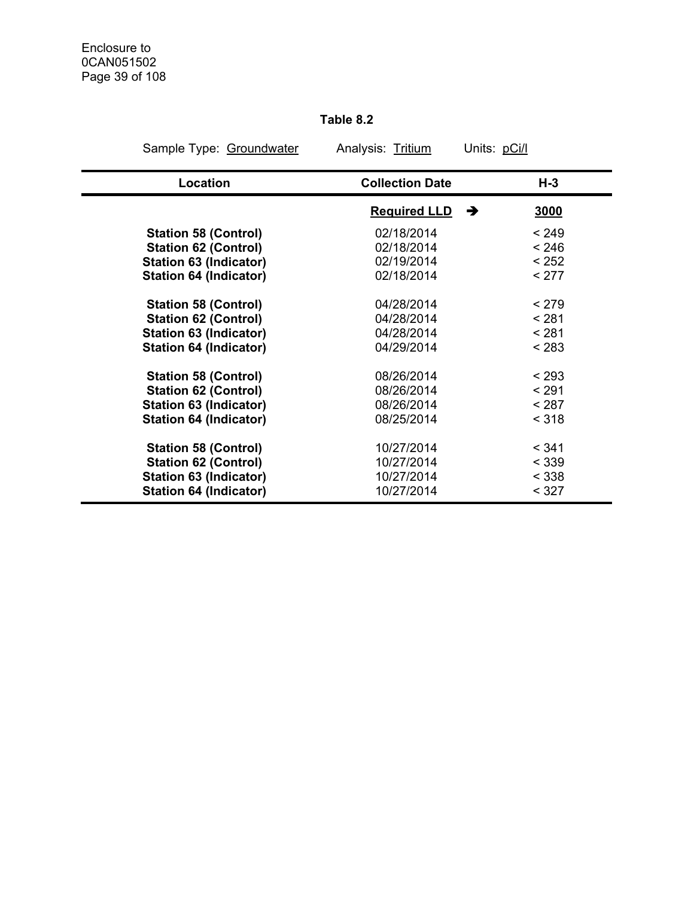**Table 8.2**

Sample Type: Groundwater    Analysis: Tritium    Units: pCi/l

| Location | Collection Date | H-3 |
|---|---|---|
| | **Required LLD** ➔ | **3000** |
| **Station 58 (Control)** | 02/18/2014 | < 249 |
| **Station 62 (Control)** | 02/18/2014 | < 246 |
| **Station 63 (Indicator)** | 02/19/2014 | < 252 |
| **Station 64 (Indicator)** | 02/18/2014 | < 277 |
| **Station 58 (Control)** | 04/28/2014 | < 279 |
| **Station 62 (Control)** | 04/28/2014 | < 281 |
| **Station 63 (Indicator)** | 04/28/2014 | < 281 |
| **Station 64 (Indicator)** | 04/29/2014 | < 283 |
| **Station 58 (Control)** | 08/26/2014 | < 293 |
| **Station 62 (Control)** | 08/26/2014 | < 291 |
| **Station 63 (Indicator)** | 08/26/2014 | < 287 |
| **Station 64 (Indicator)** | 08/25/2014 | < 318 |
| **Station 58 (Control)** | 10/27/2014 | < 341 |
| **Station 62 (Control)** | 10/27/2014 | < 339 |
| **Station 63 (Indicator)** | 10/27/2014 | < 338 |
| **Station 64 (Indicator)** | 10/27/2014 | < 327 |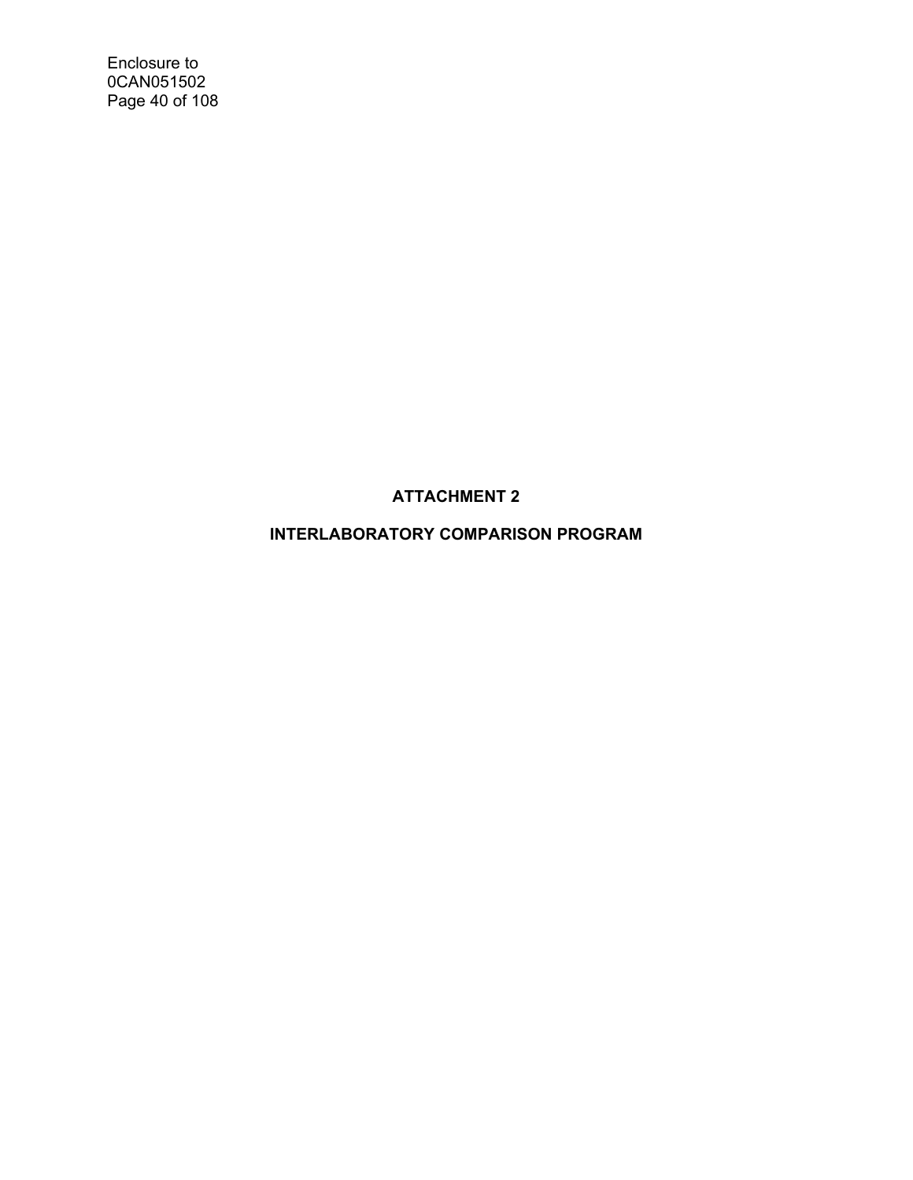# ATTACHMENT 2

## INTERLABORATORY COMPARISON PROGRAM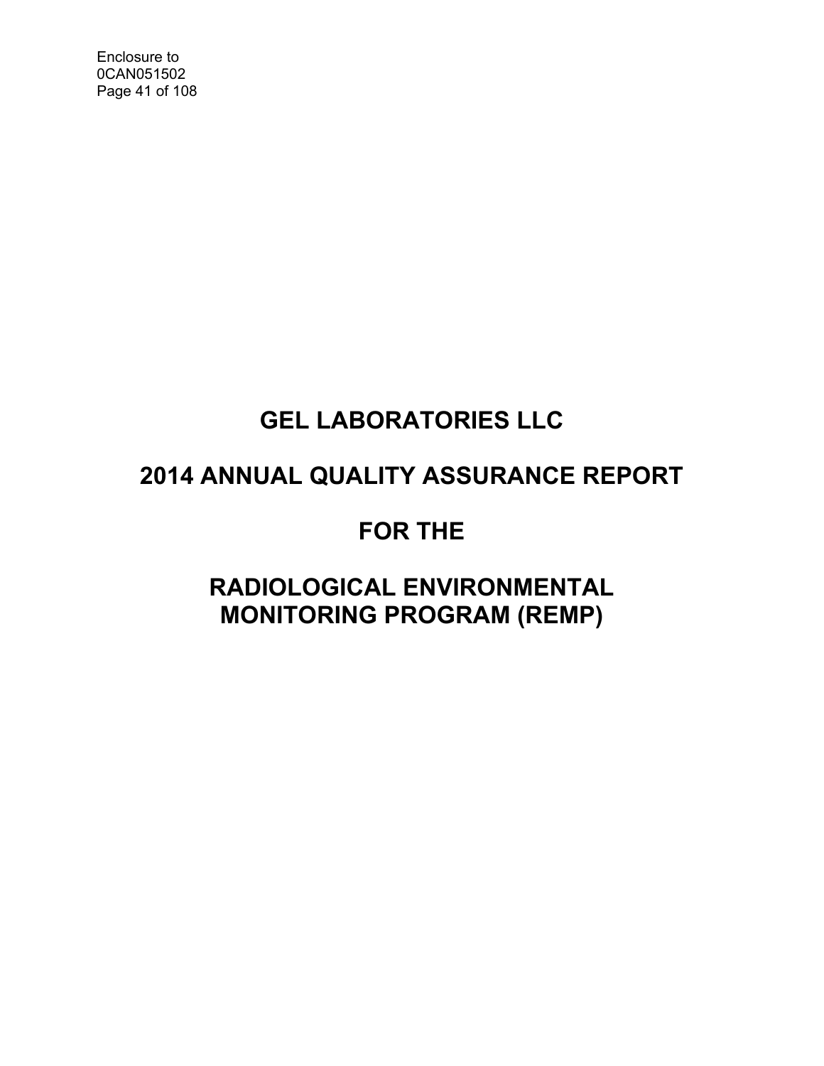# GEL LABORATORIES LLC

# 2014 ANNUAL QUALITY ASSURANCE REPORT

# FOR THE

# RADIOLOGICAL ENVIRONMENTAL MONITORING PROGRAM (REMP)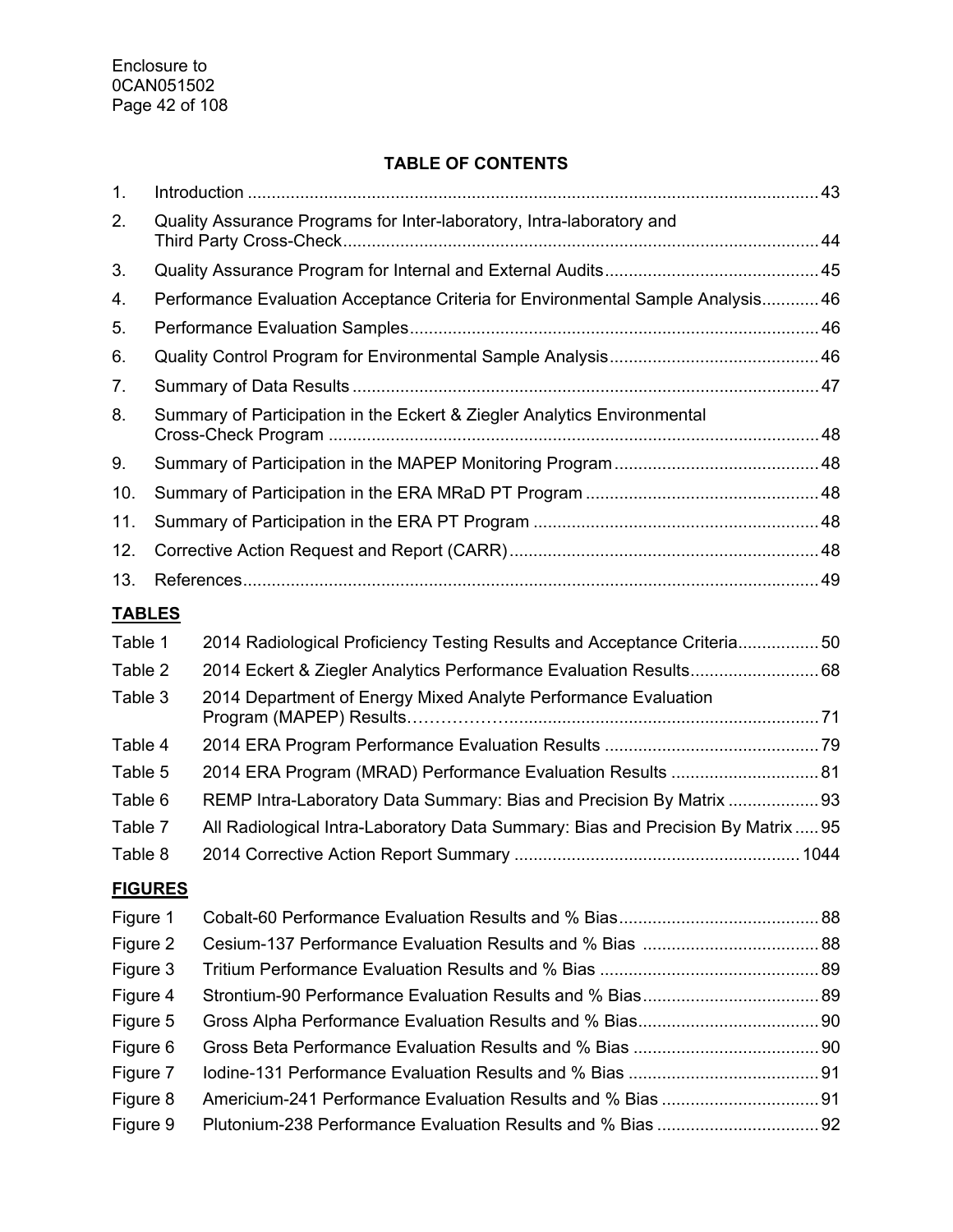## TABLE OF CONTENTS

| | | |
|---|---|---|
| 1. | Introduction | 43 |
| 2. | Quality Assurance Programs for Inter-laboratory, Intra-laboratory and Third Party Cross-Check | 44 |
| 3. | Quality Assurance Program for Internal and External Audits | 45 |
| 4. | Performance Evaluation Acceptance Criteria for Environmental Sample Analysis | 46 |
| 5. | Performance Evaluation Samples | 46 |
| 6. | Quality Control Program for Environmental Sample Analysis | 46 |
| 7. | Summary of Data Results | 47 |
| 8. | Summary of Participation in the Eckert & Ziegler Analytics Environmental Cross-Check Program | 48 |
| 9. | Summary of Participation in the MAPEP Monitoring Program | 48 |
| 10. | Summary of Participation in the ERA MRaD PT Program | 48 |
| 11. | Summary of Participation in the ERA PT Program | 48 |
| 12. | Corrective Action Request and Report (CARR) | 48 |
| 13. | References | 49 |

### TABLES

| | | |
|---|---|---|
| Table 1 | 2014 Radiological Proficiency Testing Results and Acceptance Criteria | 50 |
| Table 2 | 2014 Eckert & Ziegler Analytics Performance Evaluation Results | 68 |
| Table 3 | 2014 Department of Energy Mixed Analyte Performance Evaluation Program (MAPEP) Results | 71 |
| Table 4 | 2014 ERA Program Performance Evaluation Results | 79 |
| Table 5 | 2014 ERA Program (MRAD) Performance Evaluation Results | 81 |
| Table 6 | REMP Intra-Laboratory Data Summary: Bias and Precision By Matrix | 93 |
| Table 7 | All Radiological Intra-Laboratory Data Summary: Bias and Precision By Matrix | 95 |
| Table 8 | 2014 Corrective Action Report Summary | 1044 |

### FIGURES

| | | |
|---|---|---|
| Figure 1 | Cobalt-60 Performance Evaluation Results and % Bias | 88 |
| Figure 2 | Cesium-137 Performance Evaluation Results and % Bias | 88 |
| Figure 3 | Tritium Performance Evaluation Results and % Bias | 89 |
| Figure 4 | Strontium-90 Performance Evaluation Results and % Bias | 89 |
| Figure 5 | Gross Alpha Performance Evaluation Results and % Bias | 90 |
| Figure 6 | Gross Beta Performance Evaluation Results and % Bias | 90 |
| Figure 7 | Iodine-131 Performance Evaluation Results and % Bias | 91 |
| Figure 8 | Americium-241 Performance Evaluation Results and % Bias | 91 |
| Figure 9 | Plutonium-238 Performance Evaluation Results and % Bias | 92 |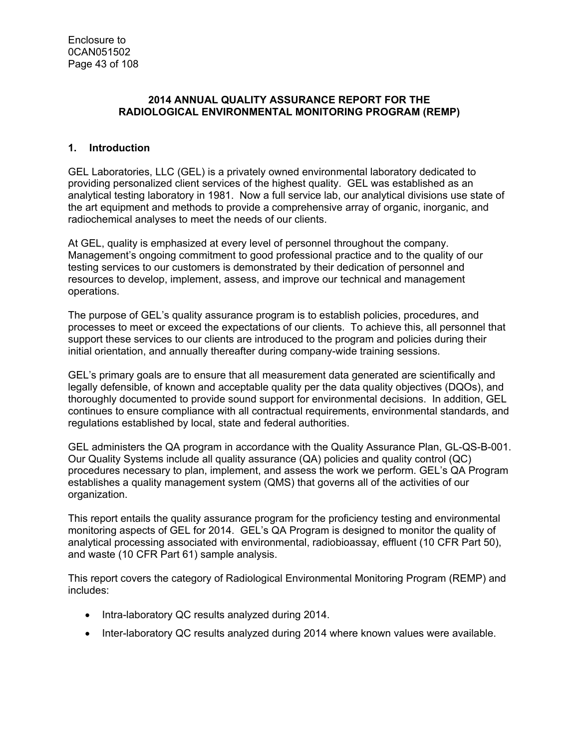## 2014 ANNUAL QUALITY ASSURANCE REPORT FOR THE RADIOLOGICAL ENVIRONMENTAL MONITORING PROGRAM (REMP)

### 1. Introduction

GEL Laboratories, LLC (GEL) is a privately owned environmental laboratory dedicated to providing personalized client services of the highest quality. GEL was established as an analytical testing laboratory in 1981. Now a full service lab, our analytical divisions use state of the art equipment and methods to provide a comprehensive array of organic, inorganic, and radiochemical analyses to meet the needs of our clients.

At GEL, quality is emphasized at every level of personnel throughout the company. Management's ongoing commitment to good professional practice and to the quality of our testing services to our customers is demonstrated by their dedication of personnel and resources to develop, implement, assess, and improve our technical and management operations.

The purpose of GEL's quality assurance program is to establish policies, procedures, and processes to meet or exceed the expectations of our clients. To achieve this, all personnel that support these services to our clients are introduced to the program and policies during their initial orientation, and annually thereafter during company-wide training sessions.

GEL's primary goals are to ensure that all measurement data generated are scientifically and legally defensible, of known and acceptable quality per the data quality objectives (DQOs), and thoroughly documented to provide sound support for environmental decisions. In addition, GEL continues to ensure compliance with all contractual requirements, environmental standards, and regulations established by local, state and federal authorities.

GEL administers the QA program in accordance with the Quality Assurance Plan, GL-QS-B-001. Our Quality Systems include all quality assurance (QA) policies and quality control (QC) procedures necessary to plan, implement, and assess the work we perform. GEL's QA Program establishes a quality management system (QMS) that governs all of the activities of our organization.

This report entails the quality assurance program for the proficiency testing and environmental monitoring aspects of GEL for 2014. GEL's QA Program is designed to monitor the quality of analytical processing associated with environmental, radiobioassay, effluent (10 CFR Part 50), and waste (10 CFR Part 61) sample analysis.

This report covers the category of Radiological Environmental Monitoring Program (REMP) and includes:

- Intra-laboratory QC results analyzed during 2014.
- Inter-laboratory QC results analyzed during 2014 where known values were available.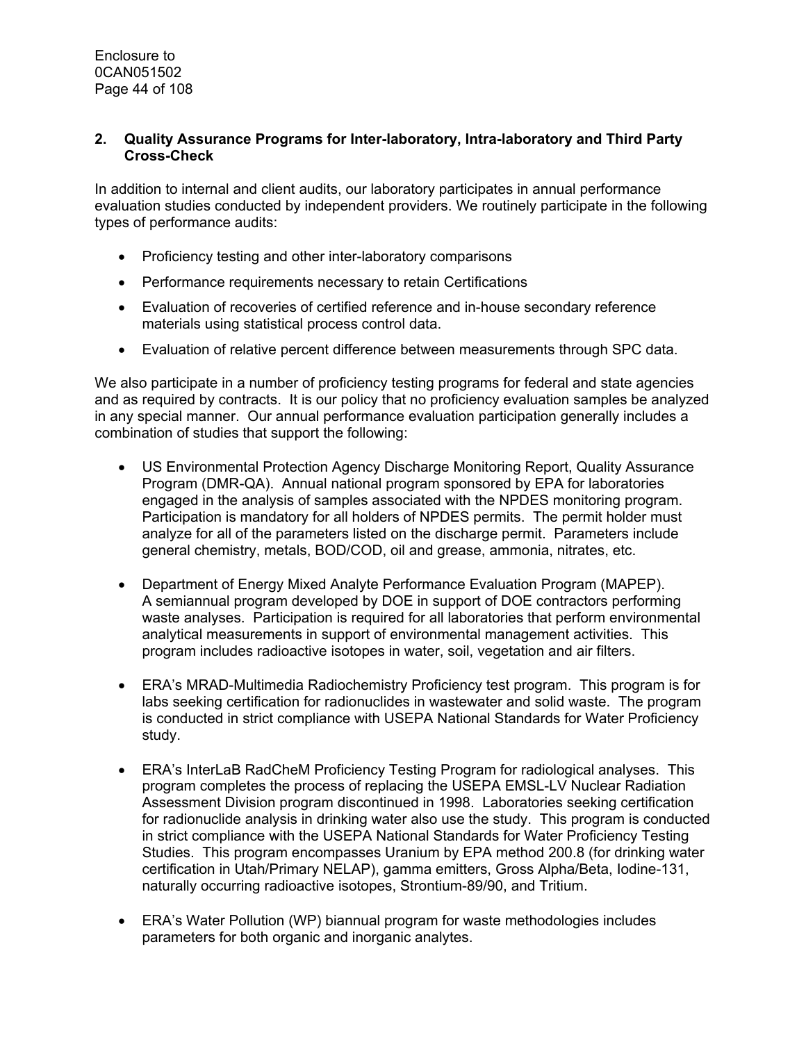## 2. Quality Assurance Programs for Inter-laboratory, Intra-laboratory and Third Party Cross-Check

In addition to internal and client audits, our laboratory participates in annual performance evaluation studies conducted by independent providers. We routinely participate in the following types of performance audits:

- Proficiency testing and other inter-laboratory comparisons
- Performance requirements necessary to retain Certifications
- Evaluation of recoveries of certified reference and in-house secondary reference materials using statistical process control data.
- Evaluation of relative percent difference between measurements through SPC data.

We also participate in a number of proficiency testing programs for federal and state agencies and as required by contracts. It is our policy that no proficiency evaluation samples be analyzed in any special manner. Our annual performance evaluation participation generally includes a combination of studies that support the following:

- US Environmental Protection Agency Discharge Monitoring Report, Quality Assurance Program (DMR-QA). Annual national program sponsored by EPA for laboratories engaged in the analysis of samples associated with the NPDES monitoring program. Participation is mandatory for all holders of NPDES permits. The permit holder must analyze for all of the parameters listed on the discharge permit. Parameters include general chemistry, metals, BOD/COD, oil and grease, ammonia, nitrates, etc.

- Department of Energy Mixed Analyte Performance Evaluation Program (MAPEP). A semiannual program developed by DOE in support of DOE contractors performing waste analyses. Participation is required for all laboratories that perform environmental analytical measurements in support of environmental management activities. This program includes radioactive isotopes in water, soil, vegetation and air filters.

- ERA's MRAD-Multimedia Radiochemistry Proficiency test program. This program is for labs seeking certification for radionuclides in wastewater and solid waste. The program is conducted in strict compliance with USEPA National Standards for Water Proficiency study.

- ERA's InterLaB RadCheM Proficiency Testing Program for radiological analyses. This program completes the process of replacing the USEPA EMSL-LV Nuclear Radiation Assessment Division program discontinued in 1998. Laboratories seeking certification for radionuclide analysis in drinking water also use the study. This program is conducted in strict compliance with the USEPA National Standards for Water Proficiency Testing Studies. This program encompasses Uranium by EPA method 200.8 (for drinking water certification in Utah/Primary NELAP), gamma emitters, Gross Alpha/Beta, Iodine-131, naturally occurring radioactive isotopes, Strontium-89/90, and Tritium.

- ERA's Water Pollution (WP) biannual program for waste methodologies includes parameters for both organic and inorganic analytes.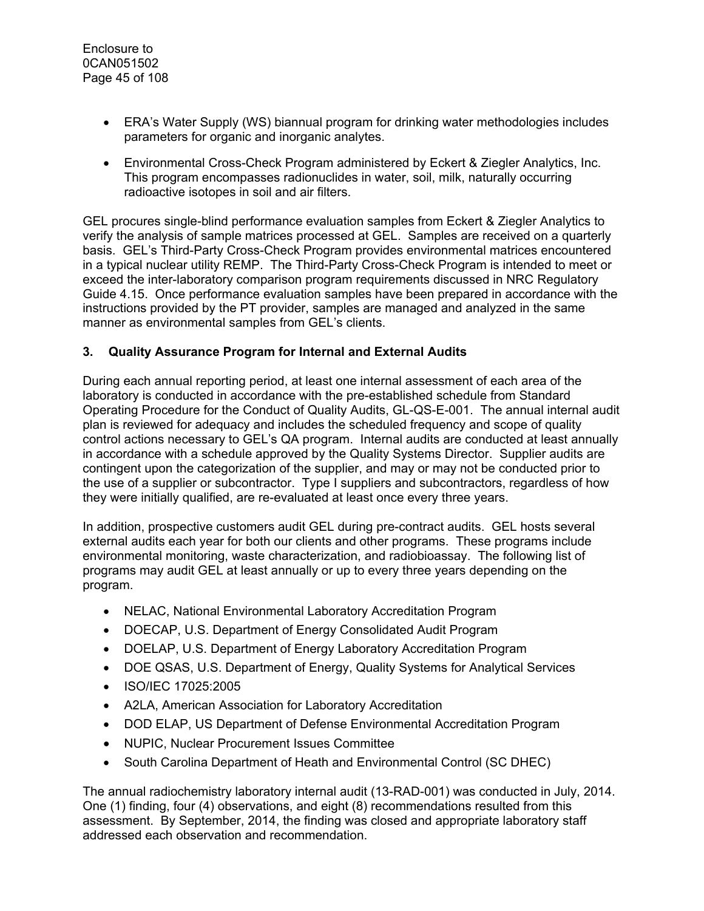- ERA's Water Supply (WS) biannual program for drinking water methodologies includes parameters for organic and inorganic analytes.
- Environmental Cross-Check Program administered by Eckert & Ziegler Analytics, Inc. This program encompasses radionuclides in water, soil, milk, naturally occurring radioactive isotopes in soil and air filters.

GEL procures single-blind performance evaluation samples from Eckert & Ziegler Analytics to verify the analysis of sample matrices processed at GEL. Samples are received on a quarterly basis. GEL's Third-Party Cross-Check Program provides environmental matrices encountered in a typical nuclear utility REMP. The Third-Party Cross-Check Program is intended to meet or exceed the inter-laboratory comparison program requirements discussed in NRC Regulatory Guide 4.15. Once performance evaluation samples have been prepared in accordance with the instructions provided by the PT provider, samples are managed and analyzed in the same manner as environmental samples from GEL's clients.

### 3. Quality Assurance Program for Internal and External Audits

During each annual reporting period, at least one internal assessment of each area of the laboratory is conducted in accordance with the pre-established schedule from Standard Operating Procedure for the Conduct of Quality Audits, GL-QS-E-001. The annual internal audit plan is reviewed for adequacy and includes the scheduled frequency and scope of quality control actions necessary to GEL's QA program. Internal audits are conducted at least annually in accordance with a schedule approved by the Quality Systems Director. Supplier audits are contingent upon the categorization of the supplier, and may or may not be conducted prior to the use of a supplier or subcontractor. Type I suppliers and subcontractors, regardless of how they were initially qualified, are re-evaluated at least once every three years.

In addition, prospective customers audit GEL during pre-contract audits. GEL hosts several external audits each year for both our clients and other programs. These programs include environmental monitoring, waste characterization, and radiobioassay. The following list of programs may audit GEL at least annually or up to every three years depending on the program.

- NELAC, National Environmental Laboratory Accreditation Program
- DOECAP, U.S. Department of Energy Consolidated Audit Program
- DOELAP, U.S. Department of Energy Laboratory Accreditation Program
- DOE QSAS, U.S. Department of Energy, Quality Systems for Analytical Services
- ISO/IEC 17025:2005
- A2LA, American Association for Laboratory Accreditation
- DOD ELAP, US Department of Defense Environmental Accreditation Program
- NUPIC, Nuclear Procurement Issues Committee
- South Carolina Department of Heath and Environmental Control (SC DHEC)

The annual radiochemistry laboratory internal audit (13-RAD-001) was conducted in July, 2014. One (1) finding, four (4) observations, and eight (8) recommendations resulted from this assessment. By September, 2014, the finding was closed and appropriate laboratory staff addressed each observation and recommendation.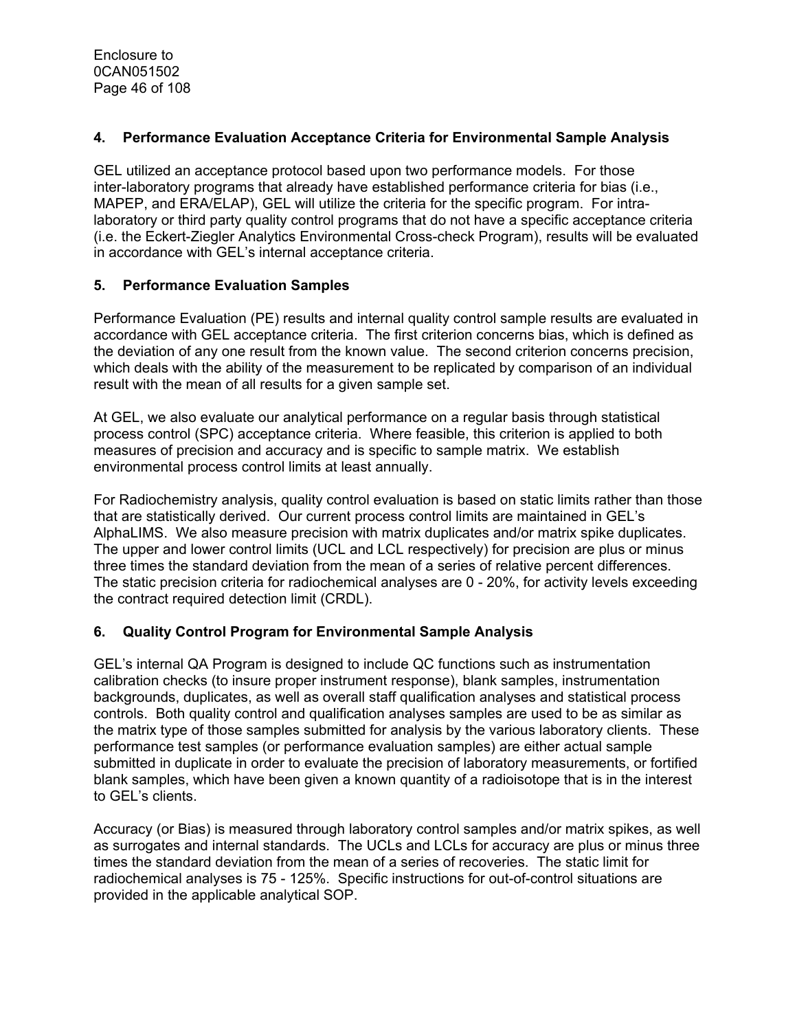## 4. Performance Evaluation Acceptance Criteria for Environmental Sample Analysis

GEL utilized an acceptance protocol based upon two performance models. For those inter-laboratory programs that already have established performance criteria for bias (i.e., MAPEP, and ERA/ELAP), GEL will utilize the criteria for the specific program. For intra-laboratory or third party quality control programs that do not have a specific acceptance criteria (i.e. the Eckert-Ziegler Analytics Environmental Cross-check Program), results will be evaluated in accordance with GEL's internal acceptance criteria.

## 5. Performance Evaluation Samples

Performance Evaluation (PE) results and internal quality control sample results are evaluated in accordance with GEL acceptance criteria. The first criterion concerns bias, which is defined as the deviation of any one result from the known value. The second criterion concerns precision, which deals with the ability of the measurement to be replicated by comparison of an individual result with the mean of all results for a given sample set.

At GEL, we also evaluate our analytical performance on a regular basis through statistical process control (SPC) acceptance criteria. Where feasible, this criterion is applied to both measures of precision and accuracy and is specific to sample matrix. We establish environmental process control limits at least annually.

For Radiochemistry analysis, quality control evaluation is based on static limits rather than those that are statistically derived. Our current process control limits are maintained in GEL's AlphaLIMS. We also measure precision with matrix duplicates and/or matrix spike duplicates. The upper and lower control limits (UCL and LCL respectively) for precision are plus or minus three times the standard deviation from the mean of a series of relative percent differences. The static precision criteria for radiochemical analyses are 0 - 20%, for activity levels exceeding the contract required detection limit (CRDL).

## 6. Quality Control Program for Environmental Sample Analysis

GEL's internal QA Program is designed to include QC functions such as instrumentation calibration checks (to insure proper instrument response), blank samples, instrumentation backgrounds, duplicates, as well as overall staff qualification analyses and statistical process controls. Both quality control and qualification analyses samples are used to be as similar as the matrix type of those samples submitted for analysis by the various laboratory clients. These performance test samples (or performance evaluation samples) are either actual sample submitted in duplicate in order to evaluate the precision of laboratory measurements, or fortified blank samples, which have been given a known quantity of a radioisotope that is in the interest to GEL's clients.

Accuracy (or Bias) is measured through laboratory control samples and/or matrix spikes, as well as surrogates and internal standards. The UCLs and LCLs for accuracy are plus or minus three times the standard deviation from the mean of a series of recoveries. The static limit for radiochemical analyses is 75 - 125%. Specific instructions for out-of-control situations are provided in the applicable analytical SOP.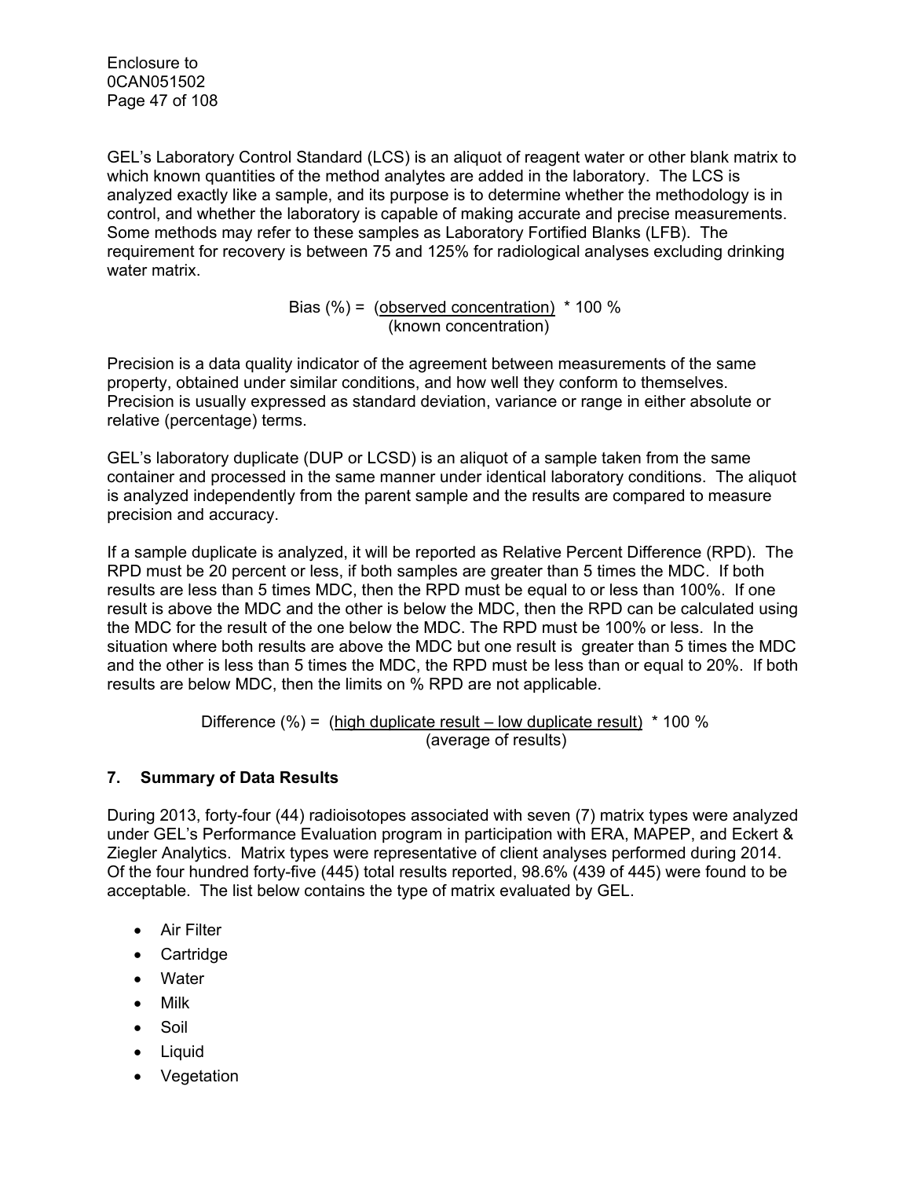GEL's Laboratory Control Standard (LCS) is an aliquot of reagent water or other blank matrix to which known quantities of the method analytes are added in the laboratory. The LCS is analyzed exactly like a sample, and its purpose is to determine whether the methodology is in control, and whether the laboratory is capable of making accurate and precise measurements. Some methods may refer to these samples as Laboratory Fortified Blanks (LFB). The requirement for recovery is between 75 and 125% for radiological analyses excluding drinking water matrix.

$$\text{Bias (\%)} = \frac{\text{(observed concentration)}}{\text{(known concentration)}} * 100\ \%$$

Precision is a data quality indicator of the agreement between measurements of the same property, obtained under similar conditions, and how well they conform to themselves. Precision is usually expressed as standard deviation, variance or range in either absolute or relative (percentage) terms.

GEL's laboratory duplicate (DUP or LCSD) is an aliquot of a sample taken from the same container and processed in the same manner under identical laboratory conditions. The aliquot is analyzed independently from the parent sample and the results are compared to measure precision and accuracy.

If a sample duplicate is analyzed, it will be reported as Relative Percent Difference (RPD). The RPD must be 20 percent or less, if both samples are greater than 5 times the MDC. If both results are less than 5 times MDC, then the RPD must be equal to or less than 100%. If one result is above the MDC and the other is below the MDC, then the RPD can be calculated using the MDC for the result of the one below the MDC. The RPD must be 100% or less. In the situation where both results are above the MDC but one result is greater than 5 times the MDC and the other is less than 5 times the MDC, the RPD must be less than or equal to 20%. If both results are below MDC, then the limits on % RPD are not applicable.

$$\text{Difference (\%)} = \frac{\text{(high duplicate result – low duplicate result)}}{\text{(average of results)}} * 100\ \%$$

## 7. Summary of Data Results

During 2013, forty-four (44) radioisotopes associated with seven (7) matrix types were analyzed under GEL's Performance Evaluation program in participation with ERA, MAPEP, and Eckert & Ziegler Analytics. Matrix types were representative of client analyses performed during 2014. Of the four hundred forty-five (445) total results reported, 98.6% (439 of 445) were found to be acceptable. The list below contains the type of matrix evaluated by GEL.

- Air Filter
- Cartridge
- Water
- Milk
- Soil
- Liquid
- Vegetation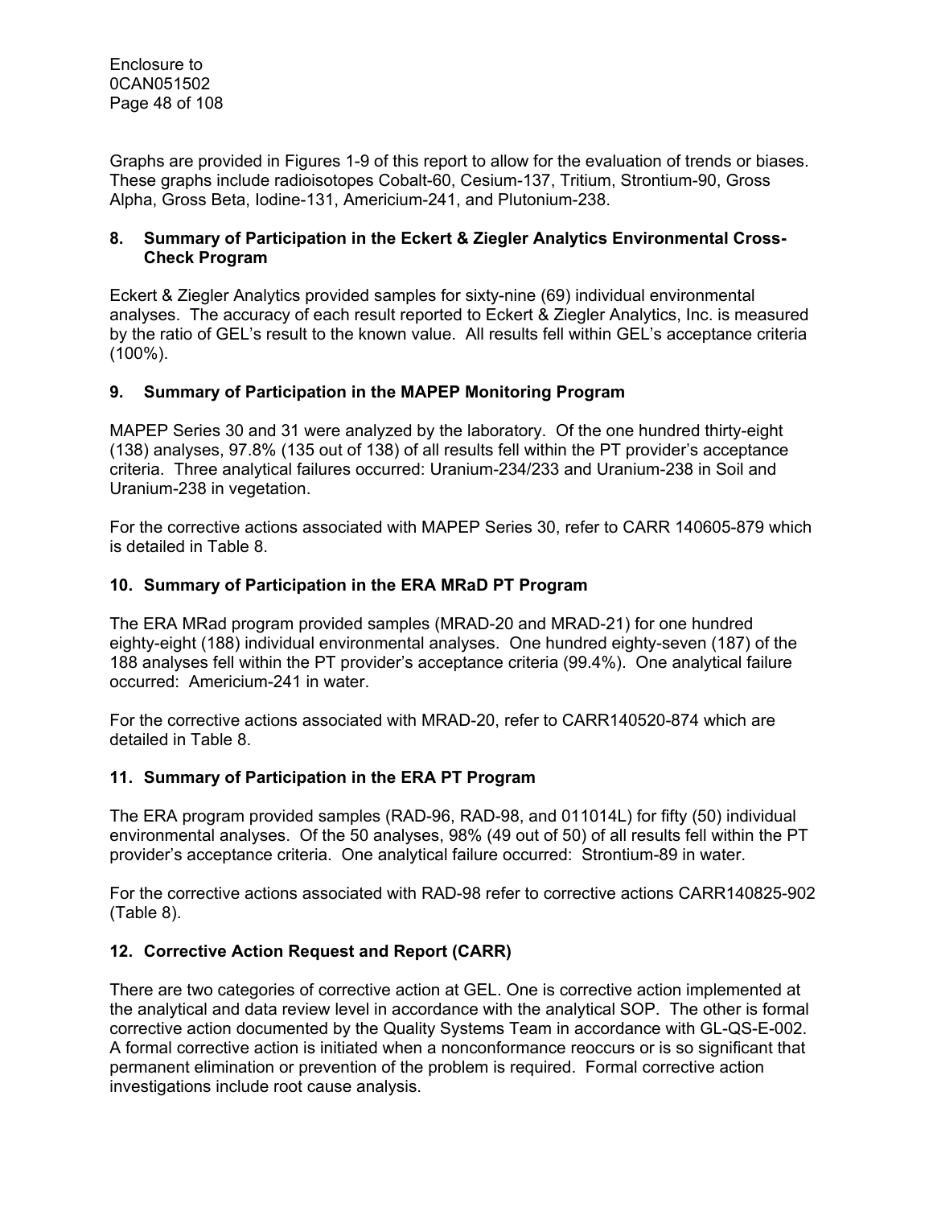Graphs are provided in Figures 1-9 of this report to allow for the evaluation of trends or biases. These graphs include radioisotopes Cobalt-60, Cesium-137, Tritium, Strontium-90, Gross Alpha, Gross Beta, Iodine-131, Americium-241, and Plutonium-238.

## 8. Summary of Participation in the Eckert & Ziegler Analytics Environmental Cross-Check Program

Eckert & Ziegler Analytics provided samples for sixty-nine (69) individual environmental analyses. The accuracy of each result reported to Eckert & Ziegler Analytics, Inc. is measured by the ratio of GEL's result to the known value. All results fell within GEL's acceptance criteria (100%).

## 9. Summary of Participation in the MAPEP Monitoring Program

MAPEP Series 30 and 31 were analyzed by the laboratory. Of the one hundred thirty-eight (138) analyses, 97.8% (135 out of 138) of all results fell within the PT provider's acceptance criteria. Three analytical failures occurred: Uranium-234/233 and Uranium-238 in Soil and Uranium-238 in vegetation.

For the corrective actions associated with MAPEP Series 30, refer to CARR 140605-879 which is detailed in Table 8.

## 10. Summary of Participation in the ERA MRaD PT Program

The ERA MRad program provided samples (MRAD-20 and MRAD-21) for one hundred eighty-eight (188) individual environmental analyses. One hundred eighty-seven (187) of the 188 analyses fell within the PT provider's acceptance criteria (99.4%). One analytical failure occurred: Americium-241 in water.

For the corrective actions associated with MRAD-20, refer to CARR140520-874 which are detailed in Table 8.

## 11. Summary of Participation in the ERA PT Program

The ERA program provided samples (RAD-96, RAD-98, and 011014L) for fifty (50) individual environmental analyses. Of the 50 analyses, 98% (49 out of 50) of all results fell within the PT provider's acceptance criteria. One analytical failure occurred: Strontium-89 in water.

For the corrective actions associated with RAD-98 refer to corrective actions CARR140825-902 (Table 8).

## 12. Corrective Action Request and Report (CARR)

There are two categories of corrective action at GEL. One is corrective action implemented at the analytical and data review level in accordance with the analytical SOP. The other is formal corrective action documented by the Quality Systems Team in accordance with GL-QS-E-002. A formal corrective action is initiated when a nonconformance reoccurs or is so significant that permanent elimination or prevention of the problem is required. Formal corrective action investigations include root cause analysis.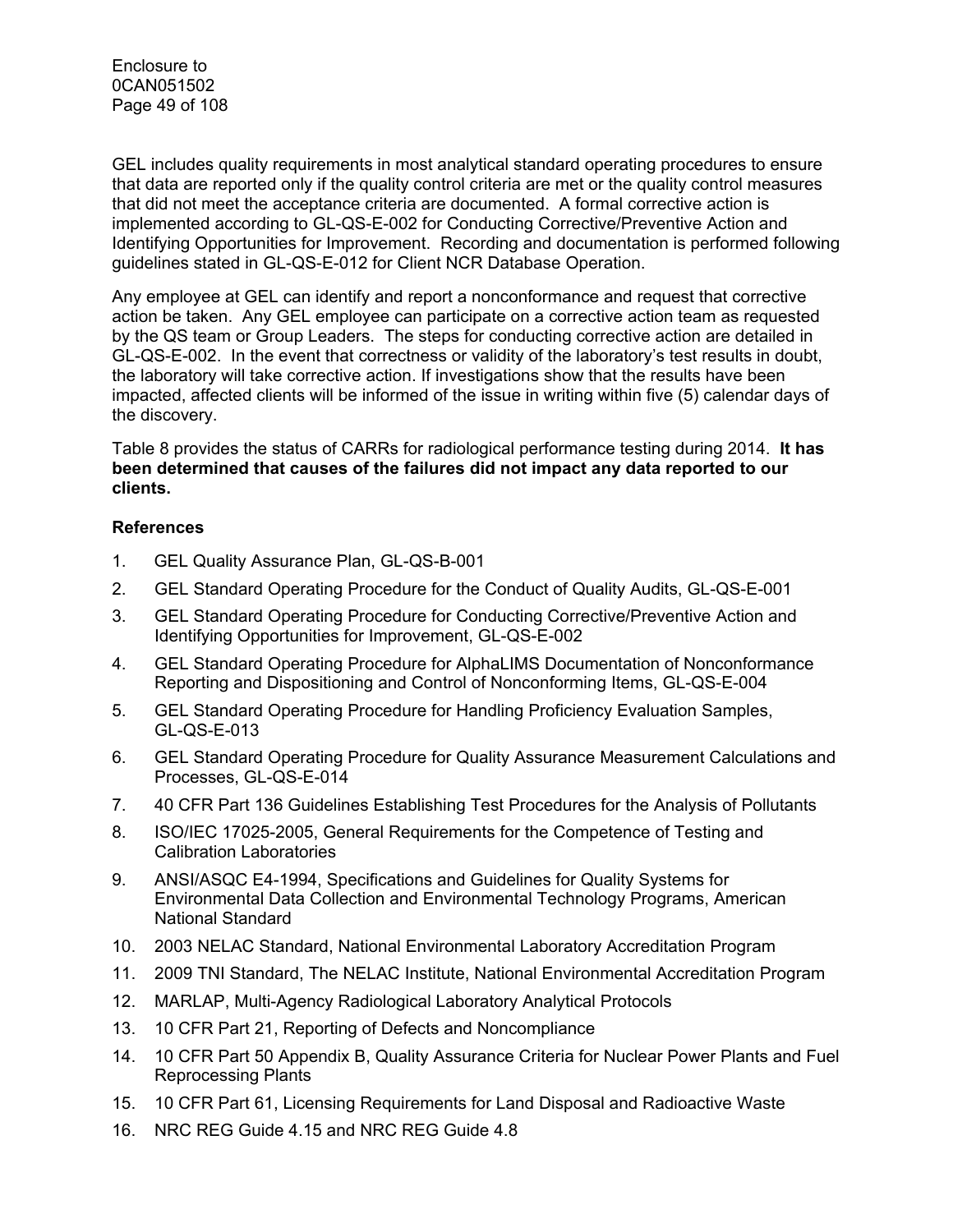GEL includes quality requirements in most analytical standard operating procedures to ensure that data are reported only if the quality control criteria are met or the quality control measures that did not meet the acceptance criteria are documented. A formal corrective action is implemented according to GL-QS-E-002 for Conducting Corrective/Preventive Action and Identifying Opportunities for Improvement. Recording and documentation is performed following guidelines stated in GL-QS-E-012 for Client NCR Database Operation.

Any employee at GEL can identify and report a nonconformance and request that corrective action be taken. Any GEL employee can participate on a corrective action team as requested by the QS team or Group Leaders. The steps for conducting corrective action are detailed in GL-QS-E-002. In the event that correctness or validity of the laboratory's test results in doubt, the laboratory will take corrective action. If investigations show that the results have been impacted, affected clients will be informed of the issue in writing within five (5) calendar days of the discovery.

Table 8 provides the status of CARRs for radiological performance testing during 2014. **It has been determined that causes of the failures did not impact any data reported to our clients.**

**References**

1. GEL Quality Assurance Plan, GL-QS-B-001
2. GEL Standard Operating Procedure for the Conduct of Quality Audits, GL-QS-E-001
3. GEL Standard Operating Procedure for Conducting Corrective/Preventive Action and Identifying Opportunities for Improvement, GL-QS-E-002
4. GEL Standard Operating Procedure for AlphaLIMS Documentation of Nonconformance Reporting and Dispositioning and Control of Nonconforming Items, GL-QS-E-004
5. GEL Standard Operating Procedure for Handling Proficiency Evaluation Samples, GL-QS-E-013
6. GEL Standard Operating Procedure for Quality Assurance Measurement Calculations and Processes, GL-QS-E-014
7. 40 CFR Part 136 Guidelines Establishing Test Procedures for the Analysis of Pollutants
8. ISO/IEC 17025-2005, General Requirements for the Competence of Testing and Calibration Laboratories
9. ANSI/ASQC E4-1994, Specifications and Guidelines for Quality Systems for Environmental Data Collection and Environmental Technology Programs, American National Standard
10. 2003 NELAC Standard, National Environmental Laboratory Accreditation Program
11. 2009 TNI Standard, The NELAC Institute, National Environmental Accreditation Program
12. MARLAP, Multi-Agency Radiological Laboratory Analytical Protocols
13. 10 CFR Part 21, Reporting of Defects and Noncompliance
14. 10 CFR Part 50 Appendix B, Quality Assurance Criteria for Nuclear Power Plants and Fuel Reprocessing Plants
15. 10 CFR Part 61, Licensing Requirements for Land Disposal and Radioactive Waste
16. NRC REG Guide 4.15 and NRC REG Guide 4.8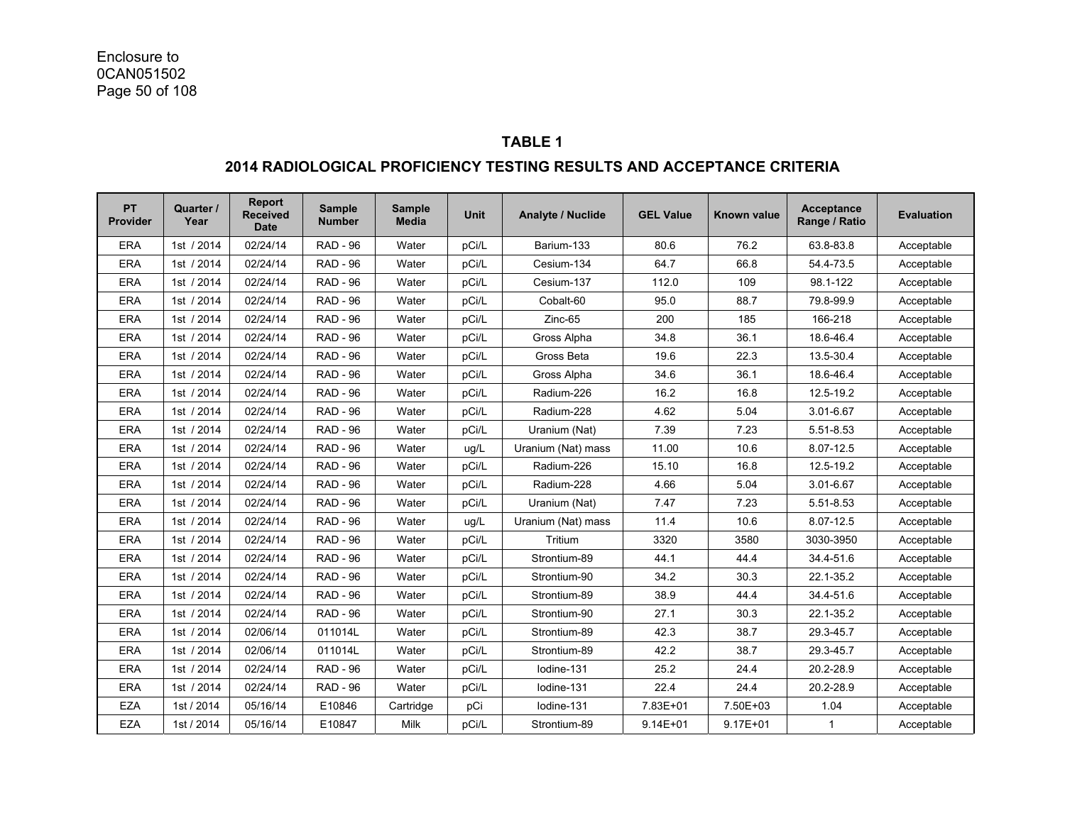Enclosure to
0CAN051502

## TABLE 1

## 2014 RADIOLOGICAL PROFICIENCY TESTING RESULTS AND ACCEPTANCE CRITERIA

| PT Provider | Quarter / Year | Report Received Date | Sample Number | Sample Media | Unit | Analyte / Nuclide | GEL Value | Known value | Acceptance Range / Ratio | Evaluation |
|---|---|---|---|---|---|---|---|---|---|---|
| ERA | 1st / 2014 | 02/24/14 | RAD - 96 | Water | pCi/L | Barium-133 | 80.6 | 76.2 | 63.8-83.8 | Acceptable |
| ERA | 1st / 2014 | 02/24/14 | RAD - 96 | Water | pCi/L | Cesium-134 | 64.7 | 66.8 | 54.4-73.5 | Acceptable |
| ERA | 1st / 2014 | 02/24/14 | RAD - 96 | Water | pCi/L | Cesium-137 | 112.0 | 109 | 98.1-122 | Acceptable |
| ERA | 1st / 2014 | 02/24/14 | RAD - 96 | Water | pCi/L | Cobalt-60 | 95.0 | 88.7 | 79.8-99.9 | Acceptable |
| ERA | 1st / 2014 | 02/24/14 | RAD - 96 | Water | pCi/L | Zinc-65 | 200 | 185 | 166-218 | Acceptable |
| ERA | 1st / 2014 | 02/24/14 | RAD - 96 | Water | pCi/L | Gross Alpha | 34.8 | 36.1 | 18.6-46.4 | Acceptable |
| ERA | 1st / 2014 | 02/24/14 | RAD - 96 | Water | pCi/L | Gross Beta | 19.6 | 22.3 | 13.5-30.4 | Acceptable |
| ERA | 1st / 2014 | 02/24/14 | RAD - 96 | Water | pCi/L | Gross Alpha | 34.6 | 36.1 | 18.6-46.4 | Acceptable |
| ERA | 1st / 2014 | 02/24/14 | RAD - 96 | Water | pCi/L | Radium-226 | 16.2 | 16.8 | 12.5-19.2 | Acceptable |
| ERA | 1st / 2014 | 02/24/14 | RAD - 96 | Water | pCi/L | Radium-228 | 4.62 | 5.04 | 3.01-6.67 | Acceptable |
| ERA | 1st / 2014 | 02/24/14 | RAD - 96 | Water | pCi/L | Uranium (Nat) | 7.39 | 7.23 | 5.51-8.53 | Acceptable |
| ERA | 1st / 2014 | 02/24/14 | RAD - 96 | Water | ug/L | Uranium (Nat) mass | 11.00 | 10.6 | 8.07-12.5 | Acceptable |
| ERA | 1st / 2014 | 02/24/14 | RAD - 96 | Water | pCi/L | Radium-226 | 15.10 | 16.8 | 12.5-19.2 | Acceptable |
| ERA | 1st / 2014 | 02/24/14 | RAD - 96 | Water | pCi/L | Radium-228 | 4.66 | 5.04 | 3.01-6.67 | Acceptable |
| ERA | 1st / 2014 | 02/24/14 | RAD - 96 | Water | pCi/L | Uranium (Nat) | 7.47 | 7.23 | 5.51-8.53 | Acceptable |
| ERA | 1st / 2014 | 02/24/14 | RAD - 96 | Water | ug/L | Uranium (Nat) mass | 11.4 | 10.6 | 8.07-12.5 | Acceptable |
| ERA | 1st / 2014 | 02/24/14 | RAD - 96 | Water | pCi/L | Tritium | 3320 | 3580 | 3030-3950 | Acceptable |
| ERA | 1st / 2014 | 02/24/14 | RAD - 96 | Water | pCi/L | Strontium-89 | 44.1 | 44.4 | 34.4-51.6 | Acceptable |
| ERA | 1st / 2014 | 02/24/14 | RAD - 96 | Water | pCi/L | Strontium-90 | 34.2 | 30.3 | 22.1-35.2 | Acceptable |
| ERA | 1st / 2014 | 02/24/14 | RAD - 96 | Water | pCi/L | Strontium-89 | 38.9 | 44.4 | 34.4-51.6 | Acceptable |
| ERA | 1st / 2014 | 02/24/14 | RAD - 96 | Water | pCi/L | Strontium-90 | 27.1 | 30.3 | 22.1-35.2 | Acceptable |
| ERA | 1st / 2014 | 02/06/14 | 011014L | Water | pCi/L | Strontium-89 | 42.3 | 38.7 | 29.3-45.7 | Acceptable |
| ERA | 1st / 2014 | 02/06/14 | 011014L | Water | pCi/L | Strontium-89 | 42.2 | 38.7 | 29.3-45.7 | Acceptable |
| ERA | 1st / 2014 | 02/24/14 | RAD - 96 | Water | pCi/L | Iodine-131 | 25.2 | 24.4 | 20.2-28.9 | Acceptable |
| ERA | 1st / 2014 | 02/24/14 | RAD - 96 | Water | pCi/L | Iodine-131 | 22.4 | 24.4 | 20.2-28.9 | Acceptable |
| EZA | 1st / 2014 | 05/16/14 | E10846 | Cartridge | pCi | Iodine-131 | 7.83E+01 | 7.50E+03 | 1.04 | Acceptable |
| EZA | 1st / 2014 | 05/16/14 | E10847 | Milk | pCi/L | Strontium-89 | 9.14E+01 | 9.17E+01 | 1 | Acceptable |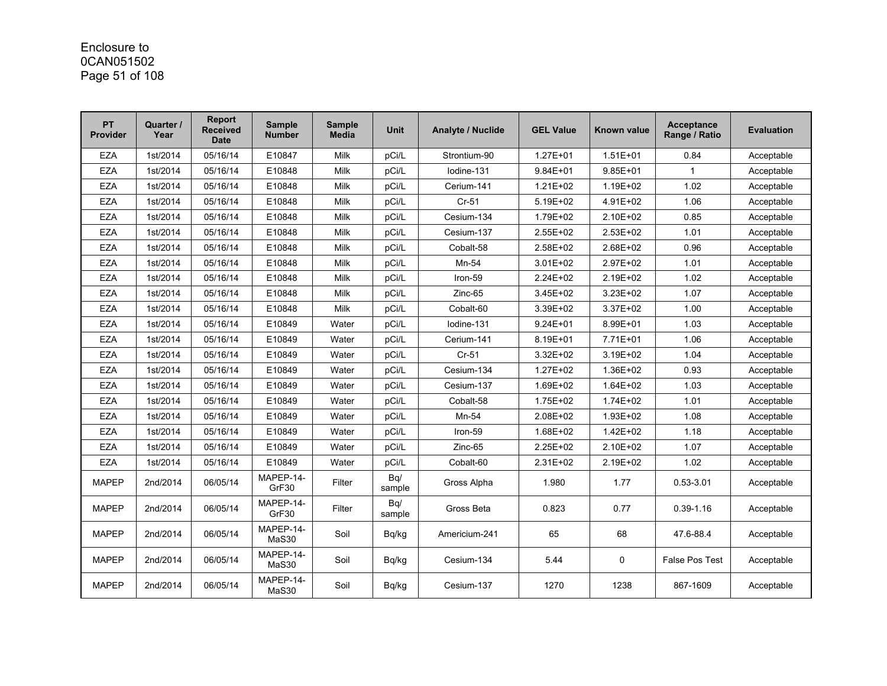| PT Provider | Quarter / Year | Report Received Date | Sample Number | Sample Media | Unit | Analyte / Nuclide | GEL Value | Known value | Acceptance Range / Ratio | Evaluation |
|---|---|---|---|---|---|---|---|---|---|---|
| EZA | 1st/2014 | 05/16/14 | E10847 | Milk | pCi/L | Strontium-90 | 1.27E+01 | 1.51E+01 | 0.84 | Acceptable |
| EZA | 1st/2014 | 05/16/14 | E10848 | Milk | pCi/L | Iodine-131 | 9.84E+01 | 9.85E+01 | 1 | Acceptable |
| EZA | 1st/2014 | 05/16/14 | E10848 | Milk | pCi/L | Cerium-141 | 1.21E+02 | 1.19E+02 | 1.02 | Acceptable |
| EZA | 1st/2014 | 05/16/14 | E10848 | Milk | pCi/L | Cr-51 | 5.19E+02 | 4.91E+02 | 1.06 | Acceptable |
| EZA | 1st/2014 | 05/16/14 | E10848 | Milk | pCi/L | Cesium-134 | 1.79E+02 | 2.10E+02 | 0.85 | Acceptable |
| EZA | 1st/2014 | 05/16/14 | E10848 | Milk | pCi/L | Cesium-137 | 2.55E+02 | 2.53E+02 | 1.01 | Acceptable |
| EZA | 1st/2014 | 05/16/14 | E10848 | Milk | pCi/L | Cobalt-58 | 2.58E+02 | 2.68E+02 | 0.96 | Acceptable |
| EZA | 1st/2014 | 05/16/14 | E10848 | Milk | pCi/L | Mn-54 | 3.01E+02 | 2.97E+02 | 1.01 | Acceptable |
| EZA | 1st/2014 | 05/16/14 | E10848 | Milk | pCi/L | Iron-59 | 2.24E+02 | 2.19E+02 | 1.02 | Acceptable |
| EZA | 1st/2014 | 05/16/14 | E10848 | Milk | pCi/L | Zinc-65 | 3.45E+02 | 3.23E+02 | 1.07 | Acceptable |
| EZA | 1st/2014 | 05/16/14 | E10848 | Milk | pCi/L | Cobalt-60 | 3.39E+02 | 3.37E+02 | 1.00 | Acceptable |
| EZA | 1st/2014 | 05/16/14 | E10849 | Water | pCi/L | Iodine-131 | 9.24E+01 | 8.99E+01 | 1.03 | Acceptable |
| EZA | 1st/2014 | 05/16/14 | E10849 | Water | pCi/L | Cerium-141 | 8.19E+01 | 7.71E+01 | 1.06 | Acceptable |
| EZA | 1st/2014 | 05/16/14 | E10849 | Water | pCi/L | Cr-51 | 3.32E+02 | 3.19E+02 | 1.04 | Acceptable |
| EZA | 1st/2014 | 05/16/14 | E10849 | Water | pCi/L | Cesium-134 | 1.27E+02 | 1.36E+02 | 0.93 | Acceptable |
| EZA | 1st/2014 | 05/16/14 | E10849 | Water | pCi/L | Cesium-137 | 1.69E+02 | 1.64E+02 | 1.03 | Acceptable |
| EZA | 1st/2014 | 05/16/14 | E10849 | Water | pCi/L | Cobalt-58 | 1.75E+02 | 1.74E+02 | 1.01 | Acceptable |
| EZA | 1st/2014 | 05/16/14 | E10849 | Water | pCi/L | Mn-54 | 2.08E+02 | 1.93E+02 | 1.08 | Acceptable |
| EZA | 1st/2014 | 05/16/14 | E10849 | Water | pCi/L | Iron-59 | 1.68E+02 | 1.42E+02 | 1.18 | Acceptable |
| EZA | 1st/2014 | 05/16/14 | E10849 | Water | pCi/L | Zinc-65 | 2.25E+02 | 2.10E+02 | 1.07 | Acceptable |
| EZA | 1st/2014 | 05/16/14 | E10849 | Water | pCi/L | Cobalt-60 | 2.31E+02 | 2.19E+02 | 1.02 | Acceptable |
| MAPEP | 2nd/2014 | 06/05/14 | MAPEP-14-GrF30 | Filter | Bq/sample | Gross Alpha | 1.980 | 1.77 | 0.53-3.01 | Acceptable |
| MAPEP | 2nd/2014 | 06/05/14 | MAPEP-14-GrF30 | Filter | Bq/sample | Gross Beta | 0.823 | 0.77 | 0.39-1.16 | Acceptable |
| MAPEP | 2nd/2014 | 06/05/14 | MAPEP-14-MaS30 | Soil | Bq/kg | Americium-241 | 65 | 68 | 47.6-88.4 | Acceptable |
| MAPEP | 2nd/2014 | 06/05/14 | MAPEP-14-MaS30 | Soil | Bq/kg | Cesium-134 | 5.44 | 0 | False Pos Test | Acceptable |
| MAPEP | 2nd/2014 | 06/05/14 | MAPEP-14-MaS30 | Soil | Bq/kg | Cesium-137 | 1270 | 1238 | 867-1609 | Acceptable |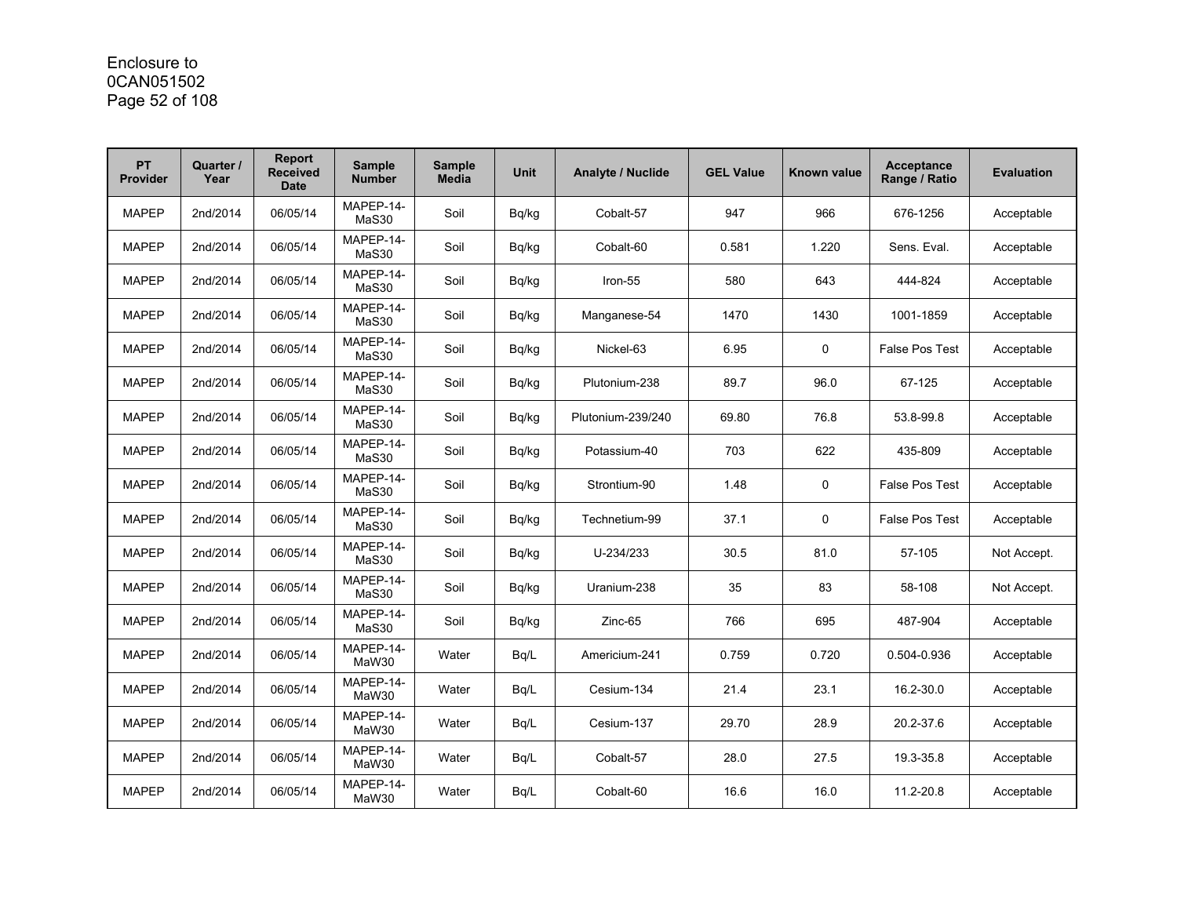| PT Provider | Quarter / Year | Report Received Date | Sample Number | Sample Media | Unit | Analyte / Nuclide | GEL Value | Known value | Acceptance Range / Ratio | Evaluation |
|---|---|---|---|---|---|---|---|---|---|---|
| MAPEP | 2nd/2014 | 06/05/14 | MAPEP-14-MaS30 | Soil | Bq/kg | Cobalt-57 | 947 | 966 | 676-1256 | Acceptable |
| MAPEP | 2nd/2014 | 06/05/14 | MAPEP-14-MaS30 | Soil | Bq/kg | Cobalt-60 | 0.581 | 1.220 | Sens. Eval. | Acceptable |
| MAPEP | 2nd/2014 | 06/05/14 | MAPEP-14-MaS30 | Soil | Bq/kg | Iron-55 | 580 | 643 | 444-824 | Acceptable |
| MAPEP | 2nd/2014 | 06/05/14 | MAPEP-14-MaS30 | Soil | Bq/kg | Manganese-54 | 1470 | 1430 | 1001-1859 | Acceptable |
| MAPEP | 2nd/2014 | 06/05/14 | MAPEP-14-MaS30 | Soil | Bq/kg | Nickel-63 | 6.95 | 0 | False Pos Test | Acceptable |
| MAPEP | 2nd/2014 | 06/05/14 | MAPEP-14-MaS30 | Soil | Bq/kg | Plutonium-238 | 89.7 | 96.0 | 67-125 | Acceptable |
| MAPEP | 2nd/2014 | 06/05/14 | MAPEP-14-MaS30 | Soil | Bq/kg | Plutonium-239/240 | 69.80 | 76.8 | 53.8-99.8 | Acceptable |
| MAPEP | 2nd/2014 | 06/05/14 | MAPEP-14-MaS30 | Soil | Bq/kg | Potassium-40 | 703 | 622 | 435-809 | Acceptable |
| MAPEP | 2nd/2014 | 06/05/14 | MAPEP-14-MaS30 | Soil | Bq/kg | Strontium-90 | 1.48 | 0 | False Pos Test | Acceptable |
| MAPEP | 2nd/2014 | 06/05/14 | MAPEP-14-MaS30 | Soil | Bq/kg | Technetium-99 | 37.1 | 0 | False Pos Test | Acceptable |
| MAPEP | 2nd/2014 | 06/05/14 | MAPEP-14-MaS30 | Soil | Bq/kg | U-234/233 | 30.5 | 81.0 | 57-105 | Not Accept. |
| MAPEP | 2nd/2014 | 06/05/14 | MAPEP-14-MaS30 | Soil | Bq/kg | Uranium-238 | 35 | 83 | 58-108 | Not Accept. |
| MAPEP | 2nd/2014 | 06/05/14 | MAPEP-14-MaS30 | Soil | Bq/kg | Zinc-65 | 766 | 695 | 487-904 | Acceptable |
| MAPEP | 2nd/2014 | 06/05/14 | MAPEP-14-MaW30 | Water | Bq/L | Americium-241 | 0.759 | 0.720 | 0.504-0.936 | Acceptable |
| MAPEP | 2nd/2014 | 06/05/14 | MAPEP-14-MaW30 | Water | Bq/L | Cesium-134 | 21.4 | 23.1 | 16.2-30.0 | Acceptable |
| MAPEP | 2nd/2014 | 06/05/14 | MAPEP-14-MaW30 | Water | Bq/L | Cesium-137 | 29.70 | 28.9 | 20.2-37.6 | Acceptable |
| MAPEP | 2nd/2014 | 06/05/14 | MAPEP-14-MaW30 | Water | Bq/L | Cobalt-57 | 28.0 | 27.5 | 19.3-35.8 | Acceptable |
| MAPEP | 2nd/2014 | 06/05/14 | MAPEP-14-MaW30 | Water | Bq/L | Cobalt-60 | 16.6 | 16.0 | 11.2-20.8 | Acceptable |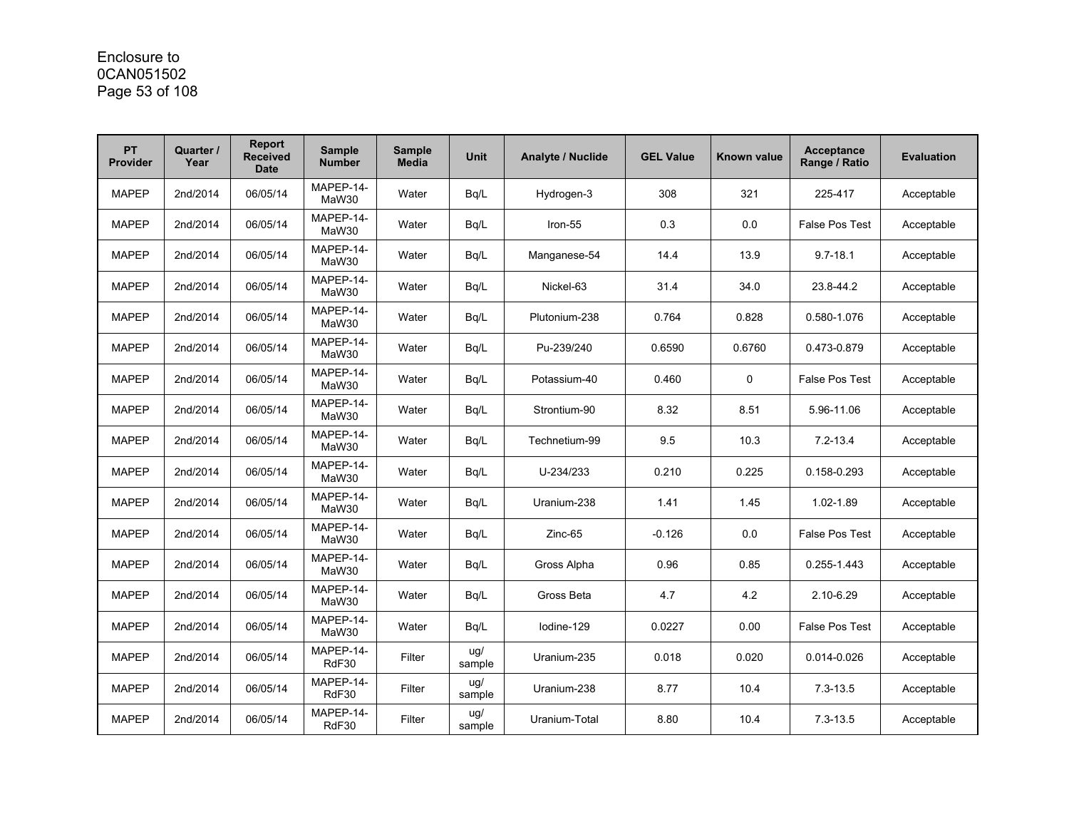| PT Provider | Quarter / Year | Report Received Date | Sample Number | Sample Media | Unit | Analyte / Nuclide | GEL Value | Known value | Acceptance Range / Ratio | Evaluation |
|---|---|---|---|---|---|---|---|---|---|---|
| MAPEP | 2nd/2014 | 06/05/14 | MAPEP-14-MaW30 | Water | Bq/L | Hydrogen-3 | 308 | 321 | 225-417 | Acceptable |
| MAPEP | 2nd/2014 | 06/05/14 | MAPEP-14-MaW30 | Water | Bq/L | Iron-55 | 0.3 | 0.0 | False Pos Test | Acceptable |
| MAPEP | 2nd/2014 | 06/05/14 | MAPEP-14-MaW30 | Water | Bq/L | Manganese-54 | 14.4 | 13.9 | 9.7-18.1 | Acceptable |
| MAPEP | 2nd/2014 | 06/05/14 | MAPEP-14-MaW30 | Water | Bq/L | Nickel-63 | 31.4 | 34.0 | 23.8-44.2 | Acceptable |
| MAPEP | 2nd/2014 | 06/05/14 | MAPEP-14-MaW30 | Water | Bq/L | Plutonium-238 | 0.764 | 0.828 | 0.580-1.076 | Acceptable |
| MAPEP | 2nd/2014 | 06/05/14 | MAPEP-14-MaW30 | Water | Bq/L | Pu-239/240 | 0.6590 | 0.6760 | 0.473-0.879 | Acceptable |
| MAPEP | 2nd/2014 | 06/05/14 | MAPEP-14-MaW30 | Water | Bq/L | Potassium-40 | 0.460 | 0 | False Pos Test | Acceptable |
| MAPEP | 2nd/2014 | 06/05/14 | MAPEP-14-MaW30 | Water | Bq/L | Strontium-90 | 8.32 | 8.51 | 5.96-11.06 | Acceptable |
| MAPEP | 2nd/2014 | 06/05/14 | MAPEP-14-MaW30 | Water | Bq/L | Technetium-99 | 9.5 | 10.3 | 7.2-13.4 | Acceptable |
| MAPEP | 2nd/2014 | 06/05/14 | MAPEP-14-MaW30 | Water | Bq/L | U-234/233 | 0.210 | 0.225 | 0.158-0.293 | Acceptable |
| MAPEP | 2nd/2014 | 06/05/14 | MAPEP-14-MaW30 | Water | Bq/L | Uranium-238 | 1.41 | 1.45 | 1.02-1.89 | Acceptable |
| MAPEP | 2nd/2014 | 06/05/14 | MAPEP-14-MaW30 | Water | Bq/L | Zinc-65 | -0.126 | 0.0 | False Pos Test | Acceptable |
| MAPEP | 2nd/2014 | 06/05/14 | MAPEP-14-MaW30 | Water | Bq/L | Gross Alpha | 0.96 | 0.85 | 0.255-1.443 | Acceptable |
| MAPEP | 2nd/2014 | 06/05/14 | MAPEP-14-MaW30 | Water | Bq/L | Gross Beta | 4.7 | 4.2 | 2.10-6.29 | Acceptable |
| MAPEP | 2nd/2014 | 06/05/14 | MAPEP-14-MaW30 | Water | Bq/L | Iodine-129 | 0.0227 | 0.00 | False Pos Test | Acceptable |
| MAPEP | 2nd/2014 | 06/05/14 | MAPEP-14-RdF30 | Filter | ug/ sample | Uranium-235 | 0.018 | 0.020 | 0.014-0.026 | Acceptable |
| MAPEP | 2nd/2014 | 06/05/14 | MAPEP-14-RdF30 | Filter | ug/ sample | Uranium-238 | 8.77 | 10.4 | 7.3-13.5 | Acceptable |
| MAPEP | 2nd/2014 | 06/05/14 | MAPEP-14-RdF30 | Filter | ug/ sample | Uranium-Total | 8.80 | 10.4 | 7.3-13.5 | Acceptable |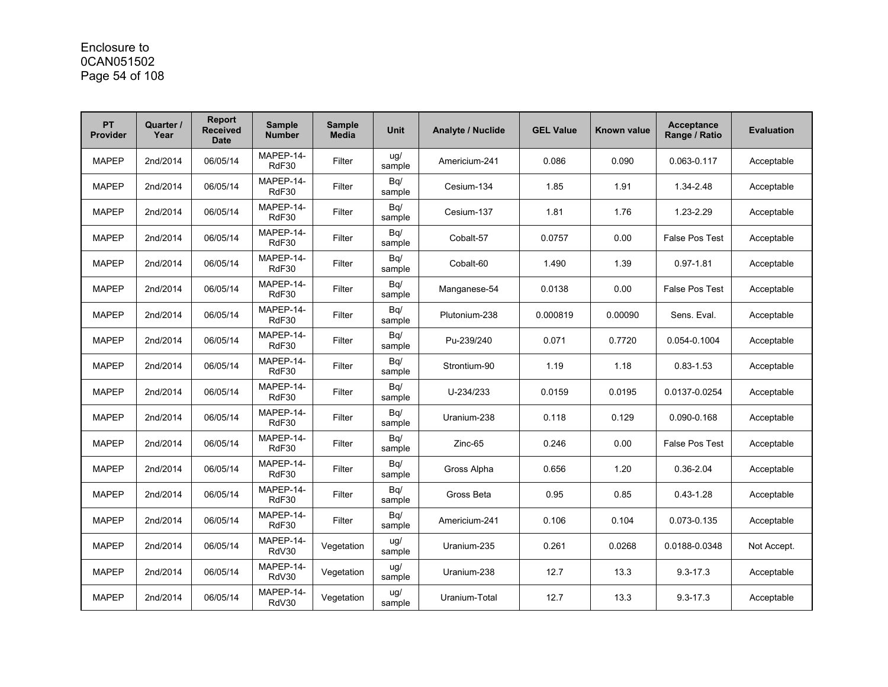Enclosure to
0CAN051502

| PT Provider | Quarter / Year | Report Received Date | Sample Number | Sample Media | Unit | Analyte / Nuclide | GEL Value | Known value | Acceptance Range / Ratio | Evaluation |
|---|---|---|---|---|---|---|---|---|---|---|
| MAPEP | 2nd/2014 | 06/05/14 | MAPEP-14-RdF30 | Filter | ug/ sample | Americium-241 | 0.086 | 0.090 | 0.063-0.117 | Acceptable |
| MAPEP | 2nd/2014 | 06/05/14 | MAPEP-14-RdF30 | Filter | Bq/ sample | Cesium-134 | 1.85 | 1.91 | 1.34-2.48 | Acceptable |
| MAPEP | 2nd/2014 | 06/05/14 | MAPEP-14-RdF30 | Filter | Bq/ sample | Cesium-137 | 1.81 | 1.76 | 1.23-2.29 | Acceptable |
| MAPEP | 2nd/2014 | 06/05/14 | MAPEP-14-RdF30 | Filter | Bq/ sample | Cobalt-57 | 0.0757 | 0.00 | False Pos Test | Acceptable |
| MAPEP | 2nd/2014 | 06/05/14 | MAPEP-14-RdF30 | Filter | Bq/ sample | Cobalt-60 | 1.490 | 1.39 | 0.97-1.81 | Acceptable |
| MAPEP | 2nd/2014 | 06/05/14 | MAPEP-14-RdF30 | Filter | Bq/ sample | Manganese-54 | 0.0138 | 0.00 | False Pos Test | Acceptable |
| MAPEP | 2nd/2014 | 06/05/14 | MAPEP-14-RdF30 | Filter | Bq/ sample | Plutonium-238 | 0.000819 | 0.00090 | Sens. Eval. | Acceptable |
| MAPEP | 2nd/2014 | 06/05/14 | MAPEP-14-RdF30 | Filter | Bq/ sample | Pu-239/240 | 0.071 | 0.7720 | 0.054-0.1004 | Acceptable |
| MAPEP | 2nd/2014 | 06/05/14 | MAPEP-14-RdF30 | Filter | Bq/ sample | Strontium-90 | 1.19 | 1.18 | 0.83-1.53 | Acceptable |
| MAPEP | 2nd/2014 | 06/05/14 | MAPEP-14-RdF30 | Filter | Bq/ sample | U-234/233 | 0.0159 | 0.0195 | 0.0137-0.0254 | Acceptable |
| MAPEP | 2nd/2014 | 06/05/14 | MAPEP-14-RdF30 | Filter | Bq/ sample | Uranium-238 | 0.118 | 0.129 | 0.090-0.168 | Acceptable |
| MAPEP | 2nd/2014 | 06/05/14 | MAPEP-14-RdF30 | Filter | Bq/ sample | Zinc-65 | 0.246 | 0.00 | False Pos Test | Acceptable |
| MAPEP | 2nd/2014 | 06/05/14 | MAPEP-14-RdF30 | Filter | Bq/ sample | Gross Alpha | 0.656 | 1.20 | 0.36-2.04 | Acceptable |
| MAPEP | 2nd/2014 | 06/05/14 | MAPEP-14-RdF30 | Filter | Bq/ sample | Gross Beta | 0.95 | 0.85 | 0.43-1.28 | Acceptable |
| MAPEP | 2nd/2014 | 06/05/14 | MAPEP-14-RdF30 | Filter | Bq/ sample | Americium-241 | 0.106 | 0.104 | 0.073-0.135 | Acceptable |
| MAPEP | 2nd/2014 | 06/05/14 | MAPEP-14-RdV30 | Vegetation | ug/ sample | Uranium-235 | 0.261 | 0.0268 | 0.0188-0.0348 | Not Accept. |
| MAPEP | 2nd/2014 | 06/05/14 | MAPEP-14-RdV30 | Vegetation | ug/ sample | Uranium-238 | 12.7 | 13.3 | 9.3-17.3 | Acceptable |
| MAPEP | 2nd/2014 | 06/05/14 | MAPEP-14-RdV30 | Vegetation | ug/ sample | Uranium-Total | 12.7 | 13.3 | 9.3-17.3 | Acceptable |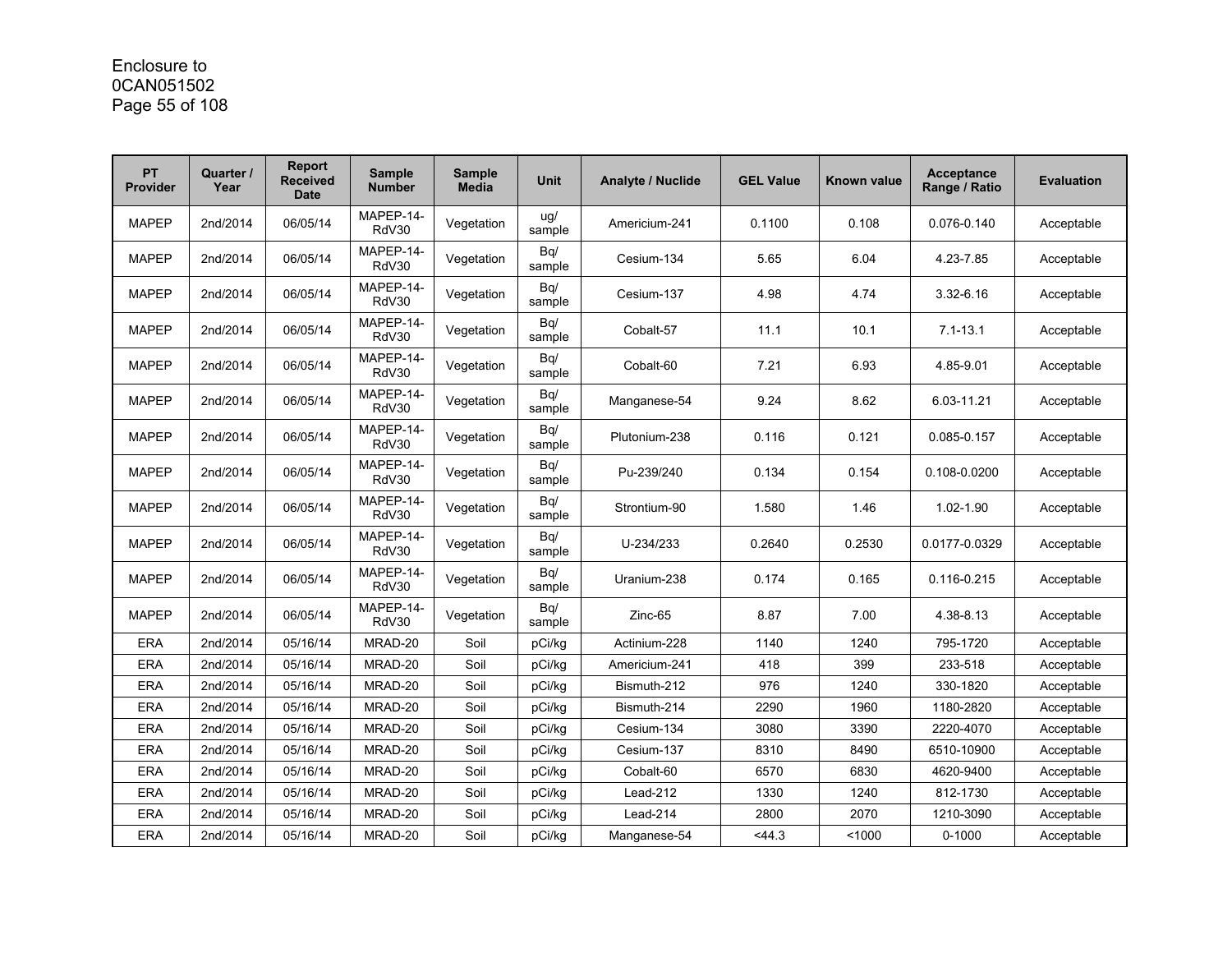| PT Provider | Quarter / Year | Report Received Date | Sample Number | Sample Media | Unit | Analyte / Nuclide | GEL Value | Known value | Acceptance Range / Ratio | Evaluation |
|---|---|---|---|---|---|---|---|---|---|---|
| MAPEP | 2nd/2014 | 06/05/14 | MAPEP-14-RdV30 | Vegetation | ug/ sample | Americium-241 | 0.1100 | 0.108 | 0.076-0.140 | Acceptable |
| MAPEP | 2nd/2014 | 06/05/14 | MAPEP-14-RdV30 | Vegetation | Bq/ sample | Cesium-134 | 5.65 | 6.04 | 4.23-7.85 | Acceptable |
| MAPEP | 2nd/2014 | 06/05/14 | MAPEP-14-RdV30 | Vegetation | Bq/ sample | Cesium-137 | 4.98 | 4.74 | 3.32-6.16 | Acceptable |
| MAPEP | 2nd/2014 | 06/05/14 | MAPEP-14-RdV30 | Vegetation | Bq/ sample | Cobalt-57 | 11.1 | 10.1 | 7.1-13.1 | Acceptable |
| MAPEP | 2nd/2014 | 06/05/14 | MAPEP-14-RdV30 | Vegetation | Bq/ sample | Cobalt-60 | 7.21 | 6.93 | 4.85-9.01 | Acceptable |
| MAPEP | 2nd/2014 | 06/05/14 | MAPEP-14-RdV30 | Vegetation | Bq/ sample | Manganese-54 | 9.24 | 8.62 | 6.03-11.21 | Acceptable |
| MAPEP | 2nd/2014 | 06/05/14 | MAPEP-14-RdV30 | Vegetation | Bq/ sample | Plutonium-238 | 0.116 | 0.121 | 0.085-0.157 | Acceptable |
| MAPEP | 2nd/2014 | 06/05/14 | MAPEP-14-RdV30 | Vegetation | Bq/ sample | Pu-239/240 | 0.134 | 0.154 | 0.108-0.0200 | Acceptable |
| MAPEP | 2nd/2014 | 06/05/14 | MAPEP-14-RdV30 | Vegetation | Bq/ sample | Strontium-90 | 1.580 | 1.46 | 1.02-1.90 | Acceptable |
| MAPEP | 2nd/2014 | 06/05/14 | MAPEP-14-RdV30 | Vegetation | Bq/ sample | U-234/233 | 0.2640 | 0.2530 | 0.0177-0.0329 | Acceptable |
| MAPEP | 2nd/2014 | 06/05/14 | MAPEP-14-RdV30 | Vegetation | Bq/ sample | Uranium-238 | 0.174 | 0.165 | 0.116-0.215 | Acceptable |
| MAPEP | 2nd/2014 | 06/05/14 | MAPEP-14-RdV30 | Vegetation | Bq/ sample | Zinc-65 | 8.87 | 7.00 | 4.38-8.13 | Acceptable |
| ERA | 2nd/2014 | 05/16/14 | MRAD-20 | Soil | pCi/kg | Actinium-228 | 1140 | 1240 | 795-1720 | Acceptable |
| ERA | 2nd/2014 | 05/16/14 | MRAD-20 | Soil | pCi/kg | Americium-241 | 418 | 399 | 233-518 | Acceptable |
| ERA | 2nd/2014 | 05/16/14 | MRAD-20 | Soil | pCi/kg | Bismuth-212 | 976 | 1240 | 330-1820 | Acceptable |
| ERA | 2nd/2014 | 05/16/14 | MRAD-20 | Soil | pCi/kg | Bismuth-214 | 2290 | 1960 | 1180-2820 | Acceptable |
| ERA | 2nd/2014 | 05/16/14 | MRAD-20 | Soil | pCi/kg | Cesium-134 | 3080 | 3390 | 2220-4070 | Acceptable |
| ERA | 2nd/2014 | 05/16/14 | MRAD-20 | Soil | pCi/kg | Cesium-137 | 8310 | 8490 | 6510-10900 | Acceptable |
| ERA | 2nd/2014 | 05/16/14 | MRAD-20 | Soil | pCi/kg | Cobalt-60 | 6570 | 6830 | 4620-9400 | Acceptable |
| ERA | 2nd/2014 | 05/16/14 | MRAD-20 | Soil | pCi/kg | Lead-212 | 1330 | 1240 | 812-1730 | Acceptable |
| ERA | 2nd/2014 | 05/16/14 | MRAD-20 | Soil | pCi/kg | Lead-214 | 2800 | 2070 | 1210-3090 | Acceptable |
| ERA | 2nd/2014 | 05/16/14 | MRAD-20 | Soil | pCi/kg | Manganese-54 | <44.3 | <1000 | 0-1000 | Acceptable |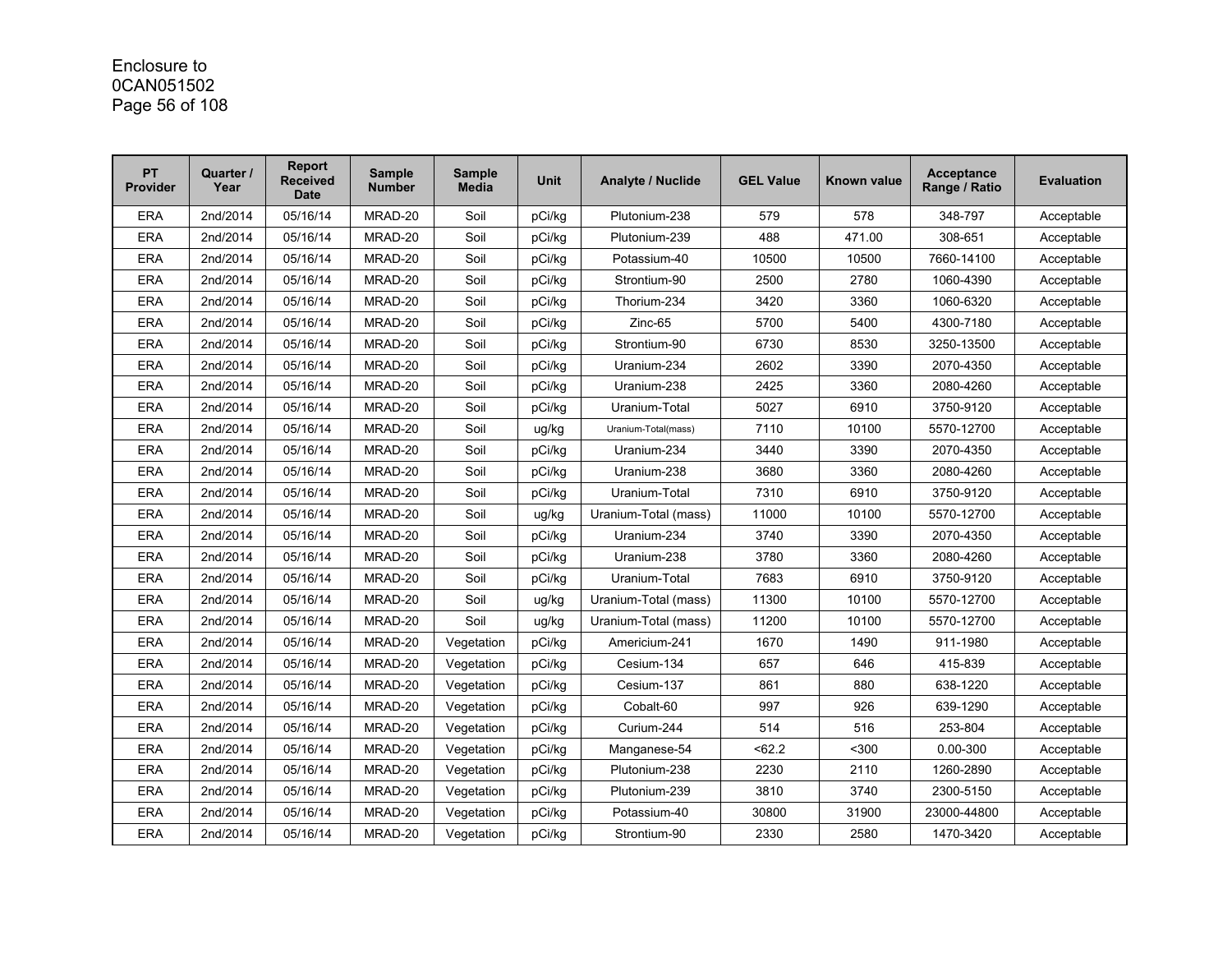| PT Provider | Quarter / Year | Report Received Date | Sample Number | Sample Media | Unit | Analyte / Nuclide | GEL Value | Known value | Acceptance Range / Ratio | Evaluation |
|---|---|---|---|---|---|---|---|---|---|---|
| ERA | 2nd/2014 | 05/16/14 | MRAD-20 | Soil | pCi/kg | Plutonium-238 | 579 | 578 | 348-797 | Acceptable |
| ERA | 2nd/2014 | 05/16/14 | MRAD-20 | Soil | pCi/kg | Plutonium-239 | 488 | 471.00 | 308-651 | Acceptable |
| ERA | 2nd/2014 | 05/16/14 | MRAD-20 | Soil | pCi/kg | Potassium-40 | 10500 | 10500 | 7660-14100 | Acceptable |
| ERA | 2nd/2014 | 05/16/14 | MRAD-20 | Soil | pCi/kg | Strontium-90 | 2500 | 2780 | 1060-4390 | Acceptable |
| ERA | 2nd/2014 | 05/16/14 | MRAD-20 | Soil | pCi/kg | Thorium-234 | 3420 | 3360 | 1060-6320 | Acceptable |
| ERA | 2nd/2014 | 05/16/14 | MRAD-20 | Soil | pCi/kg | Zinc-65 | 5700 | 5400 | 4300-7180 | Acceptable |
| ERA | 2nd/2014 | 05/16/14 | MRAD-20 | Soil | pCi/kg | Strontium-90 | 6730 | 8530 | 3250-13500 | Acceptable |
| ERA | 2nd/2014 | 05/16/14 | MRAD-20 | Soil | pCi/kg | Uranium-234 | 2602 | 3390 | 2070-4350 | Acceptable |
| ERA | 2nd/2014 | 05/16/14 | MRAD-20 | Soil | pCi/kg | Uranium-238 | 2425 | 3360 | 2080-4260 | Acceptable |
| ERA | 2nd/2014 | 05/16/14 | MRAD-20 | Soil | pCi/kg | Uranium-Total | 5027 | 6910 | 3750-9120 | Acceptable |
| ERA | 2nd/2014 | 05/16/14 | MRAD-20 | Soil | ug/kg | Uranium-Total(mass) | 7110 | 10100 | 5570-12700 | Acceptable |
| ERA | 2nd/2014 | 05/16/14 | MRAD-20 | Soil | pCi/kg | Uranium-234 | 3440 | 3390 | 2070-4350 | Acceptable |
| ERA | 2nd/2014 | 05/16/14 | MRAD-20 | Soil | pCi/kg | Uranium-238 | 3680 | 3360 | 2080-4260 | Acceptable |
| ERA | 2nd/2014 | 05/16/14 | MRAD-20 | Soil | pCi/kg | Uranium-Total | 7310 | 6910 | 3750-9120 | Acceptable |
| ERA | 2nd/2014 | 05/16/14 | MRAD-20 | Soil | ug/kg | Uranium-Total (mass) | 11000 | 10100 | 5570-12700 | Acceptable |
| ERA | 2nd/2014 | 05/16/14 | MRAD-20 | Soil | pCi/kg | Uranium-234 | 3740 | 3390 | 2070-4350 | Acceptable |
| ERA | 2nd/2014 | 05/16/14 | MRAD-20 | Soil | pCi/kg | Uranium-238 | 3780 | 3360 | 2080-4260 | Acceptable |
| ERA | 2nd/2014 | 05/16/14 | MRAD-20 | Soil | pCi/kg | Uranium-Total | 7683 | 6910 | 3750-9120 | Acceptable |
| ERA | 2nd/2014 | 05/16/14 | MRAD-20 | Soil | ug/kg | Uranium-Total (mass) | 11300 | 10100 | 5570-12700 | Acceptable |
| ERA | 2nd/2014 | 05/16/14 | MRAD-20 | Soil | ug/kg | Uranium-Total (mass) | 11200 | 10100 | 5570-12700 | Acceptable |
| ERA | 2nd/2014 | 05/16/14 | MRAD-20 | Vegetation | pCi/kg | Americium-241 | 1670 | 1490 | 911-1980 | Acceptable |
| ERA | 2nd/2014 | 05/16/14 | MRAD-20 | Vegetation | pCi/kg | Cesium-134 | 657 | 646 | 415-839 | Acceptable |
| ERA | 2nd/2014 | 05/16/14 | MRAD-20 | Vegetation | pCi/kg | Cesium-137 | 861 | 880 | 638-1220 | Acceptable |
| ERA | 2nd/2014 | 05/16/14 | MRAD-20 | Vegetation | pCi/kg | Cobalt-60 | 997 | 926 | 639-1290 | Acceptable |
| ERA | 2nd/2014 | 05/16/14 | MRAD-20 | Vegetation | pCi/kg | Curium-244 | 514 | 516 | 253-804 | Acceptable |
| ERA | 2nd/2014 | 05/16/14 | MRAD-20 | Vegetation | pCi/kg | Manganese-54 | <62.2 | <300 | 0.00-300 | Acceptable |
| ERA | 2nd/2014 | 05/16/14 | MRAD-20 | Vegetation | pCi/kg | Plutonium-238 | 2230 | 2110 | 1260-2890 | Acceptable |
| ERA | 2nd/2014 | 05/16/14 | MRAD-20 | Vegetation | pCi/kg | Plutonium-239 | 3810 | 3740 | 2300-5150 | Acceptable |
| ERA | 2nd/2014 | 05/16/14 | MRAD-20 | Vegetation | pCi/kg | Potassium-40 | 30800 | 31900 | 23000-44800 | Acceptable |
| ERA | 2nd/2014 | 05/16/14 | MRAD-20 | Vegetation | pCi/kg | Strontium-90 | 2330 | 2580 | 1470-3420 | Acceptable |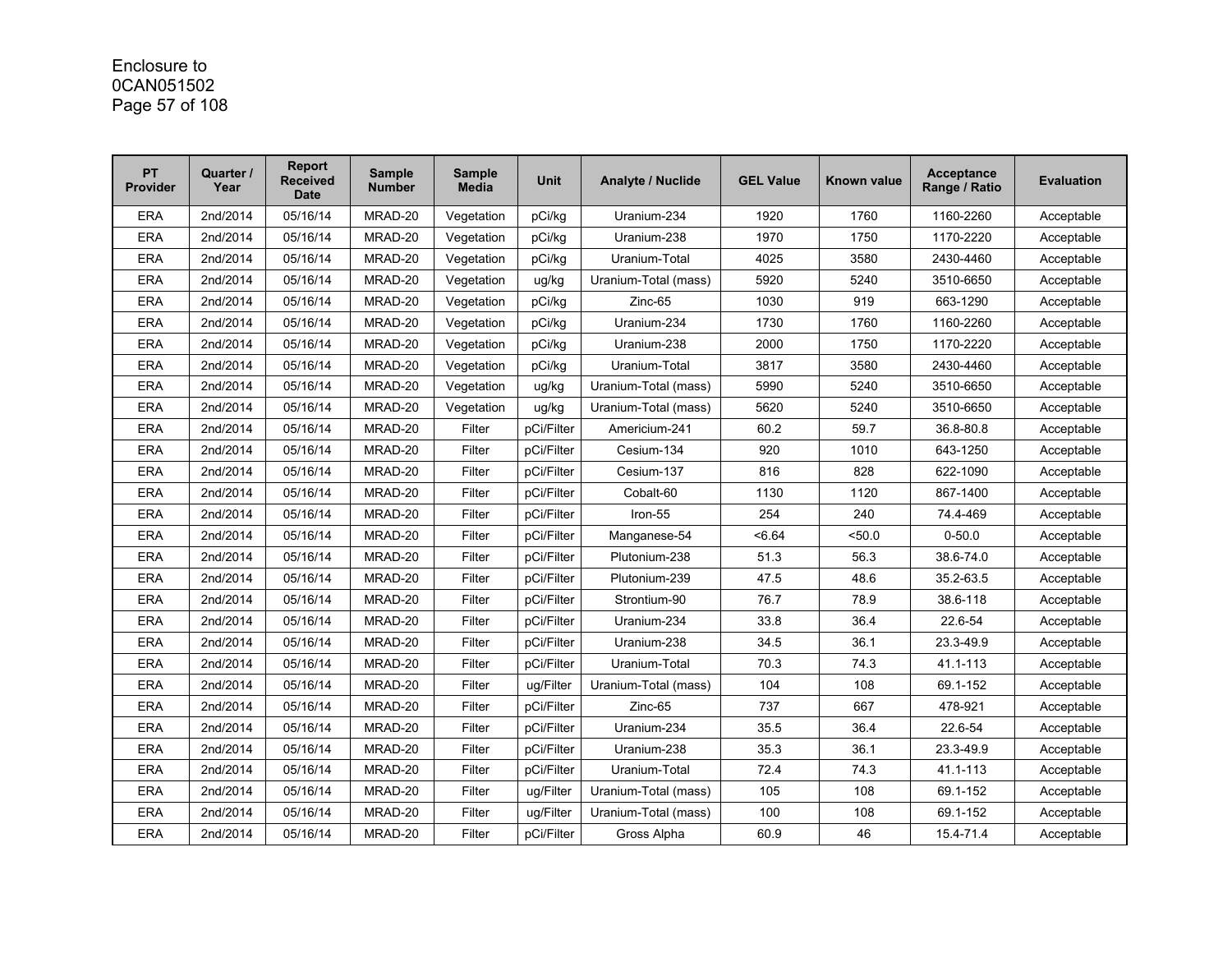| PT Provider | Quarter / Year | Report Received Date | Sample Number | Sample Media | Unit | Analyte / Nuclide | GEL Value | Known value | Acceptance Range / Ratio | Evaluation |
|---|---|---|---|---|---|---|---|---|---|---|
| ERA | 2nd/2014 | 05/16/14 | MRAD-20 | Vegetation | pCi/kg | Uranium-234 | 1920 | 1760 | 1160-2260 | Acceptable |
| ERA | 2nd/2014 | 05/16/14 | MRAD-20 | Vegetation | pCi/kg | Uranium-238 | 1970 | 1750 | 1170-2220 | Acceptable |
| ERA | 2nd/2014 | 05/16/14 | MRAD-20 | Vegetation | pCi/kg | Uranium-Total | 4025 | 3580 | 2430-4460 | Acceptable |
| ERA | 2nd/2014 | 05/16/14 | MRAD-20 | Vegetation | ug/kg | Uranium-Total (mass) | 5920 | 5240 | 3510-6650 | Acceptable |
| ERA | 2nd/2014 | 05/16/14 | MRAD-20 | Vegetation | pCi/kg | Zinc-65 | 1030 | 919 | 663-1290 | Acceptable |
| ERA | 2nd/2014 | 05/16/14 | MRAD-20 | Vegetation | pCi/kg | Uranium-234 | 1730 | 1760 | 1160-2260 | Acceptable |
| ERA | 2nd/2014 | 05/16/14 | MRAD-20 | Vegetation | pCi/kg | Uranium-238 | 2000 | 1750 | 1170-2220 | Acceptable |
| ERA | 2nd/2014 | 05/16/14 | MRAD-20 | Vegetation | pCi/kg | Uranium-Total | 3817 | 3580 | 2430-4460 | Acceptable |
| ERA | 2nd/2014 | 05/16/14 | MRAD-20 | Vegetation | ug/kg | Uranium-Total (mass) | 5990 | 5240 | 3510-6650 | Acceptable |
| ERA | 2nd/2014 | 05/16/14 | MRAD-20 | Vegetation | ug/kg | Uranium-Total (mass) | 5620 | 5240 | 3510-6650 | Acceptable |
| ERA | 2nd/2014 | 05/16/14 | MRAD-20 | Filter | pCi/Filter | Americium-241 | 60.2 | 59.7 | 36.8-80.8 | Acceptable |
| ERA | 2nd/2014 | 05/16/14 | MRAD-20 | Filter | pCi/Filter | Cesium-134 | 920 | 1010 | 643-1250 | Acceptable |
| ERA | 2nd/2014 | 05/16/14 | MRAD-20 | Filter | pCi/Filter | Cesium-137 | 816 | 828 | 622-1090 | Acceptable |
| ERA | 2nd/2014 | 05/16/14 | MRAD-20 | Filter | pCi/Filter | Cobalt-60 | 1130 | 1120 | 867-1400 | Acceptable |
| ERA | 2nd/2014 | 05/16/14 | MRAD-20 | Filter | pCi/Filter | Iron-55 | 254 | 240 | 74.4-469 | Acceptable |
| ERA | 2nd/2014 | 05/16/14 | MRAD-20 | Filter | pCi/Filter | Manganese-54 | <6.64 | <50.0 | 0-50.0 | Acceptable |
| ERA | 2nd/2014 | 05/16/14 | MRAD-20 | Filter | pCi/Filter | Plutonium-238 | 51.3 | 56.3 | 38.6-74.0 | Acceptable |
| ERA | 2nd/2014 | 05/16/14 | MRAD-20 | Filter | pCi/Filter | Plutonium-239 | 47.5 | 48.6 | 35.2-63.5 | Acceptable |
| ERA | 2nd/2014 | 05/16/14 | MRAD-20 | Filter | pCi/Filter | Strontium-90 | 76.7 | 78.9 | 38.6-118 | Acceptable |
| ERA | 2nd/2014 | 05/16/14 | MRAD-20 | Filter | pCi/Filter | Uranium-234 | 33.8 | 36.4 | 22.6-54 | Acceptable |
| ERA | 2nd/2014 | 05/16/14 | MRAD-20 | Filter | pCi/Filter | Uranium-238 | 34.5 | 36.1 | 23.3-49.9 | Acceptable |
| ERA | 2nd/2014 | 05/16/14 | MRAD-20 | Filter | pCi/Filter | Uranium-Total | 70.3 | 74.3 | 41.1-113 | Acceptable |
| ERA | 2nd/2014 | 05/16/14 | MRAD-20 | Filter | ug/Filter | Uranium-Total (mass) | 104 | 108 | 69.1-152 | Acceptable |
| ERA | 2nd/2014 | 05/16/14 | MRAD-20 | Filter | pCi/Filter | Zinc-65 | 737 | 667 | 478-921 | Acceptable |
| ERA | 2nd/2014 | 05/16/14 | MRAD-20 | Filter | pCi/Filter | Uranium-234 | 35.5 | 36.4 | 22.6-54 | Acceptable |
| ERA | 2nd/2014 | 05/16/14 | MRAD-20 | Filter | pCi/Filter | Uranium-238 | 35.3 | 36.1 | 23.3-49.9 | Acceptable |
| ERA | 2nd/2014 | 05/16/14 | MRAD-20 | Filter | pCi/Filter | Uranium-Total | 72.4 | 74.3 | 41.1-113 | Acceptable |
| ERA | 2nd/2014 | 05/16/14 | MRAD-20 | Filter | ug/Filter | Uranium-Total (mass) | 105 | 108 | 69.1-152 | Acceptable |
| ERA | 2nd/2014 | 05/16/14 | MRAD-20 | Filter | ug/Filter | Uranium-Total (mass) | 100 | 108 | 69.1-152 | Acceptable |
| ERA | 2nd/2014 | 05/16/14 | MRAD-20 | Filter | pCi/Filter | Gross Alpha | 60.9 | 46 | 15.4-71.4 | Acceptable |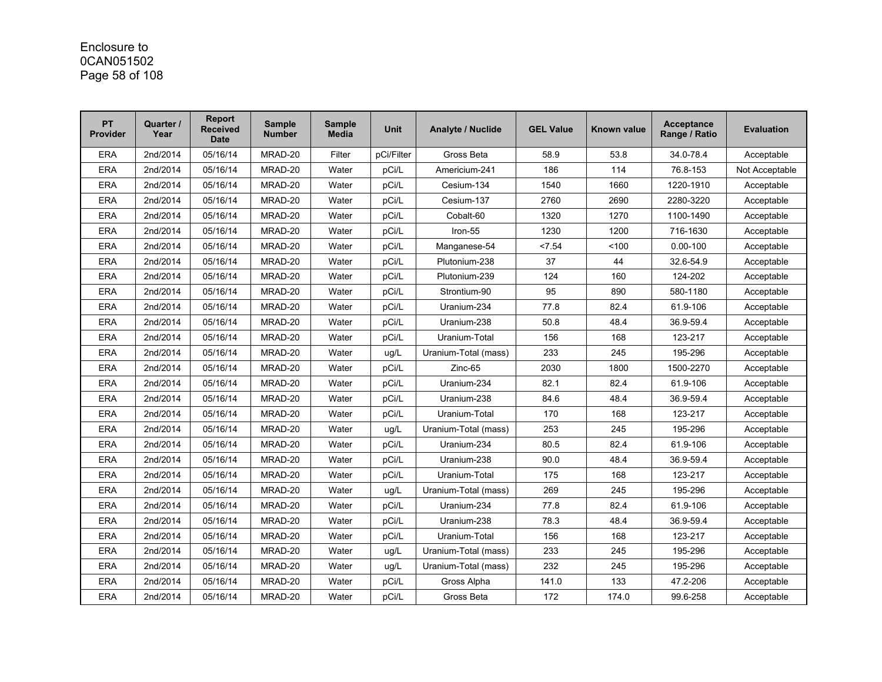Enclosure to
0CAN051502

| PT Provider | Quarter / Year | Report Received Date | Sample Number | Sample Media | Unit | Analyte / Nuclide | GEL Value | Known value | Acceptance Range / Ratio | Evaluation |
|---|---|---|---|---|---|---|---|---|---|---|
| ERA | 2nd/2014 | 05/16/14 | MRAD-20 | Filter | pCi/Filter | Gross Beta | 58.9 | 53.8 | 34.0-78.4 | Acceptable |
| ERA | 2nd/2014 | 05/16/14 | MRAD-20 | Water | pCi/L | Americium-241 | 186 | 114 | 76.8-153 | Not Acceptable |
| ERA | 2nd/2014 | 05/16/14 | MRAD-20 | Water | pCi/L | Cesium-134 | 1540 | 1660 | 1220-1910 | Acceptable |
| ERA | 2nd/2014 | 05/16/14 | MRAD-20 | Water | pCi/L | Cesium-137 | 2760 | 2690 | 2280-3220 | Acceptable |
| ERA | 2nd/2014 | 05/16/14 | MRAD-20 | Water | pCi/L | Cobalt-60 | 1320 | 1270 | 1100-1490 | Acceptable |
| ERA | 2nd/2014 | 05/16/14 | MRAD-20 | Water | pCi/L | Iron-55 | 1230 | 1200 | 716-1630 | Acceptable |
| ERA | 2nd/2014 | 05/16/14 | MRAD-20 | Water | pCi/L | Manganese-54 | <7.54 | <100 | 0.00-100 | Acceptable |
| ERA | 2nd/2014 | 05/16/14 | MRAD-20 | Water | pCi/L | Plutonium-238 | 37 | 44 | 32.6-54.9 | Acceptable |
| ERA | 2nd/2014 | 05/16/14 | MRAD-20 | Water | pCi/L | Plutonium-239 | 124 | 160 | 124-202 | Acceptable |
| ERA | 2nd/2014 | 05/16/14 | MRAD-20 | Water | pCi/L | Strontium-90 | 95 | 890 | 580-1180 | Acceptable |
| ERA | 2nd/2014 | 05/16/14 | MRAD-20 | Water | pCi/L | Uranium-234 | 77.8 | 82.4 | 61.9-106 | Acceptable |
| ERA | 2nd/2014 | 05/16/14 | MRAD-20 | Water | pCi/L | Uranium-238 | 50.8 | 48.4 | 36.9-59.4 | Acceptable |
| ERA | 2nd/2014 | 05/16/14 | MRAD-20 | Water | pCi/L | Uranium-Total | 156 | 168 | 123-217 | Acceptable |
| ERA | 2nd/2014 | 05/16/14 | MRAD-20 | Water | ug/L | Uranium-Total (mass) | 233 | 245 | 195-296 | Acceptable |
| ERA | 2nd/2014 | 05/16/14 | MRAD-20 | Water | pCi/L | Zinc-65 | 2030 | 1800 | 1500-2270 | Acceptable |
| ERA | 2nd/2014 | 05/16/14 | MRAD-20 | Water | pCi/L | Uranium-234 | 82.1 | 82.4 | 61.9-106 | Acceptable |
| ERA | 2nd/2014 | 05/16/14 | MRAD-20 | Water | pCi/L | Uranium-238 | 84.6 | 48.4 | 36.9-59.4 | Acceptable |
| ERA | 2nd/2014 | 05/16/14 | MRAD-20 | Water | pCi/L | Uranium-Total | 170 | 168 | 123-217 | Acceptable |
| ERA | 2nd/2014 | 05/16/14 | MRAD-20 | Water | ug/L | Uranium-Total (mass) | 253 | 245 | 195-296 | Acceptable |
| ERA | 2nd/2014 | 05/16/14 | MRAD-20 | Water | pCi/L | Uranium-234 | 80.5 | 82.4 | 61.9-106 | Acceptable |
| ERA | 2nd/2014 | 05/16/14 | MRAD-20 | Water | pCi/L | Uranium-238 | 90.0 | 48.4 | 36.9-59.4 | Acceptable |
| ERA | 2nd/2014 | 05/16/14 | MRAD-20 | Water | pCi/L | Uranium-Total | 175 | 168 | 123-217 | Acceptable |
| ERA | 2nd/2014 | 05/16/14 | MRAD-20 | Water | ug/L | Uranium-Total (mass) | 269 | 245 | 195-296 | Acceptable |
| ERA | 2nd/2014 | 05/16/14 | MRAD-20 | Water | pCi/L | Uranium-234 | 77.8 | 82.4 | 61.9-106 | Acceptable |
| ERA | 2nd/2014 | 05/16/14 | MRAD-20 | Water | pCi/L | Uranium-238 | 78.3 | 48.4 | 36.9-59.4 | Acceptable |
| ERA | 2nd/2014 | 05/16/14 | MRAD-20 | Water | pCi/L | Uranium-Total | 156 | 168 | 123-217 | Acceptable |
| ERA | 2nd/2014 | 05/16/14 | MRAD-20 | Water | ug/L | Uranium-Total (mass) | 233 | 245 | 195-296 | Acceptable |
| ERA | 2nd/2014 | 05/16/14 | MRAD-20 | Water | ug/L | Uranium-Total (mass) | 232 | 245 | 195-296 | Acceptable |
| ERA | 2nd/2014 | 05/16/14 | MRAD-20 | Water | pCi/L | Gross Alpha | 141.0 | 133 | 47.2-206 | Acceptable |
| ERA | 2nd/2014 | 05/16/14 | MRAD-20 | Water | pCi/L | Gross Beta | 172 | 174.0 | 99.6-258 | Acceptable |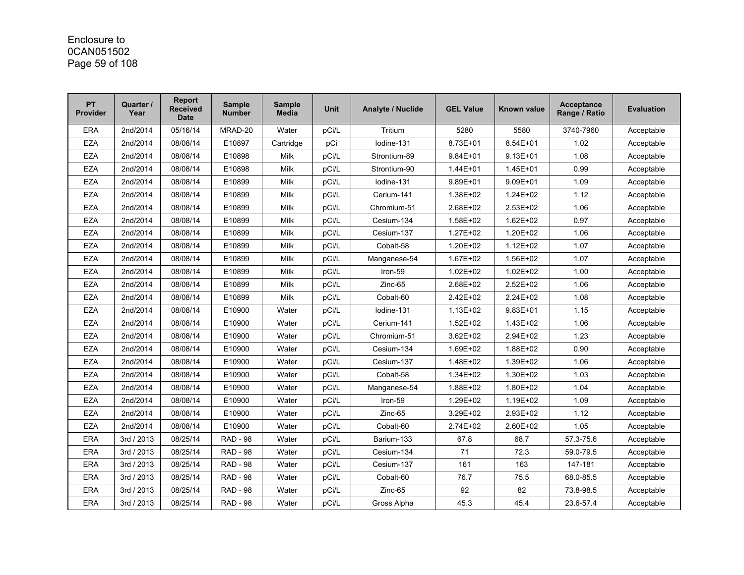| PT Provider | Quarter / Year | Report Received Date | Sample Number | Sample Media | Unit | Analyte / Nuclide | GEL Value | Known value | Acceptance Range / Ratio | Evaluation |
|---|---|---|---|---|---|---|---|---|---|---|
| ERA | 2nd/2014 | 05/16/14 | MRAD-20 | Water | pCi/L | Tritium | 5280 | 5580 | 3740-7960 | Acceptable |
| EZA | 2nd/2014 | 08/08/14 | E10897 | Cartridge | pCi | Iodine-131 | 8.73E+01 | 8.54E+01 | 1.02 | Acceptable |
| EZA | 2nd/2014 | 08/08/14 | E10898 | Milk | pCi/L | Strontium-89 | 9.84E+01 | 9.13E+01 | 1.08 | Acceptable |
| EZA | 2nd/2014 | 08/08/14 | E10898 | Milk | pCi/L | Strontium-90 | 1.44E+01 | 1.45E+01 | 0.99 | Acceptable |
| EZA | 2nd/2014 | 08/08/14 | E10899 | Milk | pCi/L | Iodine-131 | 9.89E+01 | 9.09E+01 | 1.09 | Acceptable |
| EZA | 2nd/2014 | 08/08/14 | E10899 | Milk | pCi/L | Cerium-141 | 1.38E+02 | 1.24E+02 | 1.12 | Acceptable |
| EZA | 2nd/2014 | 08/08/14 | E10899 | Milk | pCi/L | Chromium-51 | 2.68E+02 | 2.53E+02 | 1.06 | Acceptable |
| EZA | 2nd/2014 | 08/08/14 | E10899 | Milk | pCi/L | Cesium-134 | 1.58E+02 | 1.62E+02 | 0.97 | Acceptable |
| EZA | 2nd/2014 | 08/08/14 | E10899 | Milk | pCi/L | Cesium-137 | 1.27E+02 | 1.20E+02 | 1.06 | Acceptable |
| EZA | 2nd/2014 | 08/08/14 | E10899 | Milk | pCi/L | Cobalt-58 | 1.20E+02 | 1.12E+02 | 1.07 | Acceptable |
| EZA | 2nd/2014 | 08/08/14 | E10899 | Milk | pCi/L | Manganese-54 | 1.67E+02 | 1.56E+02 | 1.07 | Acceptable |
| EZA | 2nd/2014 | 08/08/14 | E10899 | Milk | pCi/L | Iron-59 | 1.02E+02 | 1.02E+02 | 1.00 | Acceptable |
| EZA | 2nd/2014 | 08/08/14 | E10899 | Milk | pCi/L | Zinc-65 | 2.68E+02 | 2.52E+02 | 1.06 | Acceptable |
| EZA | 2nd/2014 | 08/08/14 | E10899 | Milk | pCi/L | Cobalt-60 | 2.42E+02 | 2.24E+02 | 1.08 | Acceptable |
| EZA | 2nd/2014 | 08/08/14 | E10900 | Water | pCi/L | Iodine-131 | 1.13E+02 | 9.83E+01 | 1.15 | Acceptable |
| EZA | 2nd/2014 | 08/08/14 | E10900 | Water | pCi/L | Cerium-141 | 1.52E+02 | 1.43E+02 | 1.06 | Acceptable |
| EZA | 2nd/2014 | 08/08/14 | E10900 | Water | pCi/L | Chromium-51 | 3.62E+02 | 2.94E+02 | 1.23 | Acceptable |
| EZA | 2nd/2014 | 08/08/14 | E10900 | Water | pCi/L | Cesium-134 | 1.69E+02 | 1.88E+02 | 0.90 | Acceptable |
| EZA | 2nd/2014 | 08/08/14 | E10900 | Water | pCi/L | Cesium-137 | 1.48E+02 | 1.39E+02 | 1.06 | Acceptable |
| EZA | 2nd/2014 | 08/08/14 | E10900 | Water | pCi/L | Cobalt-58 | 1.34E+02 | 1.30E+02 | 1.03 | Acceptable |
| EZA | 2nd/2014 | 08/08/14 | E10900 | Water | pCi/L | Manganese-54 | 1.88E+02 | 1.80E+02 | 1.04 | Acceptable |
| EZA | 2nd/2014 | 08/08/14 | E10900 | Water | pCi/L | Iron-59 | 1.29E+02 | 1.19E+02 | 1.09 | Acceptable |
| EZA | 2nd/2014 | 08/08/14 | E10900 | Water | pCi/L | Zinc-65 | 3.29E+02 | 2.93E+02 | 1.12 | Acceptable |
| EZA | 2nd/2014 | 08/08/14 | E10900 | Water | pCi/L | Cobalt-60 | 2.74E+02 | 2.60E+02 | 1.05 | Acceptable |
| ERA | 3rd / 2013 | 08/25/14 | RAD - 98 | Water | pCi/L | Barium-133 | 67.8 | 68.7 | 57.3-75.6 | Acceptable |
| ERA | 3rd / 2013 | 08/25/14 | RAD - 98 | Water | pCi/L | Cesium-134 | 71 | 72.3 | 59.0-79.5 | Acceptable |
| ERA | 3rd / 2013 | 08/25/14 | RAD - 98 | Water | pCi/L | Cesium-137 | 161 | 163 | 147-181 | Acceptable |
| ERA | 3rd / 2013 | 08/25/14 | RAD - 98 | Water | pCi/L | Cobalt-60 | 76.7 | 75.5 | 68.0-85.5 | Acceptable |
| ERA | 3rd / 2013 | 08/25/14 | RAD - 98 | Water | pCi/L | Zinc-65 | 92 | 82 | 73.8-98.5 | Acceptable |
| ERA | 3rd / 2013 | 08/25/14 | RAD - 98 | Water | pCi/L | Gross Alpha | 45.3 | 45.4 | 23.6-57.4 | Acceptable |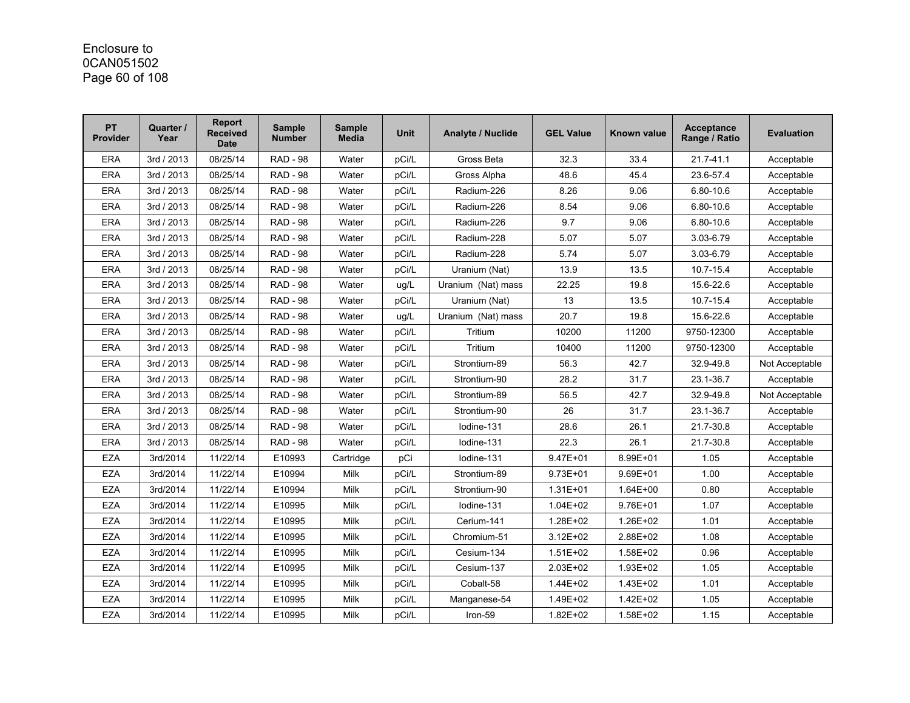Enclosure to
0CAN051502

| PT Provider | Quarter / Year | Report Received Date | Sample Number | Sample Media | Unit | Analyte / Nuclide | GEL Value | Known value | Acceptance Range / Ratio | Evaluation |
|---|---|---|---|---|---|---|---|---|---|---|
| ERA | 3rd / 2013 | 08/25/14 | RAD - 98 | Water | pCi/L | Gross Beta | 32.3 | 33.4 | 21.7-41.1 | Acceptable |
| ERA | 3rd / 2013 | 08/25/14 | RAD - 98 | Water | pCi/L | Gross Alpha | 48.6 | 45.4 | 23.6-57.4 | Acceptable |
| ERA | 3rd / 2013 | 08/25/14 | RAD - 98 | Water | pCi/L | Radium-226 | 8.26 | 9.06 | 6.80-10.6 | Acceptable |
| ERA | 3rd / 2013 | 08/25/14 | RAD - 98 | Water | pCi/L | Radium-226 | 8.54 | 9.06 | 6.80-10.6 | Acceptable |
| ERA | 3rd / 2013 | 08/25/14 | RAD - 98 | Water | pCi/L | Radium-226 | 9.7 | 9.06 | 6.80-10.6 | Acceptable |
| ERA | 3rd / 2013 | 08/25/14 | RAD - 98 | Water | pCi/L | Radium-228 | 5.07 | 5.07 | 3.03-6.79 | Acceptable |
| ERA | 3rd / 2013 | 08/25/14 | RAD - 98 | Water | pCi/L | Radium-228 | 5.74 | 5.07 | 3.03-6.79 | Acceptable |
| ERA | 3rd / 2013 | 08/25/14 | RAD - 98 | Water | pCi/L | Uranium (Nat) | 13.9 | 13.5 | 10.7-15.4 | Acceptable |
| ERA | 3rd / 2013 | 08/25/14 | RAD - 98 | Water | ug/L | Uranium (Nat) mass | 22.25 | 19.8 | 15.6-22.6 | Acceptable |
| ERA | 3rd / 2013 | 08/25/14 | RAD - 98 | Water | pCi/L | Uranium (Nat) | 13 | 13.5 | 10.7-15.4 | Acceptable |
| ERA | 3rd / 2013 | 08/25/14 | RAD - 98 | Water | ug/L | Uranium (Nat) mass | 20.7 | 19.8 | 15.6-22.6 | Acceptable |
| ERA | 3rd / 2013 | 08/25/14 | RAD - 98 | Water | pCi/L | Tritium | 10200 | 11200 | 9750-12300 | Acceptable |
| ERA | 3rd / 2013 | 08/25/14 | RAD - 98 | Water | pCi/L | Tritium | 10400 | 11200 | 9750-12300 | Acceptable |
| ERA | 3rd / 2013 | 08/25/14 | RAD - 98 | Water | pCi/L | Strontium-89 | 56.3 | 42.7 | 32.9-49.8 | Not Acceptable |
| ERA | 3rd / 2013 | 08/25/14 | RAD - 98 | Water | pCi/L | Strontium-90 | 28.2 | 31.7 | 23.1-36.7 | Acceptable |
| ERA | 3rd / 2013 | 08/25/14 | RAD - 98 | Water | pCi/L | Strontium-89 | 56.5 | 42.7 | 32.9-49.8 | Not Acceptable |
| ERA | 3rd / 2013 | 08/25/14 | RAD - 98 | Water | pCi/L | Strontium-90 | 26 | 31.7 | 23.1-36.7 | Acceptable |
| ERA | 3rd / 2013 | 08/25/14 | RAD - 98 | Water | pCi/L | Iodine-131 | 28.6 | 26.1 | 21.7-30.8 | Acceptable |
| ERA | 3rd / 2013 | 08/25/14 | RAD - 98 | Water | pCi/L | Iodine-131 | 22.3 | 26.1 | 21.7-30.8 | Acceptable |
| EZA | 3rd/2014 | 11/22/14 | E10993 | Cartridge | pCi | Iodine-131 | 9.47E+01 | 8.99E+01 | 1.05 | Acceptable |
| EZA | 3rd/2014 | 11/22/14 | E10994 | Milk | pCi/L | Strontium-89 | 9.73E+01 | 9.69E+01 | 1.00 | Acceptable |
| EZA | 3rd/2014 | 11/22/14 | E10994 | Milk | pCi/L | Strontium-90 | 1.31E+01 | 1.64E+00 | 0.80 | Acceptable |
| EZA | 3rd/2014 | 11/22/14 | E10995 | Milk | pCi/L | Iodine-131 | 1.04E+02 | 9.76E+01 | 1.07 | Acceptable |
| EZA | 3rd/2014 | 11/22/14 | E10995 | Milk | pCi/L | Cerium-141 | 1.28E+02 | 1.26E+02 | 1.01 | Acceptable |
| EZA | 3rd/2014 | 11/22/14 | E10995 | Milk | pCi/L | Chromium-51 | 3.12E+02 | 2.88E+02 | 1.08 | Acceptable |
| EZA | 3rd/2014 | 11/22/14 | E10995 | Milk | pCi/L | Cesium-134 | 1.51E+02 | 1.58E+02 | 0.96 | Acceptable |
| EZA | 3rd/2014 | 11/22/14 | E10995 | Milk | pCi/L | Cesium-137 | 2.03E+02 | 1.93E+02 | 1.05 | Acceptable |
| EZA | 3rd/2014 | 11/22/14 | E10995 | Milk | pCi/L | Cobalt-58 | 1.44E+02 | 1.43E+02 | 1.01 | Acceptable |
| EZA | 3rd/2014 | 11/22/14 | E10995 | Milk | pCi/L | Manganese-54 | 1.49E+02 | 1.42E+02 | 1.05 | Acceptable |
| EZA | 3rd/2014 | 11/22/14 | E10995 | Milk | pCi/L | Iron-59 | 1.82E+02 | 1.58E+02 | 1.15 | Acceptable |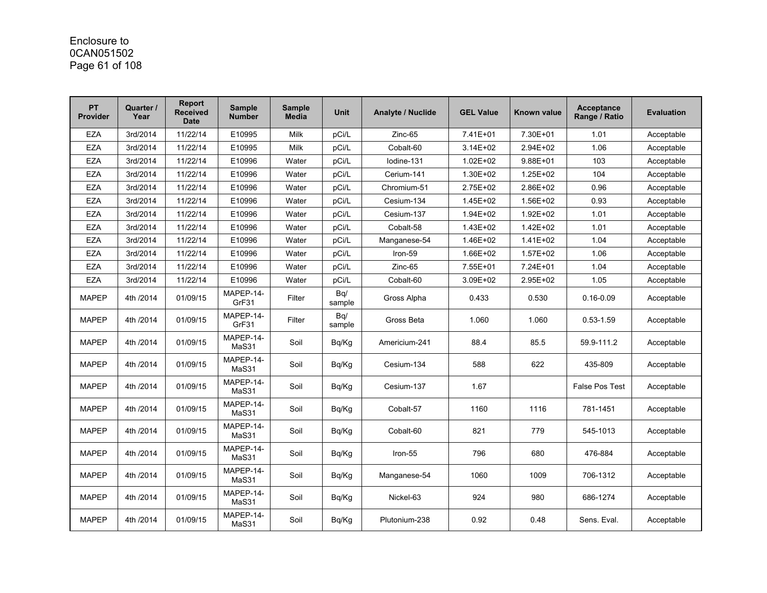| PT Provider | Quarter / Year | Report Received Date | Sample Number | Sample Media | Unit | Analyte / Nuclide | GEL Value | Known value | Acceptance Range / Ratio | Evaluation |
|---|---|---|---|---|---|---|---|---|---|---|
| EZA | 3rd/2014 | 11/22/14 | E10995 | Milk | pCi/L | Zinc-65 | 7.41E+01 | 7.30E+01 | 1.01 | Acceptable |
| EZA | 3rd/2014 | 11/22/14 | E10995 | Milk | pCi/L | Cobalt-60 | 3.14E+02 | 2.94E+02 | 1.06 | Acceptable |
| EZA | 3rd/2014 | 11/22/14 | E10996 | Water | pCi/L | Iodine-131 | 1.02E+02 | 9.88E+01 | 103 | Acceptable |
| EZA | 3rd/2014 | 11/22/14 | E10996 | Water | pCi/L | Cerium-141 | 1.30E+02 | 1.25E+02 | 104 | Acceptable |
| EZA | 3rd/2014 | 11/22/14 | E10996 | Water | pCi/L | Chromium-51 | 2.75E+02 | 2.86E+02 | 0.96 | Acceptable |
| EZA | 3rd/2014 | 11/22/14 | E10996 | Water | pCi/L | Cesium-134 | 1.45E+02 | 1.56E+02 | 0.93 | Acceptable |
| EZA | 3rd/2014 | 11/22/14 | E10996 | Water | pCi/L | Cesium-137 | 1.94E+02 | 1.92E+02 | 1.01 | Acceptable |
| EZA | 3rd/2014 | 11/22/14 | E10996 | Water | pCi/L | Cobalt-58 | 1.43E+02 | 1.42E+02 | 1.01 | Acceptable |
| EZA | 3rd/2014 | 11/22/14 | E10996 | Water | pCi/L | Manganese-54 | 1.46E+02 | 1.41E+02 | 1.04 | Acceptable |
| EZA | 3rd/2014 | 11/22/14 | E10996 | Water | pCi/L | Iron-59 | 1.66E+02 | 1.57E+02 | 1.06 | Acceptable |
| EZA | 3rd/2014 | 11/22/14 | E10996 | Water | pCi/L | Zinc-65 | 7.55E+01 | 7.24E+01 | 1.04 | Acceptable |
| EZA | 3rd/2014 | 11/22/14 | E10996 | Water | pCi/L | Cobalt-60 | 3.09E+02 | 2.95E+02 | 1.05 | Acceptable |
| MAPEP | 4th /2014 | 01/09/15 | MAPEP-14-GrF31 | Filter | Bq/ sample | Gross Alpha | 0.433 | 0.530 | 0.16-0.09 | Acceptable |
| MAPEP | 4th /2014 | 01/09/15 | MAPEP-14-GrF31 | Filter | Bq/ sample | Gross Beta | 1.060 | 1.060 | 0.53-1.59 | Acceptable |
| MAPEP | 4th /2014 | 01/09/15 | MAPEP-14-MaS31 | Soil | Bq/Kg | Americium-241 | 88.4 | 85.5 | 59.9-111.2 | Acceptable |
| MAPEP | 4th /2014 | 01/09/15 | MAPEP-14-MaS31 | Soil | Bq/Kg | Cesium-134 | 588 | 622 | 435-809 | Acceptable |
| MAPEP | 4th /2014 | 01/09/15 | MAPEP-14-MaS31 | Soil | Bq/Kg | Cesium-137 | 1.67 | | False Pos Test | Acceptable |
| MAPEP | 4th /2014 | 01/09/15 | MAPEP-14-MaS31 | Soil | Bq/Kg | Cobalt-57 | 1160 | 1116 | 781-1451 | Acceptable |
| MAPEP | 4th /2014 | 01/09/15 | MAPEP-14-MaS31 | Soil | Bq/Kg | Cobalt-60 | 821 | 779 | 545-1013 | Acceptable |
| MAPEP | 4th /2014 | 01/09/15 | MAPEP-14-MaS31 | Soil | Bq/Kg | Iron-55 | 796 | 680 | 476-884 | Acceptable |
| MAPEP | 4th /2014 | 01/09/15 | MAPEP-14-MaS31 | Soil | Bq/Kg | Manganese-54 | 1060 | 1009 | 706-1312 | Acceptable |
| MAPEP | 4th /2014 | 01/09/15 | MAPEP-14-MaS31 | Soil | Bq/Kg | Nickel-63 | 924 | 980 | 686-1274 | Acceptable |
| MAPEP | 4th /2014 | 01/09/15 | MAPEP-14-MaS31 | Soil | Bq/Kg | Plutonium-238 | 0.92 | 0.48 | Sens. Eval. | Acceptable |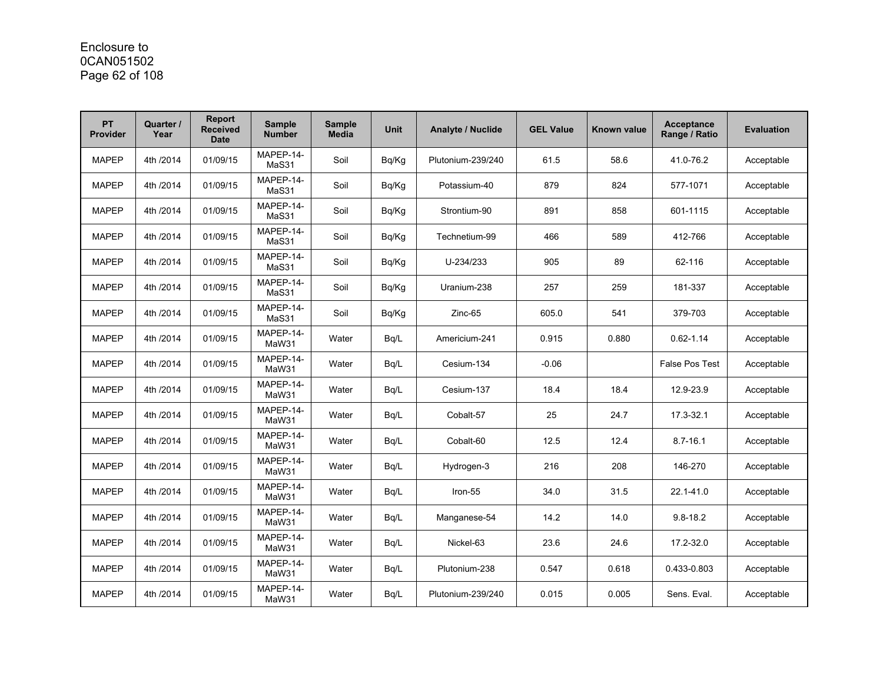Enclosure to
0CAN051502

| PT Provider | Quarter / Year | Report Received Date | Sample Number | Sample Media | Unit | Analyte / Nuclide | GEL Value | Known value | Acceptance Range / Ratio | Evaluation |
|---|---|---|---|---|---|---|---|---|---|---|
| MAPEP | 4th /2014 | 01/09/15 | MAPEP-14-MaS31 | Soil | Bq/Kg | Plutonium-239/240 | 61.5 | 58.6 | 41.0-76.2 | Acceptable |
| MAPEP | 4th /2014 | 01/09/15 | MAPEP-14-MaS31 | Soil | Bq/Kg | Potassium-40 | 879 | 824 | 577-1071 | Acceptable |
| MAPEP | 4th /2014 | 01/09/15 | MAPEP-14-MaS31 | Soil | Bq/Kg | Strontium-90 | 891 | 858 | 601-1115 | Acceptable |
| MAPEP | 4th /2014 | 01/09/15 | MAPEP-14-MaS31 | Soil | Bq/Kg | Technetium-99 | 466 | 589 | 412-766 | Acceptable |
| MAPEP | 4th /2014 | 01/09/15 | MAPEP-14-MaS31 | Soil | Bq/Kg | U-234/233 | 905 | 89 | 62-116 | Acceptable |
| MAPEP | 4th /2014 | 01/09/15 | MAPEP-14-MaS31 | Soil | Bq/Kg | Uranium-238 | 257 | 259 | 181-337 | Acceptable |
| MAPEP | 4th /2014 | 01/09/15 | MAPEP-14-MaS31 | Soil | Bq/Kg | Zinc-65 | 605.0 | 541 | 379-703 | Acceptable |
| MAPEP | 4th /2014 | 01/09/15 | MAPEP-14-MaW31 | Water | Bq/L | Americium-241 | 0.915 | 0.880 | 0.62-1.14 | Acceptable |
| MAPEP | 4th /2014 | 01/09/15 | MAPEP-14-MaW31 | Water | Bq/L | Cesium-134 | -0.06 | | False Pos Test | Acceptable |
| MAPEP | 4th /2014 | 01/09/15 | MAPEP-14-MaW31 | Water | Bq/L | Cesium-137 | 18.4 | 18.4 | 12.9-23.9 | Acceptable |
| MAPEP | 4th /2014 | 01/09/15 | MAPEP-14-MaW31 | Water | Bq/L | Cobalt-57 | 25 | 24.7 | 17.3-32.1 | Acceptable |
| MAPEP | 4th /2014 | 01/09/15 | MAPEP-14-MaW31 | Water | Bq/L | Cobalt-60 | 12.5 | 12.4 | 8.7-16.1 | Acceptable |
| MAPEP | 4th /2014 | 01/09/15 | MAPEP-14-MaW31 | Water | Bq/L | Hydrogen-3 | 216 | 208 | 146-270 | Acceptable |
| MAPEP | 4th /2014 | 01/09/15 | MAPEP-14-MaW31 | Water | Bq/L | Iron-55 | 34.0 | 31.5 | 22.1-41.0 | Acceptable |
| MAPEP | 4th /2014 | 01/09/15 | MAPEP-14-MaW31 | Water | Bq/L | Manganese-54 | 14.2 | 14.0 | 9.8-18.2 | Acceptable |
| MAPEP | 4th /2014 | 01/09/15 | MAPEP-14-MaW31 | Water | Bq/L | Nickel-63 | 23.6 | 24.6 | 17.2-32.0 | Acceptable |
| MAPEP | 4th /2014 | 01/09/15 | MAPEP-14-MaW31 | Water | Bq/L | Plutonium-238 | 0.547 | 0.618 | 0.433-0.803 | Acceptable |
| MAPEP | 4th /2014 | 01/09/15 | MAPEP-14-MaW31 | Water | Bq/L | Plutonium-239/240 | 0.015 | 0.005 | Sens. Eval. | Acceptable |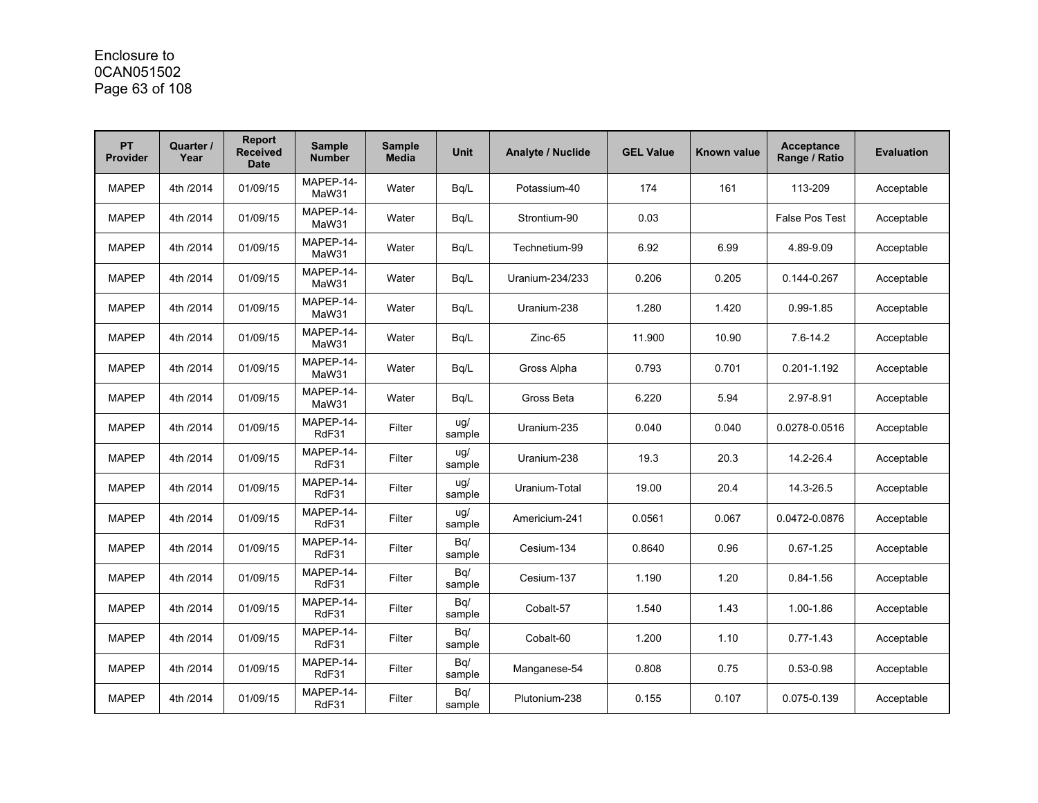| PT Provider | Quarter / Year | Report Received Date | Sample Number | Sample Media | Unit | Analyte / Nuclide | GEL Value | Known value | Acceptance Range / Ratio | Evaluation |
|---|---|---|---|---|---|---|---|---|---|---|
| MAPEP | 4th /2014 | 01/09/15 | MAPEP-14-MaW31 | Water | Bq/L | Potassium-40 | 174 | 161 | 113-209 | Acceptable |
| MAPEP | 4th /2014 | 01/09/15 | MAPEP-14-MaW31 | Water | Bq/L | Strontium-90 | 0.03 | | False Pos Test | Acceptable |
| MAPEP | 4th /2014 | 01/09/15 | MAPEP-14-MaW31 | Water | Bq/L | Technetium-99 | 6.92 | 6.99 | 4.89-9.09 | Acceptable |
| MAPEP | 4th /2014 | 01/09/15 | MAPEP-14-MaW31 | Water | Bq/L | Uranium-234/233 | 0.206 | 0.205 | 0.144-0.267 | Acceptable |
| MAPEP | 4th /2014 | 01/09/15 | MAPEP-14-MaW31 | Water | Bq/L | Uranium-238 | 1.280 | 1.420 | 0.99-1.85 | Acceptable |
| MAPEP | 4th /2014 | 01/09/15 | MAPEP-14-MaW31 | Water | Bq/L | Zinc-65 | 11.900 | 10.90 | 7.6-14.2 | Acceptable |
| MAPEP | 4th /2014 | 01/09/15 | MAPEP-14-MaW31 | Water | Bq/L | Gross Alpha | 0.793 | 0.701 | 0.201-1.192 | Acceptable |
| MAPEP | 4th /2014 | 01/09/15 | MAPEP-14-MaW31 | Water | Bq/L | Gross Beta | 6.220 | 5.94 | 2.97-8.91 | Acceptable |
| MAPEP | 4th /2014 | 01/09/15 | MAPEP-14-RdF31 | Filter | ug/ sample | Uranium-235 | 0.040 | 0.040 | 0.0278-0.0516 | Acceptable |
| MAPEP | 4th /2014 | 01/09/15 | MAPEP-14-RdF31 | Filter | ug/ sample | Uranium-238 | 19.3 | 20.3 | 14.2-26.4 | Acceptable |
| MAPEP | 4th /2014 | 01/09/15 | MAPEP-14-RdF31 | Filter | ug/ sample | Uranium-Total | 19.00 | 20.4 | 14.3-26.5 | Acceptable |
| MAPEP | 4th /2014 | 01/09/15 | MAPEP-14-RdF31 | Filter | ug/ sample | Americium-241 | 0.0561 | 0.067 | 0.0472-0.0876 | Acceptable |
| MAPEP | 4th /2014 | 01/09/15 | MAPEP-14-RdF31 | Filter | Bq/ sample | Cesium-134 | 0.8640 | 0.96 | 0.67-1.25 | Acceptable |
| MAPEP | 4th /2014 | 01/09/15 | MAPEP-14-RdF31 | Filter | Bq/ sample | Cesium-137 | 1.190 | 1.20 | 0.84-1.56 | Acceptable |
| MAPEP | 4th /2014 | 01/09/15 | MAPEP-14-RdF31 | Filter | Bq/ sample | Cobalt-57 | 1.540 | 1.43 | 1.00-1.86 | Acceptable |
| MAPEP | 4th /2014 | 01/09/15 | MAPEP-14-RdF31 | Filter | Bq/ sample | Cobalt-60 | 1.200 | 1.10 | 0.77-1.43 | Acceptable |
| MAPEP | 4th /2014 | 01/09/15 | MAPEP-14-RdF31 | Filter | Bq/ sample | Manganese-54 | 0.808 | 0.75 | 0.53-0.98 | Acceptable |
| MAPEP | 4th /2014 | 01/09/15 | MAPEP-14-RdF31 | Filter | Bq/ sample | Plutonium-238 | 0.155 | 0.107 | 0.075-0.139 | Acceptable |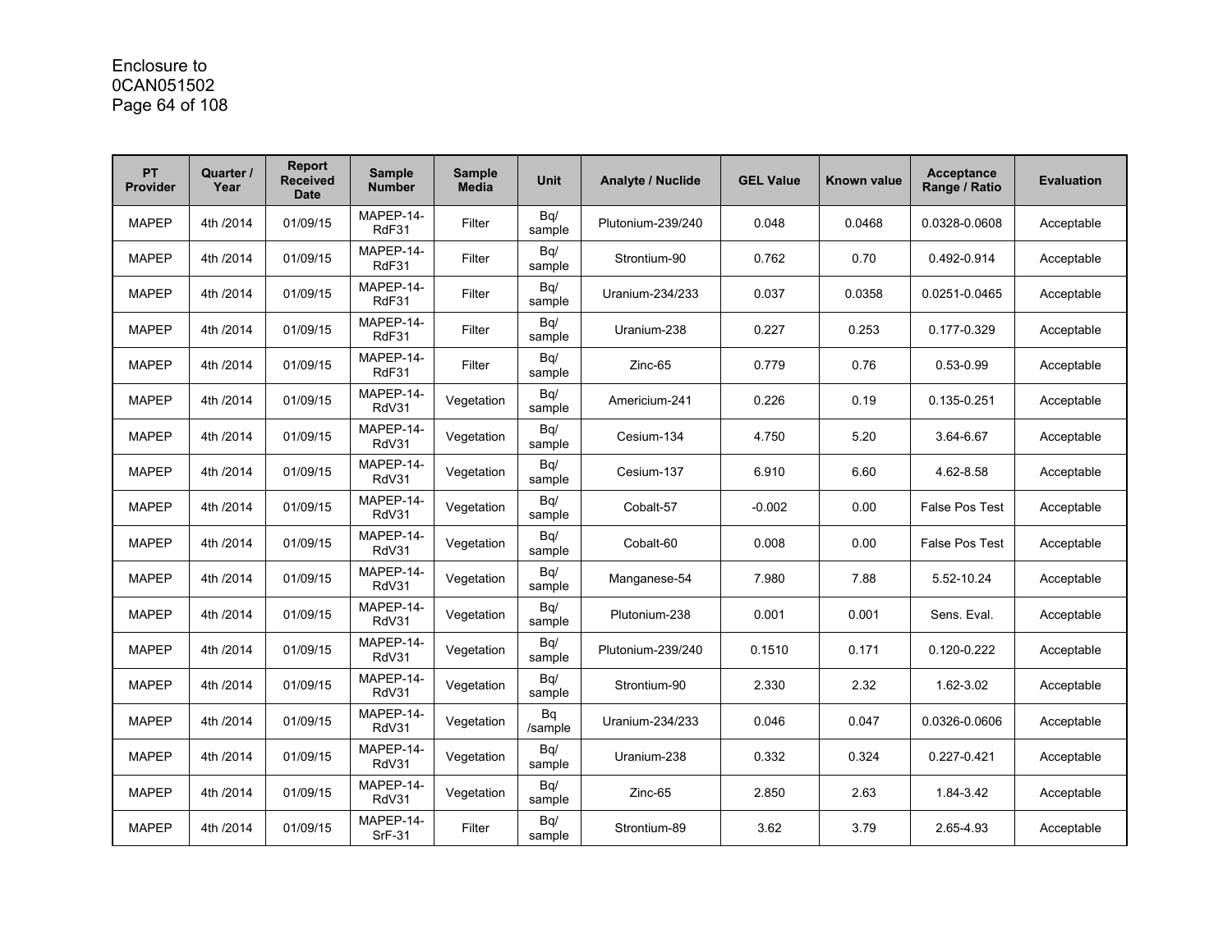Enclosure to
0CAN051502

| PT Provider | Quarter / Year | Report Received Date | Sample Number | Sample Media | Unit | Analyte / Nuclide | GEL Value | Known value | Acceptance Range / Ratio | Evaluation |
|---|---|---|---|---|---|---|---|---|---|---|
| MAPEP | 4th /2014 | 01/09/15 | MAPEP-14-RdF31 | Filter | Bq/ sample | Plutonium-239/240 | 0.048 | 0.0468 | 0.0328-0.0608 | Acceptable |
| MAPEP | 4th /2014 | 01/09/15 | MAPEP-14-RdF31 | Filter | Bq/ sample | Strontium-90 | 0.762 | 0.70 | 0.492-0.914 | Acceptable |
| MAPEP | 4th /2014 | 01/09/15 | MAPEP-14-RdF31 | Filter | Bq/ sample | Uranium-234/233 | 0.037 | 0.0358 | 0.0251-0.0465 | Acceptable |
| MAPEP | 4th /2014 | 01/09/15 | MAPEP-14-RdF31 | Filter | Bq/ sample | Uranium-238 | 0.227 | 0.253 | 0.177-0.329 | Acceptable |
| MAPEP | 4th /2014 | 01/09/15 | MAPEP-14-RdF31 | Filter | Bq/ sample | Zinc-65 | 0.779 | 0.76 | 0.53-0.99 | Acceptable |
| MAPEP | 4th /2014 | 01/09/15 | MAPEP-14-RdV31 | Vegetation | Bq/ sample | Americium-241 | 0.226 | 0.19 | 0.135-0.251 | Acceptable |
| MAPEP | 4th /2014 | 01/09/15 | MAPEP-14-RdV31 | Vegetation | Bq/ sample | Cesium-134 | 4.750 | 5.20 | 3.64-6.67 | Acceptable |
| MAPEP | 4th /2014 | 01/09/15 | MAPEP-14-RdV31 | Vegetation | Bq/ sample | Cesium-137 | 6.910 | 6.60 | 4.62-8.58 | Acceptable |
| MAPEP | 4th /2014 | 01/09/15 | MAPEP-14-RdV31 | Vegetation | Bq/ sample | Cobalt-57 | -0.002 | 0.00 | False Pos Test | Acceptable |
| MAPEP | 4th /2014 | 01/09/15 | MAPEP-14-RdV31 | Vegetation | Bq/ sample | Cobalt-60 | 0.008 | 0.00 | False Pos Test | Acceptable |
| MAPEP | 4th /2014 | 01/09/15 | MAPEP-14-RdV31 | Vegetation | Bq/ sample | Manganese-54 | 7.980 | 7.88 | 5.52-10.24 | Acceptable |
| MAPEP | 4th /2014 | 01/09/15 | MAPEP-14-RdV31 | Vegetation | Bq/ sample | Plutonium-238 | 0.001 | 0.001 | Sens. Eval. | Acceptable |
| MAPEP | 4th /2014 | 01/09/15 | MAPEP-14-RdV31 | Vegetation | Bq/ sample | Plutonium-239/240 | 0.1510 | 0.171 | 0.120-0.222 | Acceptable |
| MAPEP | 4th /2014 | 01/09/15 | MAPEP-14-RdV31 | Vegetation | Bq/ sample | Strontium-90 | 2.330 | 2.32 | 1.62-3.02 | Acceptable |
| MAPEP | 4th /2014 | 01/09/15 | MAPEP-14-RdV31 | Vegetation | Bq /sample | Uranium-234/233 | 0.046 | 0.047 | 0.0326-0.0606 | Acceptable |
| MAPEP | 4th /2014 | 01/09/15 | MAPEP-14-RdV31 | Vegetation | Bq/ sample | Uranium-238 | 0.332 | 0.324 | 0.227-0.421 | Acceptable |
| MAPEP | 4th /2014 | 01/09/15 | MAPEP-14-RdV31 | Vegetation | Bq/ sample | Zinc-65 | 2.850 | 2.63 | 1.84-3.42 | Acceptable |
| MAPEP | 4th /2014 | 01/09/15 | MAPEP-14-SrF-31 | Filter | Bq/ sample | Strontium-89 | 3.62 | 3.79 | 2.65-4.93 | Acceptable |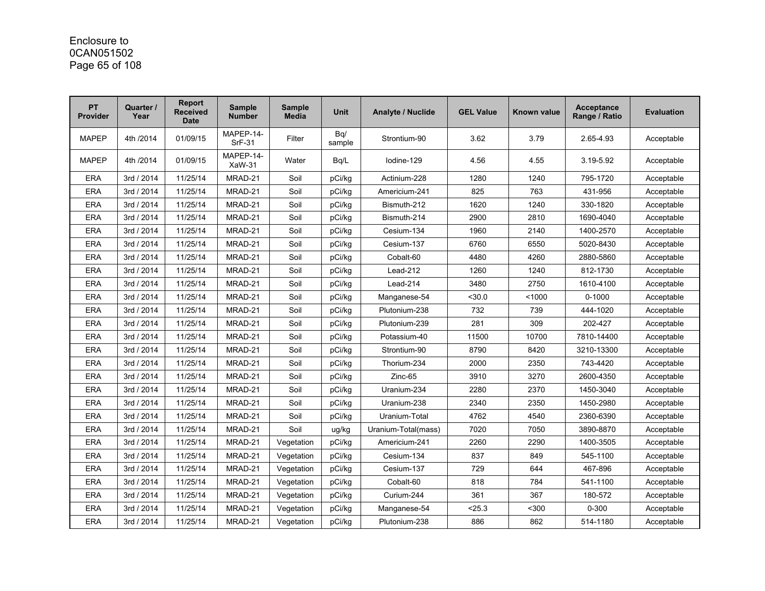| PT Provider | Quarter / Year | Report Received Date | Sample Number | Sample Media | Unit | Analyte / Nuclide | GEL Value | Known value | Acceptance Range / Ratio | Evaluation |
|---|---|---|---|---|---|---|---|---|---|---|
| MAPEP | 4th /2014 | 01/09/15 | MAPEP-14-SrF-31 | Filter | Bq/ sample | Strontium-90 | 3.62 | 3.79 | 2.65-4.93 | Acceptable |
| MAPEP | 4th /2014 | 01/09/15 | MAPEP-14-XaW-31 | Water | Bq/L | Iodine-129 | 4.56 | 4.55 | 3.19-5.92 | Acceptable |
| ERA | 3rd / 2014 | 11/25/14 | MRAD-21 | Soil | pCi/kg | Actinium-228 | 1280 | 1240 | 795-1720 | Acceptable |
| ERA | 3rd / 2014 | 11/25/14 | MRAD-21 | Soil | pCi/kg | Americium-241 | 825 | 763 | 431-956 | Acceptable |
| ERA | 3rd / 2014 | 11/25/14 | MRAD-21 | Soil | pCi/kg | Bismuth-212 | 1620 | 1240 | 330-1820 | Acceptable |
| ERA | 3rd / 2014 | 11/25/14 | MRAD-21 | Soil | pCi/kg | Bismuth-214 | 2900 | 2810 | 1690-4040 | Acceptable |
| ERA | 3rd / 2014 | 11/25/14 | MRAD-21 | Soil | pCi/kg | Cesium-134 | 1960 | 2140 | 1400-2570 | Acceptable |
| ERA | 3rd / 2014 | 11/25/14 | MRAD-21 | Soil | pCi/kg | Cesium-137 | 6760 | 6550 | 5020-8430 | Acceptable |
| ERA | 3rd / 2014 | 11/25/14 | MRAD-21 | Soil | pCi/kg | Cobalt-60 | 4480 | 4260 | 2880-5860 | Acceptable |
| ERA | 3rd / 2014 | 11/25/14 | MRAD-21 | Soil | pCi/kg | Lead-212 | 1260 | 1240 | 812-1730 | Acceptable |
| ERA | 3rd / 2014 | 11/25/14 | MRAD-21 | Soil | pCi/kg | Lead-214 | 3480 | 2750 | 1610-4100 | Acceptable |
| ERA | 3rd / 2014 | 11/25/14 | MRAD-21 | Soil | pCi/kg | Manganese-54 | <30.0 | <1000 | 0-1000 | Acceptable |
| ERA | 3rd / 2014 | 11/25/14 | MRAD-21 | Soil | pCi/kg | Plutonium-238 | 732 | 739 | 444-1020 | Acceptable |
| ERA | 3rd / 2014 | 11/25/14 | MRAD-21 | Soil | pCi/kg | Plutonium-239 | 281 | 309 | 202-427 | Acceptable |
| ERA | 3rd / 2014 | 11/25/14 | MRAD-21 | Soil | pCi/kg | Potassium-40 | 11500 | 10700 | 7810-14400 | Acceptable |
| ERA | 3rd / 2014 | 11/25/14 | MRAD-21 | Soil | pCi/kg | Strontium-90 | 8790 | 8420 | 3210-13300 | Acceptable |
| ERA | 3rd / 2014 | 11/25/14 | MRAD-21 | Soil | pCi/kg | Thorium-234 | 2000 | 2350 | 743-4420 | Acceptable |
| ERA | 3rd / 2014 | 11/25/14 | MRAD-21 | Soil | pCi/kg | Zinc-65 | 3910 | 3270 | 2600-4350 | Acceptable |
| ERA | 3rd / 2014 | 11/25/14 | MRAD-21 | Soil | pCi/kg | Uranium-234 | 2280 | 2370 | 1450-3040 | Acceptable |
| ERA | 3rd / 2014 | 11/25/14 | MRAD-21 | Soil | pCi/kg | Uranium-238 | 2340 | 2350 | 1450-2980 | Acceptable |
| ERA | 3rd / 2014 | 11/25/14 | MRAD-21 | Soil | pCi/kg | Uranium-Total | 4762 | 4540 | 2360-6390 | Acceptable |
| ERA | 3rd / 2014 | 11/25/14 | MRAD-21 | Soil | ug/kg | Uranium-Total(mass) | 7020 | 7050 | 3890-8870 | Acceptable |
| ERA | 3rd / 2014 | 11/25/14 | MRAD-21 | Vegetation | pCi/kg | Americium-241 | 2260 | 2290 | 1400-3505 | Acceptable |
| ERA | 3rd / 2014 | 11/25/14 | MRAD-21 | Vegetation | pCi/kg | Cesium-134 | 837 | 849 | 545-1100 | Acceptable |
| ERA | 3rd / 2014 | 11/25/14 | MRAD-21 | Vegetation | pCi/kg | Cesium-137 | 729 | 644 | 467-896 | Acceptable |
| ERA | 3rd / 2014 | 11/25/14 | MRAD-21 | Vegetation | pCi/kg | Cobalt-60 | 818 | 784 | 541-1100 | Acceptable |
| ERA | 3rd / 2014 | 11/25/14 | MRAD-21 | Vegetation | pCi/kg | Curium-244 | 361 | 367 | 180-572 | Acceptable |
| ERA | 3rd / 2014 | 11/25/14 | MRAD-21 | Vegetation | pCi/kg | Manganese-54 | <25.3 | <300 | 0-300 | Acceptable |
| ERA | 3rd / 2014 | 11/25/14 | MRAD-21 | Vegetation | pCi/kg | Plutonium-238 | 886 | 862 | 514-1180 | Acceptable |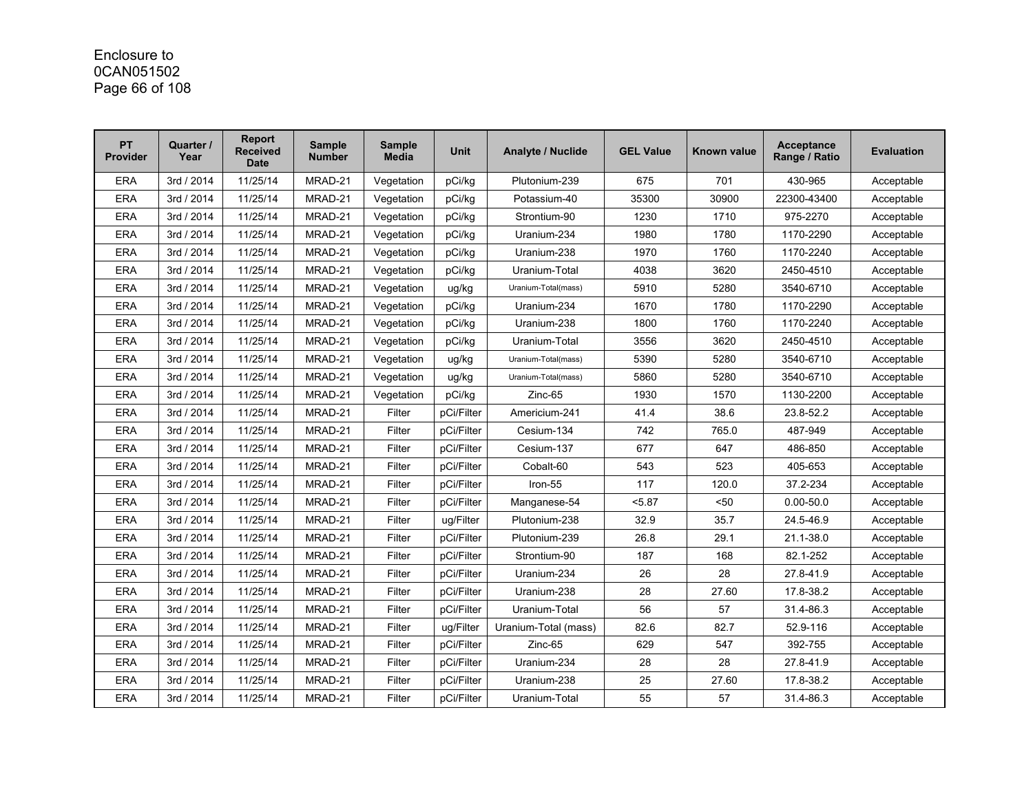Enclosure to
0CAN051502

| PT Provider | Quarter / Year | Report Received Date | Sample Number | Sample Media | Unit | Analyte / Nuclide | GEL Value | Known value | Acceptance Range / Ratio | Evaluation |
|---|---|---|---|---|---|---|---|---|---|---|
| ERA | 3rd / 2014 | 11/25/14 | MRAD-21 | Vegetation | pCi/kg | Plutonium-239 | 675 | 701 | 430-965 | Acceptable |
| ERA | 3rd / 2014 | 11/25/14 | MRAD-21 | Vegetation | pCi/kg | Potassium-40 | 35300 | 30900 | 22300-43400 | Acceptable |
| ERA | 3rd / 2014 | 11/25/14 | MRAD-21 | Vegetation | pCi/kg | Strontium-90 | 1230 | 1710 | 975-2270 | Acceptable |
| ERA | 3rd / 2014 | 11/25/14 | MRAD-21 | Vegetation | pCi/kg | Uranium-234 | 1980 | 1780 | 1170-2290 | Acceptable |
| ERA | 3rd / 2014 | 11/25/14 | MRAD-21 | Vegetation | pCi/kg | Uranium-238 | 1970 | 1760 | 1170-2240 | Acceptable |
| ERA | 3rd / 2014 | 11/25/14 | MRAD-21 | Vegetation | pCi/kg | Uranium-Total | 4038 | 3620 | 2450-4510 | Acceptable |
| ERA | 3rd / 2014 | 11/25/14 | MRAD-21 | Vegetation | ug/kg | Uranium-Total(mass) | 5910 | 5280 | 3540-6710 | Acceptable |
| ERA | 3rd / 2014 | 11/25/14 | MRAD-21 | Vegetation | pCi/kg | Uranium-234 | 1670 | 1780 | 1170-2290 | Acceptable |
| ERA | 3rd / 2014 | 11/25/14 | MRAD-21 | Vegetation | pCi/kg | Uranium-238 | 1800 | 1760 | 1170-2240 | Acceptable |
| ERA | 3rd / 2014 | 11/25/14 | MRAD-21 | Vegetation | pCi/kg | Uranium-Total | 3556 | 3620 | 2450-4510 | Acceptable |
| ERA | 3rd / 2014 | 11/25/14 | MRAD-21 | Vegetation | ug/kg | Uranium-Total(mass) | 5390 | 5280 | 3540-6710 | Acceptable |
| ERA | 3rd / 2014 | 11/25/14 | MRAD-21 | Vegetation | ug/kg | Uranium-Total(mass) | 5860 | 5280 | 3540-6710 | Acceptable |
| ERA | 3rd / 2014 | 11/25/14 | MRAD-21 | Vegetation | pCi/kg | Zinc-65 | 1930 | 1570 | 1130-2200 | Acceptable |
| ERA | 3rd / 2014 | 11/25/14 | MRAD-21 | Filter | pCi/Filter | Americium-241 | 41.4 | 38.6 | 23.8-52.2 | Acceptable |
| ERA | 3rd / 2014 | 11/25/14 | MRAD-21 | Filter | pCi/Filter | Cesium-134 | 742 | 765.0 | 487-949 | Acceptable |
| ERA | 3rd / 2014 | 11/25/14 | MRAD-21 | Filter | pCi/Filter | Cesium-137 | 677 | 647 | 486-850 | Acceptable |
| ERA | 3rd / 2014 | 11/25/14 | MRAD-21 | Filter | pCi/Filter | Cobalt-60 | 543 | 523 | 405-653 | Acceptable |
| ERA | 3rd / 2014 | 11/25/14 | MRAD-21 | Filter | pCi/Filter | Iron-55 | 117 | 120.0 | 37.2-234 | Acceptable |
| ERA | 3rd / 2014 | 11/25/14 | MRAD-21 | Filter | pCi/Filter | Manganese-54 | <5.87 | <50 | 0.00-50.0 | Acceptable |
| ERA | 3rd / 2014 | 11/25/14 | MRAD-21 | Filter | ug/Filter | Plutonium-238 | 32.9 | 35.7 | 24.5-46.9 | Acceptable |
| ERA | 3rd / 2014 | 11/25/14 | MRAD-21 | Filter | pCi/Filter | Plutonium-239 | 26.8 | 29.1 | 21.1-38.0 | Acceptable |
| ERA | 3rd / 2014 | 11/25/14 | MRAD-21 | Filter | pCi/Filter | Strontium-90 | 187 | 168 | 82.1-252 | Acceptable |
| ERA | 3rd / 2014 | 11/25/14 | MRAD-21 | Filter | pCi/Filter | Uranium-234 | 26 | 28 | 27.8-41.9 | Acceptable |
| ERA | 3rd / 2014 | 11/25/14 | MRAD-21 | Filter | pCi/Filter | Uranium-238 | 28 | 27.60 | 17.8-38.2 | Acceptable |
| ERA | 3rd / 2014 | 11/25/14 | MRAD-21 | Filter | pCi/Filter | Uranium-Total | 56 | 57 | 31.4-86.3 | Acceptable |
| ERA | 3rd / 2014 | 11/25/14 | MRAD-21 | Filter | ug/Filter | Uranium-Total (mass) | 82.6 | 82.7 | 52.9-116 | Acceptable |
| ERA | 3rd / 2014 | 11/25/14 | MRAD-21 | Filter | pCi/Filter | Zinc-65 | 629 | 547 | 392-755 | Acceptable |
| ERA | 3rd / 2014 | 11/25/14 | MRAD-21 | Filter | pCi/Filter | Uranium-234 | 28 | 28 | 27.8-41.9 | Acceptable |
| ERA | 3rd / 2014 | 11/25/14 | MRAD-21 | Filter | pCi/Filter | Uranium-238 | 25 | 27.60 | 17.8-38.2 | Acceptable |
| ERA | 3rd / 2014 | 11/25/14 | MRAD-21 | Filter | pCi/Filter | Uranium-Total | 55 | 57 | 31.4-86.3 | Acceptable |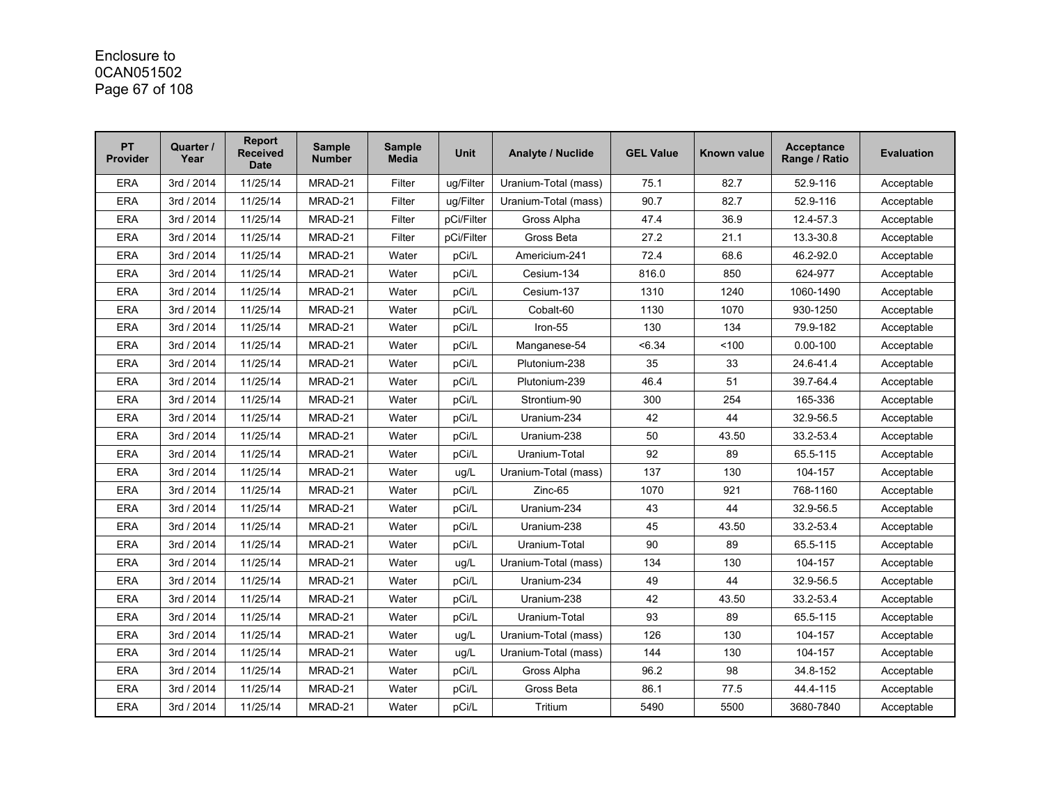Enclosure to
0CAN051502

| PT Provider | Quarter / Year | Report Received Date | Sample Number | Sample Media | Unit | Analyte / Nuclide | GEL Value | Known value | Acceptance Range / Ratio | Evaluation |
|---|---|---|---|---|---|---|---|---|---|---|
| ERA | 3rd / 2014 | 11/25/14 | MRAD-21 | Filter | ug/Filter | Uranium-Total (mass) | 75.1 | 82.7 | 52.9-116 | Acceptable |
| ERA | 3rd / 2014 | 11/25/14 | MRAD-21 | Filter | ug/Filter | Uranium-Total (mass) | 90.7 | 82.7 | 52.9-116 | Acceptable |
| ERA | 3rd / 2014 | 11/25/14 | MRAD-21 | Filter | pCi/Filter | Gross Alpha | 47.4 | 36.9 | 12.4-57.3 | Acceptable |
| ERA | 3rd / 2014 | 11/25/14 | MRAD-21 | Filter | pCi/Filter | Gross Beta | 27.2 | 21.1 | 13.3-30.8 | Acceptable |
| ERA | 3rd / 2014 | 11/25/14 | MRAD-21 | Water | pCi/L | Americium-241 | 72.4 | 68.6 | 46.2-92.0 | Acceptable |
| ERA | 3rd / 2014 | 11/25/14 | MRAD-21 | Water | pCi/L | Cesium-134 | 816.0 | 850 | 624-977 | Acceptable |
| ERA | 3rd / 2014 | 11/25/14 | MRAD-21 | Water | pCi/L | Cesium-137 | 1310 | 1240 | 1060-1490 | Acceptable |
| ERA | 3rd / 2014 | 11/25/14 | MRAD-21 | Water | pCi/L | Cobalt-60 | 1130 | 1070 | 930-1250 | Acceptable |
| ERA | 3rd / 2014 | 11/25/14 | MRAD-21 | Water | pCi/L | Iron-55 | 130 | 134 | 79.9-182 | Acceptable |
| ERA | 3rd / 2014 | 11/25/14 | MRAD-21 | Water | pCi/L | Manganese-54 | <6.34 | <100 | 0.00-100 | Acceptable |
| ERA | 3rd / 2014 | 11/25/14 | MRAD-21 | Water | pCi/L | Plutonium-238 | 35 | 33 | 24.6-41.4 | Acceptable |
| ERA | 3rd / 2014 | 11/25/14 | MRAD-21 | Water | pCi/L | Plutonium-239 | 46.4 | 51 | 39.7-64.4 | Acceptable |
| ERA | 3rd / 2014 | 11/25/14 | MRAD-21 | Water | pCi/L | Strontium-90 | 300 | 254 | 165-336 | Acceptable |
| ERA | 3rd / 2014 | 11/25/14 | MRAD-21 | Water | pCi/L | Uranium-234 | 42 | 44 | 32.9-56.5 | Acceptable |
| ERA | 3rd / 2014 | 11/25/14 | MRAD-21 | Water | pCi/L | Uranium-238 | 50 | 43.50 | 33.2-53.4 | Acceptable |
| ERA | 3rd / 2014 | 11/25/14 | MRAD-21 | Water | pCi/L | Uranium-Total | 92 | 89 | 65.5-115 | Acceptable |
| ERA | 3rd / 2014 | 11/25/14 | MRAD-21 | Water | ug/L | Uranium-Total (mass) | 137 | 130 | 104-157 | Acceptable |
| ERA | 3rd / 2014 | 11/25/14 | MRAD-21 | Water | pCi/L | Zinc-65 | 1070 | 921 | 768-1160 | Acceptable |
| ERA | 3rd / 2014 | 11/25/14 | MRAD-21 | Water | pCi/L | Uranium-234 | 43 | 44 | 32.9-56.5 | Acceptable |
| ERA | 3rd / 2014 | 11/25/14 | MRAD-21 | Water | pCi/L | Uranium-238 | 45 | 43.50 | 33.2-53.4 | Acceptable |
| ERA | 3rd / 2014 | 11/25/14 | MRAD-21 | Water | pCi/L | Uranium-Total | 90 | 89 | 65.5-115 | Acceptable |
| ERA | 3rd / 2014 | 11/25/14 | MRAD-21 | Water | ug/L | Uranium-Total (mass) | 134 | 130 | 104-157 | Acceptable |
| ERA | 3rd / 2014 | 11/25/14 | MRAD-21 | Water | pCi/L | Uranium-234 | 49 | 44 | 32.9-56.5 | Acceptable |
| ERA | 3rd / 2014 | 11/25/14 | MRAD-21 | Water | pCi/L | Uranium-238 | 42 | 43.50 | 33.2-53.4 | Acceptable |
| ERA | 3rd / 2014 | 11/25/14 | MRAD-21 | Water | pCi/L | Uranium-Total | 93 | 89 | 65.5-115 | Acceptable |
| ERA | 3rd / 2014 | 11/25/14 | MRAD-21 | Water | ug/L | Uranium-Total (mass) | 126 | 130 | 104-157 | Acceptable |
| ERA | 3rd / 2014 | 11/25/14 | MRAD-21 | Water | ug/L | Uranium-Total (mass) | 144 | 130 | 104-157 | Acceptable |
| ERA | 3rd / 2014 | 11/25/14 | MRAD-21 | Water | pCi/L | Gross Alpha | 96.2 | 98 | 34.8-152 | Acceptable |
| ERA | 3rd / 2014 | 11/25/14 | MRAD-21 | Water | pCi/L | Gross Beta | 86.1 | 77.5 | 44.4-115 | Acceptable |
| ERA | 3rd / 2014 | 11/25/14 | MRAD-21 | Water | pCi/L | Tritium | 5490 | 5500 | 3680-7840 | Acceptable |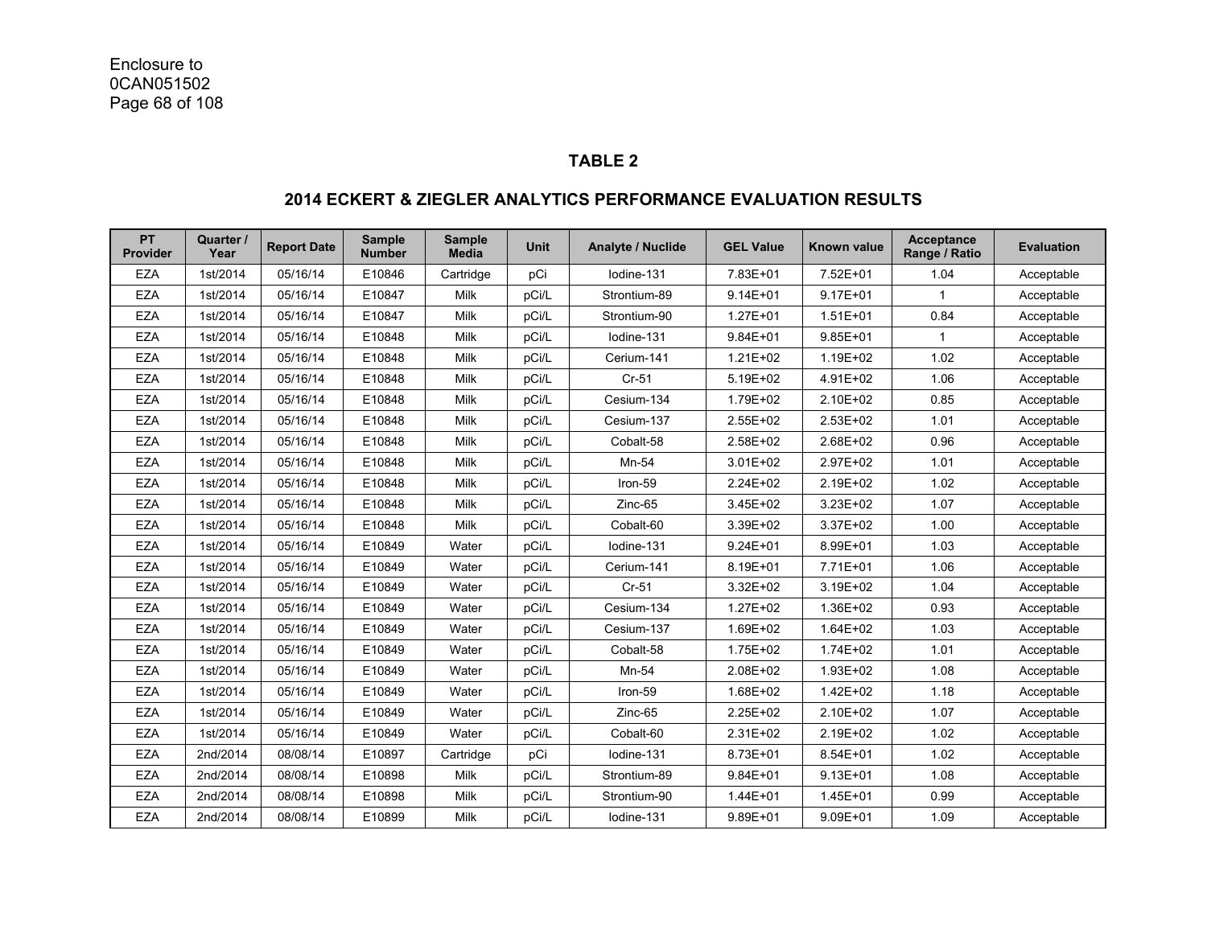## TABLE 2

## 2014 ECKERT & ZIEGLER ANALYTICS PERFORMANCE EVALUATION RESULTS

| PT Provider | Quarter / Year | Report Date | Sample Number | Sample Media | Unit | Analyte / Nuclide | GEL Value | Known value | Acceptance Range / Ratio | Evaluation |
|---|---|---|---|---|---|---|---|---|---|---|
| EZA | 1st/2014 | 05/16/14 | E10846 | Cartridge | pCi | Iodine-131 | 7.83E+01 | 7.52E+01 | 1.04 | Acceptable |
| EZA | 1st/2014 | 05/16/14 | E10847 | Milk | pCi/L | Strontium-89 | 9.14E+01 | 9.17E+01 | 1 | Acceptable |
| EZA | 1st/2014 | 05/16/14 | E10847 | Milk | pCi/L | Strontium-90 | 1.27E+01 | 1.51E+01 | 0.84 | Acceptable |
| EZA | 1st/2014 | 05/16/14 | E10848 | Milk | pCi/L | Iodine-131 | 9.84E+01 | 9.85E+01 | 1 | Acceptable |
| EZA | 1st/2014 | 05/16/14 | E10848 | Milk | pCi/L | Cerium-141 | 1.21E+02 | 1.19E+02 | 1.02 | Acceptable |
| EZA | 1st/2014 | 05/16/14 | E10848 | Milk | pCi/L | Cr-51 | 5.19E+02 | 4.91E+02 | 1.06 | Acceptable |
| EZA | 1st/2014 | 05/16/14 | E10848 | Milk | pCi/L | Cesium-134 | 1.79E+02 | 2.10E+02 | 0.85 | Acceptable |
| EZA | 1st/2014 | 05/16/14 | E10848 | Milk | pCi/L | Cesium-137 | 2.55E+02 | 2.53E+02 | 1.01 | Acceptable |
| EZA | 1st/2014 | 05/16/14 | E10848 | Milk | pCi/L | Cobalt-58 | 2.58E+02 | 2.68E+02 | 0.96 | Acceptable |
| EZA | 1st/2014 | 05/16/14 | E10848 | Milk | pCi/L | Mn-54 | 3.01E+02 | 2.97E+02 | 1.01 | Acceptable |
| EZA | 1st/2014 | 05/16/14 | E10848 | Milk | pCi/L | Iron-59 | 2.24E+02 | 2.19E+02 | 1.02 | Acceptable |
| EZA | 1st/2014 | 05/16/14 | E10848 | Milk | pCi/L | Zinc-65 | 3.45E+02 | 3.23E+02 | 1.07 | Acceptable |
| EZA | 1st/2014 | 05/16/14 | E10848 | Milk | pCi/L | Cobalt-60 | 3.39E+02 | 3.37E+02 | 1.00 | Acceptable |
| EZA | 1st/2014 | 05/16/14 | E10849 | Water | pCi/L | Iodine-131 | 9.24E+01 | 8.99E+01 | 1.03 | Acceptable |
| EZA | 1st/2014 | 05/16/14 | E10849 | Water | pCi/L | Cerium-141 | 8.19E+01 | 7.71E+01 | 1.06 | Acceptable |
| EZA | 1st/2014 | 05/16/14 | E10849 | Water | pCi/L | Cr-51 | 3.32E+02 | 3.19E+02 | 1.04 | Acceptable |
| EZA | 1st/2014 | 05/16/14 | E10849 | Water | pCi/L | Cesium-134 | 1.27E+02 | 1.36E+02 | 0.93 | Acceptable |
| EZA | 1st/2014 | 05/16/14 | E10849 | Water | pCi/L | Cesium-137 | 1.69E+02 | 1.64E+02 | 1.03 | Acceptable |
| EZA | 1st/2014 | 05/16/14 | E10849 | Water | pCi/L | Cobalt-58 | 1.75E+02 | 1.74E+02 | 1.01 | Acceptable |
| EZA | 1st/2014 | 05/16/14 | E10849 | Water | pCi/L | Mn-54 | 2.08E+02 | 1.93E+02 | 1.08 | Acceptable |
| EZA | 1st/2014 | 05/16/14 | E10849 | Water | pCi/L | Iron-59 | 1.68E+02 | 1.42E+02 | 1.18 | Acceptable |
| EZA | 1st/2014 | 05/16/14 | E10849 | Water | pCi/L | Zinc-65 | 2.25E+02 | 2.10E+02 | 1.07 | Acceptable |
| EZA | 1st/2014 | 05/16/14 | E10849 | Water | pCi/L | Cobalt-60 | 2.31E+02 | 2.19E+02 | 1.02 | Acceptable |
| EZA | 2nd/2014 | 08/08/14 | E10897 | Cartridge | pCi | Iodine-131 | 8.73E+01 | 8.54E+01 | 1.02 | Acceptable |
| EZA | 2nd/2014 | 08/08/14 | E10898 | Milk | pCi/L | Strontium-89 | 9.84E+01 | 9.13E+01 | 1.08 | Acceptable |
| EZA | 2nd/2014 | 08/08/14 | E10898 | Milk | pCi/L | Strontium-90 | 1.44E+01 | 1.45E+01 | 0.99 | Acceptable |
| EZA | 2nd/2014 | 08/08/14 | E10899 | Milk | pCi/L | Iodine-131 | 9.89E+01 | 9.09E+01 | 1.09 | Acceptable |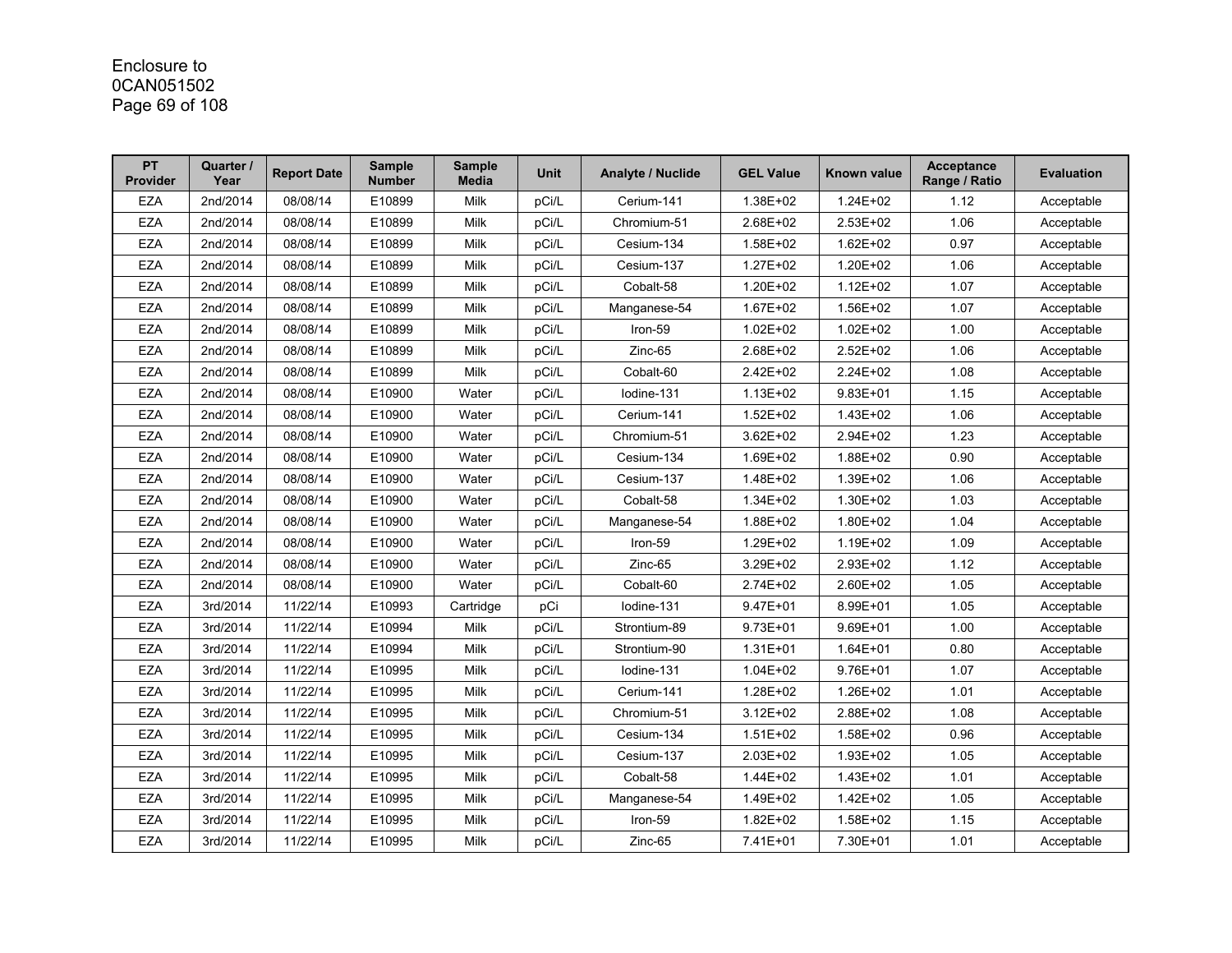Enclosure to
0CAN051502

| PT Provider | Quarter / Year | Report Date | Sample Number | Sample Media | Unit | Analyte / Nuclide | GEL Value | Known value | Acceptance Range / Ratio | Evaluation |
|---|---|---|---|---|---|---|---|---|---|---|
| EZA | 2nd/2014 | 08/08/14 | E10899 | Milk | pCi/L | Cerium-141 | 1.38E+02 | 1.24E+02 | 1.12 | Acceptable |
| EZA | 2nd/2014 | 08/08/14 | E10899 | Milk | pCi/L | Chromium-51 | 2.68E+02 | 2.53E+02 | 1.06 | Acceptable |
| EZA | 2nd/2014 | 08/08/14 | E10899 | Milk | pCi/L | Cesium-134 | 1.58E+02 | 1.62E+02 | 0.97 | Acceptable |
| EZA | 2nd/2014 | 08/08/14 | E10899 | Milk | pCi/L | Cesium-137 | 1.27E+02 | 1.20E+02 | 1.06 | Acceptable |
| EZA | 2nd/2014 | 08/08/14 | E10899 | Milk | pCi/L | Cobalt-58 | 1.20E+02 | 1.12E+02 | 1.07 | Acceptable |
| EZA | 2nd/2014 | 08/08/14 | E10899 | Milk | pCi/L | Manganese-54 | 1.67E+02 | 1.56E+02 | 1.07 | Acceptable |
| EZA | 2nd/2014 | 08/08/14 | E10899 | Milk | pCi/L | Iron-59 | 1.02E+02 | 1.02E+02 | 1.00 | Acceptable |
| EZA | 2nd/2014 | 08/08/14 | E10899 | Milk | pCi/L | Zinc-65 | 2.68E+02 | 2.52E+02 | 1.06 | Acceptable |
| EZA | 2nd/2014 | 08/08/14 | E10899 | Milk | pCi/L | Cobalt-60 | 2.42E+02 | 2.24E+02 | 1.08 | Acceptable |
| EZA | 2nd/2014 | 08/08/14 | E10900 | Water | pCi/L | Iodine-131 | 1.13E+02 | 9.83E+01 | 1.15 | Acceptable |
| EZA | 2nd/2014 | 08/08/14 | E10900 | Water | pCi/L | Cerium-141 | 1.52E+02 | 1.43E+02 | 1.06 | Acceptable |
| EZA | 2nd/2014 | 08/08/14 | E10900 | Water | pCi/L | Chromium-51 | 3.62E+02 | 2.94E+02 | 1.23 | Acceptable |
| EZA | 2nd/2014 | 08/08/14 | E10900 | Water | pCi/L | Cesium-134 | 1.69E+02 | 1.88E+02 | 0.90 | Acceptable |
| EZA | 2nd/2014 | 08/08/14 | E10900 | Water | pCi/L | Cesium-137 | 1.48E+02 | 1.39E+02 | 1.06 | Acceptable |
| EZA | 2nd/2014 | 08/08/14 | E10900 | Water | pCi/L | Cobalt-58 | 1.34E+02 | 1.30E+02 | 1.03 | Acceptable |
| EZA | 2nd/2014 | 08/08/14 | E10900 | Water | pCi/L | Manganese-54 | 1.88E+02 | 1.80E+02 | 1.04 | Acceptable |
| EZA | 2nd/2014 | 08/08/14 | E10900 | Water | pCi/L | Iron-59 | 1.29E+02 | 1.19E+02 | 1.09 | Acceptable |
| EZA | 2nd/2014 | 08/08/14 | E10900 | Water | pCi/L | Zinc-65 | 3.29E+02 | 2.93E+02 | 1.12 | Acceptable |
| EZA | 2nd/2014 | 08/08/14 | E10900 | Water | pCi/L | Cobalt-60 | 2.74E+02 | 2.60E+02 | 1.05 | Acceptable |
| EZA | 3rd/2014 | 11/22/14 | E10993 | Cartridge | pCi | Iodine-131 | 9.47E+01 | 8.99E+01 | 1.05 | Acceptable |
| EZA | 3rd/2014 | 11/22/14 | E10994 | Milk | pCi/L | Strontium-89 | 9.73E+01 | 9.69E+01 | 1.00 | Acceptable |
| EZA | 3rd/2014 | 11/22/14 | E10994 | Milk | pCi/L | Strontium-90 | 1.31E+01 | 1.64E+01 | 0.80 | Acceptable |
| EZA | 3rd/2014 | 11/22/14 | E10995 | Milk | pCi/L | Iodine-131 | 1.04E+02 | 9.76E+01 | 1.07 | Acceptable |
| EZA | 3rd/2014 | 11/22/14 | E10995 | Milk | pCi/L | Cerium-141 | 1.28E+02 | 1.26E+02 | 1.01 | Acceptable |
| EZA | 3rd/2014 | 11/22/14 | E10995 | Milk | pCi/L | Chromium-51 | 3.12E+02 | 2.88E+02 | 1.08 | Acceptable |
| EZA | 3rd/2014 | 11/22/14 | E10995 | Milk | pCi/L | Cesium-134 | 1.51E+02 | 1.58E+02 | 0.96 | Acceptable |
| EZA | 3rd/2014 | 11/22/14 | E10995 | Milk | pCi/L | Cesium-137 | 2.03E+02 | 1.93E+02 | 1.05 | Acceptable |
| EZA | 3rd/2014 | 11/22/14 | E10995 | Milk | pCi/L | Cobalt-58 | 1.44E+02 | 1.43E+02 | 1.01 | Acceptable |
| EZA | 3rd/2014 | 11/22/14 | E10995 | Milk | pCi/L | Manganese-54 | 1.49E+02 | 1.42E+02 | 1.05 | Acceptable |
| EZA | 3rd/2014 | 11/22/14 | E10995 | Milk | pCi/L | Iron-59 | 1.82E+02 | 1.58E+02 | 1.15 | Acceptable |
| EZA | 3rd/2014 | 11/22/14 | E10995 | Milk | pCi/L | Zinc-65 | 7.41E+01 | 7.30E+01 | 1.01 | Acceptable |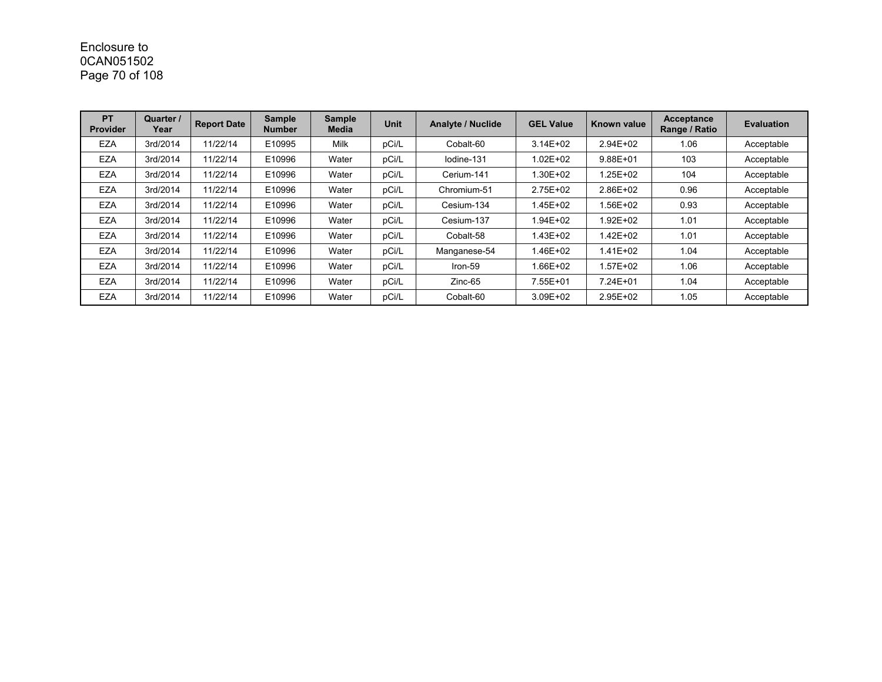Enclosure to
0CAN051502

| PT Provider | Quarter / Year | Report Date | Sample Number | Sample Media | Unit | Analyte / Nuclide | GEL Value | Known value | Acceptance Range / Ratio | Evaluation |
|---|---|---|---|---|---|---|---|---|---|---|
| EZA | 3rd/2014 | 11/22/14 | E10995 | Milk | pCi/L | Cobalt-60 | 3.14E+02 | 2.94E+02 | 1.06 | Acceptable |
| EZA | 3rd/2014 | 11/22/14 | E10996 | Water | pCi/L | Iodine-131 | 1.02E+02 | 9.88E+01 | 103 | Acceptable |
| EZA | 3rd/2014 | 11/22/14 | E10996 | Water | pCi/L | Cerium-141 | 1.30E+02 | 1.25E+02 | 104 | Acceptable |
| EZA | 3rd/2014 | 11/22/14 | E10996 | Water | pCi/L | Chromium-51 | 2.75E+02 | 2.86E+02 | 0.96 | Acceptable |
| EZA | 3rd/2014 | 11/22/14 | E10996 | Water | pCi/L | Cesium-134 | 1.45E+02 | 1.56E+02 | 0.93 | Acceptable |
| EZA | 3rd/2014 | 11/22/14 | E10996 | Water | pCi/L | Cesium-137 | 1.94E+02 | 1.92E+02 | 1.01 | Acceptable |
| EZA | 3rd/2014 | 11/22/14 | E10996 | Water | pCi/L | Cobalt-58 | 1.43E+02 | 1.42E+02 | 1.01 | Acceptable |
| EZA | 3rd/2014 | 11/22/14 | E10996 | Water | pCi/L | Manganese-54 | 1.46E+02 | 1.41E+02 | 1.04 | Acceptable |
| EZA | 3rd/2014 | 11/22/14 | E10996 | Water | pCi/L | Iron-59 | 1.66E+02 | 1.57E+02 | 1.06 | Acceptable |
| EZA | 3rd/2014 | 11/22/14 | E10996 | Water | pCi/L | Zinc-65 | 7.55E+01 | 7.24E+01 | 1.04 | Acceptable |
| EZA | 3rd/2014 | 11/22/14 | E10996 | Water | pCi/L | Cobalt-60 | 3.09E+02 | 2.95E+02 | 1.05 | Acceptable |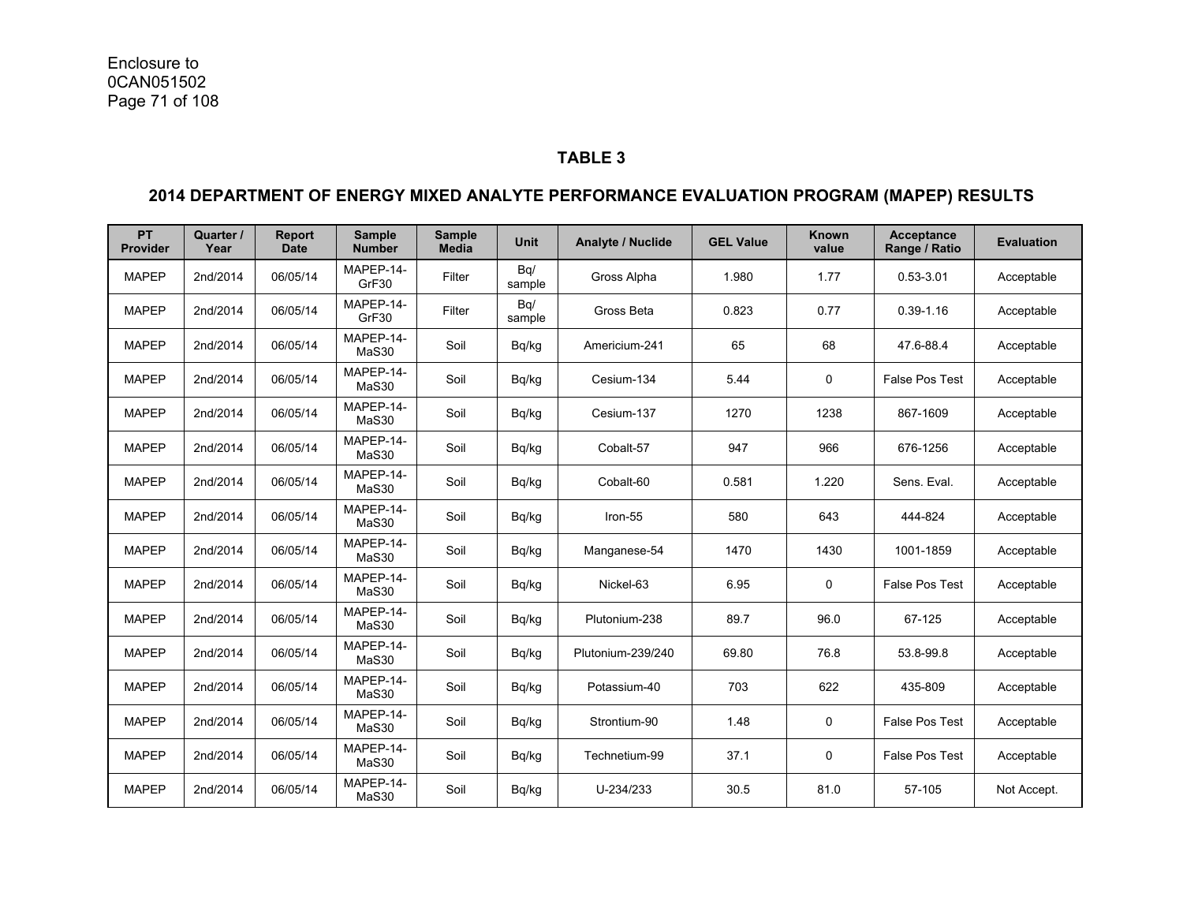## TABLE 3

## 2014 DEPARTMENT OF ENERGY MIXED ANALYTE PERFORMANCE EVALUATION PROGRAM (MAPEP) RESULTS

| PT Provider | Quarter / Year | Report Date | Sample Number | Sample Media | Unit | Analyte / Nuclide | GEL Value | Known value | Acceptance Range / Ratio | Evaluation |
|---|---|---|---|---|---|---|---|---|---|---|
| MAPEP | 2nd/2014 | 06/05/14 | MAPEP-14-GrF30 | Filter | Bq/ sample | Gross Alpha | 1.980 | 1.77 | 0.53-3.01 | Acceptable |
| MAPEP | 2nd/2014 | 06/05/14 | MAPEP-14-GrF30 | Filter | Bq/ sample | Gross Beta | 0.823 | 0.77 | 0.39-1.16 | Acceptable |
| MAPEP | 2nd/2014 | 06/05/14 | MAPEP-14-MaS30 | Soil | Bq/kg | Americium-241 | 65 | 68 | 47.6-88.4 | Acceptable |
| MAPEP | 2nd/2014 | 06/05/14 | MAPEP-14-MaS30 | Soil | Bq/kg | Cesium-134 | 5.44 | 0 | False Pos Test | Acceptable |
| MAPEP | 2nd/2014 | 06/05/14 | MAPEP-14-MaS30 | Soil | Bq/kg | Cesium-137 | 1270 | 1238 | 867-1609 | Acceptable |
| MAPEP | 2nd/2014 | 06/05/14 | MAPEP-14-MaS30 | Soil | Bq/kg | Cobalt-57 | 947 | 966 | 676-1256 | Acceptable |
| MAPEP | 2nd/2014 | 06/05/14 | MAPEP-14-MaS30 | Soil | Bq/kg | Cobalt-60 | 0.581 | 1.220 | Sens. Eval. | Acceptable |
| MAPEP | 2nd/2014 | 06/05/14 | MAPEP-14-MaS30 | Soil | Bq/kg | Iron-55 | 580 | 643 | 444-824 | Acceptable |
| MAPEP | 2nd/2014 | 06/05/14 | MAPEP-14-MaS30 | Soil | Bq/kg | Manganese-54 | 1470 | 1430 | 1001-1859 | Acceptable |
| MAPEP | 2nd/2014 | 06/05/14 | MAPEP-14-MaS30 | Soil | Bq/kg | Nickel-63 | 6.95 | 0 | False Pos Test | Acceptable |
| MAPEP | 2nd/2014 | 06/05/14 | MAPEP-14-MaS30 | Soil | Bq/kg | Plutonium-238 | 89.7 | 96.0 | 67-125 | Acceptable |
| MAPEP | 2nd/2014 | 06/05/14 | MAPEP-14-MaS30 | Soil | Bq/kg | Plutonium-239/240 | 69.80 | 76.8 | 53.8-99.8 | Acceptable |
| MAPEP | 2nd/2014 | 06/05/14 | MAPEP-14-MaS30 | Soil | Bq/kg | Potassium-40 | 703 | 622 | 435-809 | Acceptable |
| MAPEP | 2nd/2014 | 06/05/14 | MAPEP-14-MaS30 | Soil | Bq/kg | Strontium-90 | 1.48 | 0 | False Pos Test | Acceptable |
| MAPEP | 2nd/2014 | 06/05/14 | MAPEP-14-MaS30 | Soil | Bq/kg | Technetium-99 | 37.1 | 0 | False Pos Test | Acceptable |
| MAPEP | 2nd/2014 | 06/05/14 | MAPEP-14-MaS30 | Soil | Bq/kg | U-234/233 | 30.5 | 81.0 | 57-105 | Not Accept. |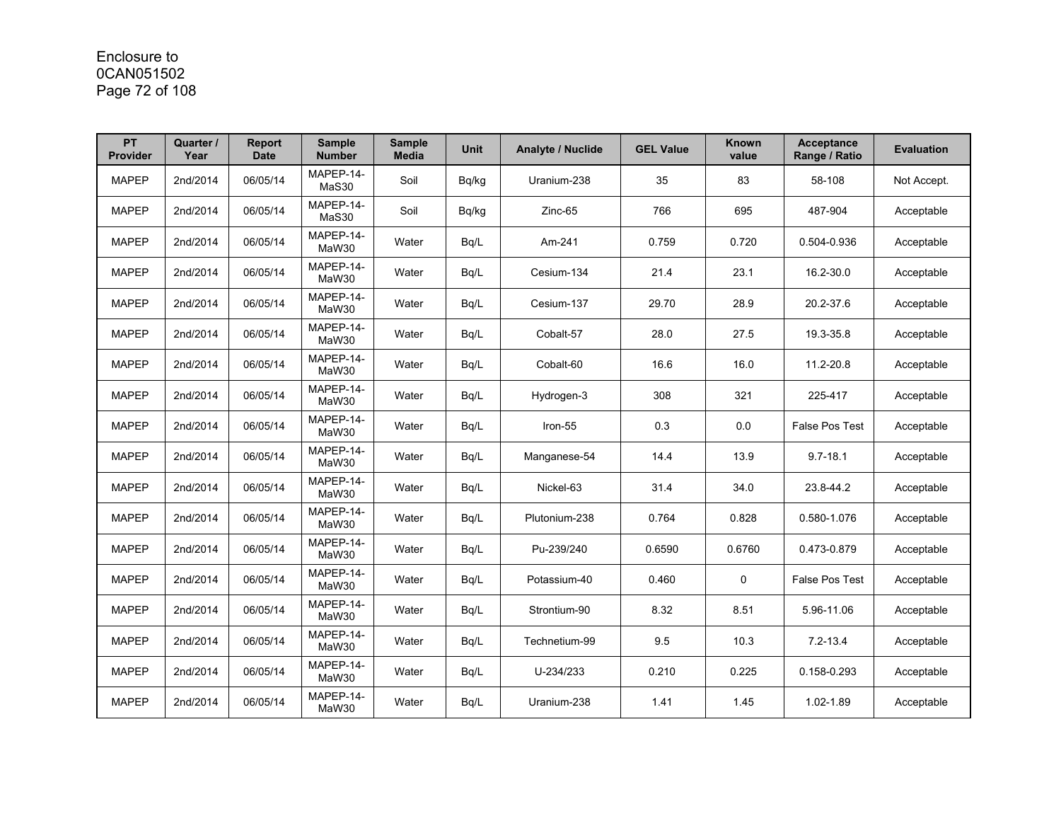| PT Provider | Quarter / Year | Report Date | Sample Number | Sample Media | Unit | Analyte / Nuclide | GEL Value | Known value | Acceptance Range / Ratio | Evaluation |
|---|---|---|---|---|---|---|---|---|---|---|
| MAPEP | 2nd/2014 | 06/05/14 | MAPEP-14-MaS30 | Soil | Bq/kg | Uranium-238 | 35 | 83 | 58-108 | Not Accept. |
| MAPEP | 2nd/2014 | 06/05/14 | MAPEP-14-MaS30 | Soil | Bq/kg | Zinc-65 | 766 | 695 | 487-904 | Acceptable |
| MAPEP | 2nd/2014 | 06/05/14 | MAPEP-14-MaW30 | Water | Bq/L | Am-241 | 0.759 | 0.720 | 0.504-0.936 | Acceptable |
| MAPEP | 2nd/2014 | 06/05/14 | MAPEP-14-MaW30 | Water | Bq/L | Cesium-134 | 21.4 | 23.1 | 16.2-30.0 | Acceptable |
| MAPEP | 2nd/2014 | 06/05/14 | MAPEP-14-MaW30 | Water | Bq/L | Cesium-137 | 29.70 | 28.9 | 20.2-37.6 | Acceptable |
| MAPEP | 2nd/2014 | 06/05/14 | MAPEP-14-MaW30 | Water | Bq/L | Cobalt-57 | 28.0 | 27.5 | 19.3-35.8 | Acceptable |
| MAPEP | 2nd/2014 | 06/05/14 | MAPEP-14-MaW30 | Water | Bq/L | Cobalt-60 | 16.6 | 16.0 | 11.2-20.8 | Acceptable |
| MAPEP | 2nd/2014 | 06/05/14 | MAPEP-14-MaW30 | Water | Bq/L | Hydrogen-3 | 308 | 321 | 225-417 | Acceptable |
| MAPEP | 2nd/2014 | 06/05/14 | MAPEP-14-MaW30 | Water | Bq/L | Iron-55 | 0.3 | 0.0 | False Pos Test | Acceptable |
| MAPEP | 2nd/2014 | 06/05/14 | MAPEP-14-MaW30 | Water | Bq/L | Manganese-54 | 14.4 | 13.9 | 9.7-18.1 | Acceptable |
| MAPEP | 2nd/2014 | 06/05/14 | MAPEP-14-MaW30 | Water | Bq/L | Nickel-63 | 31.4 | 34.0 | 23.8-44.2 | Acceptable |
| MAPEP | 2nd/2014 | 06/05/14 | MAPEP-14-MaW30 | Water | Bq/L | Plutonium-238 | 0.764 | 0.828 | 0.580-1.076 | Acceptable |
| MAPEP | 2nd/2014 | 06/05/14 | MAPEP-14-MaW30 | Water | Bq/L | Pu-239/240 | 0.6590 | 0.6760 | 0.473-0.879 | Acceptable |
| MAPEP | 2nd/2014 | 06/05/14 | MAPEP-14-MaW30 | Water | Bq/L | Potassium-40 | 0.460 | 0 | False Pos Test | Acceptable |
| MAPEP | 2nd/2014 | 06/05/14 | MAPEP-14-MaW30 | Water | Bq/L | Strontium-90 | 8.32 | 8.51 | 5.96-11.06 | Acceptable |
| MAPEP | 2nd/2014 | 06/05/14 | MAPEP-14-MaW30 | Water | Bq/L | Technetium-99 | 9.5 | 10.3 | 7.2-13.4 | Acceptable |
| MAPEP | 2nd/2014 | 06/05/14 | MAPEP-14-MaW30 | Water | Bq/L | U-234/233 | 0.210 | 0.225 | 0.158-0.293 | Acceptable |
| MAPEP | 2nd/2014 | 06/05/14 | MAPEP-14-MaW30 | Water | Bq/L | Uranium-238 | 1.41 | 1.45 | 1.02-1.89 | Acceptable |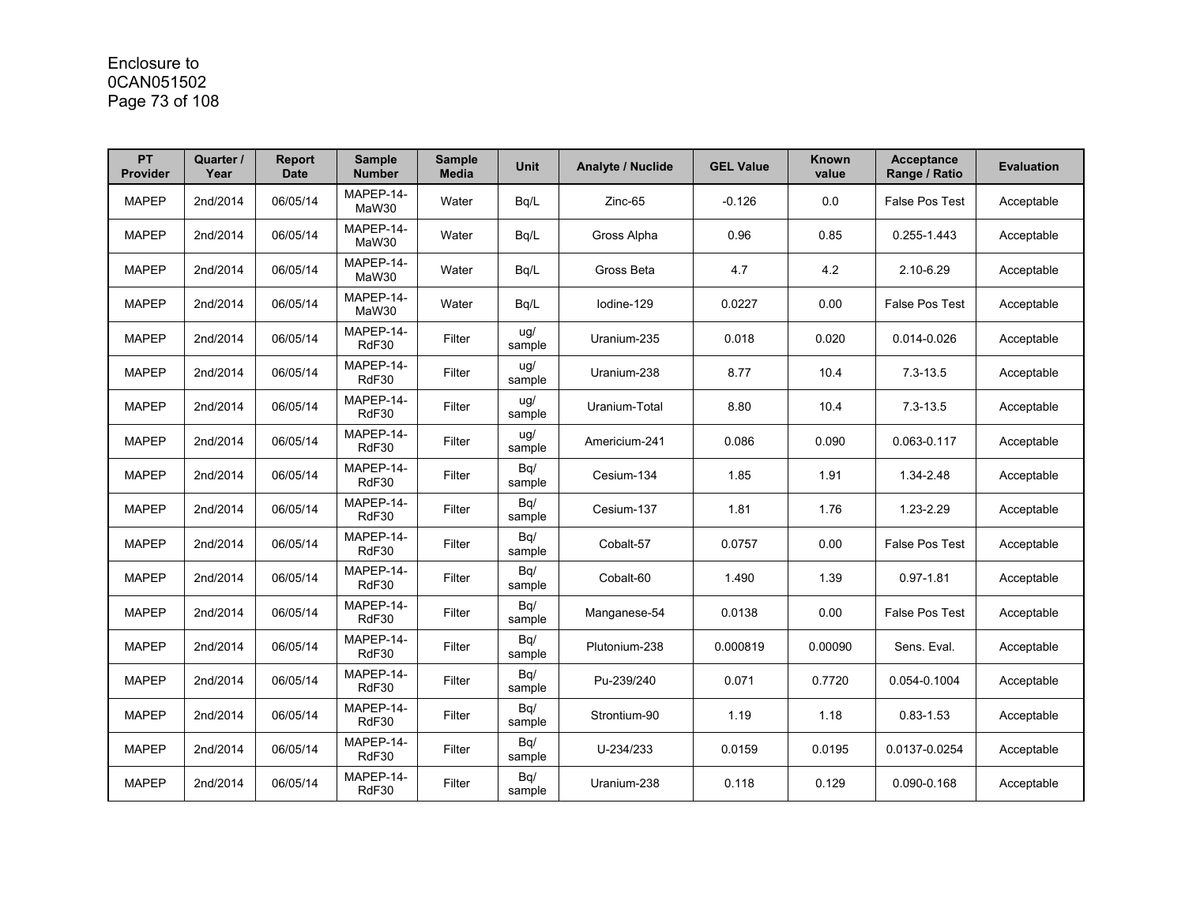| PT Provider | Quarter / Year | Report Date | Sample Number | Sample Media | Unit | Analyte / Nuclide | GEL Value | Known value | Acceptance Range / Ratio | Evaluation |
|---|---|---|---|---|---|---|---|---|---|---|
| MAPEP | 2nd/2014 | 06/05/14 | MAPEP-14-MaW30 | Water | Bq/L | Zinc-65 | -0.126 | 0.0 | False Pos Test | Acceptable |
| MAPEP | 2nd/2014 | 06/05/14 | MAPEP-14-MaW30 | Water | Bq/L | Gross Alpha | 0.96 | 0.85 | 0.255-1.443 | Acceptable |
| MAPEP | 2nd/2014 | 06/05/14 | MAPEP-14-MaW30 | Water | Bq/L | Gross Beta | 4.7 | 4.2 | 2.10-6.29 | Acceptable |
| MAPEP | 2nd/2014 | 06/05/14 | MAPEP-14-MaW30 | Water | Bq/L | Iodine-129 | 0.0227 | 0.00 | False Pos Test | Acceptable |
| MAPEP | 2nd/2014 | 06/05/14 | MAPEP-14-RdF30 | Filter | ug/ sample | Uranium-235 | 0.018 | 0.020 | 0.014-0.026 | Acceptable |
| MAPEP | 2nd/2014 | 06/05/14 | MAPEP-14-RdF30 | Filter | ug/ sample | Uranium-238 | 8.77 | 10.4 | 7.3-13.5 | Acceptable |
| MAPEP | 2nd/2014 | 06/05/14 | MAPEP-14-RdF30 | Filter | ug/ sample | Uranium-Total | 8.80 | 10.4 | 7.3-13.5 | Acceptable |
| MAPEP | 2nd/2014 | 06/05/14 | MAPEP-14-RdF30 | Filter | ug/ sample | Americium-241 | 0.086 | 0.090 | 0.063-0.117 | Acceptable |
| MAPEP | 2nd/2014 | 06/05/14 | MAPEP-14-RdF30 | Filter | Bq/ sample | Cesium-134 | 1.85 | 1.91 | 1.34-2.48 | Acceptable |
| MAPEP | 2nd/2014 | 06/05/14 | MAPEP-14-RdF30 | Filter | Bq/ sample | Cesium-137 | 1.81 | 1.76 | 1.23-2.29 | Acceptable |
| MAPEP | 2nd/2014 | 06/05/14 | MAPEP-14-RdF30 | Filter | Bq/ sample | Cobalt-57 | 0.0757 | 0.00 | False Pos Test | Acceptable |
| MAPEP | 2nd/2014 | 06/05/14 | MAPEP-14-RdF30 | Filter | Bq/ sample | Cobalt-60 | 1.490 | 1.39 | 0.97-1.81 | Acceptable |
| MAPEP | 2nd/2014 | 06/05/14 | MAPEP-14-RdF30 | Filter | Bq/ sample | Manganese-54 | 0.0138 | 0.00 | False Pos Test | Acceptable |
| MAPEP | 2nd/2014 | 06/05/14 | MAPEP-14-RdF30 | Filter | Bq/ sample | Plutonium-238 | 0.000819 | 0.00090 | Sens. Eval. | Acceptable |
| MAPEP | 2nd/2014 | 06/05/14 | MAPEP-14-RdF30 | Filter | Bq/ sample | Pu-239/240 | 0.071 | 0.7720 | 0.054-0.1004 | Acceptable |
| MAPEP | 2nd/2014 | 06/05/14 | MAPEP-14-RdF30 | Filter | Bq/ sample | Strontium-90 | 1.19 | 1.18 | 0.83-1.53 | Acceptable |
| MAPEP | 2nd/2014 | 06/05/14 | MAPEP-14-RdF30 | Filter | Bq/ sample | U-234/233 | 0.0159 | 0.0195 | 0.0137-0.0254 | Acceptable |
| MAPEP | 2nd/2014 | 06/05/14 | MAPEP-14-RdF30 | Filter | Bq/ sample | Uranium-238 | 0.118 | 0.129 | 0.090-0.168 | Acceptable |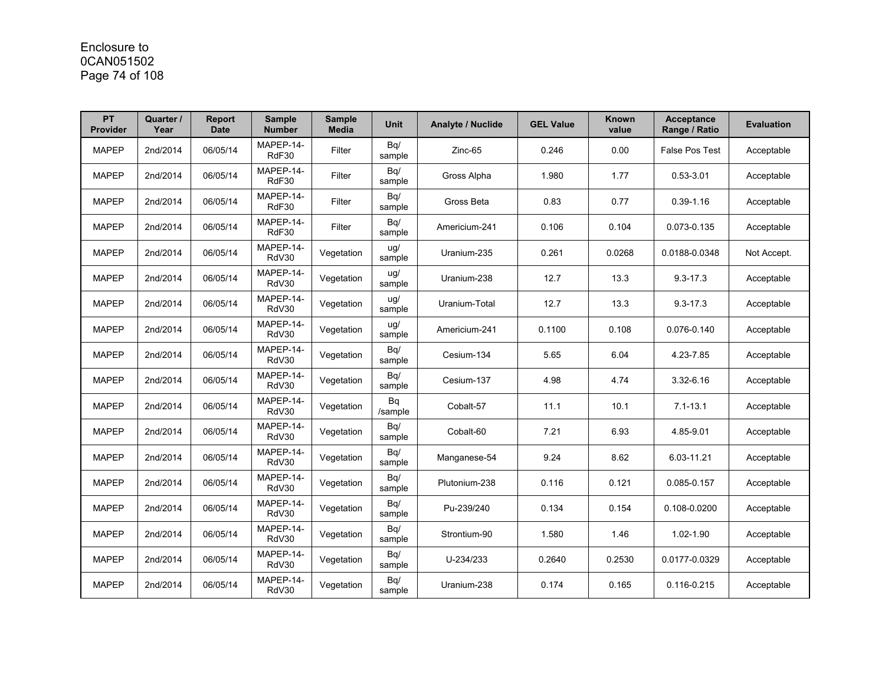Enclosure to
0CAN051502

| PT Provider | Quarter / Year | Report Date | Sample Number | Sample Media | Unit | Analyte / Nuclide | GEL Value | Known value | Acceptance Range / Ratio | Evaluation |
|---|---|---|---|---|---|---|---|---|---|---|
| MAPEP | 2nd/2014 | 06/05/14 | MAPEP-14-RdF30 | Filter | Bq/ sample | Zinc-65 | 0.246 | 0.00 | False Pos Test | Acceptable |
| MAPEP | 2nd/2014 | 06/05/14 | MAPEP-14-RdF30 | Filter | Bq/ sample | Gross Alpha | 1.980 | 1.77 | 0.53-3.01 | Acceptable |
| MAPEP | 2nd/2014 | 06/05/14 | MAPEP-14-RdF30 | Filter | Bq/ sample | Gross Beta | 0.83 | 0.77 | 0.39-1.16 | Acceptable |
| MAPEP | 2nd/2014 | 06/05/14 | MAPEP-14-RdF30 | Filter | Bq/ sample | Americium-241 | 0.106 | 0.104 | 0.073-0.135 | Acceptable |
| MAPEP | 2nd/2014 | 06/05/14 | MAPEP-14-RdV30 | Vegetation | ug/ sample | Uranium-235 | 0.261 | 0.0268 | 0.0188-0.0348 | Not Accept. |
| MAPEP | 2nd/2014 | 06/05/14 | MAPEP-14-RdV30 | Vegetation | ug/ sample | Uranium-238 | 12.7 | 13.3 | 9.3-17.3 | Acceptable |
| MAPEP | 2nd/2014 | 06/05/14 | MAPEP-14-RdV30 | Vegetation | ug/ sample | Uranium-Total | 12.7 | 13.3 | 9.3-17.3 | Acceptable |
| MAPEP | 2nd/2014 | 06/05/14 | MAPEP-14-RdV30 | Vegetation | ug/ sample | Americium-241 | 0.1100 | 0.108 | 0.076-0.140 | Acceptable |
| MAPEP | 2nd/2014 | 06/05/14 | MAPEP-14-RdV30 | Vegetation | Bq/ sample | Cesium-134 | 5.65 | 6.04 | 4.23-7.85 | Acceptable |
| MAPEP | 2nd/2014 | 06/05/14 | MAPEP-14-RdV30 | Vegetation | Bq/ sample | Cesium-137 | 4.98 | 4.74 | 3.32-6.16 | Acceptable |
| MAPEP | 2nd/2014 | 06/05/14 | MAPEP-14-RdV30 | Vegetation | Bq /sample | Cobalt-57 | 11.1 | 10.1 | 7.1-13.1 | Acceptable |
| MAPEP | 2nd/2014 | 06/05/14 | MAPEP-14-RdV30 | Vegetation | Bq/ sample | Cobalt-60 | 7.21 | 6.93 | 4.85-9.01 | Acceptable |
| MAPEP | 2nd/2014 | 06/05/14 | MAPEP-14-RdV30 | Vegetation | Bq/ sample | Manganese-54 | 9.24 | 8.62 | 6.03-11.21 | Acceptable |
| MAPEP | 2nd/2014 | 06/05/14 | MAPEP-14-RdV30 | Vegetation | Bq/ sample | Plutonium-238 | 0.116 | 0.121 | 0.085-0.157 | Acceptable |
| MAPEP | 2nd/2014 | 06/05/14 | MAPEP-14-RdV30 | Vegetation | Bq/ sample | Pu-239/240 | 0.134 | 0.154 | 0.108-0.0200 | Acceptable |
| MAPEP | 2nd/2014 | 06/05/14 | MAPEP-14-RdV30 | Vegetation | Bq/ sample | Strontium-90 | 1.580 | 1.46 | 1.02-1.90 | Acceptable |
| MAPEP | 2nd/2014 | 06/05/14 | MAPEP-14-RdV30 | Vegetation | Bq/ sample | U-234/233 | 0.2640 | 0.2530 | 0.0177-0.0329 | Acceptable |
| MAPEP | 2nd/2014 | 06/05/14 | MAPEP-14-RdV30 | Vegetation | Bq/ sample | Uranium-238 | 0.174 | 0.165 | 0.116-0.215 | Acceptable |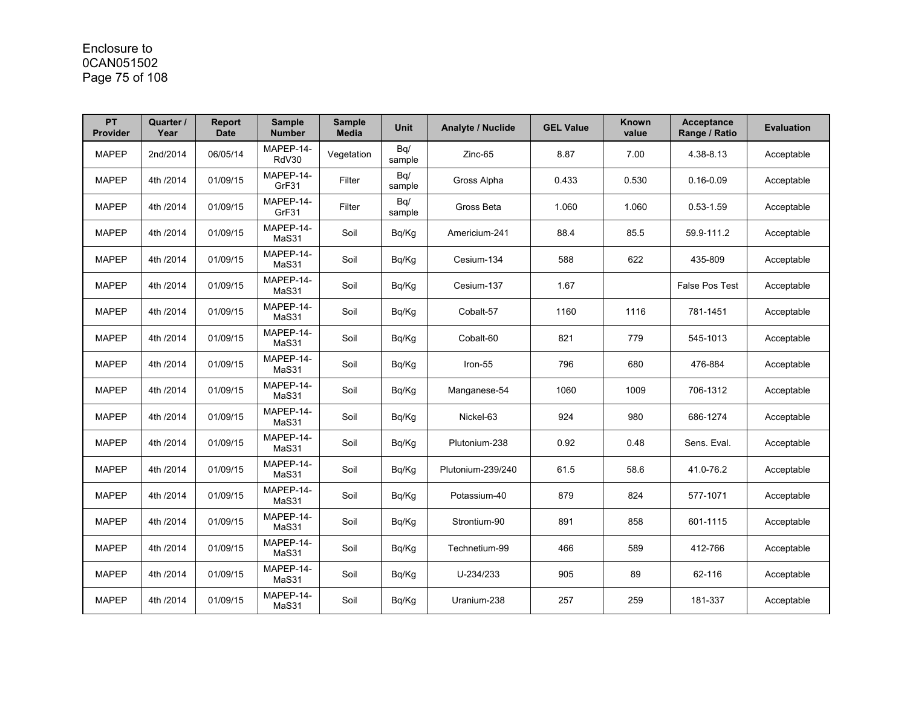| PT Provider | Quarter / Year | Report Date | Sample Number | Sample Media | Unit | Analyte / Nuclide | GEL Value | Known value | Acceptance Range / Ratio | Evaluation |
|---|---|---|---|---|---|---|---|---|---|---|
| MAPEP | 2nd/2014 | 06/05/14 | MAPEP-14-RdV30 | Vegetation | Bq/ sample | Zinc-65 | 8.87 | 7.00 | 4.38-8.13 | Acceptable |
| MAPEP | 4th /2014 | 01/09/15 | MAPEP-14-GrF31 | Filter | Bq/ sample | Gross Alpha | 0.433 | 0.530 | 0.16-0.09 | Acceptable |
| MAPEP | 4th /2014 | 01/09/15 | MAPEP-14-GrF31 | Filter | Bq/ sample | Gross Beta | 1.060 | 1.060 | 0.53-1.59 | Acceptable |
| MAPEP | 4th /2014 | 01/09/15 | MAPEP-14-MaS31 | Soil | Bq/Kg | Americium-241 | 88.4 | 85.5 | 59.9-111.2 | Acceptable |
| MAPEP | 4th /2014 | 01/09/15 | MAPEP-14-MaS31 | Soil | Bq/Kg | Cesium-134 | 588 | 622 | 435-809 | Acceptable |
| MAPEP | 4th /2014 | 01/09/15 | MAPEP-14-MaS31 | Soil | Bq/Kg | Cesium-137 | 1.67 | | False Pos Test | Acceptable |
| MAPEP | 4th /2014 | 01/09/15 | MAPEP-14-MaS31 | Soil | Bq/Kg | Cobalt-57 | 1160 | 1116 | 781-1451 | Acceptable |
| MAPEP | 4th /2014 | 01/09/15 | MAPEP-14-MaS31 | Soil | Bq/Kg | Cobalt-60 | 821 | 779 | 545-1013 | Acceptable |
| MAPEP | 4th /2014 | 01/09/15 | MAPEP-14-MaS31 | Soil | Bq/Kg | Iron-55 | 796 | 680 | 476-884 | Acceptable |
| MAPEP | 4th /2014 | 01/09/15 | MAPEP-14-MaS31 | Soil | Bq/Kg | Manganese-54 | 1060 | 1009 | 706-1312 | Acceptable |
| MAPEP | 4th /2014 | 01/09/15 | MAPEP-14-MaS31 | Soil | Bq/Kg | Nickel-63 | 924 | 980 | 686-1274 | Acceptable |
| MAPEP | 4th /2014 | 01/09/15 | MAPEP-14-MaS31 | Soil | Bq/Kg | Plutonium-238 | 0.92 | 0.48 | Sens. Eval. | Acceptable |
| MAPEP | 4th /2014 | 01/09/15 | MAPEP-14-MaS31 | Soil | Bq/Kg | Plutonium-239/240 | 61.5 | 58.6 | 41.0-76.2 | Acceptable |
| MAPEP | 4th /2014 | 01/09/15 | MAPEP-14-MaS31 | Soil | Bq/Kg | Potassium-40 | 879 | 824 | 577-1071 | Acceptable |
| MAPEP | 4th /2014 | 01/09/15 | MAPEP-14-MaS31 | Soil | Bq/Kg | Strontium-90 | 891 | 858 | 601-1115 | Acceptable |
| MAPEP | 4th /2014 | 01/09/15 | MAPEP-14-MaS31 | Soil | Bq/Kg | Technetium-99 | 466 | 589 | 412-766 | Acceptable |
| MAPEP | 4th /2014 | 01/09/15 | MAPEP-14-MaS31 | Soil | Bq/Kg | U-234/233 | 905 | 89 | 62-116 | Acceptable |
| MAPEP | 4th /2014 | 01/09/15 | MAPEP-14-MaS31 | Soil | Bq/Kg | Uranium-238 | 257 | 259 | 181-337 | Acceptable |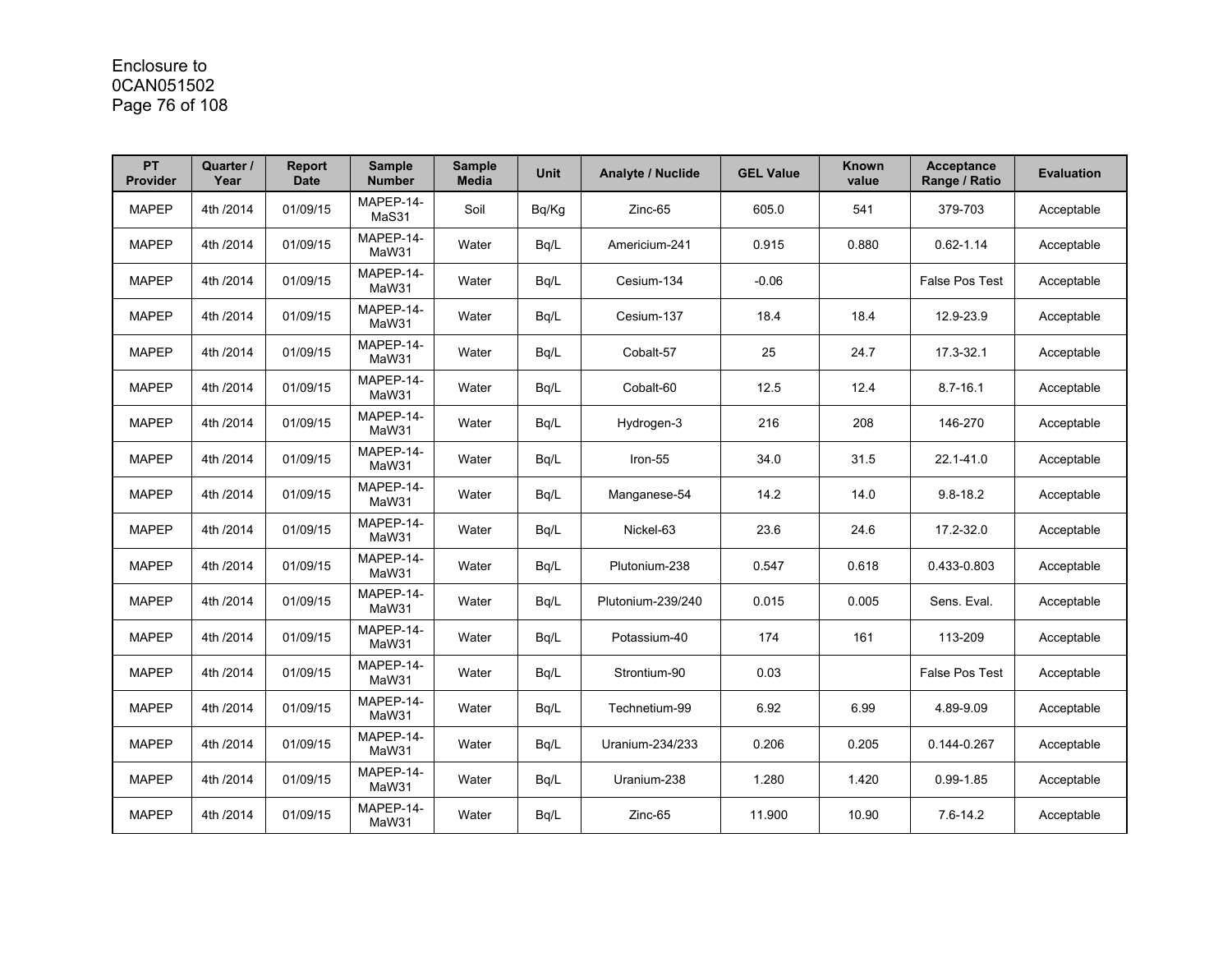| PT Provider | Quarter / Year | Report Date | Sample Number | Sample Media | Unit | Analyte / Nuclide | GEL Value | Known value | Acceptance Range / Ratio | Evaluation |
|---|---|---|---|---|---|---|---|---|---|---|
| MAPEP | 4th /2014 | 01/09/15 | MAPEP-14-MaS31 | Soil | Bq/Kg | Zinc-65 | 605.0 | 541 | 379-703 | Acceptable |
| MAPEP | 4th /2014 | 01/09/15 | MAPEP-14-MaW31 | Water | Bq/L | Americium-241 | 0.915 | 0.880 | 0.62-1.14 | Acceptable |
| MAPEP | 4th /2014 | 01/09/15 | MAPEP-14-MaW31 | Water | Bq/L | Cesium-134 | -0.06 | | False Pos Test | Acceptable |
| MAPEP | 4th /2014 | 01/09/15 | MAPEP-14-MaW31 | Water | Bq/L | Cesium-137 | 18.4 | 18.4 | 12.9-23.9 | Acceptable |
| MAPEP | 4th /2014 | 01/09/15 | MAPEP-14-MaW31 | Water | Bq/L | Cobalt-57 | 25 | 24.7 | 17.3-32.1 | Acceptable |
| MAPEP | 4th /2014 | 01/09/15 | MAPEP-14-MaW31 | Water | Bq/L | Cobalt-60 | 12.5 | 12.4 | 8.7-16.1 | Acceptable |
| MAPEP | 4th /2014 | 01/09/15 | MAPEP-14-MaW31 | Water | Bq/L | Hydrogen-3 | 216 | 208 | 146-270 | Acceptable |
| MAPEP | 4th /2014 | 01/09/15 | MAPEP-14-MaW31 | Water | Bq/L | Iron-55 | 34.0 | 31.5 | 22.1-41.0 | Acceptable |
| MAPEP | 4th /2014 | 01/09/15 | MAPEP-14-MaW31 | Water | Bq/L | Manganese-54 | 14.2 | 14.0 | 9.8-18.2 | Acceptable |
| MAPEP | 4th /2014 | 01/09/15 | MAPEP-14-MaW31 | Water | Bq/L | Nickel-63 | 23.6 | 24.6 | 17.2-32.0 | Acceptable |
| MAPEP | 4th /2014 | 01/09/15 | MAPEP-14-MaW31 | Water | Bq/L | Plutonium-238 | 0.547 | 0.618 | 0.433-0.803 | Acceptable |
| MAPEP | 4th /2014 | 01/09/15 | MAPEP-14-MaW31 | Water | Bq/L | Plutonium-239/240 | 0.015 | 0.005 | Sens. Eval. | Acceptable |
| MAPEP | 4th /2014 | 01/09/15 | MAPEP-14-MaW31 | Water | Bq/L | Potassium-40 | 174 | 161 | 113-209 | Acceptable |
| MAPEP | 4th /2014 | 01/09/15 | MAPEP-14-MaW31 | Water | Bq/L | Strontium-90 | 0.03 | | False Pos Test | Acceptable |
| MAPEP | 4th /2014 | 01/09/15 | MAPEP-14-MaW31 | Water | Bq/L | Technetium-99 | 6.92 | 6.99 | 4.89-9.09 | Acceptable |
| MAPEP | 4th /2014 | 01/09/15 | MAPEP-14-MaW31 | Water | Bq/L | Uranium-234/233 | 0.206 | 0.205 | 0.144-0.267 | Acceptable |
| MAPEP | 4th /2014 | 01/09/15 | MAPEP-14-MaW31 | Water | Bq/L | Uranium-238 | 1.280 | 1.420 | 0.99-1.85 | Acceptable |
| MAPEP | 4th /2014 | 01/09/15 | MAPEP-14-MaW31 | Water | Bq/L | Zinc-65 | 11.900 | 10.90 | 7.6-14.2 | Acceptable |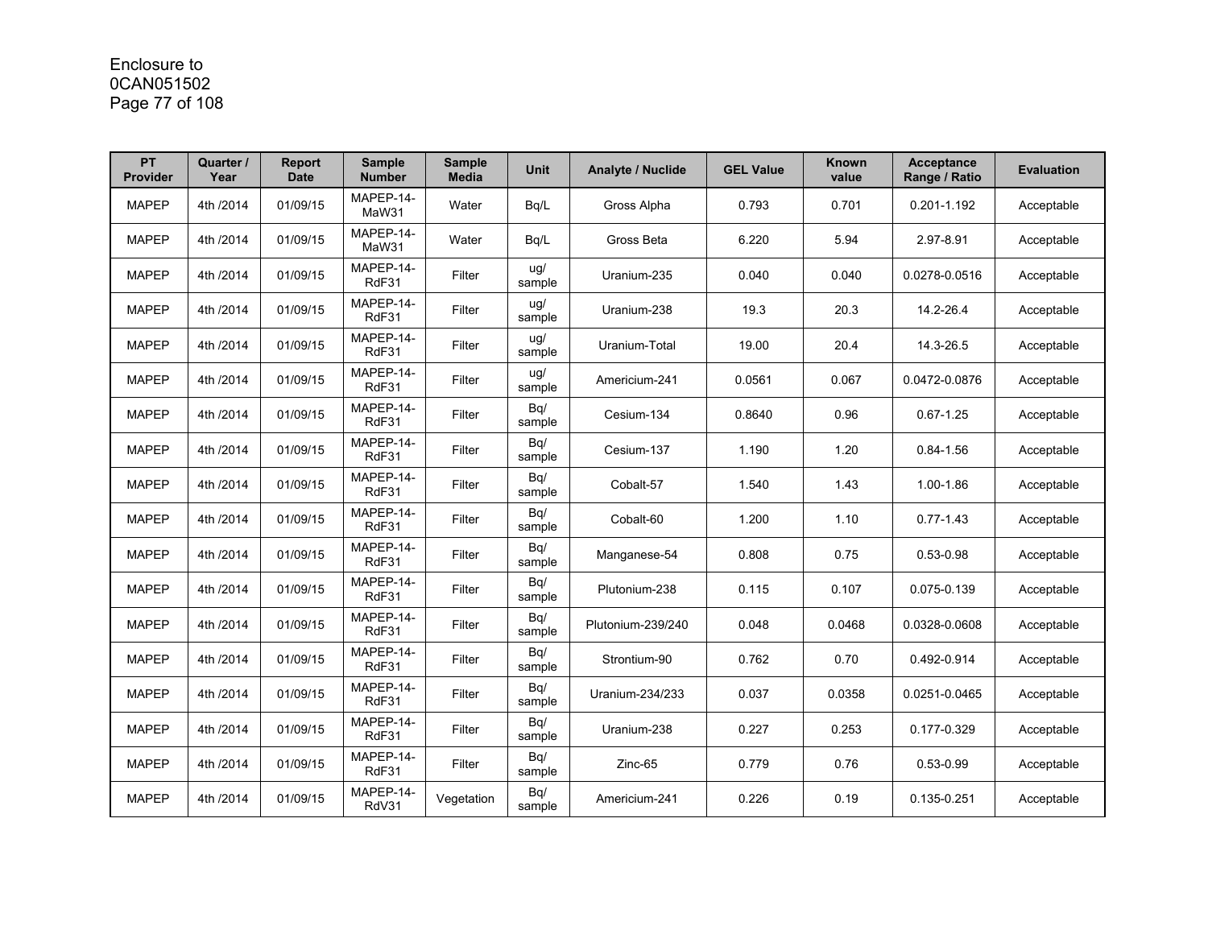| PT Provider | Quarter / Year | Report Date | Sample Number | Sample Media | Unit | Analyte / Nuclide | GEL Value | Known value | Acceptance Range / Ratio | Evaluation |
|---|---|---|---|---|---|---|---|---|---|---|
| MAPEP | 4th /2014 | 01/09/15 | MAPEP-14-MaW31 | Water | Bq/L | Gross Alpha | 0.793 | 0.701 | 0.201-1.192 | Acceptable |
| MAPEP | 4th /2014 | 01/09/15 | MAPEP-14-MaW31 | Water | Bq/L | Gross Beta | 6.220 | 5.94 | 2.97-8.91 | Acceptable |
| MAPEP | 4th /2014 | 01/09/15 | MAPEP-14-RdF31 | Filter | ug/ sample | Uranium-235 | 0.040 | 0.040 | 0.0278-0.0516 | Acceptable |
| MAPEP | 4th /2014 | 01/09/15 | MAPEP-14-RdF31 | Filter | ug/ sample | Uranium-238 | 19.3 | 20.3 | 14.2-26.4 | Acceptable |
| MAPEP | 4th /2014 | 01/09/15 | MAPEP-14-RdF31 | Filter | ug/ sample | Uranium-Total | 19.00 | 20.4 | 14.3-26.5 | Acceptable |
| MAPEP | 4th /2014 | 01/09/15 | MAPEP-14-RdF31 | Filter | ug/ sample | Americium-241 | 0.0561 | 0.067 | 0.0472-0.0876 | Acceptable |
| MAPEP | 4th /2014 | 01/09/15 | MAPEP-14-RdF31 | Filter | Bq/ sample | Cesium-134 | 0.8640 | 0.96 | 0.67-1.25 | Acceptable |
| MAPEP | 4th /2014 | 01/09/15 | MAPEP-14-RdF31 | Filter | Bq/ sample | Cesium-137 | 1.190 | 1.20 | 0.84-1.56 | Acceptable |
| MAPEP | 4th /2014 | 01/09/15 | MAPEP-14-RdF31 | Filter | Bq/ sample | Cobalt-57 | 1.540 | 1.43 | 1.00-1.86 | Acceptable |
| MAPEP | 4th /2014 | 01/09/15 | MAPEP-14-RdF31 | Filter | Bq/ sample | Cobalt-60 | 1.200 | 1.10 | 0.77-1.43 | Acceptable |
| MAPEP | 4th /2014 | 01/09/15 | MAPEP-14-RdF31 | Filter | Bq/ sample | Manganese-54 | 0.808 | 0.75 | 0.53-0.98 | Acceptable |
| MAPEP | 4th /2014 | 01/09/15 | MAPEP-14-RdF31 | Filter | Bq/ sample | Plutonium-238 | 0.115 | 0.107 | 0.075-0.139 | Acceptable |
| MAPEP | 4th /2014 | 01/09/15 | MAPEP-14-RdF31 | Filter | Bq/ sample | Plutonium-239/240 | 0.048 | 0.0468 | 0.0328-0.0608 | Acceptable |
| MAPEP | 4th /2014 | 01/09/15 | MAPEP-14-RdF31 | Filter | Bq/ sample | Strontium-90 | 0.762 | 0.70 | 0.492-0.914 | Acceptable |
| MAPEP | 4th /2014 | 01/09/15 | MAPEP-14-RdF31 | Filter | Bq/ sample | Uranium-234/233 | 0.037 | 0.0358 | 0.0251-0.0465 | Acceptable |
| MAPEP | 4th /2014 | 01/09/15 | MAPEP-14-RdF31 | Filter | Bq/ sample | Uranium-238 | 0.227 | 0.253 | 0.177-0.329 | Acceptable |
| MAPEP | 4th /2014 | 01/09/15 | MAPEP-14-RdF31 | Filter | Bq/ sample | Zinc-65 | 0.779 | 0.76 | 0.53-0.99 | Acceptable |
| MAPEP | 4th /2014 | 01/09/15 | MAPEP-14-RdV31 | Vegetation | Bq/ sample | Americium-241 | 0.226 | 0.19 | 0.135-0.251 | Acceptable |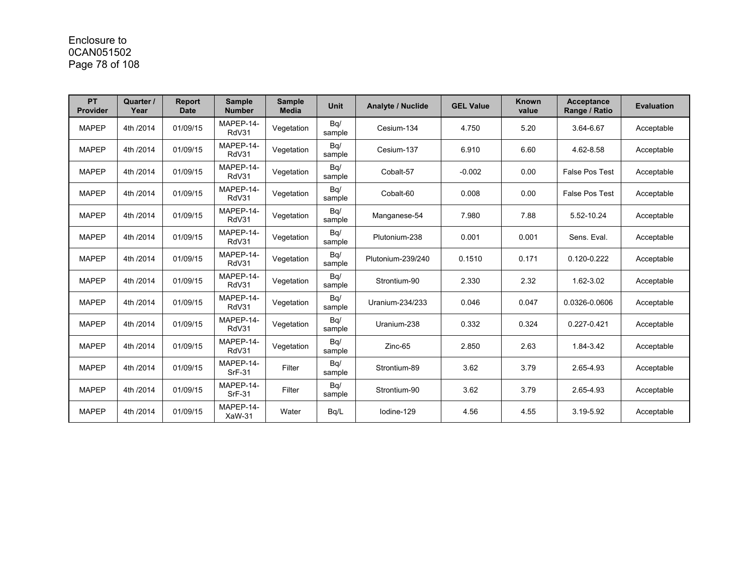| PT Provider | Quarter / Year | Report Date | Sample Number | Sample Media | Unit | Analyte / Nuclide | GEL Value | Known value | Acceptance Range / Ratio | Evaluation |
|---|---|---|---|---|---|---|---|---|---|---|
| MAPEP | 4th /2014 | 01/09/15 | MAPEP-14-RdV31 | Vegetation | Bq/ sample | Cesium-134 | 4.750 | 5.20 | 3.64-6.67 | Acceptable |
| MAPEP | 4th /2014 | 01/09/15 | MAPEP-14-RdV31 | Vegetation | Bq/ sample | Cesium-137 | 6.910 | 6.60 | 4.62-8.58 | Acceptable |
| MAPEP | 4th /2014 | 01/09/15 | MAPEP-14-RdV31 | Vegetation | Bq/ sample | Cobalt-57 | -0.002 | 0.00 | False Pos Test | Acceptable |
| MAPEP | 4th /2014 | 01/09/15 | MAPEP-14-RdV31 | Vegetation | Bq/ sample | Cobalt-60 | 0.008 | 0.00 | False Pos Test | Acceptable |
| MAPEP | 4th /2014 | 01/09/15 | MAPEP-14-RdV31 | Vegetation | Bq/ sample | Manganese-54 | 7.980 | 7.88 | 5.52-10.24 | Acceptable |
| MAPEP | 4th /2014 | 01/09/15 | MAPEP-14-RdV31 | Vegetation | Bq/ sample | Plutonium-238 | 0.001 | 0.001 | Sens. Eval. | Acceptable |
| MAPEP | 4th /2014 | 01/09/15 | MAPEP-14-RdV31 | Vegetation | Bq/ sample | Plutonium-239/240 | 0.1510 | 0.171 | 0.120-0.222 | Acceptable |
| MAPEP | 4th /2014 | 01/09/15 | MAPEP-14-RdV31 | Vegetation | Bq/ sample | Strontium-90 | 2.330 | 2.32 | 1.62-3.02 | Acceptable |
| MAPEP | 4th /2014 | 01/09/15 | MAPEP-14-RdV31 | Vegetation | Bq/ sample | Uranium-234/233 | 0.046 | 0.047 | 0.0326-0.0606 | Acceptable |
| MAPEP | 4th /2014 | 01/09/15 | MAPEP-14-RdV31 | Vegetation | Bq/ sample | Uranium-238 | 0.332 | 0.324 | 0.227-0.421 | Acceptable |
| MAPEP | 4th /2014 | 01/09/15 | MAPEP-14-RdV31 | Vegetation | Bq/ sample | Zinc-65 | 2.850 | 2.63 | 1.84-3.42 | Acceptable |
| MAPEP | 4th /2014 | 01/09/15 | MAPEP-14-SrF-31 | Filter | Bq/ sample | Strontium-89 | 3.62 | 3.79 | 2.65-4.93 | Acceptable |
| MAPEP | 4th /2014 | 01/09/15 | MAPEP-14-SrF-31 | Filter | Bq/ sample | Strontium-90 | 3.62 | 3.79 | 2.65-4.93 | Acceptable |
| MAPEP | 4th /2014 | 01/09/15 | MAPEP-14-XaW-31 | Water | Bq/L | Iodine-129 | 4.56 | 4.55 | 3.19-5.92 | Acceptable |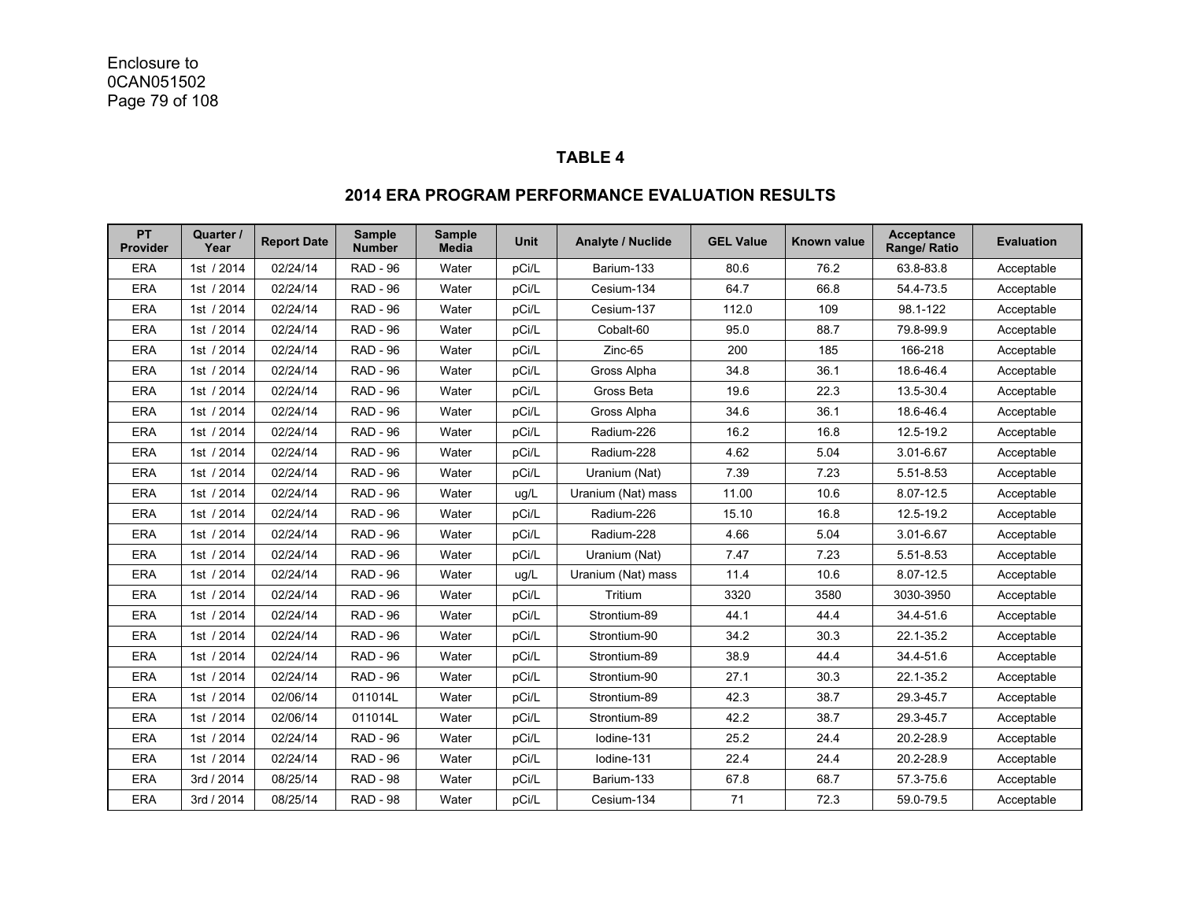## TABLE 4

## 2014 ERA PROGRAM PERFORMANCE EVALUATION RESULTS

| PT Provider | Quarter / Year | Report Date | Sample Number | Sample Media | Unit | Analyte / Nuclide | GEL Value | Known value | Acceptance Range/ Ratio | Evaluation |
|---|---|---|---|---|---|---|---|---|---|---|
| ERA | 1st / 2014 | 02/24/14 | RAD - 96 | Water | pCi/L | Barium-133 | 80.6 | 76.2 | 63.8-83.8 | Acceptable |
| ERA | 1st / 2014 | 02/24/14 | RAD - 96 | Water | pCi/L | Cesium-134 | 64.7 | 66.8 | 54.4-73.5 | Acceptable |
| ERA | 1st / 2014 | 02/24/14 | RAD - 96 | Water | pCi/L | Cesium-137 | 112.0 | 109 | 98.1-122 | Acceptable |
| ERA | 1st / 2014 | 02/24/14 | RAD - 96 | Water | pCi/L | Cobalt-60 | 95.0 | 88.7 | 79.8-99.9 | Acceptable |
| ERA | 1st / 2014 | 02/24/14 | RAD - 96 | Water | pCi/L | Zinc-65 | 200 | 185 | 166-218 | Acceptable |
| ERA | 1st / 2014 | 02/24/14 | RAD - 96 | Water | pCi/L | Gross Alpha | 34.8 | 36.1 | 18.6-46.4 | Acceptable |
| ERA | 1st / 2014 | 02/24/14 | RAD - 96 | Water | pCi/L | Gross Beta | 19.6 | 22.3 | 13.5-30.4 | Acceptable |
| ERA | 1st / 2014 | 02/24/14 | RAD - 96 | Water | pCi/L | Gross Alpha | 34.6 | 36.1 | 18.6-46.4 | Acceptable |
| ERA | 1st / 2014 | 02/24/14 | RAD - 96 | Water | pCi/L | Radium-226 | 16.2 | 16.8 | 12.5-19.2 | Acceptable |
| ERA | 1st / 2014 | 02/24/14 | RAD - 96 | Water | pCi/L | Radium-228 | 4.62 | 5.04 | 3.01-6.67 | Acceptable |
| ERA | 1st / 2014 | 02/24/14 | RAD - 96 | Water | pCi/L | Uranium (Nat) | 7.39 | 7.23 | 5.51-8.53 | Acceptable |
| ERA | 1st / 2014 | 02/24/14 | RAD - 96 | Water | ug/L | Uranium (Nat) mass | 11.00 | 10.6 | 8.07-12.5 | Acceptable |
| ERA | 1st / 2014 | 02/24/14 | RAD - 96 | Water | pCi/L | Radium-226 | 15.10 | 16.8 | 12.5-19.2 | Acceptable |
| ERA | 1st / 2014 | 02/24/14 | RAD - 96 | Water | pCi/L | Radium-228 | 4.66 | 5.04 | 3.01-6.67 | Acceptable |
| ERA | 1st / 2014 | 02/24/14 | RAD - 96 | Water | pCi/L | Uranium (Nat) | 7.47 | 7.23 | 5.51-8.53 | Acceptable |
| ERA | 1st / 2014 | 02/24/14 | RAD - 96 | Water | ug/L | Uranium (Nat) mass | 11.4 | 10.6 | 8.07-12.5 | Acceptable |
| ERA | 1st / 2014 | 02/24/14 | RAD - 96 | Water | pCi/L | Tritium | 3320 | 3580 | 3030-3950 | Acceptable |
| ERA | 1st / 2014 | 02/24/14 | RAD - 96 | Water | pCi/L | Strontium-89 | 44.1 | 44.4 | 34.4-51.6 | Acceptable |
| ERA | 1st / 2014 | 02/24/14 | RAD - 96 | Water | pCi/L | Strontium-90 | 34.2 | 30.3 | 22.1-35.2 | Acceptable |
| ERA | 1st / 2014 | 02/24/14 | RAD - 96 | Water | pCi/L | Strontium-89 | 38.9 | 44.4 | 34.4-51.6 | Acceptable |
| ERA | 1st / 2014 | 02/24/14 | RAD - 96 | Water | pCi/L | Strontium-90 | 27.1 | 30.3 | 22.1-35.2 | Acceptable |
| ERA | 1st / 2014 | 02/06/14 | 011014L | Water | pCi/L | Strontium-89 | 42.3 | 38.7 | 29.3-45.7 | Acceptable |
| ERA | 1st / 2014 | 02/06/14 | 011014L | Water | pCi/L | Strontium-89 | 42.2 | 38.7 | 29.3-45.7 | Acceptable |
| ERA | 1st / 2014 | 02/24/14 | RAD - 96 | Water | pCi/L | Iodine-131 | 25.2 | 24.4 | 20.2-28.9 | Acceptable |
| ERA | 1st / 2014 | 02/24/14 | RAD - 96 | Water | pCi/L | Iodine-131 | 22.4 | 24.4 | 20.2-28.9 | Acceptable |
| ERA | 3rd / 2014 | 08/25/14 | RAD - 98 | Water | pCi/L | Barium-133 | 67.8 | 68.7 | 57.3-75.6 | Acceptable |
| ERA | 3rd / 2014 | 08/25/14 | RAD - 98 | Water | pCi/L | Cesium-134 | 71 | 72.3 | 59.0-79.5 | Acceptable |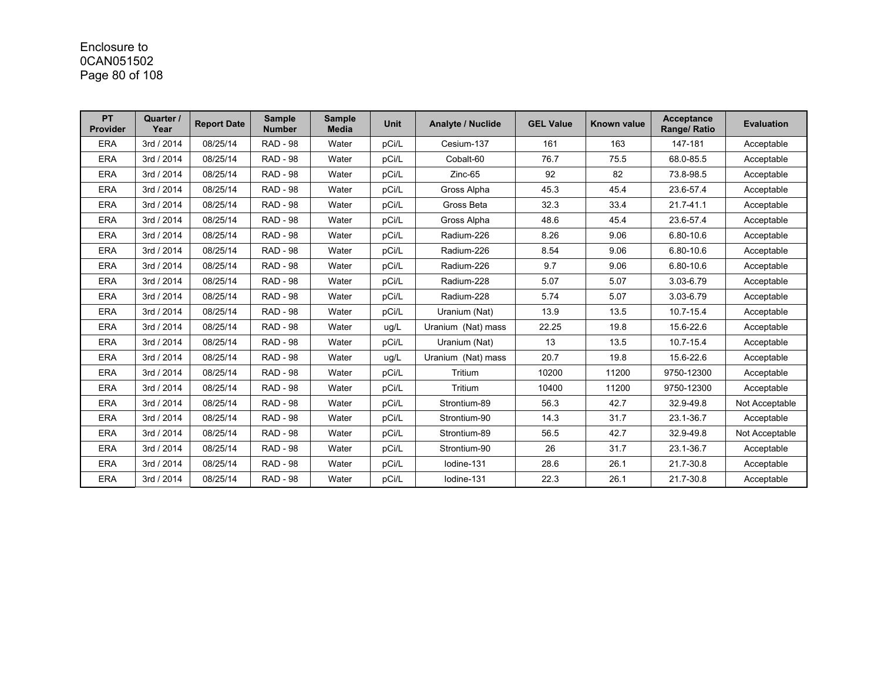Enclosure to
0CAN051502

| PT Provider | Quarter / Year | Report Date | Sample Number | Sample Media | Unit | Analyte / Nuclide | GEL Value | Known value | Acceptance Range/ Ratio | Evaluation |
|---|---|---|---|---|---|---|---|---|---|---|
| ERA | 3rd / 2014 | 08/25/14 | RAD - 98 | Water | pCi/L | Cesium-137 | 161 | 163 | 147-181 | Acceptable |
| ERA | 3rd / 2014 | 08/25/14 | RAD - 98 | Water | pCi/L | Cobalt-60 | 76.7 | 75.5 | 68.0-85.5 | Acceptable |
| ERA | 3rd / 2014 | 08/25/14 | RAD - 98 | Water | pCi/L | Zinc-65 | 92 | 82 | 73.8-98.5 | Acceptable |
| ERA | 3rd / 2014 | 08/25/14 | RAD - 98 | Water | pCi/L | Gross Alpha | 45.3 | 45.4 | 23.6-57.4 | Acceptable |
| ERA | 3rd / 2014 | 08/25/14 | RAD - 98 | Water | pCi/L | Gross Beta | 32.3 | 33.4 | 21.7-41.1 | Acceptable |
| ERA | 3rd / 2014 | 08/25/14 | RAD - 98 | Water | pCi/L | Gross Alpha | 48.6 | 45.4 | 23.6-57.4 | Acceptable |
| ERA | 3rd / 2014 | 08/25/14 | RAD - 98 | Water | pCi/L | Radium-226 | 8.26 | 9.06 | 6.80-10.6 | Acceptable |
| ERA | 3rd / 2014 | 08/25/14 | RAD - 98 | Water | pCi/L | Radium-226 | 8.54 | 9.06 | 6.80-10.6 | Acceptable |
| ERA | 3rd / 2014 | 08/25/14 | RAD - 98 | Water | pCi/L | Radium-226 | 9.7 | 9.06 | 6.80-10.6 | Acceptable |
| ERA | 3rd / 2014 | 08/25/14 | RAD - 98 | Water | pCi/L | Radium-228 | 5.07 | 5.07 | 3.03-6.79 | Acceptable |
| ERA | 3rd / 2014 | 08/25/14 | RAD - 98 | Water | pCi/L | Radium-228 | 5.74 | 5.07 | 3.03-6.79 | Acceptable |
| ERA | 3rd / 2014 | 08/25/14 | RAD - 98 | Water | pCi/L | Uranium (Nat) | 13.9 | 13.5 | 10.7-15.4 | Acceptable |
| ERA | 3rd / 2014 | 08/25/14 | RAD - 98 | Water | ug/L | Uranium (Nat) mass | 22.25 | 19.8 | 15.6-22.6 | Acceptable |
| ERA | 3rd / 2014 | 08/25/14 | RAD - 98 | Water | pCi/L | Uranium (Nat) | 13 | 13.5 | 10.7-15.4 | Acceptable |
| ERA | 3rd / 2014 | 08/25/14 | RAD - 98 | Water | ug/L | Uranium (Nat) mass | 20.7 | 19.8 | 15.6-22.6 | Acceptable |
| ERA | 3rd / 2014 | 08/25/14 | RAD - 98 | Water | pCi/L | Tritium | 10200 | 11200 | 9750-12300 | Acceptable |
| ERA | 3rd / 2014 | 08/25/14 | RAD - 98 | Water | pCi/L | Tritium | 10400 | 11200 | 9750-12300 | Acceptable |
| ERA | 3rd / 2014 | 08/25/14 | RAD - 98 | Water | pCi/L | Strontium-89 | 56.3 | 42.7 | 32.9-49.8 | Not Acceptable |
| ERA | 3rd / 2014 | 08/25/14 | RAD - 98 | Water | pCi/L | Strontium-90 | 14.3 | 31.7 | 23.1-36.7 | Acceptable |
| ERA | 3rd / 2014 | 08/25/14 | RAD - 98 | Water | pCi/L | Strontium-89 | 56.5 | 42.7 | 32.9-49.8 | Not Acceptable |
| ERA | 3rd / 2014 | 08/25/14 | RAD - 98 | Water | pCi/L | Strontium-90 | 26 | 31.7 | 23.1-36.7 | Acceptable |
| ERA | 3rd / 2014 | 08/25/14 | RAD - 98 | Water | pCi/L | Iodine-131 | 28.6 | 26.1 | 21.7-30.8 | Acceptable |
| ERA | 3rd / 2014 | 08/25/14 | RAD - 98 | Water | pCi/L | Iodine-131 | 22.3 | 26.1 | 21.7-30.8 | Acceptable |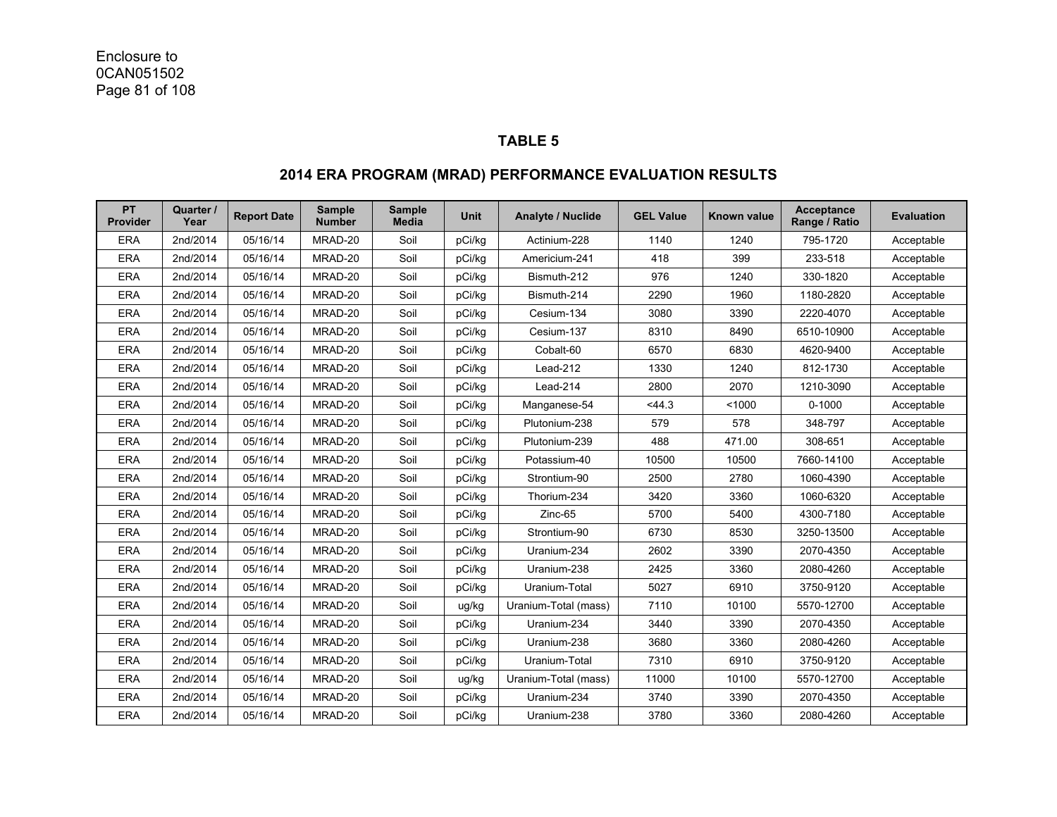## TABLE 5

## 2014 ERA PROGRAM (MRAD) PERFORMANCE EVALUATION RESULTS

| PT Provider | Quarter / Year | Report Date | Sample Number | Sample Media | Unit | Analyte / Nuclide | GEL Value | Known value | Acceptance Range / Ratio | Evaluation |
|---|---|---|---|---|---|---|---|---|---|---|
| ERA | 2nd/2014 | 05/16/14 | MRAD-20 | Soil | pCi/kg | Actinium-228 | 1140 | 1240 | 795-1720 | Acceptable |
| ERA | 2nd/2014 | 05/16/14 | MRAD-20 | Soil | pCi/kg | Americium-241 | 418 | 399 | 233-518 | Acceptable |
| ERA | 2nd/2014 | 05/16/14 | MRAD-20 | Soil | pCi/kg | Bismuth-212 | 976 | 1240 | 330-1820 | Acceptable |
| ERA | 2nd/2014 | 05/16/14 | MRAD-20 | Soil | pCi/kg | Bismuth-214 | 2290 | 1960 | 1180-2820 | Acceptable |
| ERA | 2nd/2014 | 05/16/14 | MRAD-20 | Soil | pCi/kg | Cesium-134 | 3080 | 3390 | 2220-4070 | Acceptable |
| ERA | 2nd/2014 | 05/16/14 | MRAD-20 | Soil | pCi/kg | Cesium-137 | 8310 | 8490 | 6510-10900 | Acceptable |
| ERA | 2nd/2014 | 05/16/14 | MRAD-20 | Soil | pCi/kg | Cobalt-60 | 6570 | 6830 | 4620-9400 | Acceptable |
| ERA | 2nd/2014 | 05/16/14 | MRAD-20 | Soil | pCi/kg | Lead-212 | 1330 | 1240 | 812-1730 | Acceptable |
| ERA | 2nd/2014 | 05/16/14 | MRAD-20 | Soil | pCi/kg | Lead-214 | 2800 | 2070 | 1210-3090 | Acceptable |
| ERA | 2nd/2014 | 05/16/14 | MRAD-20 | Soil | pCi/kg | Manganese-54 | <44.3 | <1000 | 0-1000 | Acceptable |
| ERA | 2nd/2014 | 05/16/14 | MRAD-20 | Soil | pCi/kg | Plutonium-238 | 579 | 578 | 348-797 | Acceptable |
| ERA | 2nd/2014 | 05/16/14 | MRAD-20 | Soil | pCi/kg | Plutonium-239 | 488 | 471.00 | 308-651 | Acceptable |
| ERA | 2nd/2014 | 05/16/14 | MRAD-20 | Soil | pCi/kg | Potassium-40 | 10500 | 10500 | 7660-14100 | Acceptable |
| ERA | 2nd/2014 | 05/16/14 | MRAD-20 | Soil | pCi/kg | Strontium-90 | 2500 | 2780 | 1060-4390 | Acceptable |
| ERA | 2nd/2014 | 05/16/14 | MRAD-20 | Soil | pCi/kg | Thorium-234 | 3420 | 3360 | 1060-6320 | Acceptable |
| ERA | 2nd/2014 | 05/16/14 | MRAD-20 | Soil | pCi/kg | Zinc-65 | 5700 | 5400 | 4300-7180 | Acceptable |
| ERA | 2nd/2014 | 05/16/14 | MRAD-20 | Soil | pCi/kg | Strontium-90 | 6730 | 8530 | 3250-13500 | Acceptable |
| ERA | 2nd/2014 | 05/16/14 | MRAD-20 | Soil | pCi/kg | Uranium-234 | 2602 | 3390 | 2070-4350 | Acceptable |
| ERA | 2nd/2014 | 05/16/14 | MRAD-20 | Soil | pCi/kg | Uranium-238 | 2425 | 3360 | 2080-4260 | Acceptable |
| ERA | 2nd/2014 | 05/16/14 | MRAD-20 | Soil | pCi/kg | Uranium-Total | 5027 | 6910 | 3750-9120 | Acceptable |
| ERA | 2nd/2014 | 05/16/14 | MRAD-20 | Soil | ug/kg | Uranium-Total (mass) | 7110 | 10100 | 5570-12700 | Acceptable |
| ERA | 2nd/2014 | 05/16/14 | MRAD-20 | Soil | pCi/kg | Uranium-234 | 3440 | 3390 | 2070-4350 | Acceptable |
| ERA | 2nd/2014 | 05/16/14 | MRAD-20 | Soil | pCi/kg | Uranium-238 | 3680 | 3360 | 2080-4260 | Acceptable |
| ERA | 2nd/2014 | 05/16/14 | MRAD-20 | Soil | pCi/kg | Uranium-Total | 7310 | 6910 | 3750-9120 | Acceptable |
| ERA | 2nd/2014 | 05/16/14 | MRAD-20 | Soil | ug/kg | Uranium-Total (mass) | 11000 | 10100 | 5570-12700 | Acceptable |
| ERA | 2nd/2014 | 05/16/14 | MRAD-20 | Soil | pCi/kg | Uranium-234 | 3740 | 3390 | 2070-4350 | Acceptable |
| ERA | 2nd/2014 | 05/16/14 | MRAD-20 | Soil | pCi/kg | Uranium-238 | 3780 | 3360 | 2080-4260 | Acceptable |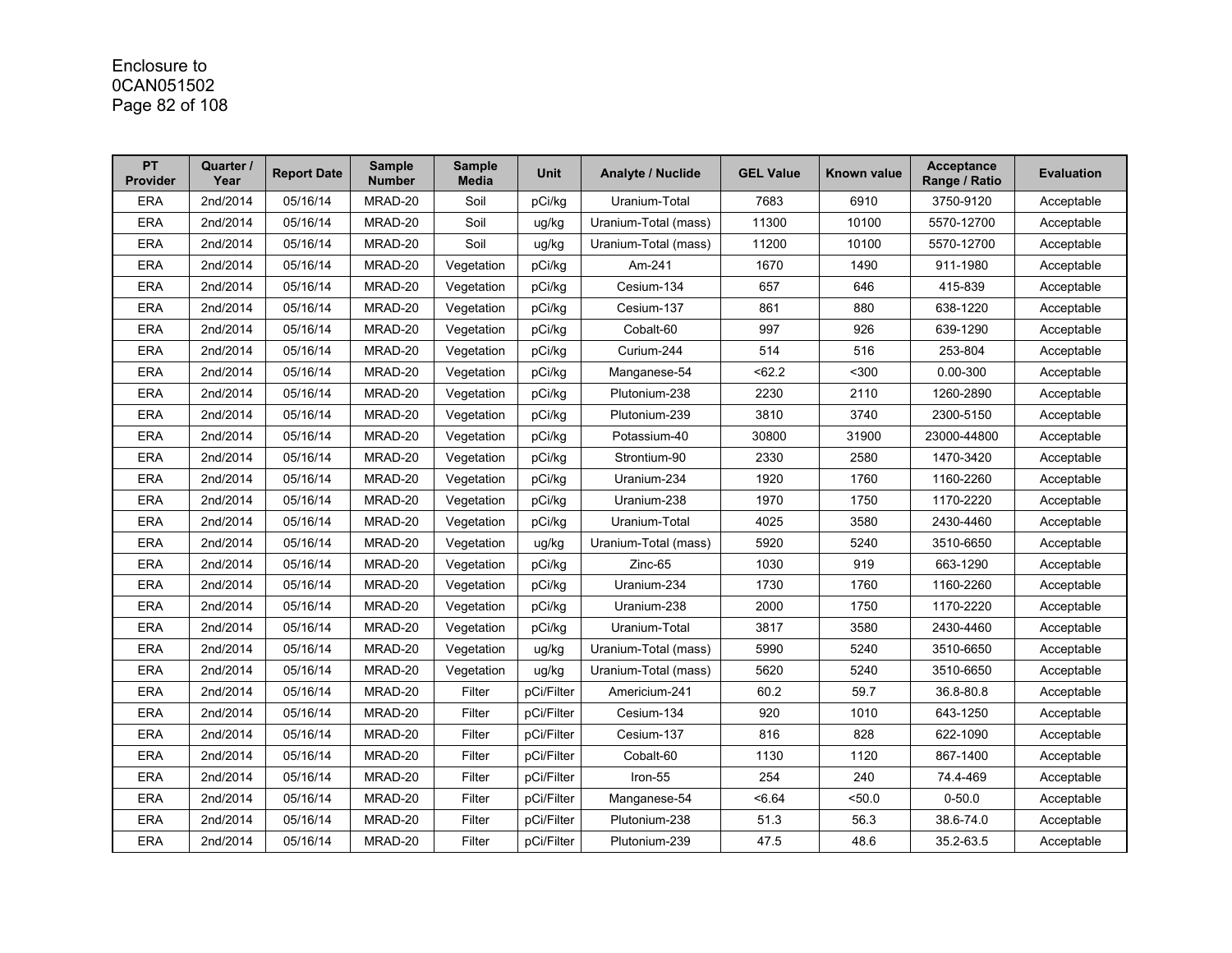Enclosure to
0CAN051502

| PT Provider | Quarter / Year | Report Date | Sample Number | Sample Media | Unit | Analyte / Nuclide | GEL Value | Known value | Acceptance Range / Ratio | Evaluation |
|---|---|---|---|---|---|---|---|---|---|---|
| ERA | 2nd/2014 | 05/16/14 | MRAD-20 | Soil | pCi/kg | Uranium-Total | 7683 | 6910 | 3750-9120 | Acceptable |
| ERA | 2nd/2014 | 05/16/14 | MRAD-20 | Soil | ug/kg | Uranium-Total (mass) | 11300 | 10100 | 5570-12700 | Acceptable |
| ERA | 2nd/2014 | 05/16/14 | MRAD-20 | Soil | ug/kg | Uranium-Total (mass) | 11200 | 10100 | 5570-12700 | Acceptable |
| ERA | 2nd/2014 | 05/16/14 | MRAD-20 | Vegetation | pCi/kg | Am-241 | 1670 | 1490 | 911-1980 | Acceptable |
| ERA | 2nd/2014 | 05/16/14 | MRAD-20 | Vegetation | pCi/kg | Cesium-134 | 657 | 646 | 415-839 | Acceptable |
| ERA | 2nd/2014 | 05/16/14 | MRAD-20 | Vegetation | pCi/kg | Cesium-137 | 861 | 880 | 638-1220 | Acceptable |
| ERA | 2nd/2014 | 05/16/14 | MRAD-20 | Vegetation | pCi/kg | Cobalt-60 | 997 | 926 | 639-1290 | Acceptable |
| ERA | 2nd/2014 | 05/16/14 | MRAD-20 | Vegetation | pCi/kg | Curium-244 | 514 | 516 | 253-804 | Acceptable |
| ERA | 2nd/2014 | 05/16/14 | MRAD-20 | Vegetation | pCi/kg | Manganese-54 | <62.2 | <300 | 0.00-300 | Acceptable |
| ERA | 2nd/2014 | 05/16/14 | MRAD-20 | Vegetation | pCi/kg | Plutonium-238 | 2230 | 2110 | 1260-2890 | Acceptable |
| ERA | 2nd/2014 | 05/16/14 | MRAD-20 | Vegetation | pCi/kg | Plutonium-239 | 3810 | 3740 | 2300-5150 | Acceptable |
| ERA | 2nd/2014 | 05/16/14 | MRAD-20 | Vegetation | pCi/kg | Potassium-40 | 30800 | 31900 | 23000-44800 | Acceptable |
| ERA | 2nd/2014 | 05/16/14 | MRAD-20 | Vegetation | pCi/kg | Strontium-90 | 2330 | 2580 | 1470-3420 | Acceptable |
| ERA | 2nd/2014 | 05/16/14 | MRAD-20 | Vegetation | pCi/kg | Uranium-234 | 1920 | 1760 | 1160-2260 | Acceptable |
| ERA | 2nd/2014 | 05/16/14 | MRAD-20 | Vegetation | pCi/kg | Uranium-238 | 1970 | 1750 | 1170-2220 | Acceptable |
| ERA | 2nd/2014 | 05/16/14 | MRAD-20 | Vegetation | pCi/kg | Uranium-Total | 4025 | 3580 | 2430-4460 | Acceptable |
| ERA | 2nd/2014 | 05/16/14 | MRAD-20 | Vegetation | ug/kg | Uranium-Total (mass) | 5920 | 5240 | 3510-6650 | Acceptable |
| ERA | 2nd/2014 | 05/16/14 | MRAD-20 | Vegetation | pCi/kg | Zinc-65 | 1030 | 919 | 663-1290 | Acceptable |
| ERA | 2nd/2014 | 05/16/14 | MRAD-20 | Vegetation | pCi/kg | Uranium-234 | 1730 | 1760 | 1160-2260 | Acceptable |
| ERA | 2nd/2014 | 05/16/14 | MRAD-20 | Vegetation | pCi/kg | Uranium-238 | 2000 | 1750 | 1170-2220 | Acceptable |
| ERA | 2nd/2014 | 05/16/14 | MRAD-20 | Vegetation | pCi/kg | Uranium-Total | 3817 | 3580 | 2430-4460 | Acceptable |
| ERA | 2nd/2014 | 05/16/14 | MRAD-20 | Vegetation | ug/kg | Uranium-Total (mass) | 5990 | 5240 | 3510-6650 | Acceptable |
| ERA | 2nd/2014 | 05/16/14 | MRAD-20 | Vegetation | ug/kg | Uranium-Total (mass) | 5620 | 5240 | 3510-6650 | Acceptable |
| ERA | 2nd/2014 | 05/16/14 | MRAD-20 | Filter | pCi/Filter | Americium-241 | 60.2 | 59.7 | 36.8-80.8 | Acceptable |
| ERA | 2nd/2014 | 05/16/14 | MRAD-20 | Filter | pCi/Filter | Cesium-134 | 920 | 1010 | 643-1250 | Acceptable |
| ERA | 2nd/2014 | 05/16/14 | MRAD-20 | Filter | pCi/Filter | Cesium-137 | 816 | 828 | 622-1090 | Acceptable |
| ERA | 2nd/2014 | 05/16/14 | MRAD-20 | Filter | pCi/Filter | Cobalt-60 | 1130 | 1120 | 867-1400 | Acceptable |
| ERA | 2nd/2014 | 05/16/14 | MRAD-20 | Filter | pCi/Filter | Iron-55 | 254 | 240 | 74.4-469 | Acceptable |
| ERA | 2nd/2014 | 05/16/14 | MRAD-20 | Filter | pCi/Filter | Manganese-54 | <6.64 | <50.0 | 0-50.0 | Acceptable |
| ERA | 2nd/2014 | 05/16/14 | MRAD-20 | Filter | pCi/Filter | Plutonium-238 | 51.3 | 56.3 | 38.6-74.0 | Acceptable |
| ERA | 2nd/2014 | 05/16/14 | MRAD-20 | Filter | pCi/Filter | Plutonium-239 | 47.5 | 48.6 | 35.2-63.5 | Acceptable |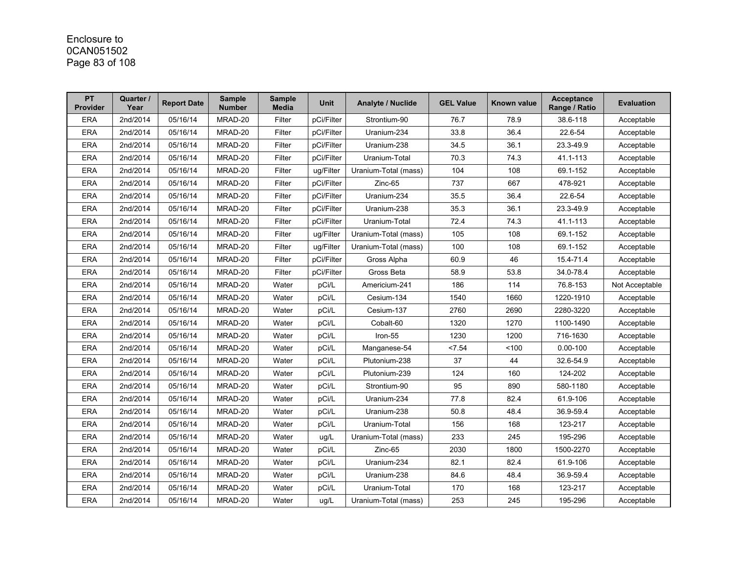Enclosure to
0CAN051502

| PT Provider | Quarter / Year | Report Date | Sample Number | Sample Media | Unit | Analyte / Nuclide | GEL Value | Known value | Acceptance Range / Ratio | Evaluation |
|---|---|---|---|---|---|---|---|---|---|---|
| ERA | 2nd/2014 | 05/16/14 | MRAD-20 | Filter | pCi/Filter | Strontium-90 | 76.7 | 78.9 | 38.6-118 | Acceptable |
| ERA | 2nd/2014 | 05/16/14 | MRAD-20 | Filter | pCi/Filter | Uranium-234 | 33.8 | 36.4 | 22.6-54 | Acceptable |
| ERA | 2nd/2014 | 05/16/14 | MRAD-20 | Filter | pCi/Filter | Uranium-238 | 34.5 | 36.1 | 23.3-49.9 | Acceptable |
| ERA | 2nd/2014 | 05/16/14 | MRAD-20 | Filter | pCi/Filter | Uranium-Total | 70.3 | 74.3 | 41.1-113 | Acceptable |
| ERA | 2nd/2014 | 05/16/14 | MRAD-20 | Filter | ug/Filter | Uranium-Total (mass) | 104 | 108 | 69.1-152 | Acceptable |
| ERA | 2nd/2014 | 05/16/14 | MRAD-20 | Filter | pCi/Filter | Zinc-65 | 737 | 667 | 478-921 | Acceptable |
| ERA | 2nd/2014 | 05/16/14 | MRAD-20 | Filter | pCi/Filter | Uranium-234 | 35.5 | 36.4 | 22.6-54 | Acceptable |
| ERA | 2nd/2014 | 05/16/14 | MRAD-20 | Filter | pCi/Filter | Uranium-238 | 35.3 | 36.1 | 23.3-49.9 | Acceptable |
| ERA | 2nd/2014 | 05/16/14 | MRAD-20 | Filter | pCi/Filter | Uranium-Total | 72.4 | 74.3 | 41.1-113 | Acceptable |
| ERA | 2nd/2014 | 05/16/14 | MRAD-20 | Filter | ug/Filter | Uranium-Total (mass) | 105 | 108 | 69.1-152 | Acceptable |
| ERA | 2nd/2014 | 05/16/14 | MRAD-20 | Filter | ug/Filter | Uranium-Total (mass) | 100 | 108 | 69.1-152 | Acceptable |
| ERA | 2nd/2014 | 05/16/14 | MRAD-20 | Filter | pCi/Filter | Gross Alpha | 60.9 | 46 | 15.4-71.4 | Acceptable |
| ERA | 2nd/2014 | 05/16/14 | MRAD-20 | Filter | pCi/Filter | Gross Beta | 58.9 | 53.8 | 34.0-78.4 | Acceptable |
| ERA | 2nd/2014 | 05/16/14 | MRAD-20 | Water | pCi/L | Americium-241 | 186 | 114 | 76.8-153 | Not Acceptable |
| ERA | 2nd/2014 | 05/16/14 | MRAD-20 | Water | pCi/L | Cesium-134 | 1540 | 1660 | 1220-1910 | Acceptable |
| ERA | 2nd/2014 | 05/16/14 | MRAD-20 | Water | pCi/L | Cesium-137 | 2760 | 2690 | 2280-3220 | Acceptable |
| ERA | 2nd/2014 | 05/16/14 | MRAD-20 | Water | pCi/L | Cobalt-60 | 1320 | 1270 | 1100-1490 | Acceptable |
| ERA | 2nd/2014 | 05/16/14 | MRAD-20 | Water | pCi/L | Iron-55 | 1230 | 1200 | 716-1630 | Acceptable |
| ERA | 2nd/2014 | 05/16/14 | MRAD-20 | Water | pCi/L | Manganese-54 | <7.54 | <100 | 0.00-100 | Acceptable |
| ERA | 2nd/2014 | 05/16/14 | MRAD-20 | Water | pCi/L | Plutonium-238 | 37 | 44 | 32.6-54.9 | Acceptable |
| ERA | 2nd/2014 | 05/16/14 | MRAD-20 | Water | pCi/L | Plutonium-239 | 124 | 160 | 124-202 | Acceptable |
| ERA | 2nd/2014 | 05/16/14 | MRAD-20 | Water | pCi/L | Strontium-90 | 95 | 890 | 580-1180 | Acceptable |
| ERA | 2nd/2014 | 05/16/14 | MRAD-20 | Water | pCi/L | Uranium-234 | 77.8 | 82.4 | 61.9-106 | Acceptable |
| ERA | 2nd/2014 | 05/16/14 | MRAD-20 | Water | pCi/L | Uranium-238 | 50.8 | 48.4 | 36.9-59.4 | Acceptable |
| ERA | 2nd/2014 | 05/16/14 | MRAD-20 | Water | pCi/L | Uranium-Total | 156 | 168 | 123-217 | Acceptable |
| ERA | 2nd/2014 | 05/16/14 | MRAD-20 | Water | ug/L | Uranium-Total (mass) | 233 | 245 | 195-296 | Acceptable |
| ERA | 2nd/2014 | 05/16/14 | MRAD-20 | Water | pCi/L | Zinc-65 | 2030 | 1800 | 1500-2270 | Acceptable |
| ERA | 2nd/2014 | 05/16/14 | MRAD-20 | Water | pCi/L | Uranium-234 | 82.1 | 82.4 | 61.9-106 | Acceptable |
| ERA | 2nd/2014 | 05/16/14 | MRAD-20 | Water | pCi/L | Uranium-238 | 84.6 | 48.4 | 36.9-59.4 | Acceptable |
| ERA | 2nd/2014 | 05/16/14 | MRAD-20 | Water | pCi/L | Uranium-Total | 170 | 168 | 123-217 | Acceptable |
| ERA | 2nd/2014 | 05/16/14 | MRAD-20 | Water | ug/L | Uranium-Total (mass) | 253 | 245 | 195-296 | Acceptable |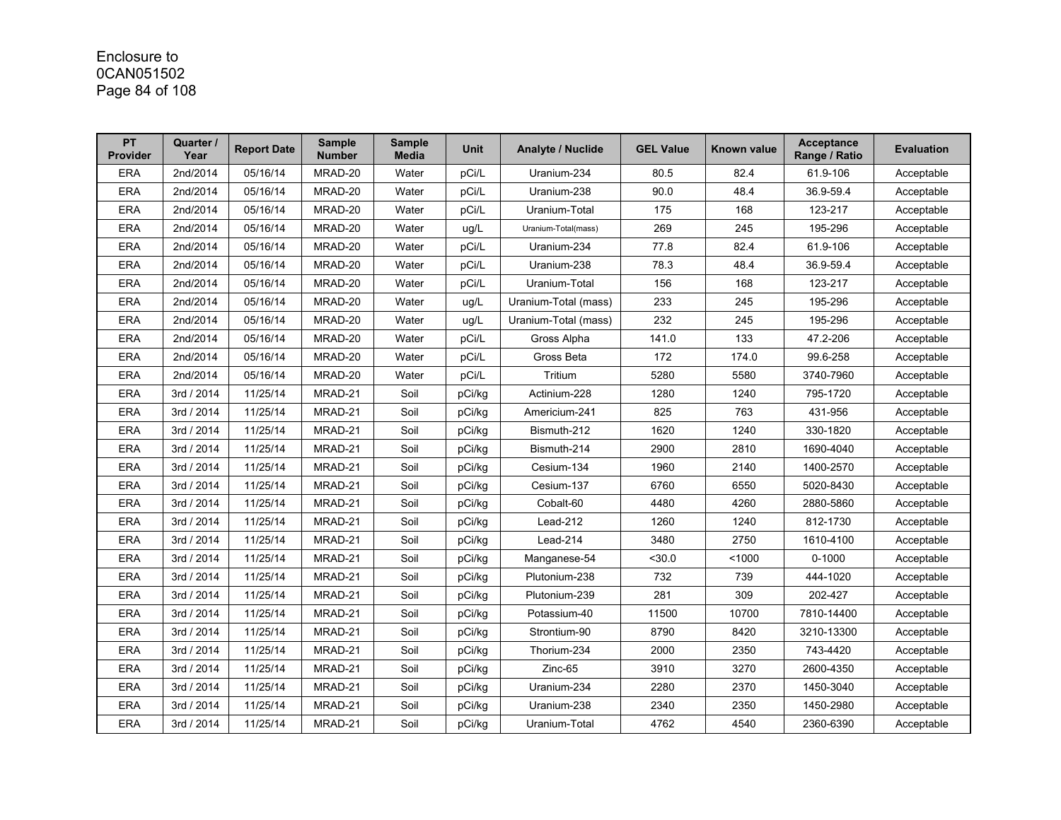Enclosure to
0CAN051502

| PT Provider | Quarter / Year | Report Date | Sample Number | Sample Media | Unit | Analyte / Nuclide | GEL Value | Known value | Acceptance Range / Ratio | Evaluation |
|---|---|---|---|---|---|---|---|---|---|---|
| ERA | 2nd/2014 | 05/16/14 | MRAD-20 | Water | pCi/L | Uranium-234 | 80.5 | 82.4 | 61.9-106 | Acceptable |
| ERA | 2nd/2014 | 05/16/14 | MRAD-20 | Water | pCi/L | Uranium-238 | 90.0 | 48.4 | 36.9-59.4 | Acceptable |
| ERA | 2nd/2014 | 05/16/14 | MRAD-20 | Water | pCi/L | Uranium-Total | 175 | 168 | 123-217 | Acceptable |
| ERA | 2nd/2014 | 05/16/14 | MRAD-20 | Water | ug/L | Uranium-Total(mass) | 269 | 245 | 195-296 | Acceptable |
| ERA | 2nd/2014 | 05/16/14 | MRAD-20 | Water | pCi/L | Uranium-234 | 77.8 | 82.4 | 61.9-106 | Acceptable |
| ERA | 2nd/2014 | 05/16/14 | MRAD-20 | Water | pCi/L | Uranium-238 | 78.3 | 48.4 | 36.9-59.4 | Acceptable |
| ERA | 2nd/2014 | 05/16/14 | MRAD-20 | Water | pCi/L | Uranium-Total | 156 | 168 | 123-217 | Acceptable |
| ERA | 2nd/2014 | 05/16/14 | MRAD-20 | Water | ug/L | Uranium-Total (mass) | 233 | 245 | 195-296 | Acceptable |
| ERA | 2nd/2014 | 05/16/14 | MRAD-20 | Water | ug/L | Uranium-Total (mass) | 232 | 245 | 195-296 | Acceptable |
| ERA | 2nd/2014 | 05/16/14 | MRAD-20 | Water | pCi/L | Gross Alpha | 141.0 | 133 | 47.2-206 | Acceptable |
| ERA | 2nd/2014 | 05/16/14 | MRAD-20 | Water | pCi/L | Gross Beta | 172 | 174.0 | 99.6-258 | Acceptable |
| ERA | 2nd/2014 | 05/16/14 | MRAD-20 | Water | pCi/L | Tritium | 5280 | 5580 | 3740-7960 | Acceptable |
| ERA | 3rd / 2014 | 11/25/14 | MRAD-21 | Soil | pCi/kg | Actinium-228 | 1280 | 1240 | 795-1720 | Acceptable |
| ERA | 3rd / 2014 | 11/25/14 | MRAD-21 | Soil | pCi/kg | Americium-241 | 825 | 763 | 431-956 | Acceptable |
| ERA | 3rd / 2014 | 11/25/14 | MRAD-21 | Soil | pCi/kg | Bismuth-212 | 1620 | 1240 | 330-1820 | Acceptable |
| ERA | 3rd / 2014 | 11/25/14 | MRAD-21 | Soil | pCi/kg | Bismuth-214 | 2900 | 2810 | 1690-4040 | Acceptable |
| ERA | 3rd / 2014 | 11/25/14 | MRAD-21 | Soil | pCi/kg | Cesium-134 | 1960 | 2140 | 1400-2570 | Acceptable |
| ERA | 3rd / 2014 | 11/25/14 | MRAD-21 | Soil | pCi/kg | Cesium-137 | 6760 | 6550 | 5020-8430 | Acceptable |
| ERA | 3rd / 2014 | 11/25/14 | MRAD-21 | Soil | pCi/kg | Cobalt-60 | 4480 | 4260 | 2880-5860 | Acceptable |
| ERA | 3rd / 2014 | 11/25/14 | MRAD-21 | Soil | pCi/kg | Lead-212 | 1260 | 1240 | 812-1730 | Acceptable |
| ERA | 3rd / 2014 | 11/25/14 | MRAD-21 | Soil | pCi/kg | Lead-214 | 3480 | 2750 | 1610-4100 | Acceptable |
| ERA | 3rd / 2014 | 11/25/14 | MRAD-21 | Soil | pCi/kg | Manganese-54 | <30.0 | <1000 | 0-1000 | Acceptable |
| ERA | 3rd / 2014 | 11/25/14 | MRAD-21 | Soil | pCi/kg | Plutonium-238 | 732 | 739 | 444-1020 | Acceptable |
| ERA | 3rd / 2014 | 11/25/14 | MRAD-21 | Soil | pCi/kg | Plutonium-239 | 281 | 309 | 202-427 | Acceptable |
| ERA | 3rd / 2014 | 11/25/14 | MRAD-21 | Soil | pCi/kg | Potassium-40 | 11500 | 10700 | 7810-14400 | Acceptable |
| ERA | 3rd / 2014 | 11/25/14 | MRAD-21 | Soil | pCi/kg | Strontium-90 | 8790 | 8420 | 3210-13300 | Acceptable |
| ERA | 3rd / 2014 | 11/25/14 | MRAD-21 | Soil | pCi/kg | Thorium-234 | 2000 | 2350 | 743-4420 | Acceptable |
| ERA | 3rd / 2014 | 11/25/14 | MRAD-21 | Soil | pCi/kg | Zinc-65 | 3910 | 3270 | 2600-4350 | Acceptable |
| ERA | 3rd / 2014 | 11/25/14 | MRAD-21 | Soil | pCi/kg | Uranium-234 | 2280 | 2370 | 1450-3040 | Acceptable |
| ERA | 3rd / 2014 | 11/25/14 | MRAD-21 | Soil | pCi/kg | Uranium-238 | 2340 | 2350 | 1450-2980 | Acceptable |
| ERA | 3rd / 2014 | 11/25/14 | MRAD-21 | Soil | pCi/kg | Uranium-Total | 4762 | 4540 | 2360-6390 | Acceptable |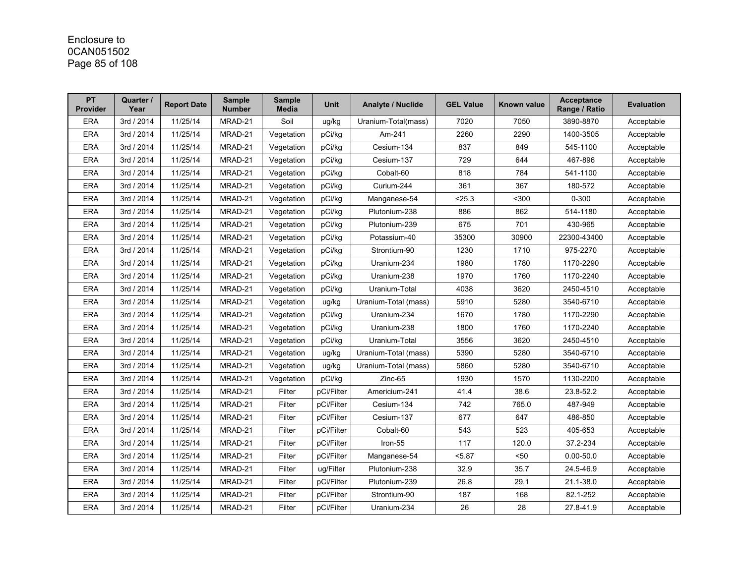Enclosure to
0CAN051502

| PT Provider | Quarter / Year | Report Date | Sample Number | Sample Media | Unit | Analyte / Nuclide | GEL Value | Known value | Acceptance Range / Ratio | Evaluation |
|---|---|---|---|---|---|---|---|---|---|---|
| ERA | 3rd / 2014 | 11/25/14 | MRAD-21 | Soil | ug/kg | Uranium-Total(mass) | 7020 | 7050 | 3890-8870 | Acceptable |
| ERA | 3rd / 2014 | 11/25/14 | MRAD-21 | Vegetation | pCi/kg | Am-241 | 2260 | 2290 | 1400-3505 | Acceptable |
| ERA | 3rd / 2014 | 11/25/14 | MRAD-21 | Vegetation | pCi/kg | Cesium-134 | 837 | 849 | 545-1100 | Acceptable |
| ERA | 3rd / 2014 | 11/25/14 | MRAD-21 | Vegetation | pCi/kg | Cesium-137 | 729 | 644 | 467-896 | Acceptable |
| ERA | 3rd / 2014 | 11/25/14 | MRAD-21 | Vegetation | pCi/kg | Cobalt-60 | 818 | 784 | 541-1100 | Acceptable |
| ERA | 3rd / 2014 | 11/25/14 | MRAD-21 | Vegetation | pCi/kg | Curium-244 | 361 | 367 | 180-572 | Acceptable |
| ERA | 3rd / 2014 | 11/25/14 | MRAD-21 | Vegetation | pCi/kg | Manganese-54 | <25.3 | <300 | 0-300 | Acceptable |
| ERA | 3rd / 2014 | 11/25/14 | MRAD-21 | Vegetation | pCi/kg | Plutonium-238 | 886 | 862 | 514-1180 | Acceptable |
| ERA | 3rd / 2014 | 11/25/14 | MRAD-21 | Vegetation | pCi/kg | Plutonium-239 | 675 | 701 | 430-965 | Acceptable |
| ERA | 3rd / 2014 | 11/25/14 | MRAD-21 | Vegetation | pCi/kg | Potassium-40 | 35300 | 30900 | 22300-43400 | Acceptable |
| ERA | 3rd / 2014 | 11/25/14 | MRAD-21 | Vegetation | pCi/kg | Strontium-90 | 1230 | 1710 | 975-2270 | Acceptable |
| ERA | 3rd / 2014 | 11/25/14 | MRAD-21 | Vegetation | pCi/kg | Uranium-234 | 1980 | 1780 | 1170-2290 | Acceptable |
| ERA | 3rd / 2014 | 11/25/14 | MRAD-21 | Vegetation | pCi/kg | Uranium-238 | 1970 | 1760 | 1170-2240 | Acceptable |
| ERA | 3rd / 2014 | 11/25/14 | MRAD-21 | Vegetation | pCi/kg | Uranium-Total | 4038 | 3620 | 2450-4510 | Acceptable |
| ERA | 3rd / 2014 | 11/25/14 | MRAD-21 | Vegetation | ug/kg | Uranium-Total (mass) | 5910 | 5280 | 3540-6710 | Acceptable |
| ERA | 3rd / 2014 | 11/25/14 | MRAD-21 | Vegetation | pCi/kg | Uranium-234 | 1670 | 1780 | 1170-2290 | Acceptable |
| ERA | 3rd / 2014 | 11/25/14 | MRAD-21 | Vegetation | pCi/kg | Uranium-238 | 1800 | 1760 | 1170-2240 | Acceptable |
| ERA | 3rd / 2014 | 11/25/14 | MRAD-21 | Vegetation | pCi/kg | Uranium-Total | 3556 | 3620 | 2450-4510 | Acceptable |
| ERA | 3rd / 2014 | 11/25/14 | MRAD-21 | Vegetation | ug/kg | Uranium-Total (mass) | 5390 | 5280 | 3540-6710 | Acceptable |
| ERA | 3rd / 2014 | 11/25/14 | MRAD-21 | Vegetation | ug/kg | Uranium-Total (mass) | 5860 | 5280 | 3540-6710 | Acceptable |
| ERA | 3rd / 2014 | 11/25/14 | MRAD-21 | Vegetation | pCi/kg | Zinc-65 | 1930 | 1570 | 1130-2200 | Acceptable |
| ERA | 3rd / 2014 | 11/25/14 | MRAD-21 | Filter | pCi/Filter | Americium-241 | 41.4 | 38.6 | 23.8-52.2 | Acceptable |
| ERA | 3rd / 2014 | 11/25/14 | MRAD-21 | Filter | pCi/Filter | Cesium-134 | 742 | 765.0 | 487-949 | Acceptable |
| ERA | 3rd / 2014 | 11/25/14 | MRAD-21 | Filter | pCi/Filter | Cesium-137 | 677 | 647 | 486-850 | Acceptable |
| ERA | 3rd / 2014 | 11/25/14 | MRAD-21 | Filter | pCi/Filter | Cobalt-60 | 543 | 523 | 405-653 | Acceptable |
| ERA | 3rd / 2014 | 11/25/14 | MRAD-21 | Filter | pCi/Filter | Iron-55 | 117 | 120.0 | 37.2-234 | Acceptable |
| ERA | 3rd / 2014 | 11/25/14 | MRAD-21 | Filter | pCi/Filter | Manganese-54 | <5.87 | <50 | 0.00-50.0 | Acceptable |
| ERA | 3rd / 2014 | 11/25/14 | MRAD-21 | Filter | ug/Filter | Plutonium-238 | 32.9 | 35.7 | 24.5-46.9 | Acceptable |
| ERA | 3rd / 2014 | 11/25/14 | MRAD-21 | Filter | pCi/Filter | Plutonium-239 | 26.8 | 29.1 | 21.1-38.0 | Acceptable |
| ERA | 3rd / 2014 | 11/25/14 | MRAD-21 | Filter | pCi/Filter | Strontium-90 | 187 | 168 | 82.1-252 | Acceptable |
| ERA | 3rd / 2014 | 11/25/14 | MRAD-21 | Filter | pCi/Filter | Uranium-234 | 26 | 28 | 27.8-41.9 | Acceptable |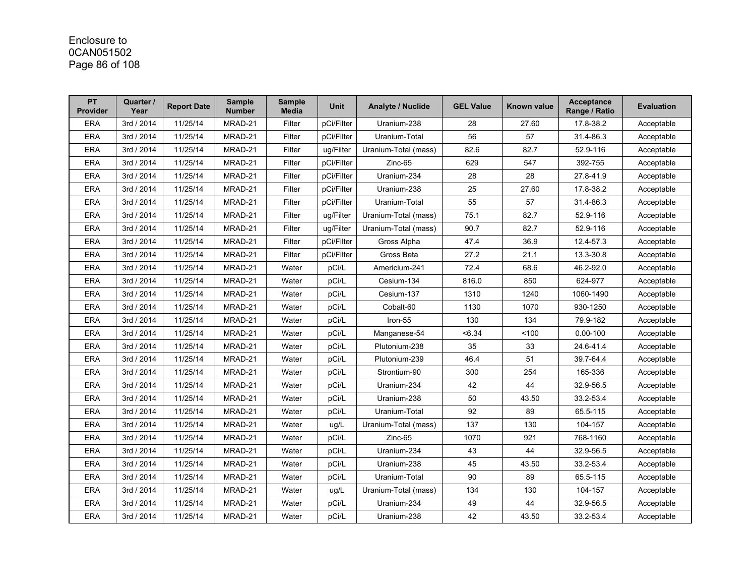Enclosure to
0CAN051502

| PT Provider | Quarter / Year | Report Date | Sample Number | Sample Media | Unit | Analyte / Nuclide | GEL Value | Known value | Acceptance Range / Ratio | Evaluation |
|---|---|---|---|---|---|---|---|---|---|---|
| ERA | 3rd / 2014 | 11/25/14 | MRAD-21 | Filter | pCi/Filter | Uranium-238 | 28 | 27.60 | 17.8-38.2 | Acceptable |
| ERA | 3rd / 2014 | 11/25/14 | MRAD-21 | Filter | pCi/Filter | Uranium-Total | 56 | 57 | 31.4-86.3 | Acceptable |
| ERA | 3rd / 2014 | 11/25/14 | MRAD-21 | Filter | ug/Filter | Uranium-Total (mass) | 82.6 | 82.7 | 52.9-116 | Acceptable |
| ERA | 3rd / 2014 | 11/25/14 | MRAD-21 | Filter | pCi/Filter | Zinc-65 | 629 | 547 | 392-755 | Acceptable |
| ERA | 3rd / 2014 | 11/25/14 | MRAD-21 | Filter | pCi/Filter | Uranium-234 | 28 | 28 | 27.8-41.9 | Acceptable |
| ERA | 3rd / 2014 | 11/25/14 | MRAD-21 | Filter | pCi/Filter | Uranium-238 | 25 | 27.60 | 17.8-38.2 | Acceptable |
| ERA | 3rd / 2014 | 11/25/14 | MRAD-21 | Filter | pCi/Filter | Uranium-Total | 55 | 57 | 31.4-86.3 | Acceptable |
| ERA | 3rd / 2014 | 11/25/14 | MRAD-21 | Filter | ug/Filter | Uranium-Total (mass) | 75.1 | 82.7 | 52.9-116 | Acceptable |
| ERA | 3rd / 2014 | 11/25/14 | MRAD-21 | Filter | ug/Filter | Uranium-Total (mass) | 90.7 | 82.7 | 52.9-116 | Acceptable |
| ERA | 3rd / 2014 | 11/25/14 | MRAD-21 | Filter | pCi/Filter | Gross Alpha | 47.4 | 36.9 | 12.4-57.3 | Acceptable |
| ERA | 3rd / 2014 | 11/25/14 | MRAD-21 | Filter | pCi/Filter | Gross Beta | 27.2 | 21.1 | 13.3-30.8 | Acceptable |
| ERA | 3rd / 2014 | 11/25/14 | MRAD-21 | Water | pCi/L | Americium-241 | 72.4 | 68.6 | 46.2-92.0 | Acceptable |
| ERA | 3rd / 2014 | 11/25/14 | MRAD-21 | Water | pCi/L | Cesium-134 | 816.0 | 850 | 624-977 | Acceptable |
| ERA | 3rd / 2014 | 11/25/14 | MRAD-21 | Water | pCi/L | Cesium-137 | 1310 | 1240 | 1060-1490 | Acceptable |
| ERA | 3rd / 2014 | 11/25/14 | MRAD-21 | Water | pCi/L | Cobalt-60 | 1130 | 1070 | 930-1250 | Acceptable |
| ERA | 3rd / 2014 | 11/25/14 | MRAD-21 | Water | pCi/L | Iron-55 | 130 | 134 | 79.9-182 | Acceptable |
| ERA | 3rd / 2014 | 11/25/14 | MRAD-21 | Water | pCi/L | Manganese-54 | <6.34 | <100 | 0.00-100 | Acceptable |
| ERA | 3rd / 2014 | 11/25/14 | MRAD-21 | Water | pCi/L | Plutonium-238 | 35 | 33 | 24.6-41.4 | Acceptable |
| ERA | 3rd / 2014 | 11/25/14 | MRAD-21 | Water | pCi/L | Plutonium-239 | 46.4 | 51 | 39.7-64.4 | Acceptable |
| ERA | 3rd / 2014 | 11/25/14 | MRAD-21 | Water | pCi/L | Strontium-90 | 300 | 254 | 165-336 | Acceptable |
| ERA | 3rd / 2014 | 11/25/14 | MRAD-21 | Water | pCi/L | Uranium-234 | 42 | 44 | 32.9-56.5 | Acceptable |
| ERA | 3rd / 2014 | 11/25/14 | MRAD-21 | Water | pCi/L | Uranium-238 | 50 | 43.50 | 33.2-53.4 | Acceptable |
| ERA | 3rd / 2014 | 11/25/14 | MRAD-21 | Water | pCi/L | Uranium-Total | 92 | 89 | 65.5-115 | Acceptable |
| ERA | 3rd / 2014 | 11/25/14 | MRAD-21 | Water | ug/L | Uranium-Total (mass) | 137 | 130 | 104-157 | Acceptable |
| ERA | 3rd / 2014 | 11/25/14 | MRAD-21 | Water | pCi/L | Zinc-65 | 1070 | 921 | 768-1160 | Acceptable |
| ERA | 3rd / 2014 | 11/25/14 | MRAD-21 | Water | pCi/L | Uranium-234 | 43 | 44 | 32.9-56.5 | Acceptable |
| ERA | 3rd / 2014 | 11/25/14 | MRAD-21 | Water | pCi/L | Uranium-238 | 45 | 43.50 | 33.2-53.4 | Acceptable |
| ERA | 3rd / 2014 | 11/25/14 | MRAD-21 | Water | pCi/L | Uranium-Total | 90 | 89 | 65.5-115 | Acceptable |
| ERA | 3rd / 2014 | 11/25/14 | MRAD-21 | Water | ug/L | Uranium-Total (mass) | 134 | 130 | 104-157 | Acceptable |
| ERA | 3rd / 2014 | 11/25/14 | MRAD-21 | Water | pCi/L | Uranium-234 | 49 | 44 | 32.9-56.5 | Acceptable |
| ERA | 3rd / 2014 | 11/25/14 | MRAD-21 | Water | pCi/L | Uranium-238 | 42 | 43.50 | 33.2-53.4 | Acceptable |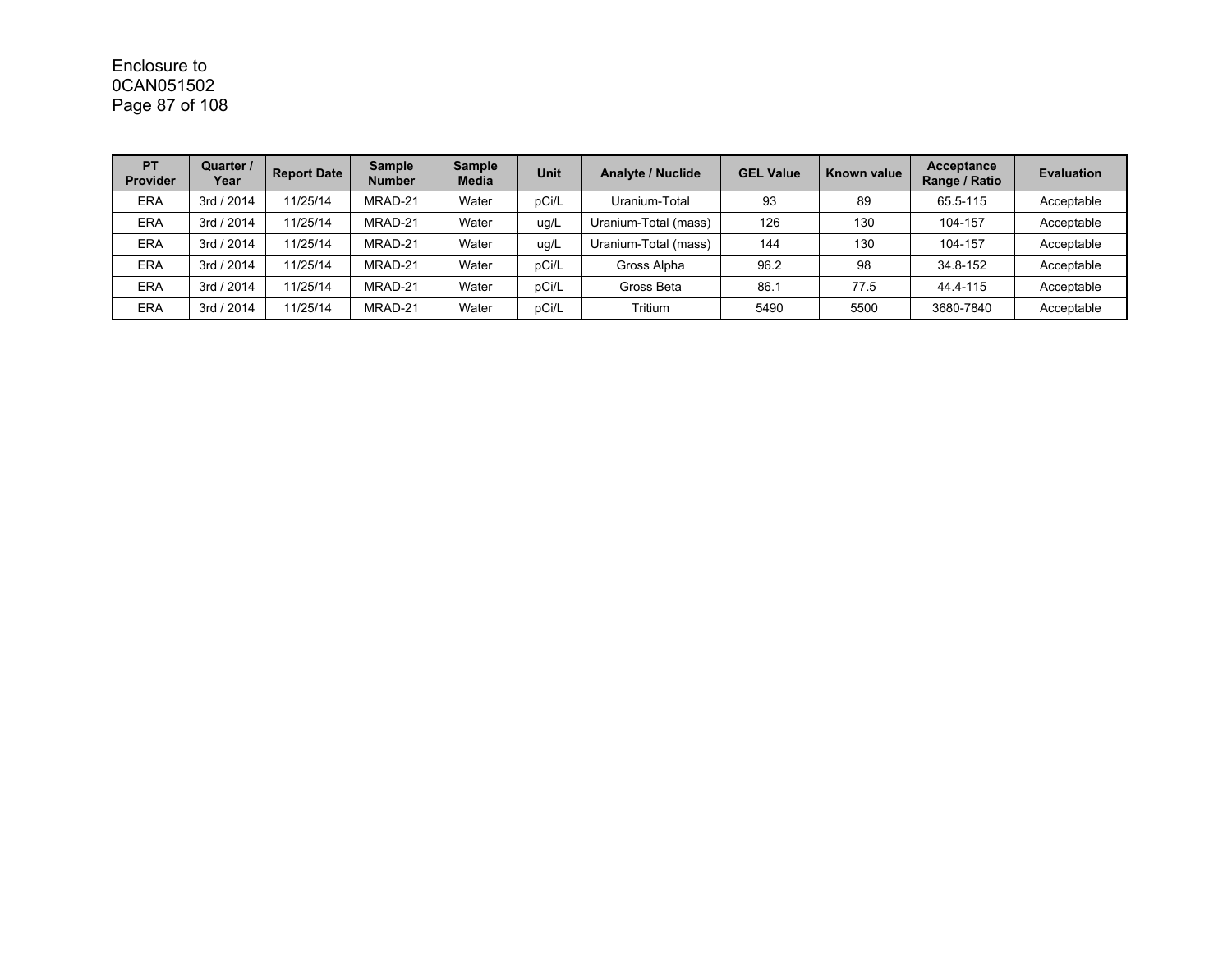| PT Provider | Quarter / Year | Report Date | Sample Number | Sample Media | Unit | Analyte / Nuclide | GEL Value | Known value | Acceptance Range / Ratio | Evaluation |
|---|---|---|---|---|---|---|---|---|---|---|
| ERA | 3rd / 2014 | 11/25/14 | MRAD-21 | Water | pCi/L | Uranium-Total | 93 | 89 | 65.5-115 | Acceptable |
| ERA | 3rd / 2014 | 11/25/14 | MRAD-21 | Water | ug/L | Uranium-Total (mass) | 126 | 130 | 104-157 | Acceptable |
| ERA | 3rd / 2014 | 11/25/14 | MRAD-21 | Water | ug/L | Uranium-Total (mass) | 144 | 130 | 104-157 | Acceptable |
| ERA | 3rd / 2014 | 11/25/14 | MRAD-21 | Water | pCi/L | Gross Alpha | 96.2 | 98 | 34.8-152 | Acceptable |
| ERA | 3rd / 2014 | 11/25/14 | MRAD-21 | Water | pCi/L | Gross Beta | 86.1 | 77.5 | 44.4-115 | Acceptable |
| ERA | 3rd / 2014 | 11/25/14 | MRAD-21 | Water | pCi/L | Tritium | 5490 | 5500 | 3680-7840 | Acceptable |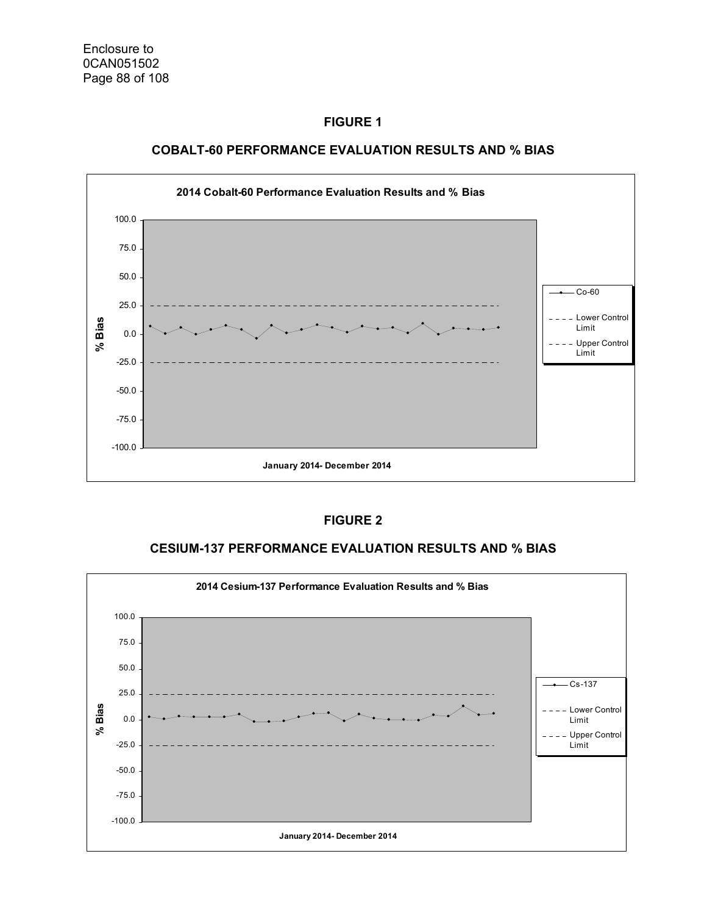## FIGURE 1

## COBALT-60 PERFORMANCE EVALUATION RESULTS AND % BIAS

2014 Cobalt-60 Performance Evaluation Results and % Bias

## FIGURE 2

## CESIUM-137 PERFORMANCE EVALUATION RESULTS AND % BIAS

2014 Cesium-137 Performance Evaluation Results and % Bias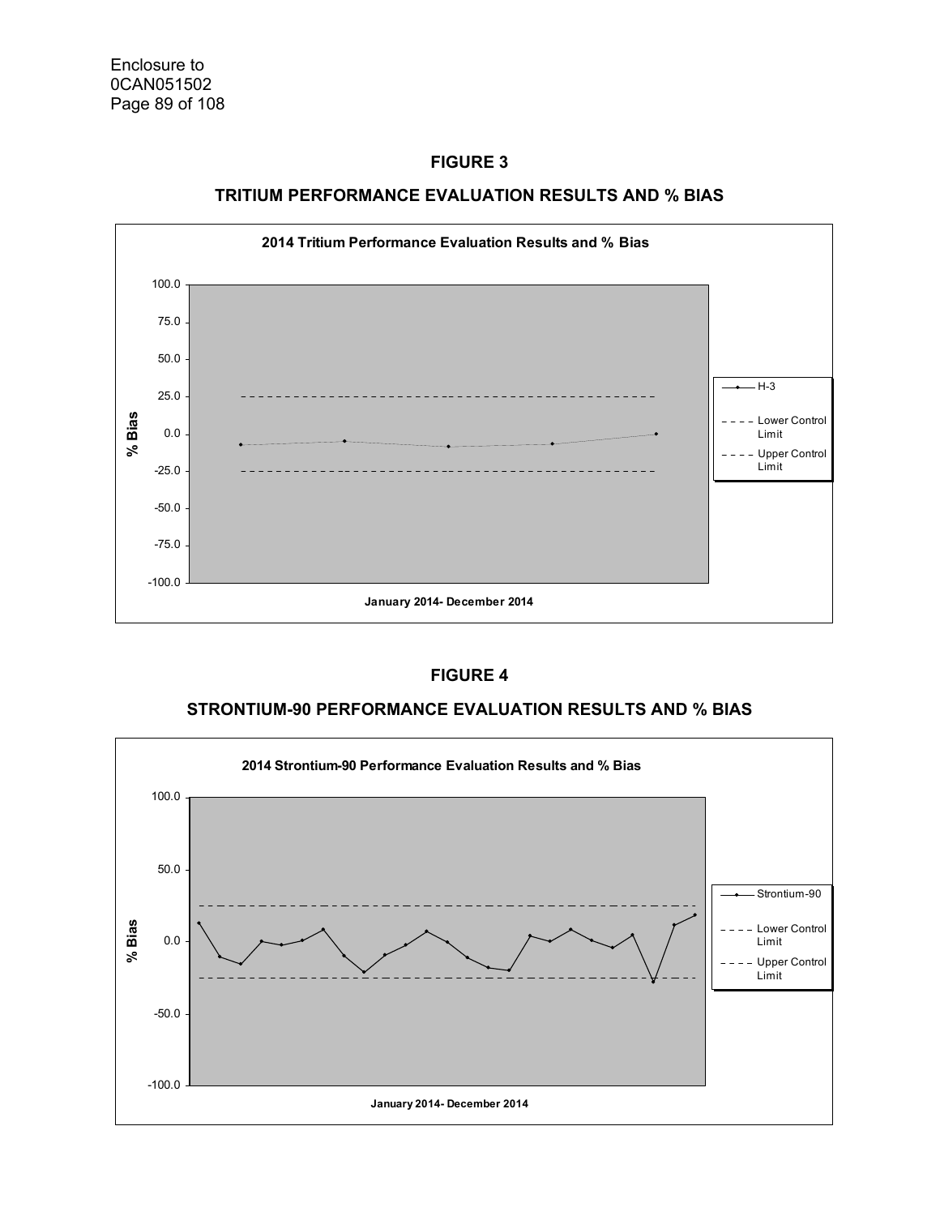**FIGURE 3**

**TRITIUM PERFORMANCE EVALUATION RESULTS AND % BIAS**

**2014 Tritium Performance Evaluation Results and % Bias**

% Bias

100.0
75.0
50.0
25.0
0.0
-25.0
-50.0
-75.0
-100.0

H-3
Lower Control Limit
Upper Control Limit

January 2014- December 2014

**FIGURE 4**

**STRONTIUM-90 PERFORMANCE EVALUATION RESULTS AND % BIAS**

**2014 Strontium-90 Performance Evaluation Results and % Bias**

% Bias

100.0
50.0
0.0
-50.0
-100.0

Strontium-90
Lower Control Limit
Upper Control Limit

January 2014- December 2014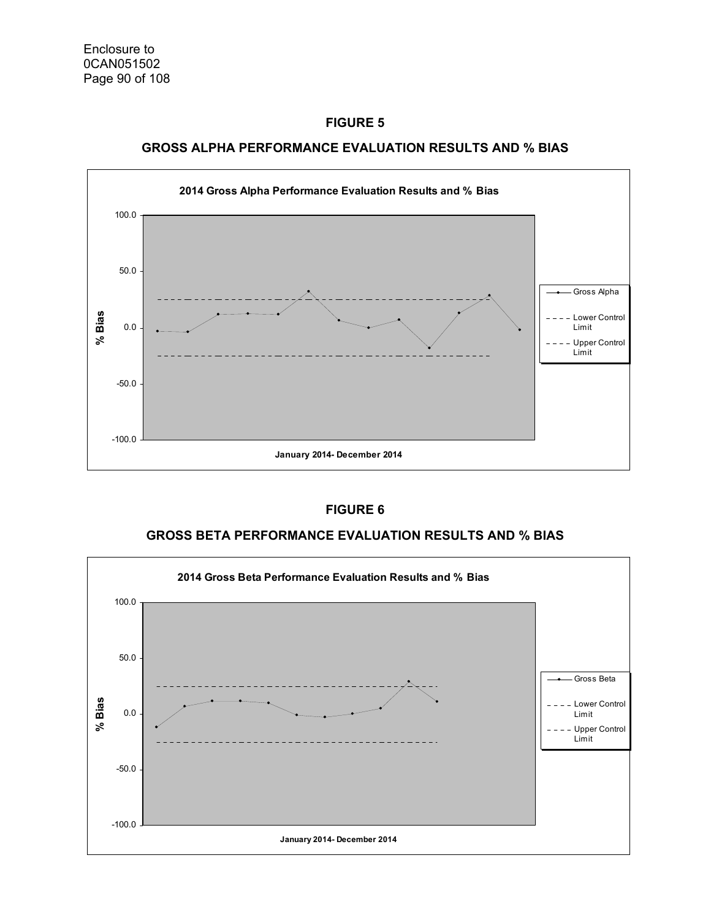# FIGURE 5

## GROSS ALPHA PERFORMANCE EVALUATION RESULTS AND % BIAS

**2014 Gross Alpha Performance Evaluation Results and % Bias**

% Bias

100.0

50.0

0.0

-50.0

-100.0

January 2014- December 2014

Gross Alpha

Lower Control Limit

Upper Control Limit

# FIGURE 6

## GROSS BETA PERFORMANCE EVALUATION RESULTS AND % BIAS

**2014 Gross Beta Performance Evaluation Results and % Bias**

% Bias

100.0

50.0

0.0

-50.0

-100.0

January 2014- December 2014

Gross Beta

Lower Control Limit

Upper Control Limit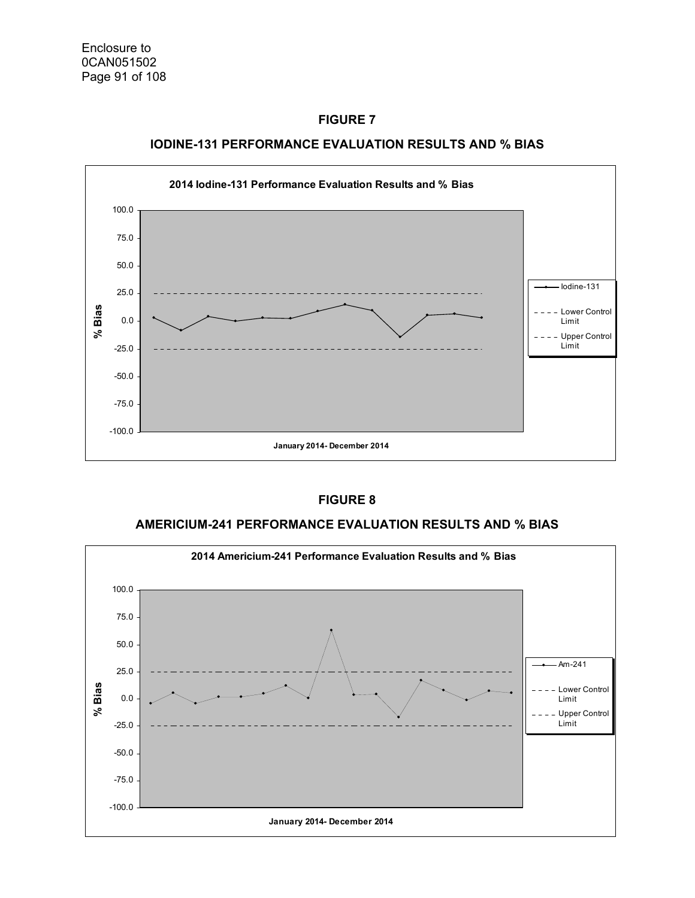## FIGURE 7

## IODINE-131 PERFORMANCE EVALUATION RESULTS AND % BIAS

2014 Iodine-131 Performance Evaluation Results and % Bias

% Bias

January 2014- December 2014

Iodine-131

Lower Control Limit

Upper Control Limit

## FIGURE 8

## AMERICIUM-241 PERFORMANCE EVALUATION RESULTS AND % BIAS

2014 Americium-241 Performance Evaluation Results and % Bias

% Bias

January 2014- December 2014

Am-241

Lower Control Limit

Upper Control Limit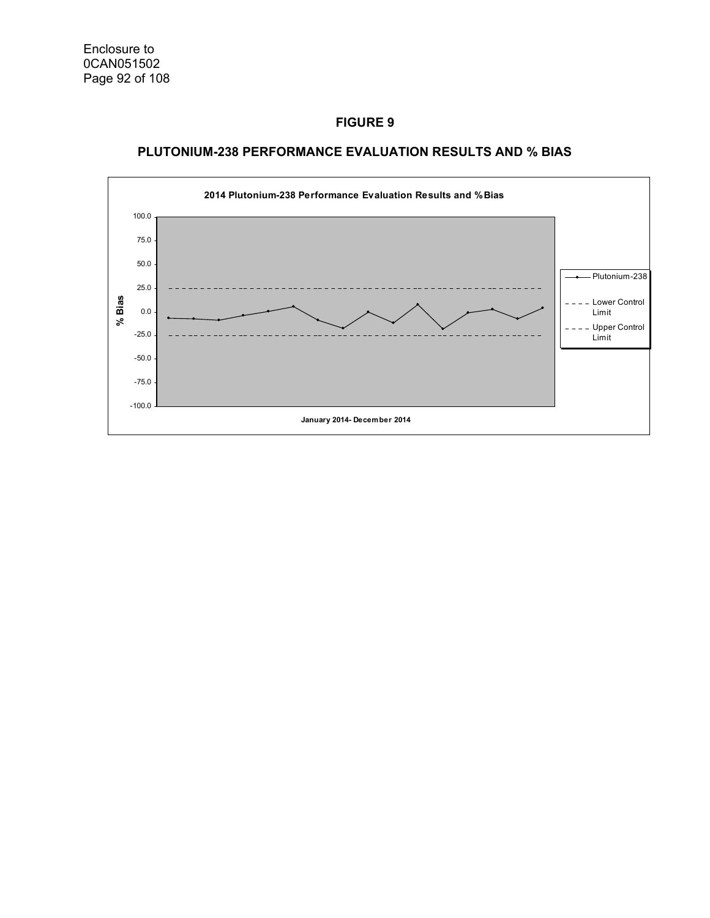## FIGURE 9

## PLUTONIUM-238 PERFORMANCE EVALUATION RESULTS AND % BIAS

**2014 Plutonium-238 Performance Evaluation Results and %Bias**

% Bias

100.0
75.0
50.0
25.0
0.0
-25.0
-50.0
-75.0
-100.0

January 2014- December 2014

Plutonium-238
Lower Control Limit
Upper Control Limit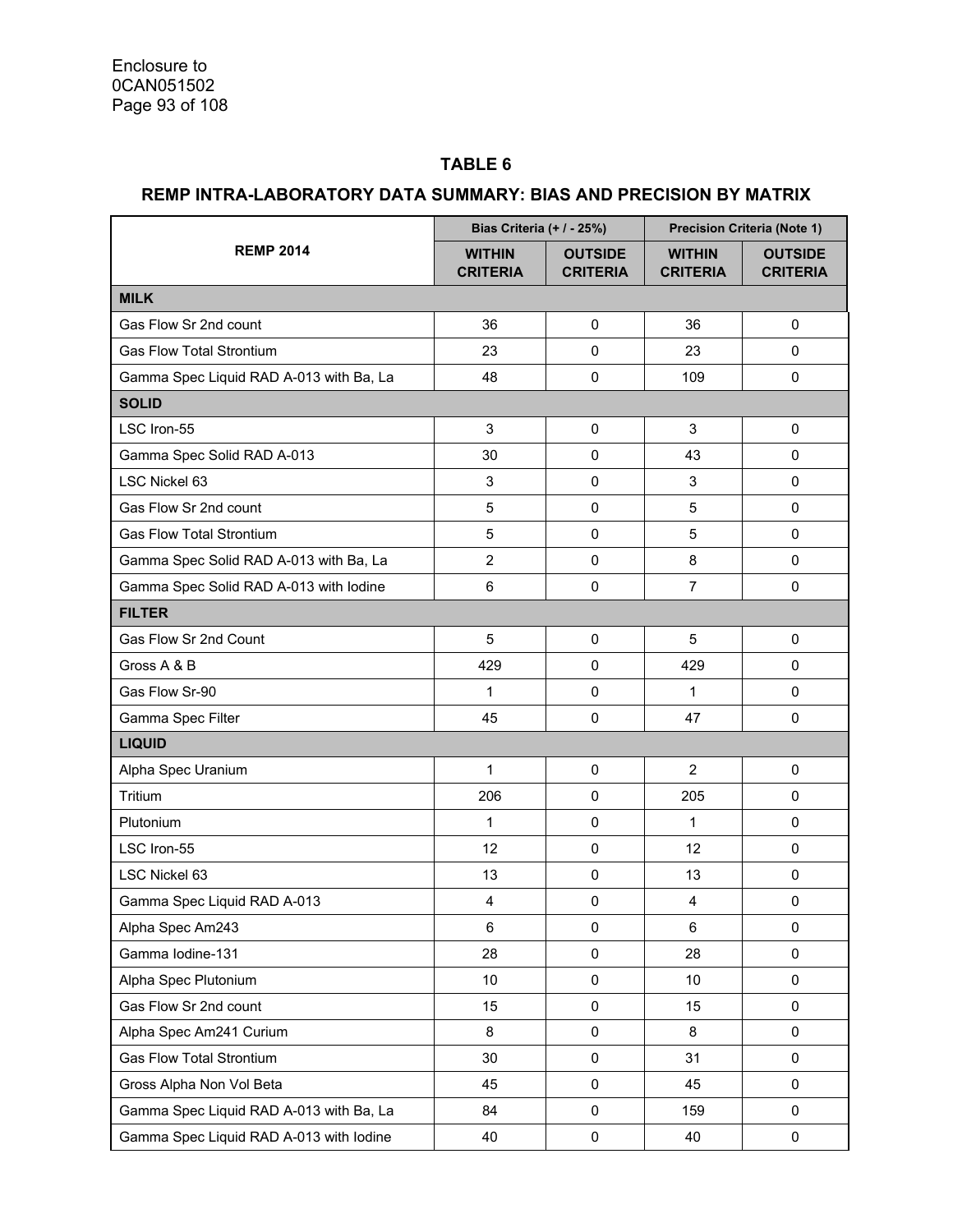## TABLE 6

## REMP INTRA-LABORATORY DATA SUMMARY: BIAS AND PRECISION BY MATRIX

| REMP 2014 | Bias Criteria (+ / - 25%) | | Precision Criteria (Note 1) | |
|---|---|---|---|---|
| | **WITHIN CRITERIA** | **OUTSIDE CRITERIA** | **WITHIN CRITERIA** | **OUTSIDE CRITERIA** |
| **MILK** | | | | |
| Gas Flow Sr 2nd count | 36 | 0 | 36 | 0 |
| Gas Flow Total Strontium | 23 | 0 | 23 | 0 |
| Gamma Spec Liquid RAD A-013 with Ba, La | 48 | 0 | 109 | 0 |
| **SOLID** | | | | |
| LSC Iron-55 | 3 | 0 | 3 | 0 |
| Gamma Spec Solid RAD A-013 | 30 | 0 | 43 | 0 |
| LSC Nickel 63 | 3 | 0 | 3 | 0 |
| Gas Flow Sr 2nd count | 5 | 0 | 5 | 0 |
| Gas Flow Total Strontium | 5 | 0 | 5 | 0 |
| Gamma Spec Solid RAD A-013 with Ba, La | 2 | 0 | 8 | 0 |
| Gamma Spec Solid RAD A-013 with Iodine | 6 | 0 | 7 | 0 |
| **FILTER** | | | | |
| Gas Flow Sr 2nd Count | 5 | 0 | 5 | 0 |
| Gross A & B | 429 | 0 | 429 | 0 |
| Gas Flow Sr-90 | 1 | 0 | 1 | 0 |
| Gamma Spec Filter | 45 | 0 | 47 | 0 |
| **LIQUID** | | | | |
| Alpha Spec Uranium | 1 | 0 | 2 | 0 |
| Tritium | 206 | 0 | 205 | 0 |
| Plutonium | 1 | 0 | 1 | 0 |
| LSC Iron-55 | 12 | 0 | 12 | 0 |
| LSC Nickel 63 | 13 | 0 | 13 | 0 |
| Gamma Spec Liquid RAD A-013 | 4 | 0 | 4 | 0 |
| Alpha Spec Am243 | 6 | 0 | 6 | 0 |
| Gamma Iodine-131 | 28 | 0 | 28 | 0 |
| Alpha Spec Plutonium | 10 | 0 | 10 | 0 |
| Gas Flow Sr 2nd count | 15 | 0 | 15 | 0 |
| Alpha Spec Am241 Curium | 8 | 0 | 8 | 0 |
| Gas Flow Total Strontium | 30 | 0 | 31 | 0 |
| Gross Alpha Non Vol Beta | 45 | 0 | 45 | 0 |
| Gamma Spec Liquid RAD A-013 with Ba, La | 84 | 0 | 159 | 0 |
| Gamma Spec Liquid RAD A-013 with Iodine | 40 | 0 | 40 | 0 |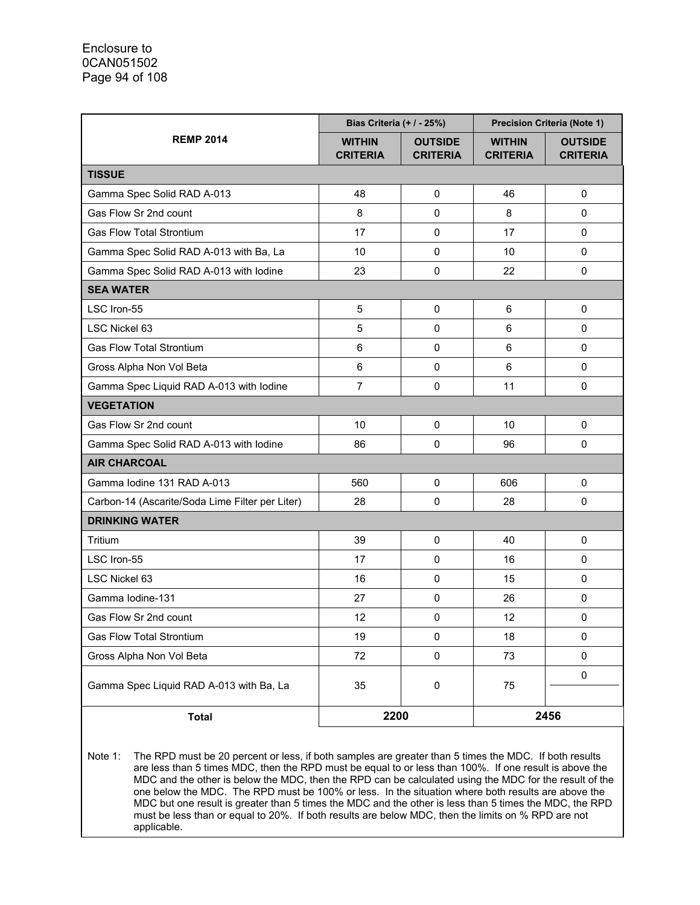| REMP 2014 | Bias Criteria (+ / - 25%) | | Precision Criteria (Note 1) | |
|---|---|---|---|---|
| | WITHIN CRITERIA | OUTSIDE CRITERIA | WITHIN CRITERIA | OUTSIDE CRITERIA |
| **TISSUE** | | | | |
| Gamma Spec Solid RAD A-013 | 48 | 0 | 46 | 0 |
| Gas Flow Sr 2nd count | 8 | 0 | 8 | 0 |
| Gas Flow Total Strontium | 17 | 0 | 17 | 0 |
| Gamma Spec Solid RAD A-013 with Ba, La | 10 | 0 | 10 | 0 |
| Gamma Spec Solid RAD A-013 with Iodine | 23 | 0 | 22 | 0 |
| **SEA WATER** | | | | |
| LSC Iron-55 | 5 | 0 | 6 | 0 |
| LSC Nickel 63 | 5 | 0 | 6 | 0 |
| Gas Flow Total Strontium | 6 | 0 | 6 | 0 |
| Gross Alpha Non Vol Beta | 6 | 0 | 6 | 0 |
| Gamma Spec Liquid RAD A-013 with Iodine | 7 | 0 | 11 | 0 |
| **VEGETATION** | | | | |
| Gas Flow Sr 2nd count | 10 | 0 | 10 | 0 |
| Gamma Spec Solid RAD A-013 with Iodine | 86 | 0 | 96 | 0 |
| **AIR CHARCOAL** | | | | |
| Gamma Iodine 131 RAD A-013 | 560 | 0 | 606 | 0 |
| Carbon-14 (Ascarite/Soda Lime Filter per Liter) | 28 | 0 | 28 | 0 |
| **DRINKING WATER** | | | | |
| Tritium | 39 | 0 | 40 | 0 |
| LSC Iron-55 | 17 | 0 | 16 | 0 |
| LSC Nickel 63 | 16 | 0 | 15 | 0 |
| Gamma Iodine-131 | 27 | 0 | 26 | 0 |
| Gas Flow Sr 2nd count | 12 | 0 | 12 | 0 |
| Gas Flow Total Strontium | 19 | 0 | 18 | 0 |
| Gross Alpha Non Vol Beta | 72 | 0 | 73 | 0 |
| Gamma Spec Liquid RAD A-013 with Ba, La | 35 | 0 | 75 | 0 |
| **Total** | **2200** | | **2456** | |

Note 1: The RPD must be 20 percent or less, if both samples are greater than 5 times the MDC. If both results are less than 5 times MDC, then the RPD must be equal to or less than 100%. If one result is above the MDC and the other is below the MDC, then the RPD can be calculated using the MDC for the result of the one below the MDC. The RPD must be 100% or less. In the situation where both results are above the MDC but one result is greater than 5 times the MDC and the other is less than 5 times the MDC, the RPD must be less than or equal to 20%. If both results are below MDC, then the limits on % RPD are not applicable.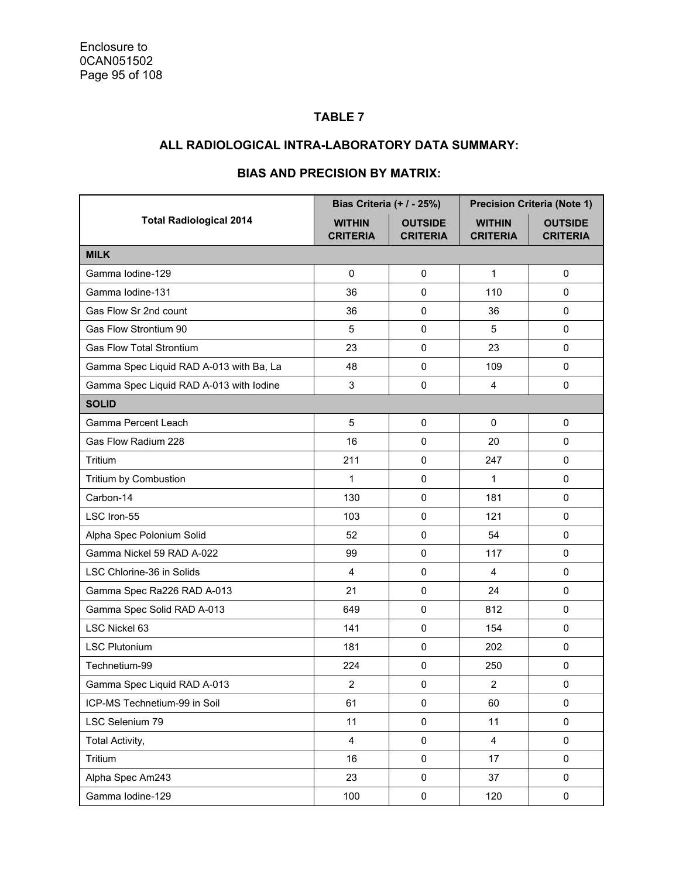## TABLE 7

## ALL RADIOLOGICAL INTRA-LABORATORY DATA SUMMARY:

## BIAS AND PRECISION BY MATRIX:

| Total Radiological 2014 | Bias Criteria (+ / - 25%) | | Precision Criteria (Note 1) | |
|---|---|---|---|---|
| | **WITHIN CRITERIA** | **OUTSIDE CRITERIA** | **WITHIN CRITERIA** | **OUTSIDE CRITERIA** |
| **MILK** | | | | |
| Gamma Iodine-129 | 0 | 0 | 1 | 0 |
| Gamma Iodine-131 | 36 | 0 | 110 | 0 |
| Gas Flow Sr 2nd count | 36 | 0 | 36 | 0 |
| Gas Flow Strontium 90 | 5 | 0 | 5 | 0 |
| Gas Flow Total Strontium | 23 | 0 | 23 | 0 |
| Gamma Spec Liquid RAD A-013 with Ba, La | 48 | 0 | 109 | 0 |
| Gamma Spec Liquid RAD A-013 with Iodine | 3 | 0 | 4 | 0 |
| **SOLID** | | | | |
| Gamma Percent Leach | 5 | 0 | 0 | 0 |
| Gas Flow Radium 228 | 16 | 0 | 20 | 0 |
| Tritium | 211 | 0 | 247 | 0 |
| Tritium by Combustion | 1 | 0 | 1 | 0 |
| Carbon-14 | 130 | 0 | 181 | 0 |
| LSC Iron-55 | 103 | 0 | 121 | 0 |
| Alpha Spec Polonium Solid | 52 | 0 | 54 | 0 |
| Gamma Nickel 59 RAD A-022 | 99 | 0 | 117 | 0 |
| LSC Chlorine-36 in Solids | 4 | 0 | 4 | 0 |
| Gamma Spec Ra226 RAD A-013 | 21 | 0 | 24 | 0 |
| Gamma Spec Solid RAD A-013 | 649 | 0 | 812 | 0 |
| LSC Nickel 63 | 141 | 0 | 154 | 0 |
| LSC Plutonium | 181 | 0 | 202 | 0 |
| Technetium-99 | 224 | 0 | 250 | 0 |
| Gamma Spec Liquid RAD A-013 | 2 | 0 | 2 | 0 |
| ICP-MS Technetium-99 in Soil | 61 | 0 | 60 | 0 |
| LSC Selenium 79 | 11 | 0 | 11 | 0 |
| Total Activity, | 4 | 0 | 4 | 0 |
| Tritium | 16 | 0 | 17 | 0 |
| Alpha Spec Am243 | 23 | 0 | 37 | 0 |
| Gamma Iodine-129 | 100 | 0 | 120 | 0 |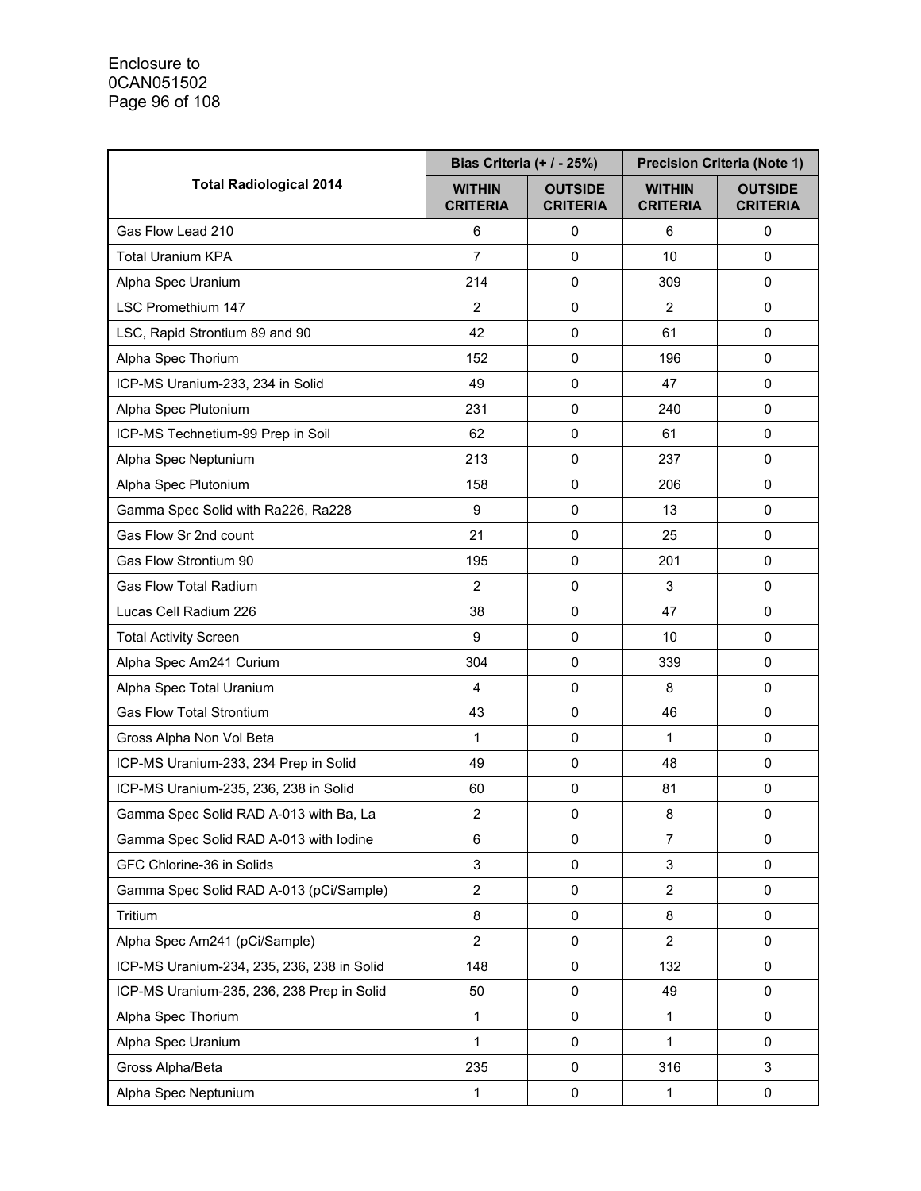| Total Radiological 2014 | Bias Criteria (+ / - 25%) | | Precision Criteria (Note 1) | |
|---|---|---|---|---|
| | WITHIN CRITERIA | OUTSIDE CRITERIA | WITHIN CRITERIA | OUTSIDE CRITERIA |
| Gas Flow Lead 210 | 6 | 0 | 6 | 0 |
| Total Uranium KPA | 7 | 0 | 10 | 0 |
| Alpha Spec Uranium | 214 | 0 | 309 | 0 |
| LSC Promethium 147 | 2 | 0 | 2 | 0 |
| LSC, Rapid Strontium 89 and 90 | 42 | 0 | 61 | 0 |
| Alpha Spec Thorium | 152 | 0 | 196 | 0 |
| ICP-MS Uranium-233, 234 in Solid | 49 | 0 | 47 | 0 |
| Alpha Spec Plutonium | 231 | 0 | 240 | 0 |
| ICP-MS Technetium-99 Prep in Soil | 62 | 0 | 61 | 0 |
| Alpha Spec Neptunium | 213 | 0 | 237 | 0 |
| Alpha Spec Plutonium | 158 | 0 | 206 | 0 |
| Gamma Spec Solid with Ra226, Ra228 | 9 | 0 | 13 | 0 |
| Gas Flow Sr 2nd count | 21 | 0 | 25 | 0 |
| Gas Flow Strontium 90 | 195 | 0 | 201 | 0 |
| Gas Flow Total Radium | 2 | 0 | 3 | 0 |
| Lucas Cell Radium 226 | 38 | 0 | 47 | 0 |
| Total Activity Screen | 9 | 0 | 10 | 0 |
| Alpha Spec Am241 Curium | 304 | 0 | 339 | 0 |
| Alpha Spec Total Uranium | 4 | 0 | 8 | 0 |
| Gas Flow Total Strontium | 43 | 0 | 46 | 0 |
| Gross Alpha Non Vol Beta | 1 | 0 | 1 | 0 |
| ICP-MS Uranium-233, 234 Prep in Solid | 49 | 0 | 48 | 0 |
| ICP-MS Uranium-235, 236, 238 in Solid | 60 | 0 | 81 | 0 |
| Gamma Spec Solid RAD A-013 with Ba, La | 2 | 0 | 8 | 0 |
| Gamma Spec Solid RAD A-013 with Iodine | 6 | 0 | 7 | 0 |
| GFC Chlorine-36 in Solids | 3 | 0 | 3 | 0 |
| Gamma Spec Solid RAD A-013 (pCi/Sample) | 2 | 0 | 2 | 0 |
| Tritium | 8 | 0 | 8 | 0 |
| Alpha Spec Am241 (pCi/Sample) | 2 | 0 | 2 | 0 |
| ICP-MS Uranium-234, 235, 236, 238 in Solid | 148 | 0 | 132 | 0 |
| ICP-MS Uranium-235, 236, 238 Prep in Solid | 50 | 0 | 49 | 0 |
| Alpha Spec Thorium | 1 | 0 | 1 | 0 |
| Alpha Spec Uranium | 1 | 0 | 1 | 0 |
| Gross Alpha/Beta | 235 | 0 | 316 | 3 |
| Alpha Spec Neptunium | 1 | 0 | 1 | 0 |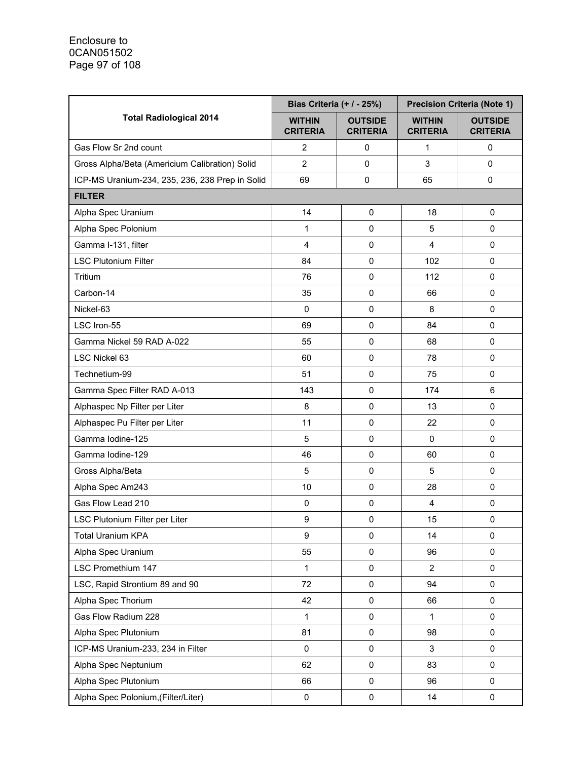| Total Radiological 2014 | Bias Criteria (+ / - 25%) | | Precision Criteria (Note 1) | |
|---|---|---|---|---|
| | WITHIN CRITERIA | OUTSIDE CRITERIA | WITHIN CRITERIA | OUTSIDE CRITERIA |
| Gas Flow Sr 2nd count | 2 | 0 | 1 | 0 |
| Gross Alpha/Beta (Americium Calibration) Solid | 2 | 0 | 3 | 0 |
| ICP-MS Uranium-234, 235, 236, 238 Prep in Solid | 69 | 0 | 65 | 0 |
| **FILTER** | | | | |
| Alpha Spec Uranium | 14 | 0 | 18 | 0 |
| Alpha Spec Polonium | 1 | 0 | 5 | 0 |
| Gamma I-131, filter | 4 | 0 | 4 | 0 |
| LSC Plutonium Filter | 84 | 0 | 102 | 0 |
| Tritium | 76 | 0 | 112 | 0 |
| Carbon-14 | 35 | 0 | 66 | 0 |
| Nickel-63 | 0 | 0 | 8 | 0 |
| LSC Iron-55 | 69 | 0 | 84 | 0 |
| Gamma Nickel 59 RAD A-022 | 55 | 0 | 68 | 0 |
| LSC Nickel 63 | 60 | 0 | 78 | 0 |
| Technetium-99 | 51 | 0 | 75 | 0 |
| Gamma Spec Filter RAD A-013 | 143 | 0 | 174 | 6 |
| Alphaspec Np Filter per Liter | 8 | 0 | 13 | 0 |
| Alphaspec Pu Filter per Liter | 11 | 0 | 22 | 0 |
| Gamma Iodine-125 | 5 | 0 | 0 | 0 |
| Gamma Iodine-129 | 46 | 0 | 60 | 0 |
| Gross Alpha/Beta | 5 | 0 | 5 | 0 |
| Alpha Spec Am243 | 10 | 0 | 28 | 0 |
| Gas Flow Lead 210 | 0 | 0 | 4 | 0 |
| LSC Plutonium Filter per Liter | 9 | 0 | 15 | 0 |
| Total Uranium KPA | 9 | 0 | 14 | 0 |
| Alpha Spec Uranium | 55 | 0 | 96 | 0 |
| LSC Promethium 147 | 1 | 0 | 2 | 0 |
| LSC, Rapid Strontium 89 and 90 | 72 | 0 | 94 | 0 |
| Alpha Spec Thorium | 42 | 0 | 66 | 0 |
| Gas Flow Radium 228 | 1 | 0 | 1 | 0 |
| Alpha Spec Plutonium | 81 | 0 | 98 | 0 |
| ICP-MS Uranium-233, 234 in Filter | 0 | 0 | 3 | 0 |
| Alpha Spec Neptunium | 62 | 0 | 83 | 0 |
| Alpha Spec Plutonium | 66 | 0 | 96 | 0 |
| Alpha Spec Polonium,(Filter/Liter) | 0 | 0 | 14 | 0 |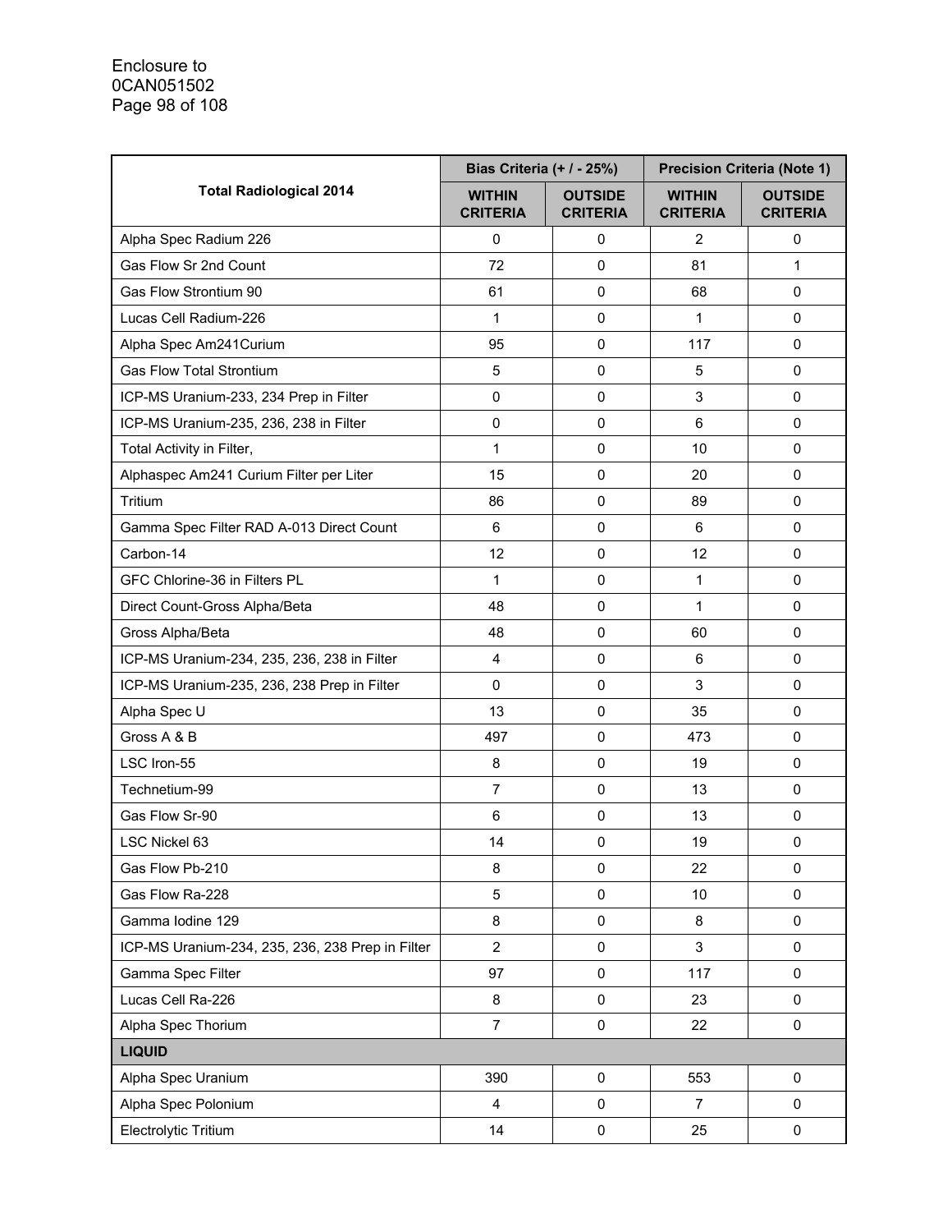| Total Radiological 2014 | Bias Criteria (+ / - 25%) | | Precision Criteria (Note 1) | |
|---|---|---|---|---|
| | **WITHIN CRITERIA** | **OUTSIDE CRITERIA** | **WITHIN CRITERIA** | **OUTSIDE CRITERIA** |
| Alpha Spec Radium 226 | 0 | 0 | 2 | 0 |
| Gas Flow Sr 2nd Count | 72 | 0 | 81 | 1 |
| Gas Flow Strontium 90 | 61 | 0 | 68 | 0 |
| Lucas Cell Radium-226 | 1 | 0 | 1 | 0 |
| Alpha Spec Am241Curium | 95 | 0 | 117 | 0 |
| Gas Flow Total Strontium | 5 | 0 | 5 | 0 |
| ICP-MS Uranium-233, 234 Prep in Filter | 0 | 0 | 3 | 0 |
| ICP-MS Uranium-235, 236, 238 in Filter | 0 | 0 | 6 | 0 |
| Total Activity in Filter, | 1 | 0 | 10 | 0 |
| Alphaspec Am241 Curium Filter per Liter | 15 | 0 | 20 | 0 |
| Tritium | 86 | 0 | 89 | 0 |
| Gamma Spec Filter RAD A-013 Direct Count | 6 | 0 | 6 | 0 |
| Carbon-14 | 12 | 0 | 12 | 0 |
| GFC Chlorine-36 in Filters PL | 1 | 0 | 1 | 0 |
| Direct Count-Gross Alpha/Beta | 48 | 0 | 1 | 0 |
| Gross Alpha/Beta | 48 | 0 | 60 | 0 |
| ICP-MS Uranium-234, 235, 236, 238 in Filter | 4 | 0 | 6 | 0 |
| ICP-MS Uranium-235, 236, 238 Prep in Filter | 0 | 0 | 3 | 0 |
| Alpha Spec U | 13 | 0 | 35 | 0 |
| Gross A & B | 497 | 0 | 473 | 0 |
| LSC Iron-55 | 8 | 0 | 19 | 0 |
| Technetium-99 | 7 | 0 | 13 | 0 |
| Gas Flow Sr-90 | 6 | 0 | 13 | 0 |
| LSC Nickel 63 | 14 | 0 | 19 | 0 |
| Gas Flow Pb-210 | 8 | 0 | 22 | 0 |
| Gas Flow Ra-228 | 5 | 0 | 10 | 0 |
| Gamma Iodine 129 | 8 | 0 | 8 | 0 |
| ICP-MS Uranium-234, 235, 236, 238 Prep in Filter | 2 | 0 | 3 | 0 |
| Gamma Spec Filter | 97 | 0 | 117 | 0 |
| Lucas Cell Ra-226 | 8 | 0 | 23 | 0 |
| Alpha Spec Thorium | 7 | 0 | 22 | 0 |
| **LIQUID** | | | | |
| Alpha Spec Uranium | 390 | 0 | 553 | 0 |
| Alpha Spec Polonium | 4 | 0 | 7 | 0 |
| Electrolytic Tritium | 14 | 0 | 25 | 0 |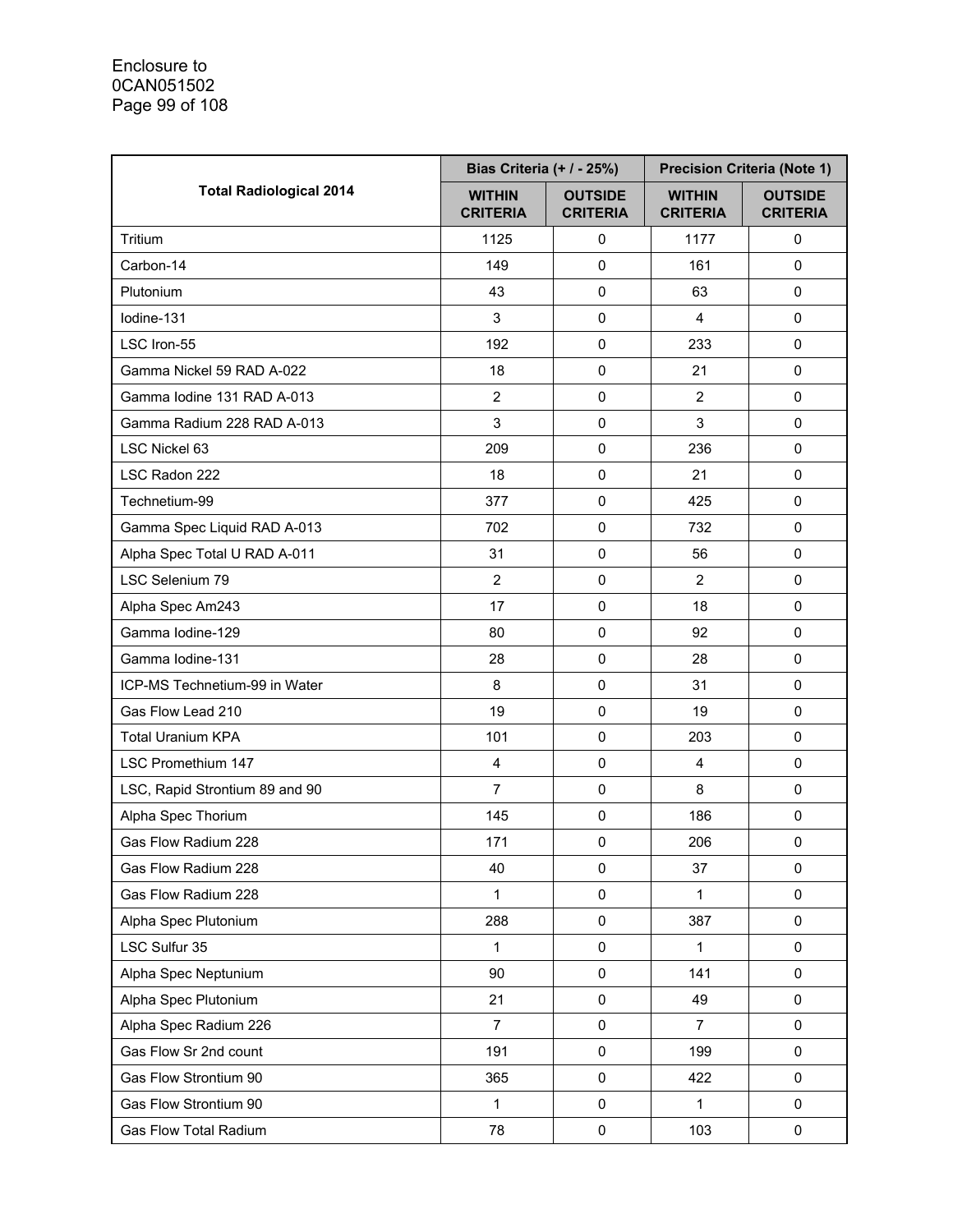| Total Radiological 2014 | Bias Criteria (+ / - 25%) | | Precision Criteria (Note 1) | |
|---|---|---|---|---|
| | WITHIN CRITERIA | OUTSIDE CRITERIA | WITHIN CRITERIA | OUTSIDE CRITERIA |
| Tritium | 1125 | 0 | 1177 | 0 |
| Carbon-14 | 149 | 0 | 161 | 0 |
| Plutonium | 43 | 0 | 63 | 0 |
| Iodine-131 | 3 | 0 | 4 | 0 |
| LSC Iron-55 | 192 | 0 | 233 | 0 |
| Gamma Nickel 59 RAD A-022 | 18 | 0 | 21 | 0 |
| Gamma Iodine 131 RAD A-013 | 2 | 0 | 2 | 0 |
| Gamma Radium 228 RAD A-013 | 3 | 0 | 3 | 0 |
| LSC Nickel 63 | 209 | 0 | 236 | 0 |
| LSC Radon 222 | 18 | 0 | 21 | 0 |
| Technetium-99 | 377 | 0 | 425 | 0 |
| Gamma Spec Liquid RAD A-013 | 702 | 0 | 732 | 0 |
| Alpha Spec Total U RAD A-011 | 31 | 0 | 56 | 0 |
| LSC Selenium 79 | 2 | 0 | 2 | 0 |
| Alpha Spec Am243 | 17 | 0 | 18 | 0 |
| Gamma Iodine-129 | 80 | 0 | 92 | 0 |
| Gamma Iodine-131 | 28 | 0 | 28 | 0 |
| ICP-MS Technetium-99 in Water | 8 | 0 | 31 | 0 |
| Gas Flow Lead 210 | 19 | 0 | 19 | 0 |
| Total Uranium KPA | 101 | 0 | 203 | 0 |
| LSC Promethium 147 | 4 | 0 | 4 | 0 |
| LSC, Rapid Strontium 89 and 90 | 7 | 0 | 8 | 0 |
| Alpha Spec Thorium | 145 | 0 | 186 | 0 |
| Gas Flow Radium 228 | 171 | 0 | 206 | 0 |
| Gas Flow Radium 228 | 40 | 0 | 37 | 0 |
| Gas Flow Radium 228 | 1 | 0 | 1 | 0 |
| Alpha Spec Plutonium | 288 | 0 | 387 | 0 |
| LSC Sulfur 35 | 1 | 0 | 1 | 0 |
| Alpha Spec Neptunium | 90 | 0 | 141 | 0 |
| Alpha Spec Plutonium | 21 | 0 | 49 | 0 |
| Alpha Spec Radium 226 | 7 | 0 | 7 | 0 |
| Gas Flow Sr 2nd count | 191 | 0 | 199 | 0 |
| Gas Flow Strontium 90 | 365 | 0 | 422 | 0 |
| Gas Flow Strontium 90 | 1 | 0 | 1 | 0 |
| Gas Flow Total Radium | 78 | 0 | 103 | 0 |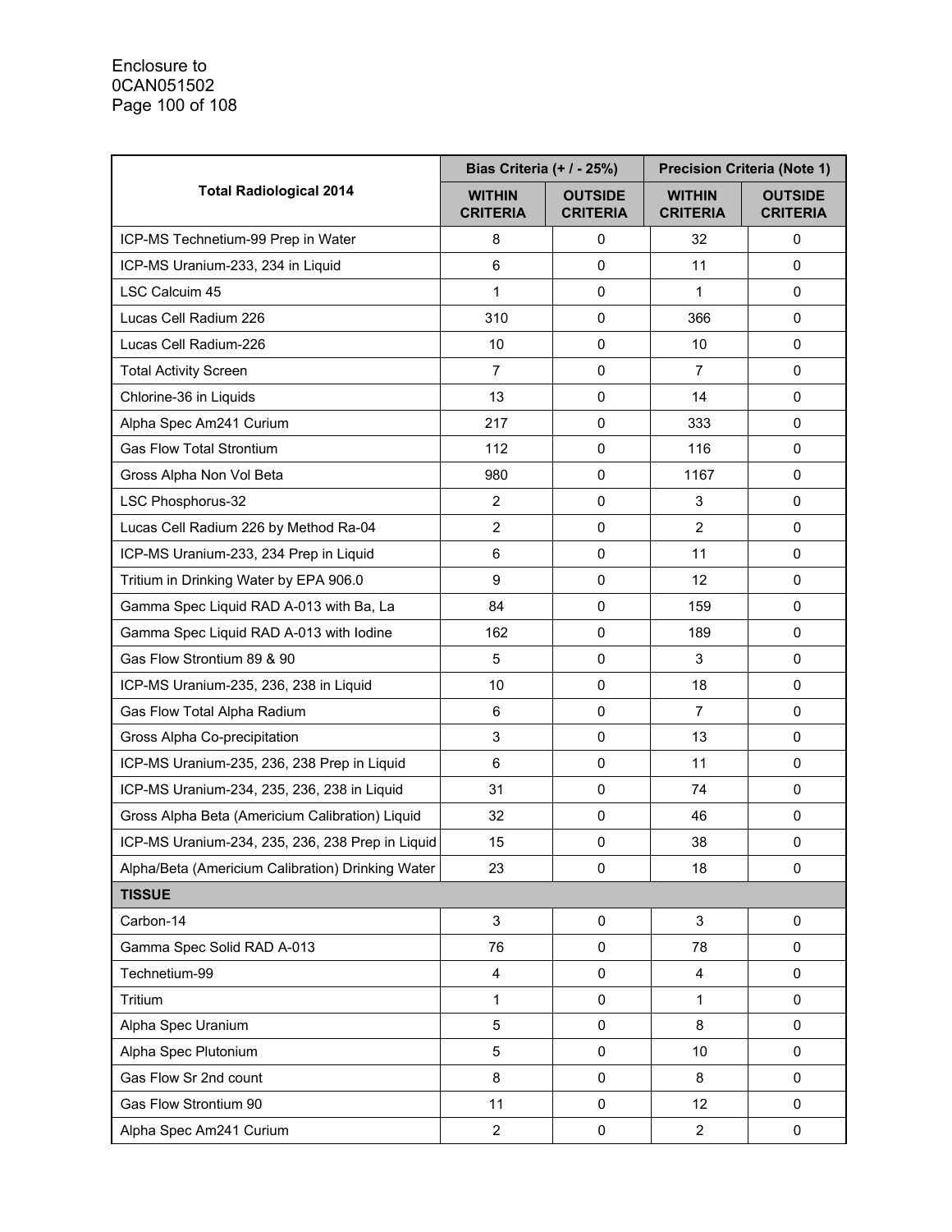| Total Radiological 2014 | Bias Criteria (+ / - 25%) | | Precision Criteria (Note 1) | |
|---|---|---|---|---|
| | WITHIN CRITERIA | OUTSIDE CRITERIA | WITHIN CRITERIA | OUTSIDE CRITERIA |
| ICP-MS Technetium-99 Prep in Water | 8 | 0 | 32 | 0 |
| ICP-MS Uranium-233, 234 in Liquid | 6 | 0 | 11 | 0 |
| LSC Calcuim 45 | 1 | 0 | 1 | 0 |
| Lucas Cell Radium 226 | 310 | 0 | 366 | 0 |
| Lucas Cell Radium-226 | 10 | 0 | 10 | 0 |
| Total Activity Screen | 7 | 0 | 7 | 0 |
| Chlorine-36 in Liquids | 13 | 0 | 14 | 0 |
| Alpha Spec Am241 Curium | 217 | 0 | 333 | 0 |
| Gas Flow Total Strontium | 112 | 0 | 116 | 0 |
| Gross Alpha Non Vol Beta | 980 | 0 | 1167 | 0 |
| LSC Phosphorus-32 | 2 | 0 | 3 | 0 |
| Lucas Cell Radium 226 by Method Ra-04 | 2 | 0 | 2 | 0 |
| ICP-MS Uranium-233, 234 Prep in Liquid | 6 | 0 | 11 | 0 |
| Tritium in Drinking Water by EPA 906.0 | 9 | 0 | 12 | 0 |
| Gamma Spec Liquid RAD A-013 with Ba, La | 84 | 0 | 159 | 0 |
| Gamma Spec Liquid RAD A-013 with Iodine | 162 | 0 | 189 | 0 |
| Gas Flow Strontium 89 & 90 | 5 | 0 | 3 | 0 |
| ICP-MS Uranium-235, 236, 238 in Liquid | 10 | 0 | 18 | 0 |
| Gas Flow Total Alpha Radium | 6 | 0 | 7 | 0 |
| Gross Alpha Co-precipitation | 3 | 0 | 13 | 0 |
| ICP-MS Uranium-235, 236, 238 Prep in Liquid | 6 | 0 | 11 | 0 |
| ICP-MS Uranium-234, 235, 236, 238 in Liquid | 31 | 0 | 74 | 0 |
| Gross Alpha Beta (Americium Calibration) Liquid | 32 | 0 | 46 | 0 |
| ICP-MS Uranium-234, 235, 236, 238 Prep in Liquid | 15 | 0 | 38 | 0 |
| Alpha/Beta (Americium Calibration) Drinking Water | 23 | 0 | 18 | 0 |
| **TISSUE** | | | | |
| Carbon-14 | 3 | 0 | 3 | 0 |
| Gamma Spec Solid RAD A-013 | 76 | 0 | 78 | 0 |
| Technetium-99 | 4 | 0 | 4 | 0 |
| Tritium | 1 | 0 | 1 | 0 |
| Alpha Spec Uranium | 5 | 0 | 8 | 0 |
| Alpha Spec Plutonium | 5 | 0 | 10 | 0 |
| Gas Flow Sr 2nd count | 8 | 0 | 8 | 0 |
| Gas Flow Strontium 90 | 11 | 0 | 12 | 0 |
| Alpha Spec Am241 Curium | 2 | 0 | 2 | 0 |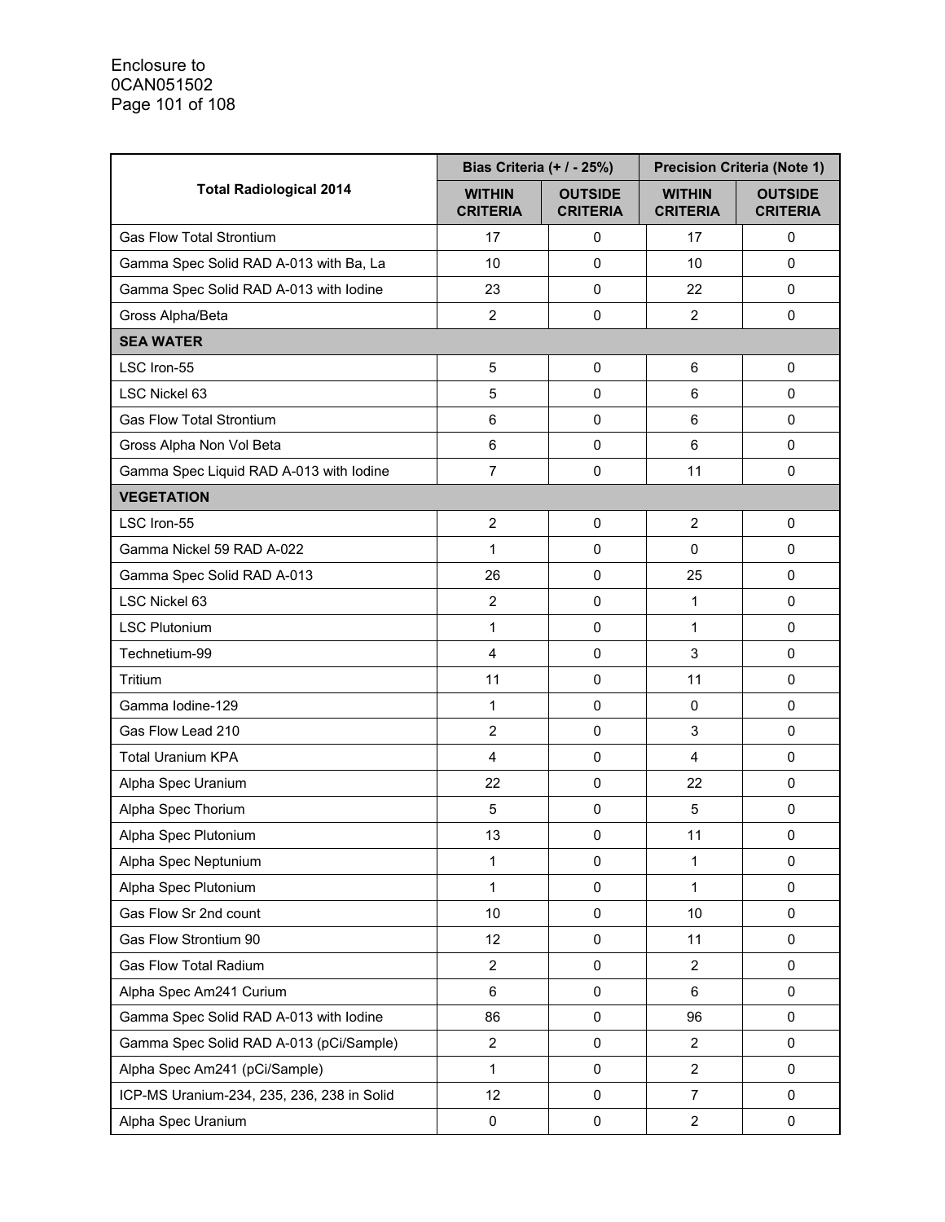| Total Radiological 2014 | Bias Criteria (+ / - 25%) | | Precision Criteria (Note 1) | |
|---|---|---|---|---|
| | WITHIN CRITERIA | OUTSIDE CRITERIA | WITHIN CRITERIA | OUTSIDE CRITERIA |
| Gas Flow Total Strontium | 17 | 0 | 17 | 0 |
| Gamma Spec Solid RAD A-013 with Ba, La | 10 | 0 | 10 | 0 |
| Gamma Spec Solid RAD A-013 with Iodine | 23 | 0 | 22 | 0 |
| Gross Alpha/Beta | 2 | 0 | 2 | 0 |
| **SEA WATER** | | | | |
| LSC Iron-55 | 5 | 0 | 6 | 0 |
| LSC Nickel 63 | 5 | 0 | 6 | 0 |
| Gas Flow Total Strontium | 6 | 0 | 6 | 0 |
| Gross Alpha Non Vol Beta | 6 | 0 | 6 | 0 |
| Gamma Spec Liquid RAD A-013 with Iodine | 7 | 0 | 11 | 0 |
| **VEGETATION** | | | | |
| LSC Iron-55 | 2 | 0 | 2 | 0 |
| Gamma Nickel 59 RAD A-022 | 1 | 0 | 0 | 0 |
| Gamma Spec Solid RAD A-013 | 26 | 0 | 25 | 0 |
| LSC Nickel 63 | 2 | 0 | 1 | 0 |
| LSC Plutonium | 1 | 0 | 1 | 0 |
| Technetium-99 | 4 | 0 | 3 | 0 |
| Tritium | 11 | 0 | 11 | 0 |
| Gamma Iodine-129 | 1 | 0 | 0 | 0 |
| Gas Flow Lead 210 | 2 | 0 | 3 | 0 |
| Total Uranium KPA | 4 | 0 | 4 | 0 |
| Alpha Spec Uranium | 22 | 0 | 22 | 0 |
| Alpha Spec Thorium | 5 | 0 | 5 | 0 |
| Alpha Spec Plutonium | 13 | 0 | 11 | 0 |
| Alpha Spec Neptunium | 1 | 0 | 1 | 0 |
| Alpha Spec Plutonium | 1 | 0 | 1 | 0 |
| Gas Flow Sr 2nd count | 10 | 0 | 10 | 0 |
| Gas Flow Strontium 90 | 12 | 0 | 11 | 0 |
| Gas Flow Total Radium | 2 | 0 | 2 | 0 |
| Alpha Spec Am241 Curium | 6 | 0 | 6 | 0 |
| Gamma Spec Solid RAD A-013 with Iodine | 86 | 0 | 96 | 0 |
| Gamma Spec Solid RAD A-013 (pCi/Sample) | 2 | 0 | 2 | 0 |
| Alpha Spec Am241 (pCi/Sample) | 1 | 0 | 2 | 0 |
| ICP-MS Uranium-234, 235, 236, 238 in Solid | 12 | 0 | 7 | 0 |
| Alpha Spec Uranium | 0 | 0 | 2 | 0 |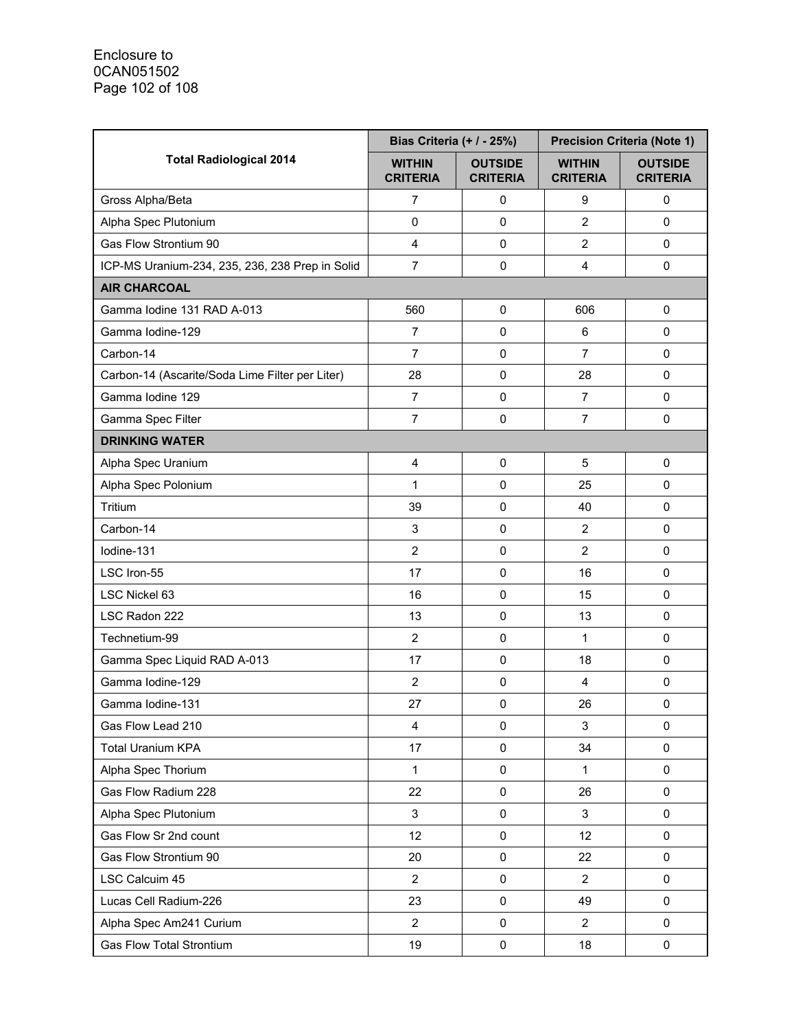| Total Radiological 2014 | Bias Criteria (+ / - 25%) | | Precision Criteria (Note 1) | |
|---|---|---|---|---|
| | **WITHIN CRITERIA** | **OUTSIDE CRITERIA** | **WITHIN CRITERIA** | **OUTSIDE CRITERIA** |
| Gross Alpha/Beta | 7 | 0 | 9 | 0 |
| Alpha Spec Plutonium | 0 | 0 | 2 | 0 |
| Gas Flow Strontium 90 | 4 | 0 | 2 | 0 |
| ICP-MS Uranium-234, 235, 236, 238 Prep in Solid | 7 | 0 | 4 | 0 |
| **AIR CHARCOAL** | | | | |
| Gamma Iodine 131 RAD A-013 | 560 | 0 | 606 | 0 |
| Gamma Iodine-129 | 7 | 0 | 6 | 0 |
| Carbon-14 | 7 | 0 | 7 | 0 |
| Carbon-14 (Ascarite/Soda Lime Filter per Liter) | 28 | 0 | 28 | 0 |
| Gamma Iodine 129 | 7 | 0 | 7 | 0 |
| Gamma Spec Filter | 7 | 0 | 7 | 0 |
| **DRINKING WATER** | | | | |
| Alpha Spec Uranium | 4 | 0 | 5 | 0 |
| Alpha Spec Polonium | 1 | 0 | 25 | 0 |
| Tritium | 39 | 0 | 40 | 0 |
| Carbon-14 | 3 | 0 | 2 | 0 |
| Iodine-131 | 2 | 0 | 2 | 0 |
| LSC Iron-55 | 17 | 0 | 16 | 0 |
| LSC Nickel 63 | 16 | 0 | 15 | 0 |
| LSC Radon 222 | 13 | 0 | 13 | 0 |
| Technetium-99 | 2 | 0 | 1 | 0 |
| Gamma Spec Liquid RAD A-013 | 17 | 0 | 18 | 0 |
| Gamma Iodine-129 | 2 | 0 | 4 | 0 |
| Gamma Iodine-131 | 27 | 0 | 26 | 0 |
| Gas Flow Lead 210 | 4 | 0 | 3 | 0 |
| Total Uranium KPA | 17 | 0 | 34 | 0 |
| Alpha Spec Thorium | 1 | 0 | 1 | 0 |
| Gas Flow Radium 228 | 22 | 0 | 26 | 0 |
| Alpha Spec Plutonium | 3 | 0 | 3 | 0 |
| Gas Flow Sr 2nd count | 12 | 0 | 12 | 0 |
| Gas Flow Strontium 90 | 20 | 0 | 22 | 0 |
| LSC Calcuim 45 | 2 | 0 | 2 | 0 |
| Lucas Cell Radium-226 | 23 | 0 | 49 | 0 |
| Alpha Spec Am241 Curium | 2 | 0 | 2 | 0 |
| Gas Flow Total Strontium | 19 | 0 | 18 | 0 |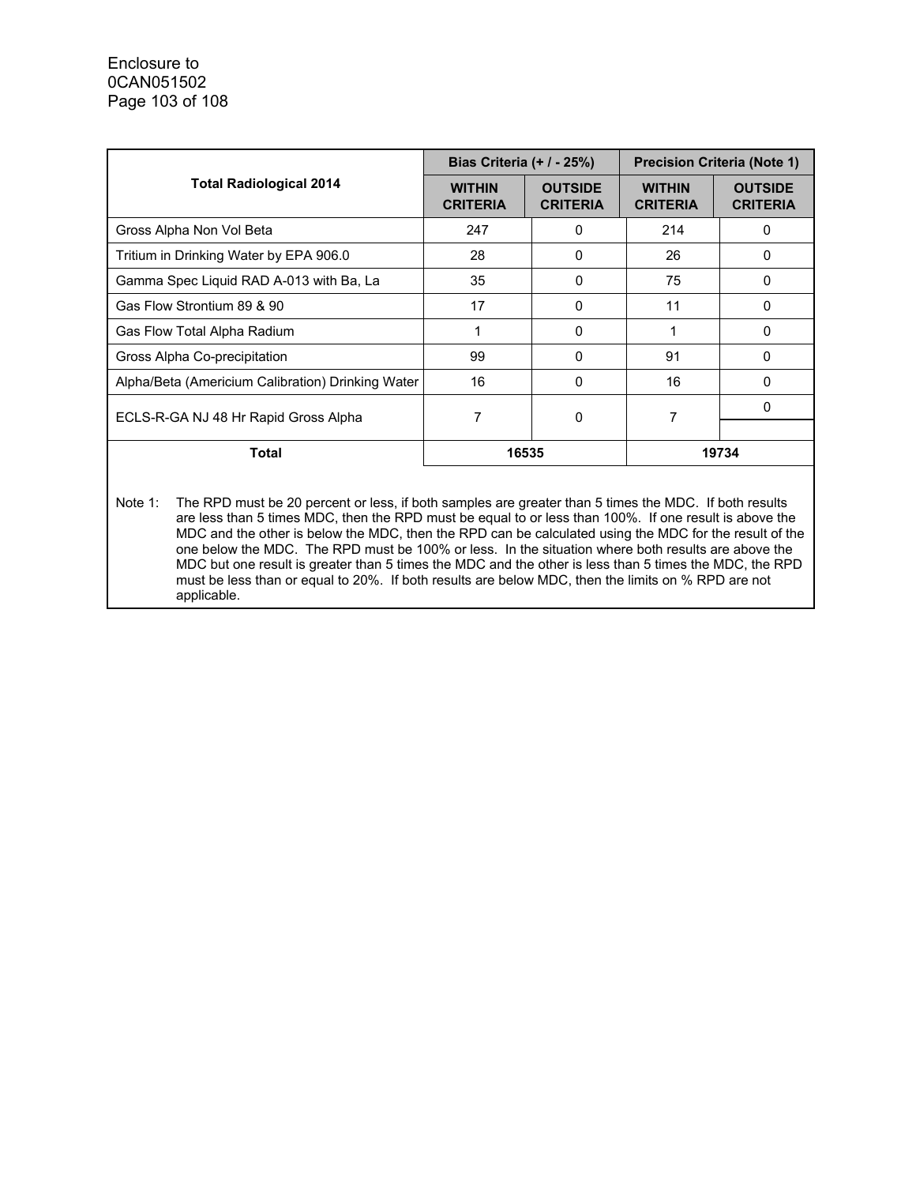| Total Radiological 2014 | Bias Criteria (+ / - 25%) | | Precision Criteria (Note 1) | |
|---|---|---|---|---|
| | **WITHIN CRITERIA** | **OUTSIDE CRITERIA** | **WITHIN CRITERIA** | **OUTSIDE CRITERIA** |
| Gross Alpha Non Vol Beta | 247 | 0 | 214 | 0 |
| Tritium in Drinking Water by EPA 906.0 | 28 | 0 | 26 | 0 |
| Gamma Spec Liquid RAD A-013 with Ba, La | 35 | 0 | 75 | 0 |
| Gas Flow Strontium 89 & 90 | 17 | 0 | 11 | 0 |
| Gas Flow Total Alpha Radium | 1 | 0 | 1 | 0 |
| Gross Alpha Co-precipitation | 99 | 0 | 91 | 0 |
| Alpha/Beta (Americium Calibration) Drinking Water | 16 | 0 | 16 | 0 |
| ECLS-R-GA NJ 48 Hr Rapid Gross Alpha | 7 | 0 | 7 | 0 |
| **Total** | **16535** | | **19734** | |

Note 1: The RPD must be 20 percent or less, if both samples are greater than 5 times the MDC. If both results are less than 5 times MDC, then the RPD must be equal to or less than 100%. If one result is above the MDC and the other is below the MDC, then the RPD can be calculated using the MDC for the result of the one below the MDC. The RPD must be 100% or less. In the situation where both results are above the MDC but one result is greater than 5 times the MDC and the other is less than 5 times the MDC, the RPD must be less than or equal to 20%. If both results are below MDC, then the limits on % RPD are not applicable.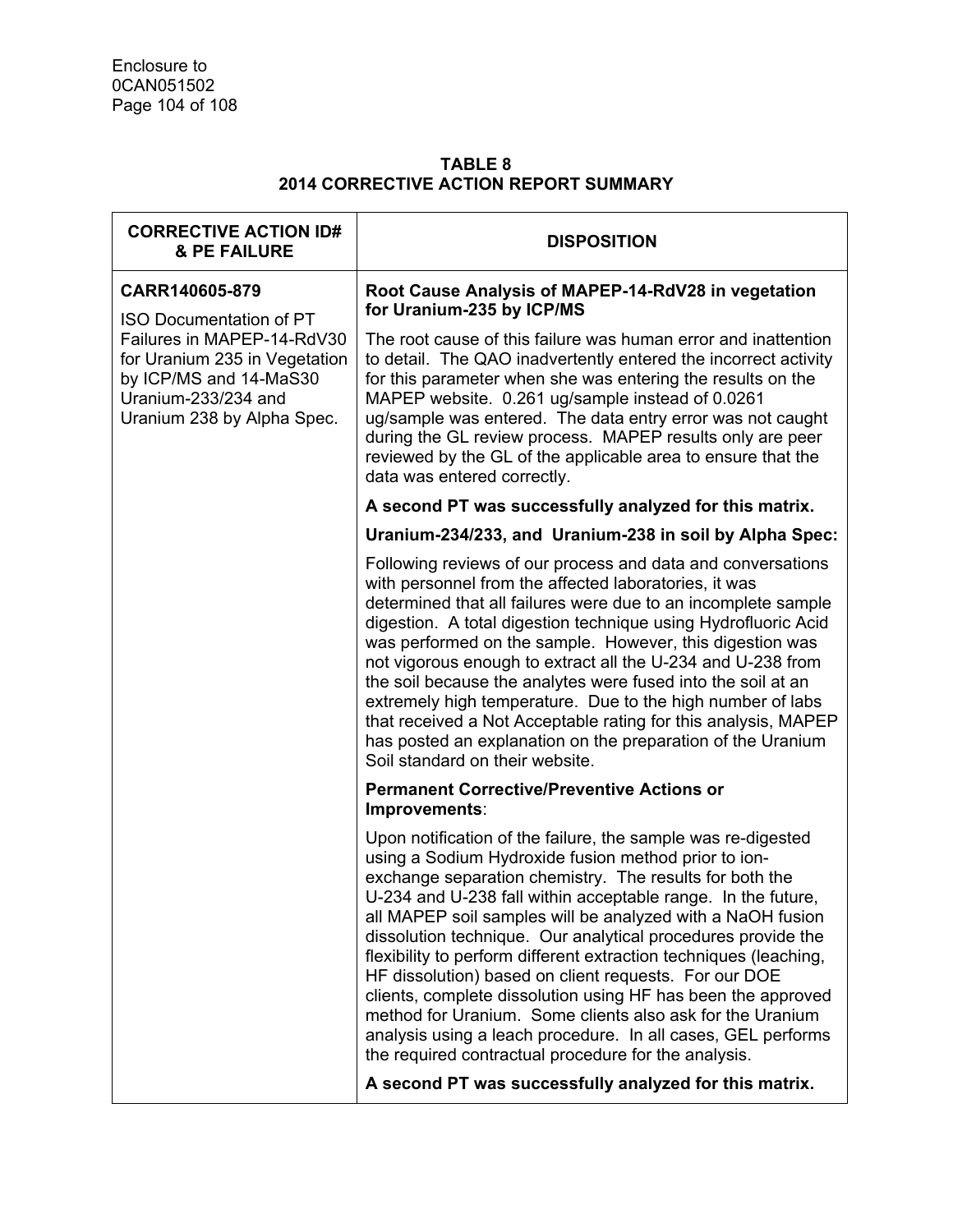Enclosure to
0CAN051502

**TABLE 8**
**2014 CORRECTIVE ACTION REPORT SUMMARY**

| CORRECTIVE ACTION ID# & PE FAILURE | DISPOSITION |
|---|---|
| **CARR140605-879**<br>ISO Documentation of PT Failures in MAPEP-14-RdV30 for Uranium 235 in Vegetation by ICP/MS and 14-MaS30 Uranium-233/234 and Uranium 238 by Alpha Spec. | **Root Cause Analysis of MAPEP-14-RdV28 in vegetation for Uranium-235 by ICP/MS**<br>The root cause of this failure was human error and inattention to detail. The QAO inadvertently entered the incorrect activity for this parameter when she was entering the results on the MAPEP website. 0.261 ug/sample instead of 0.0261 ug/sample was entered. The data entry error was not caught during the GL review process. MAPEP results only are peer reviewed by the GL of the applicable area to ensure that the data was entered correctly.<br>**A second PT was successfully analyzed for this matrix.**<br>**Uranium-234/233, and Uranium-238 in soil by Alpha Spec:**<br>Following reviews of our process and data and conversations with personnel from the affected laboratories, it was determined that all failures were due to an incomplete sample digestion. A total digestion technique using Hydrofluoric Acid was performed on the sample. However, this digestion was not vigorous enough to extract all the U-234 and U-238 from the soil because the analytes were fused into the soil at an extremely high temperature. Due to the high number of labs that received a Not Acceptable rating for this analysis, MAPEP has posted an explanation on the preparation of the Uranium Soil standard on their website.<br>**Permanent Corrective/Preventive Actions or Improvements**:<br>Upon notification of the failure, the sample was re-digested using a Sodium Hydroxide fusion method prior to ion-exchange separation chemistry. The results for both the U-234 and U-238 fall within acceptable range. In the future, all MAPEP soil samples will be analyzed with a NaOH fusion dissolution technique. Our analytical procedures provide the flexibility to perform different extraction techniques (leaching, HF dissolution) based on client requests. For our DOE clients, complete dissolution using HF has been the approved method for Uranium. Some clients also ask for the Uranium analysis using a leach procedure. In all cases, GEL performs the required contractual procedure for the analysis.<br>**A second PT was successfully analyzed for this matrix.** |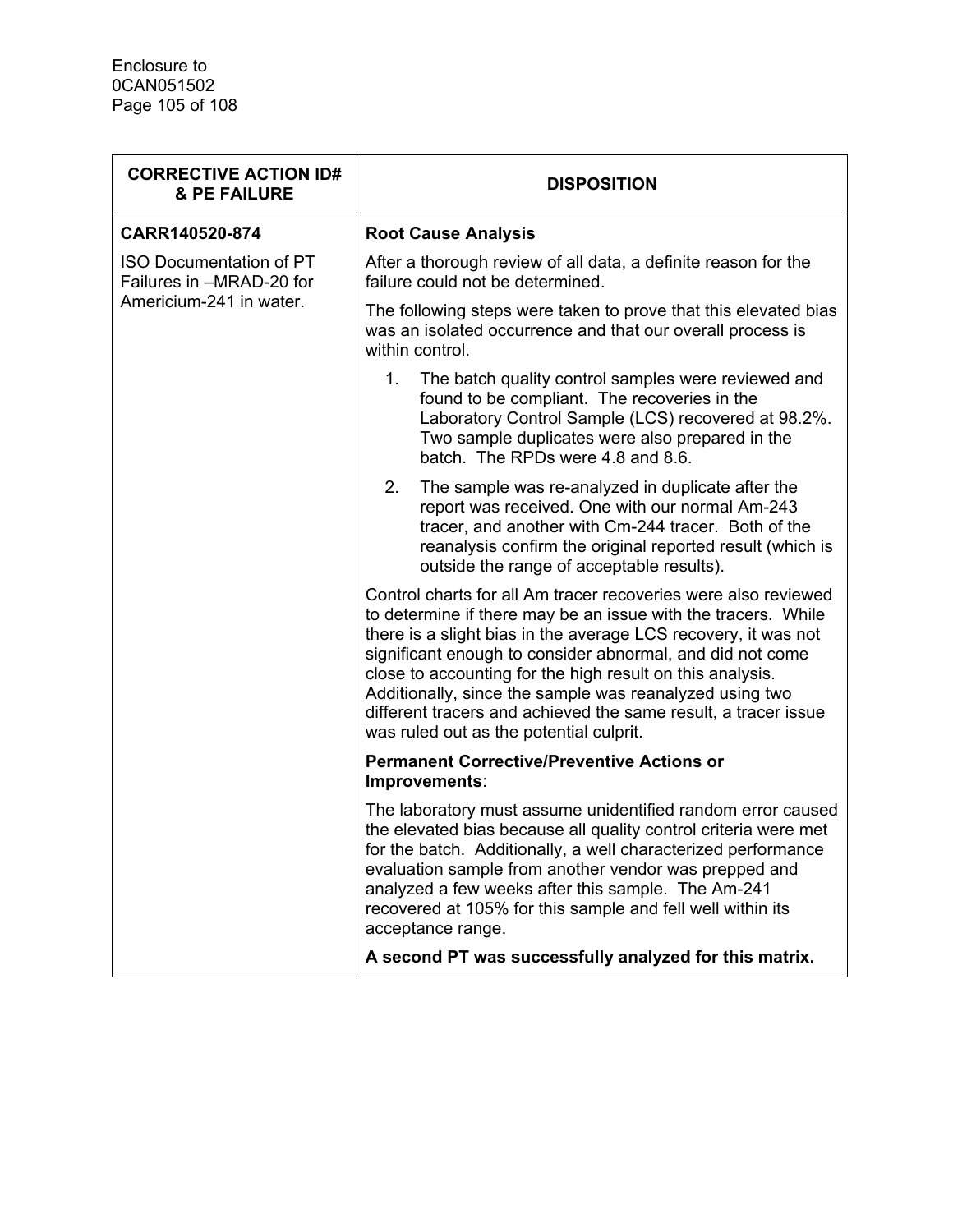| CORRECTIVE ACTION ID# & PE FAILURE | DISPOSITION |
|---|---|
| **CARR140520-874**<br><br>ISO Documentation of PT Failures in –MRAD-20 for Americium-241 in water. | **Root Cause Analysis**<br><br>After a thorough review of all data, a definite reason for the failure could not be determined.<br><br>The following steps were taken to prove that this elevated bias was an isolated occurrence and that our overall process is within control.<br><br>1. The batch quality control samples were reviewed and found to be compliant. The recoveries in the Laboratory Control Sample (LCS) recovered at 98.2%. Two sample duplicates were also prepared in the batch. The RPDs were 4.8 and 8.6.<br><br>2. The sample was re-analyzed in duplicate after the report was received. One with our normal Am-243 tracer, and another with Cm-244 tracer. Both of the reanalysis confirm the original reported result (which is outside the range of acceptable results).<br><br>Control charts for all Am tracer recoveries were also reviewed to determine if there may be an issue with the tracers. While there is a slight bias in the average LCS recovery, it was not significant enough to consider abnormal, and did not come close to accounting for the high result on this analysis. Additionally, since the sample was reanalyzed using two different tracers and achieved the same result, a tracer issue was ruled out as the potential culprit.<br><br>**Permanent Corrective/Preventive Actions or Improvements**:<br><br>The laboratory must assume unidentified random error caused the elevated bias because all quality control criteria were met for the batch. Additionally, a well characterized performance evaluation sample from another vendor was prepped and analyzed a few weeks after this sample. The Am-241 recovered at 105% for this sample and fell well within its acceptance range.<br><br>**A second PT was successfully analyzed for this matrix.** |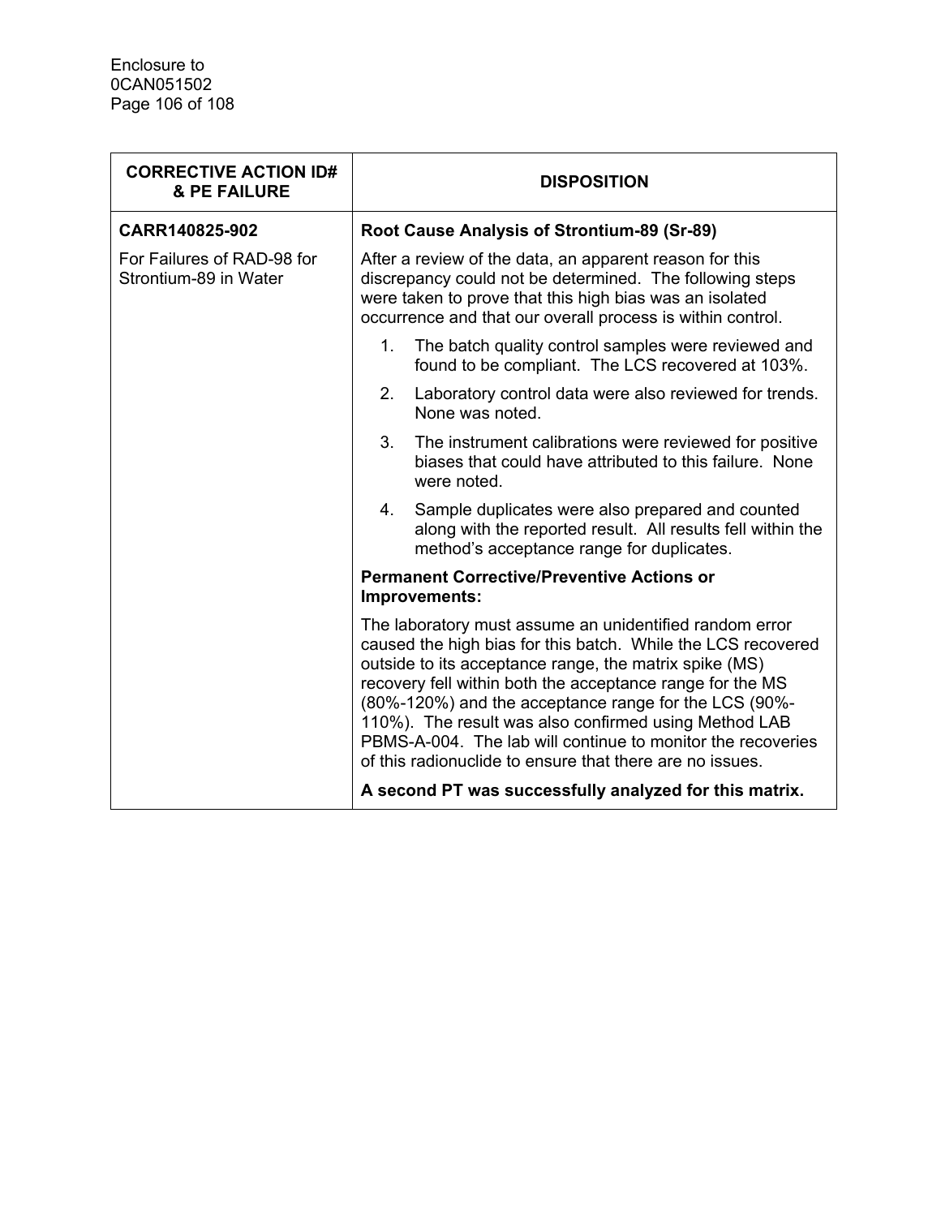| CORRECTIVE ACTION ID# & PE FAILURE | DISPOSITION |
|---|---|
| **CARR140825-902**<br><br>For Failures of RAD-98 for Strontium-89 in Water | **Root Cause Analysis of Strontium-89 (Sr-89)**<br><br>After a review of the data, an apparent reason for this discrepancy could not be determined. The following steps were taken to prove that this high bias was an isolated occurrence and that our overall process is within control.<br><br>1. The batch quality control samples were reviewed and found to be compliant. The LCS recovered at 103%.<br>2. Laboratory control data were also reviewed for trends. None was noted.<br>3. The instrument calibrations were reviewed for positive biases that could have attributed to this failure. None were noted.<br>4. Sample duplicates were also prepared and counted along with the reported result. All results fell within the method's acceptance range for duplicates.<br><br>**Permanent Corrective/Preventive Actions or Improvements:**<br><br>The laboratory must assume an unidentified random error caused the high bias for this batch. While the LCS recovered outside to its acceptance range, the matrix spike (MS) recovery fell within both the acceptance range for the MS (80%-120%) and the acceptance range for the LCS (90%-110%). The result was also confirmed using Method LAB PBMS-A-004. The lab will continue to monitor the recoveries of this radionuclide to ensure that there are no issues.<br><br>**A second PT was successfully analyzed for this matrix.** |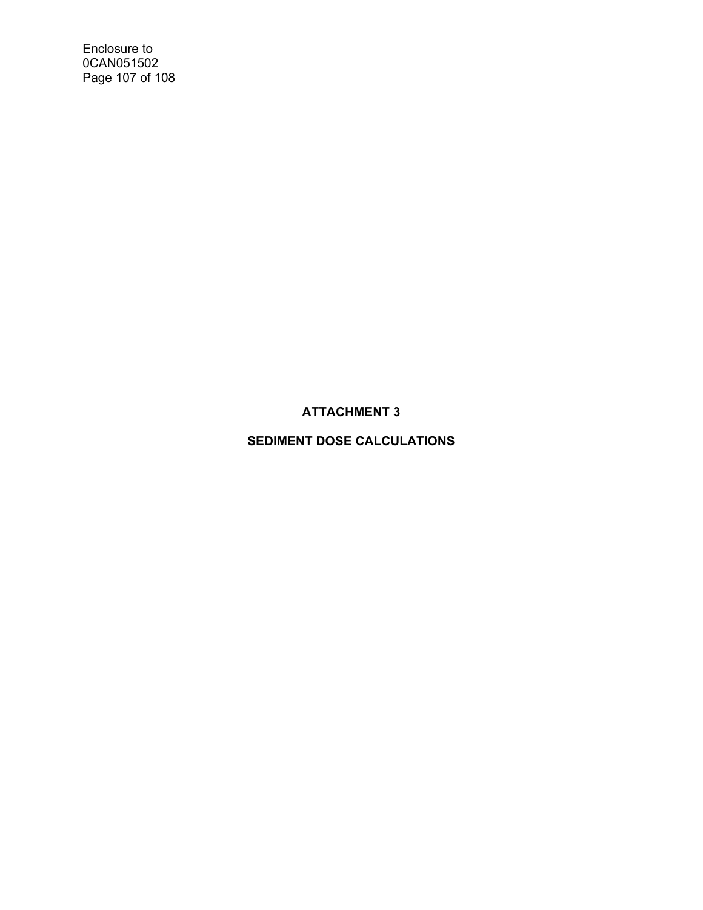# ATTACHMENT 3

## SEDIMENT DOSE CALCULATIONS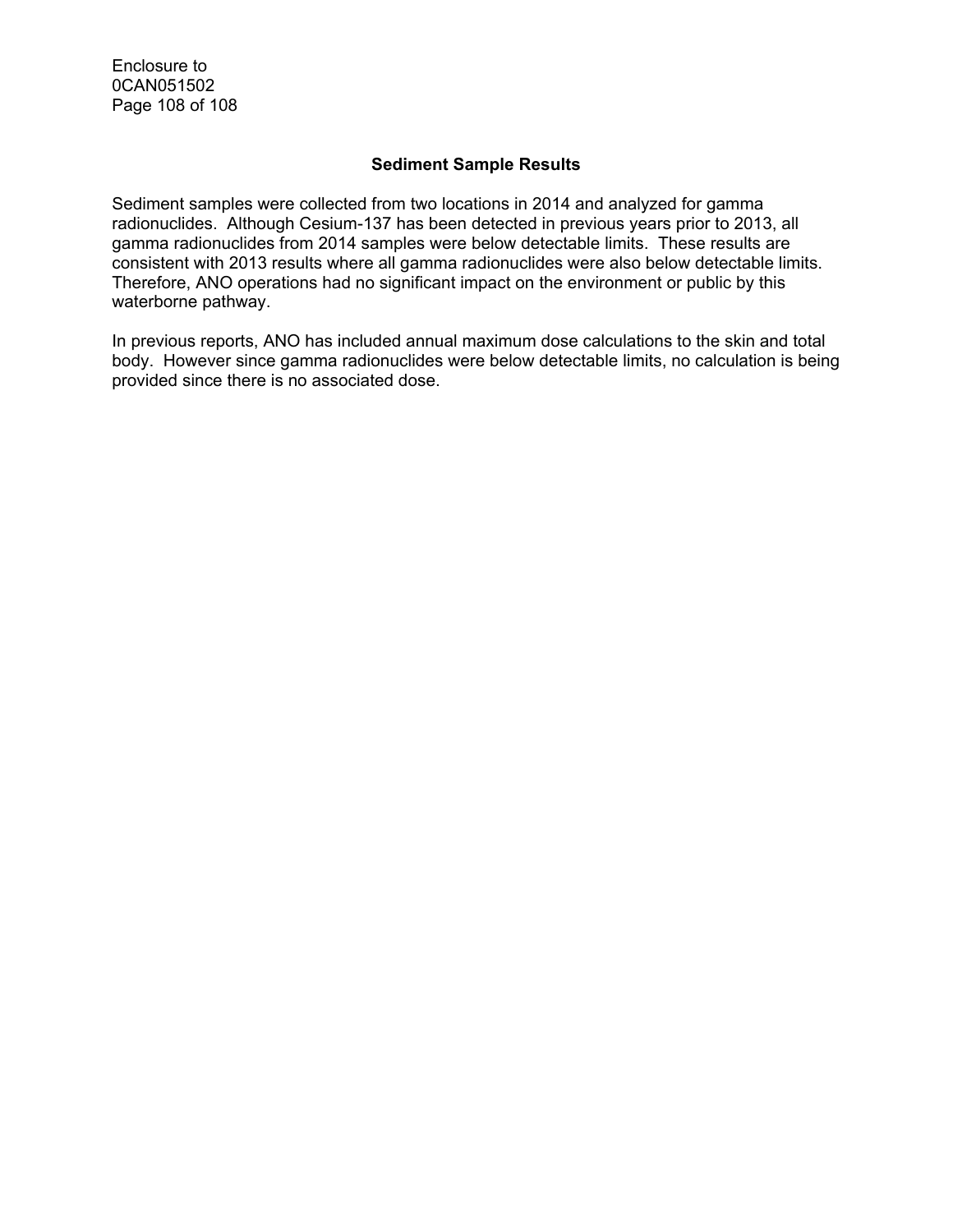## Sediment Sample Results

Sediment samples were collected from two locations in 2014 and analyzed for gamma radionuclides. Although Cesium-137 has been detected in previous years prior to 2013, all gamma radionuclides from 2014 samples were below detectable limits. These results are consistent with 2013 results where all gamma radionuclides were also below detectable limits. Therefore, ANO operations had no significant impact on the environment or public by this waterborne pathway.

In previous reports, ANO has included annual maximum dose calculations to the skin and total body. However since gamma radionuclides were below detectable limits, no calculation is being provided since there is no associated dose.